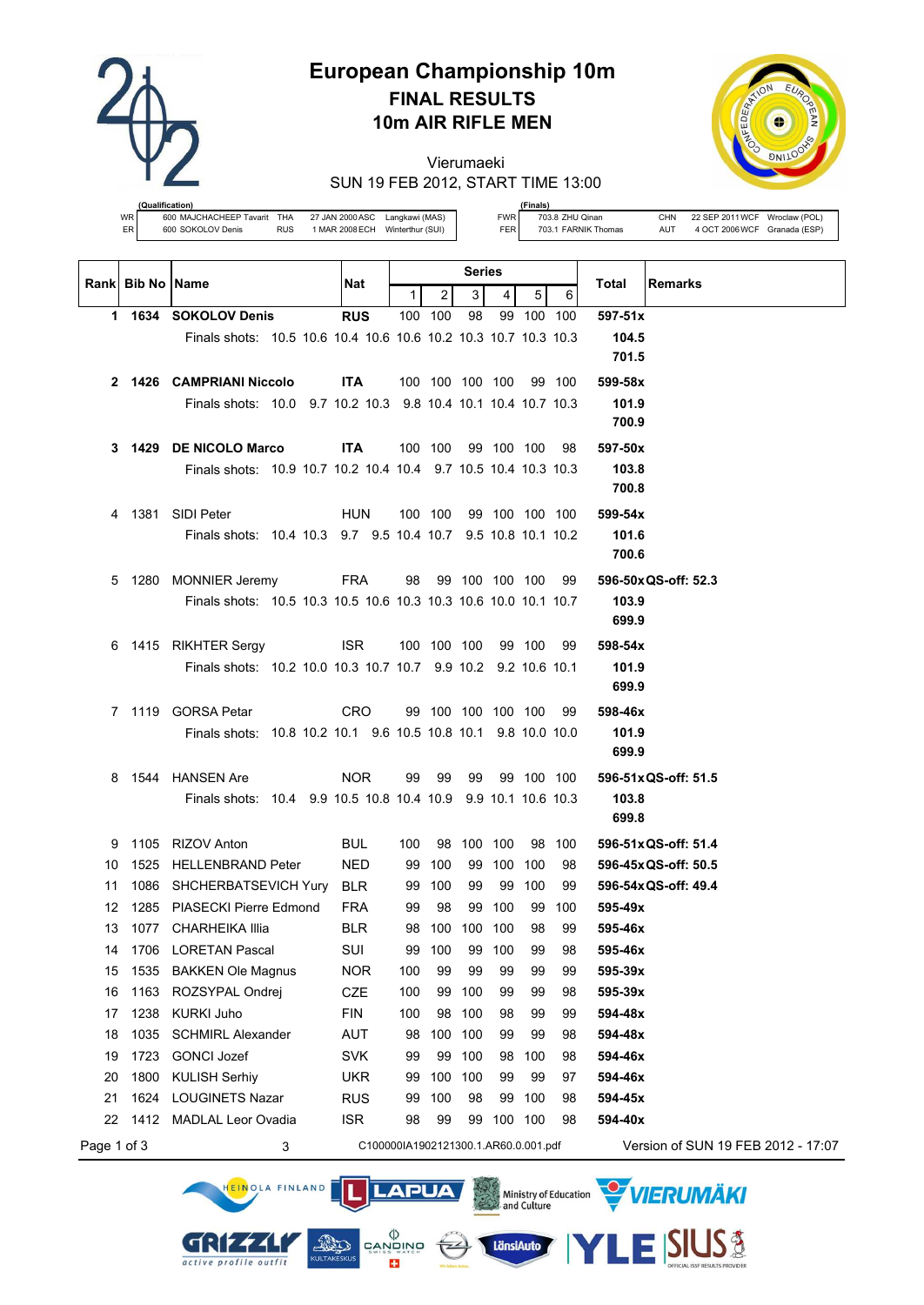# European Championship 10m

## FINAL RESULTS

## 10m AIR RIFLE MEN

Vierumaeki

SUN 19 FEB 2012, START TIME 13:00

**(Qualification)**

| | | | | | |
|---|---|---|---|---|---|
| WR | 600 MAJCHACHEEP Tavarit | THA | 27 JAN 2000 ASC | Langkawi (MAS) |
| ER | 600 SOKOLOV Denis | RUS | 1 MAR 2008 ECH | Winterthur (SUI) |

**(Finals)**

| | | | | | |
|---|---|---|---|---|---|
| FWR | 703.8 ZHU Qinan | CHN | 22 SEP 2011 WCF | Wroclaw (POL) |
| FER | 703.1 FARNIK Thomas | AUT | 4 OCT 2006 WCF | Granada (ESP) |

| Rank | Bib No | Name | Nat | Series 1 | 2 | 3 | 4 | 5 | 6 | Total | Remarks |
|---|---|---|---|---|---|---|---|---|---|---|---|
| **1** | **1634** | **SOKOLOV Denis** | **RUS** | 100 | 100 | 98 | 99 | 100 | 100 | **597-51x** | |
| | | Finals shots: 10.5 10.6 10.4 10.6 10.6 10.2 10.3 10.7 10.3 10.3 | | | | | | | | **104.5** | |
| | | | | | | | | | | **701.5** | |
| **2** | **1426** | **CAMPRIANI Niccolo** | **ITA** | 100 | 100 | 100 | 100 | 99 | 100 | **599-58x** | |
| | | Finals shots: 10.0 9.7 10.2 10.3 9.8 10.4 10.1 10.4 10.7 10.3 | | | | | | | | **101.9** | |
| | | | | | | | | | | **700.9** | |
| **3** | **1429** | **DE NICOLO Marco** | **ITA** | 100 | 100 | 99 | 100 | 100 | 98 | **597-50x** | |
| | | Finals shots: 10.9 10.7 10.2 10.4 10.4 9.7 10.5 10.4 10.3 10.3 | | | | | | | | **103.8** | |
| | | | | | | | | | | **700.8** | |
| 4 | 1381 | SIDI Peter | HUN | 100 | 100 | 99 | 100 | 100 | 100 | **599-54x** | |
| | | Finals shots: 10.4 10.3 9.7 9.5 10.4 10.7 9.5 10.8 10.1 10.2 | | | | | | | | **101.6** | |
| | | | | | | | | | | **700.6** | |
| 5 | 1280 | MONNIER Jeremy | FRA | 98 | 99 | 100 | 100 | 100 | 99 | **596-50x** | **QS-off: 52.3** |
| | | Finals shots: 10.5 10.3 10.5 10.6 10.3 10.3 10.6 10.0 10.1 10.7 | | | | | | | | **103.9** | |
| | | | | | | | | | | **699.9** | |
| 6 | 1415 | RIKHTER Sergy | ISR | 100 | 100 | 100 | 99 | 100 | 99 | **598-54x** | |
| | | Finals shots: 10.2 10.0 10.3 10.7 10.7 9.9 10.2 9.2 10.6 10.1 | | | | | | | | **101.9** | |
| | | | | | | | | | | **699.9** | |
| 7 | 1119 | GORSA Petar | CRO | 99 | 100 | 100 | 100 | 100 | 99 | **598-46x** | |
| | | Finals shots: 10.8 10.2 10.1 9.6 10.5 10.8 10.1 9.8 10.0 10.0 | | | | | | | | **101.9** | |
| | | | | | | | | | | **699.9** | |
| 8 | 1544 | HANSEN Are | NOR | 99 | 99 | 99 | 99 | 100 | 100 | **596-51x** | **QS-off: 51.5** |
| | | Finals shots: 10.4 9.9 10.5 10.8 10.4 10.9 9.9 10.1 10.6 10.3 | | | | | | | | **103.8** | |
| | | | | | | | | | | **699.8** | |
| 9 | 1105 | RIZOV Anton | BUL | 100 | 98 | 100 | 100 | 98 | 100 | **596-51x** | **QS-off: 51.4** |
| 10 | 1525 | HELLENBRAND Peter | NED | 99 | 100 | 99 | 100 | 100 | 98 | **596-45x** | **QS-off: 50.5** |
| 11 | 1086 | SHCHERBATSEVICH Yury | BLR | 99 | 100 | 99 | 99 | 100 | 99 | **596-54x** | **QS-off: 49.4** |
| 12 | 1285 | PIASECKI Pierre Edmond | FRA | 99 | 98 | 99 | 100 | 99 | 100 | **595-49x** | |
| 13 | 1077 | CHARHEIKA Illia | BLR | 98 | 100 | 100 | 100 | 98 | 99 | **595-46x** | |
| 14 | 1706 | LORETAN Pascal | SUI | 99 | 100 | 99 | 100 | 99 | 98 | **595-46x** | |
| 15 | 1535 | BAKKEN Ole Magnus | NOR | 100 | 99 | 99 | 99 | 99 | 99 | **595-39x** | |
| 16 | 1163 | ROZSYPAL Ondrej | CZE | 100 | 99 | 100 | 99 | 99 | 98 | **595-39x** | |
| 17 | 1238 | KURKI Juho | FIN | 100 | 98 | 100 | 98 | 99 | 99 | **594-48x** | |
| 18 | 1035 | SCHMIRL Alexander | AUT | 98 | 100 | 100 | 99 | 99 | 98 | **594-48x** | |
| 19 | 1723 | GONCI Jozef | SVK | 99 | 99 | 100 | 98 | 100 | 98 | **594-46x** | |
| 20 | 1800 | KULISH Serhiy | UKR | 99 | 100 | 100 | 99 | 99 | 97 | **594-46x** | |
| 21 | 1624 | LOUGINETS Nazar | RUS | 99 | 100 | 98 | 99 | 100 | 98 | **594-45x** | |
| 22 | 1412 | MADLAL Leor Ovadia | ISR | 98 | 99 | 99 | 100 | 100 | 98 | **594-40x** | |

3 C100000IA1902121300.1.AR60.0.001.pdf Version of SUN 19 FEB 2012 - 17:07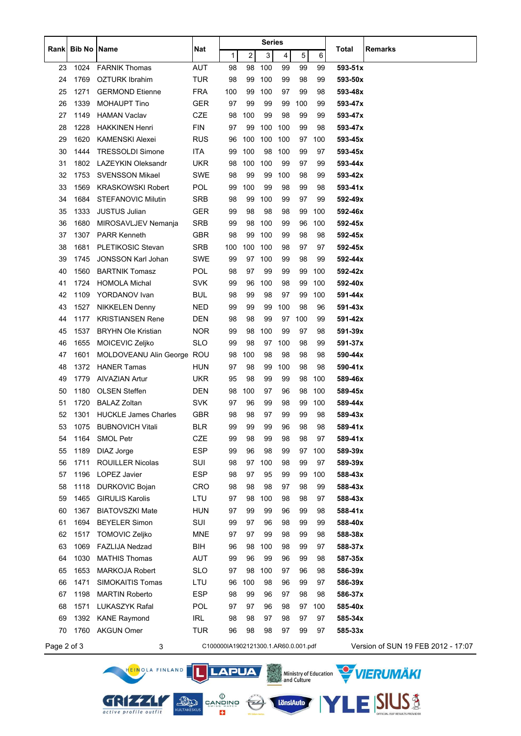| Rank | Bib No | Name | Nat | Series | | | | | | Total | Remarks |
|---|---|---|---|---|---|---|---|---|---|---|---|
| | | | | 1 | 2 | 3 | 4 | 5 | 6 | | |
| 23 | 1024 | FARNIK Thomas | AUT | 98 | 98 | 100 | 99 | 99 | 99 | **593-51x** | |
| 24 | 1769 | OZTURK Ibrahim | TUR | 98 | 99 | 100 | 99 | 98 | 99 | **593-50x** | |
| 25 | 1271 | GERMOND Etienne | FRA | 100 | 99 | 100 | 97 | 99 | 98 | **593-48x** | |
| 26 | 1339 | MOHAUPT Tino | GER | 97 | 99 | 99 | 99 | 100 | 99 | **593-47x** | |
| 27 | 1149 | HAMAN Vaclav | CZE | 98 | 100 | 99 | 98 | 99 | 99 | **593-47x** | |
| 28 | 1228 | HAKKINEN Henri | FIN | 97 | 99 | 100 | 100 | 99 | 98 | **593-47x** | |
| 29 | 1620 | KAMENSKI Alexei | RUS | 96 | 100 | 100 | 100 | 97 | 100 | **593-45x** | |
| 30 | 1444 | TRESSOLDI Simone | ITA | 99 | 100 | 98 | 100 | 99 | 97 | **593-45x** | |
| 31 | 1802 | LAZEYKIN Oleksandr | UKR | 98 | 100 | 100 | 99 | 97 | 99 | **593-44x** | |
| 32 | 1753 | SVENSSON Mikael | SWE | 98 | 99 | 99 | 100 | 98 | 99 | **593-42x** | |
| 33 | 1569 | KRASKOWSKI Robert | POL | 99 | 100 | 99 | 98 | 99 | 98 | **593-41x** | |
| 34 | 1684 | STEFANOVIC Milutin | SRB | 98 | 99 | 100 | 99 | 97 | 99 | **592-49x** | |
| 35 | 1333 | JUSTUS Julian | GER | 99 | 98 | 98 | 98 | 99 | 100 | **592-46x** | |
| 36 | 1680 | MIROSAVLJEV Nemanja | SRB | 99 | 98 | 100 | 99 | 96 | 100 | **592-45x** | |
| 37 | 1307 | PARR Kenneth | GBR | 98 | 99 | 100 | 99 | 98 | 98 | **592-45x** | |
| 38 | 1681 | PLETIKOSIC Stevan | SRB | 100 | 100 | 100 | 98 | 97 | 97 | **592-45x** | |
| 39 | 1745 | JONSSON Karl Johan | SWE | 99 | 97 | 100 | 99 | 98 | 99 | **592-44x** | |
| 40 | 1560 | BARTNIK Tomasz | POL | 98 | 97 | 99 | 99 | 99 | 100 | **592-42x** | |
| 41 | 1724 | HOMOLA Michal | SVK | 99 | 96 | 100 | 98 | 99 | 100 | **592-40x** | |
| 42 | 1109 | YORDANOV Ivan | BUL | 98 | 99 | 98 | 97 | 99 | 100 | **591-44x** | |
| 43 | 1527 | NIKKELEN Denny | NED | 99 | 99 | 99 | 100 | 98 | 96 | **591-43x** | |
| 44 | 1177 | KRISTIANSEN Rene | DEN | 98 | 98 | 99 | 97 | 100 | 99 | **591-42x** | |
| 45 | 1537 | BRYHN Ole Kristian | NOR | 99 | 98 | 100 | 99 | 97 | 98 | **591-39x** | |
| 46 | 1655 | MOICEVIC Zeljko | SLO | 99 | 98 | 97 | 100 | 98 | 99 | **591-37x** | |
| 47 | 1601 | MOLDOVEANU Alin George | ROU | 98 | 100 | 98 | 98 | 98 | 98 | **590-44x** | |
| 48 | 1372 | HANER Tamas | HUN | 97 | 98 | 99 | 100 | 98 | 98 | **590-41x** | |
| 49 | 1779 | AIVAZIAN Artur | UKR | 95 | 98 | 99 | 99 | 98 | 100 | **589-46x** | |
| 50 | 1180 | OLSEN Steffen | DEN | 98 | 100 | 97 | 96 | 98 | 100 | **589-45x** | |
| 51 | 1720 | BALAZ Zoltan | SVK | 97 | 96 | 99 | 98 | 99 | 100 | **589-44x** | |
| 52 | 1301 | HUCKLE James Charles | GBR | 98 | 98 | 97 | 99 | 99 | 98 | **589-43x** | |
| 53 | 1075 | BUBNOVICH Vitali | BLR | 99 | 99 | 99 | 96 | 98 | 98 | **589-41x** | |
| 54 | 1164 | SMOL Petr | CZE | 99 | 98 | 99 | 98 | 98 | 97 | **589-41x** | |
| 55 | 1189 | DIAZ Jorge | ESP | 99 | 96 | 98 | 99 | 97 | 100 | **589-39x** | |
| 56 | 1711 | ROUILLER Nicolas | SUI | 98 | 97 | 100 | 98 | 99 | 97 | **589-39x** | |
| 57 | 1196 | LOPEZ Javier | ESP | 98 | 97 | 95 | 99 | 99 | 100 | **588-43x** | |
| 58 | 1118 | DURKOVIC Bojan | CRO | 98 | 98 | 98 | 97 | 98 | 99 | **588-43x** | |
| 59 | 1465 | GIRULIS Karolis | LTU | 97 | 98 | 100 | 98 | 98 | 97 | **588-43x** | |
| 60 | 1367 | BIATOVSZKI Mate | HUN | 97 | 99 | 99 | 96 | 99 | 98 | **588-41x** | |
| 61 | 1694 | BEYELER Simon | SUI | 99 | 97 | 96 | 98 | 99 | 99 | **588-40x** | |
| 62 | 1517 | TOMOVIC Zeljko | MNE | 97 | 97 | 99 | 98 | 99 | 98 | **588-38x** | |
| 63 | 1069 | FAZLIJA Nedzad | BIH | 96 | 98 | 100 | 98 | 99 | 97 | **588-37x** | |
| 64 | 1030 | MATHIS Thomas | AUT | 99 | 96 | 99 | 96 | 99 | 98 | **587-35x** | |
| 65 | 1653 | MARKOJA Robert | SLO | 97 | 98 | 100 | 97 | 96 | 98 | **586-39x** | |
| 66 | 1471 | SIMOKAITIS Tomas | LTU | 96 | 100 | 98 | 96 | 99 | 97 | **586-39x** | |
| 67 | 1198 | MARTIN Roberto | ESP | 98 | 99 | 96 | 97 | 98 | 98 | **586-37x** | |
| 68 | 1571 | LUKASZYK Rafal | POL | 97 | 97 | 96 | 98 | 97 | 100 | **585-40x** | |
| 69 | 1392 | KANE Raymond | IRL | 98 | 98 | 97 | 98 | 97 | 97 | **585-34x** | |
| 70 | 1760 | AKGUN Omer | TUR | 96 | 98 | 98 | 97 | 99 | 97 | **585-33x** | |

3 C100000IA1902121300.1.AR60.0.001.pdf Version of SUN 19 FEB 2012 - 17:07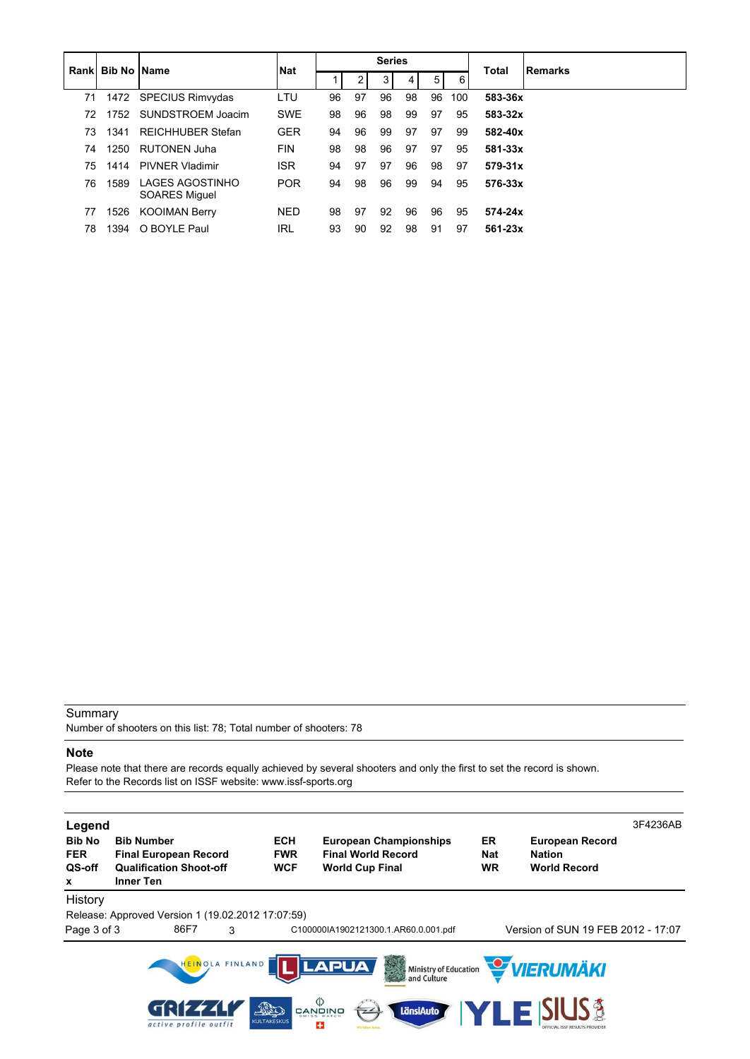| Rank | Bib No | Name | Nat | Series | | | | | | Total | Remarks |
|---|---|---|---|---|---|---|---|---|---|---|---|
| | | | | 1 | 2 | 3 | 4 | 5 | 6 | | |
| 71 | 1472 | SPECIUS Rimvydas | LTU | 96 | 97 | 96 | 98 | 96 | 100 | **583-36x** | |
| 72 | 1752 | SUNDSTROEM Joacim | SWE | 98 | 96 | 98 | 99 | 97 | 95 | **583-32x** | |
| 73 | 1341 | REICHHUBER Stefan | GER | 94 | 96 | 99 | 97 | 97 | 99 | **582-40x** | |
| 74 | 1250 | RUTONEN Juha | FIN | 98 | 98 | 96 | 97 | 97 | 95 | **581-33x** | |
| 75 | 1414 | PIVNER Vladimir | ISR | 94 | 97 | 97 | 96 | 98 | 97 | **579-31x** | |
| 76 | 1589 | LAGES AGOSTINHO SOARES Miguel | POR | 94 | 98 | 96 | 99 | 94 | 95 | **576-33x** | |
| 77 | 1526 | KOOIMAN Berry | NED | 98 | 97 | 92 | 96 | 96 | 95 | **574-24x** | |
| 78 | 1394 | O BOYLE Paul | IRL | 93 | 90 | 92 | 98 | 91 | 97 | **561-23x** | |

Summary

Number of shooters on this list: 78; Total number of shooters: 78

**Note**

Please note that there are records equally achieved by several shooters and only the first to set the record is shown.
Refer to the Records list on ISSF website: www.issf-sports.org

**Legend**

3F4236AB

| | | | | | |
|---|---|---|---|---|---|
| **Bib No** | **Bib Number** | **ECH** | **European Championships** | **ER** | **European Record** |
| **FER** | **Final European Record** | **FWR** | **Final World Record** | **Nat** | **Nation** |
| **QS-off** | **Qualification Shoot-off** | **WCF** | **World Cup Final** | **WR** | **World Record** |
| **x** | **Inner Ten** | | | | |

History

Release: Approved Version 1 (19.02.2012 17:07:59)

86F7 3 C100000IA1902121300.1.AR60.0.001.pdf Version of SUN 19 FEB 2012 - 17:07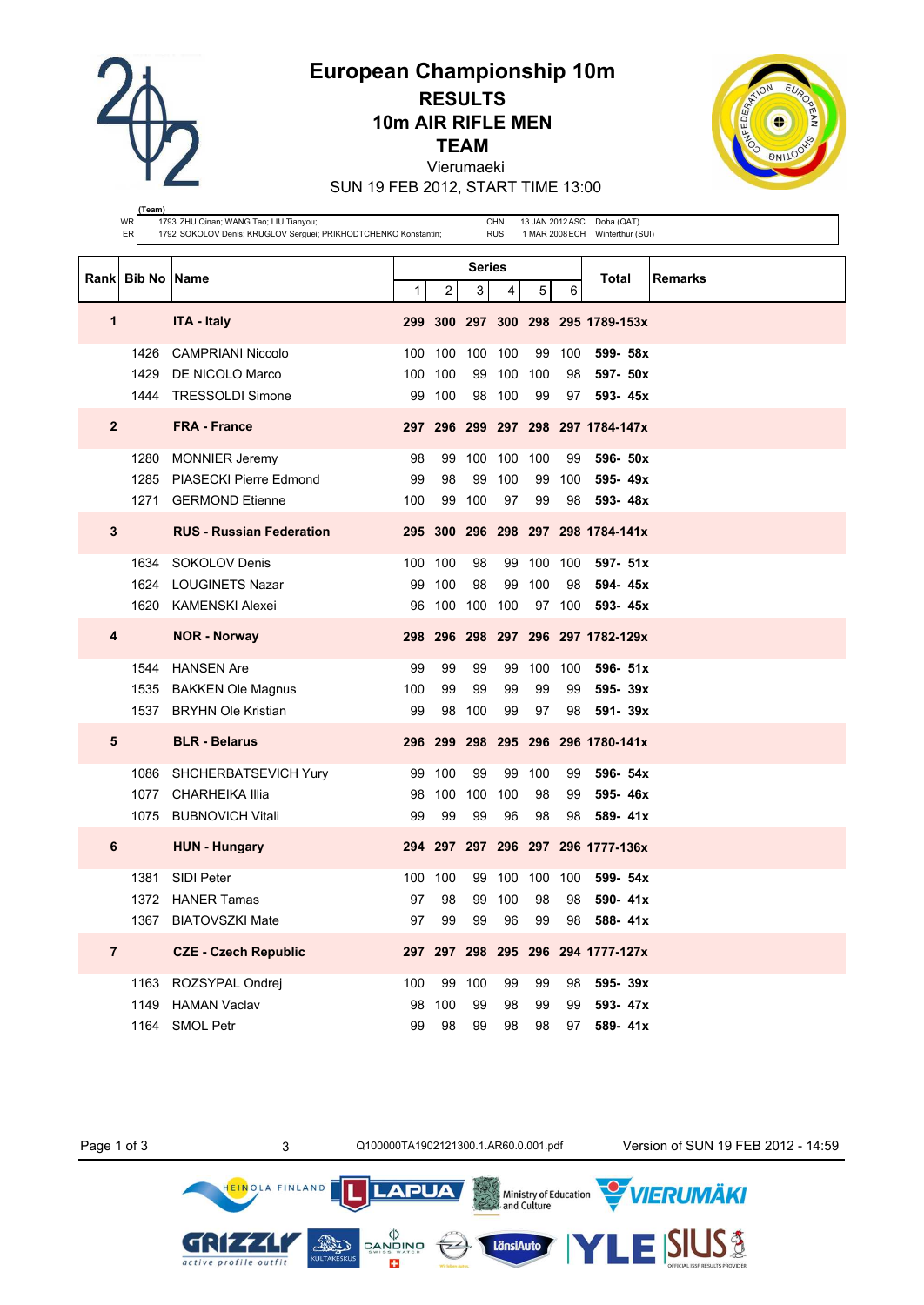# European Championship 10m

## RESULTS

## 10m AIR RIFLE MEN

## TEAM

Vierumaeki

SUN 19 FEB 2012, START TIME 13:00

| (Team) | | | | | |
|---|---|---|---|---|---|
| WR | 1793 ZHU Qinan; WANG Tao; LIU Tianyou; | CHN | 13 JAN 2012 | ASC | Doha (QAT) |
| ER | 1792 SOKOLOV Denis; KRUGLOV Serguei; PRIKHODTCHENKO Konstantin; | RUS | 1 MAR 2008 | ECH | Winterthur (SUI) |

| Rank | Bib No | Name | Series 1 | 2 | 3 | 4 | 5 | 6 | Total | Remarks |
|---|---|---|---|---|---|---|---|---|---|---|
| **1** | | **ITA - Italy** | **299** | **300** | **297** | **300** | **298** | **295** | **1789-153x** | |
| | 1426 | CAMPRIANI Niccolo | 100 | 100 | 100 | 100 | 99 | 100 | **599- 58x** | |
| | 1429 | DE NICOLO Marco | 100 | 100 | 99 | 100 | 100 | 98 | **597- 50x** | |
| | 1444 | TRESSOLDI Simone | 99 | 100 | 98 | 100 | 99 | 97 | **593- 45x** | |
| **2** | | **FRA - France** | **297** | **296** | **299** | **297** | **298** | **297** | **1784-147x** | |
| | 1280 | MONNIER Jeremy | 98 | 99 | 100 | 100 | 100 | 99 | **596- 50x** | |
| | 1285 | PIASECKI Pierre Edmond | 99 | 98 | 99 | 100 | 99 | 100 | **595- 49x** | |
| | 1271 | GERMOND Etienne | 100 | 99 | 100 | 97 | 99 | 98 | **593- 48x** | |
| **3** | | **RUS - Russian Federation** | **295** | **300** | **296** | **298** | **297** | **298** | **1784-141x** | |
| | 1634 | SOKOLOV Denis | 100 | 100 | 98 | 99 | 100 | 100 | **597- 51x** | |
| | 1624 | LOUGINETS Nazar | 99 | 100 | 98 | 99 | 100 | 98 | **594- 45x** | |
| | 1620 | KAMENSKI Alexei | 96 | 100 | 100 | 100 | 97 | 100 | **593- 45x** | |
| **4** | | **NOR - Norway** | **298** | **296** | **298** | **297** | **296** | **297** | **1782-129x** | |
| | 1544 | HANSEN Are | 99 | 99 | 99 | 99 | 100 | 100 | **596- 51x** | |
| | 1535 | BAKKEN Ole Magnus | 100 | 99 | 99 | 99 | 99 | 99 | **595- 39x** | |
| | 1537 | BRYHN Ole Kristian | 99 | 98 | 100 | 99 | 97 | 98 | **591- 39x** | |
| **5** | | **BLR - Belarus** | **296** | **299** | **298** | **295** | **296** | **296** | **1780-141x** | |
| | 1086 | SHCHERBATSEVICH Yury | 99 | 100 | 99 | 99 | 100 | 99 | **596- 54x** | |
| | 1077 | CHARHEIKA Illia | 98 | 100 | 100 | 100 | 98 | 99 | **595- 46x** | |
| | 1075 | BUBNOVICH Vitali | 99 | 99 | 99 | 96 | 98 | 98 | **589- 41x** | |
| **6** | | **HUN - Hungary** | **294** | **297** | **297** | **296** | **297** | **296** | **1777-136x** | |
| | 1381 | SIDI Peter | 100 | 100 | 99 | 100 | 100 | 100 | **599- 54x** | |
| | 1372 | HANER Tamas | 97 | 98 | 99 | 100 | 98 | 98 | **590- 41x** | |
| | 1367 | BIATOVSZKI Mate | 97 | 99 | 99 | 96 | 99 | 98 | **588- 41x** | |
| **7** | | **CZE - Czech Republic** | **297** | **297** | **298** | **295** | **296** | **294** | **1777-127x** | |
| | 1163 | ROZSYPAL Ondrej | 100 | 99 | 100 | 99 | 99 | 98 | **595- 39x** | |
| | 1149 | HAMAN Vaclav | 98 | 100 | 99 | 98 | 99 | 99 | **593- 47x** | |
| | 1164 | SMOL Petr | 99 | 98 | 99 | 98 | 98 | 97 | **589- 41x** | |

3 Q100000TA1902121300.1.AR60.0.001.pdf Version of SUN 19 FEB 2012 - 14:59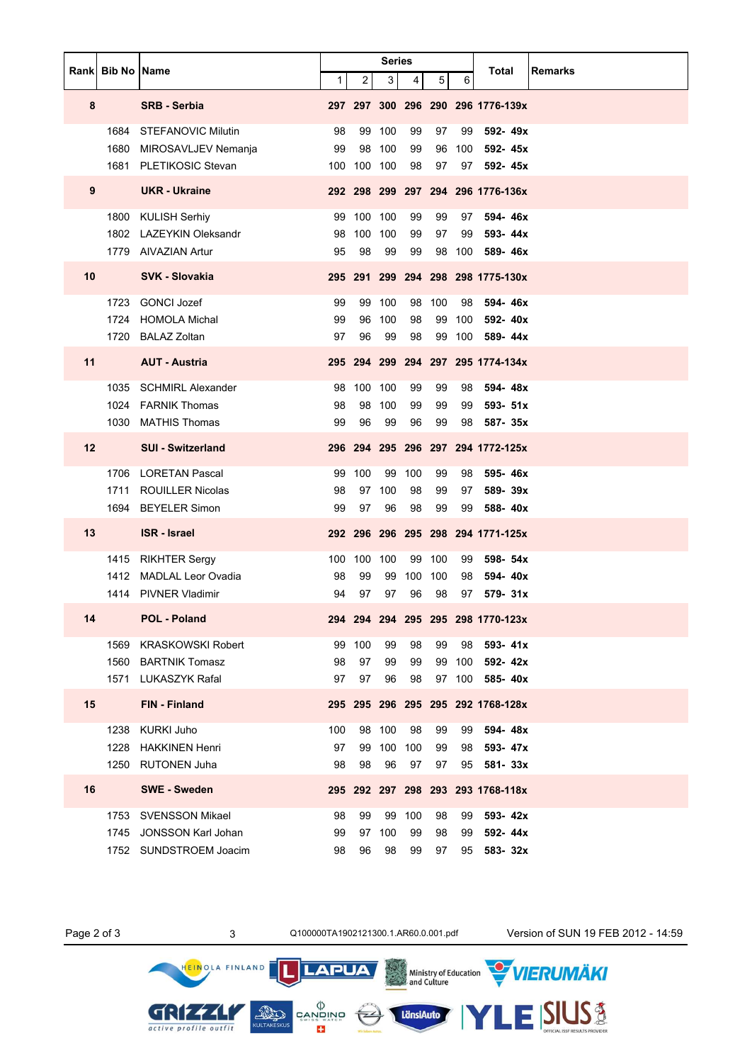| Rank | Bib No | Name | Series | | | | | | Total | Remarks |
|---|---|---|---|---|---|---|---|---|---|---|
| | | | 1 | 2 | 3 | 4 | 5 | 6 | | |
| **8** | | **SRB - Serbia** | **297** | **297** | **300** | **296** | **290** | **296** | **1776-139x** | |
| | 1684 | STEFANOVIC Milutin | 98 | 99 | 100 | 99 | 97 | 99 | **592- 49x** | |
| | 1680 | MIROSAVLJEV Nemanja | 99 | 98 | 100 | 99 | 96 | 100 | **592- 45x** | |
| | 1681 | PLETIKOSIC Stevan | 100 | 100 | 100 | 98 | 97 | 97 | **592- 45x** | |
| **9** | | **UKR - Ukraine** | **292** | **298** | **299** | **297** | **294** | **296** | **1776-136x** | |
| | 1800 | KULISH Serhiy | 99 | 100 | 100 | 99 | 99 | 97 | **594- 46x** | |
| | 1802 | LAZEYKIN Oleksandr | 98 | 100 | 100 | 99 | 97 | 99 | **593- 44x** | |
| | 1779 | AIVAZIAN Artur | 95 | 98 | 99 | 99 | 98 | 100 | **589- 46x** | |
| **10** | | **SVK - Slovakia** | **295** | **291** | **299** | **294** | **298** | **298** | **1775-130x** | |
| | 1723 | GONCI Jozef | 99 | 99 | 100 | 98 | 100 | 98 | **594- 46x** | |
| | 1724 | HOMOLA Michal | 99 | 96 | 100 | 98 | 99 | 100 | **592- 40x** | |
| | 1720 | BALAZ Zoltan | 97 | 96 | 99 | 98 | 99 | 100 | **589- 44x** | |
| **11** | | **AUT - Austria** | **295** | **294** | **299** | **294** | **297** | **295** | **1774-134x** | |
| | 1035 | SCHMIRL Alexander | 98 | 100 | 100 | 99 | 99 | 98 | **594- 48x** | |
| | 1024 | FARNIK Thomas | 98 | 98 | 100 | 99 | 99 | 99 | **593- 51x** | |
| | 1030 | MATHIS Thomas | 99 | 96 | 99 | 96 | 99 | 98 | **587- 35x** | |
| **12** | | **SUI - Switzerland** | **296** | **294** | **295** | **296** | **297** | **294** | **1772-125x** | |
| | 1706 | LORETAN Pascal | 99 | 100 | 99 | 100 | 99 | 98 | **595- 46x** | |
| | 1711 | ROUILLER Nicolas | 98 | 97 | 100 | 98 | 99 | 97 | **589- 39x** | |
| | 1694 | BEYELER Simon | 99 | 97 | 96 | 98 | 99 | 99 | **588- 40x** | |
| **13** | | **ISR - Israel** | **292** | **296** | **296** | **295** | **298** | **294** | **1771-125x** | |
| | 1415 | RIKHTER Sergy | 100 | 100 | 100 | 99 | 100 | 99 | **598- 54x** | |
| | 1412 | MADLAL Leor Ovadia | 98 | 99 | 99 | 100 | 100 | 98 | **594- 40x** | |
| | 1414 | PIVNER Vladimir | 94 | 97 | 97 | 96 | 98 | 97 | **579- 31x** | |
| **14** | | **POL - Poland** | **294** | **294** | **294** | **295** | **295** | **298** | **1770-123x** | |
| | 1569 | KRASKOWSKI Robert | 99 | 100 | 99 | 98 | 99 | 98 | **593- 41x** | |
| | 1560 | BARTNIK Tomasz | 98 | 97 | 99 | 99 | 99 | 100 | **592- 42x** | |
| | 1571 | LUKASZYK Rafal | 97 | 97 | 96 | 98 | 97 | 100 | **585- 40x** | |
| **15** | | **FIN - Finland** | **295** | **295** | **296** | **295** | **295** | **292** | **1768-128x** | |
| | 1238 | KURKI Juho | 100 | 98 | 100 | 98 | 99 | 99 | **594- 48x** | |
| | 1228 | HAKKINEN Henri | 97 | 99 | 100 | 100 | 99 | 98 | **593- 47x** | |
| | 1250 | RUTONEN Juha | 98 | 98 | 96 | 97 | 97 | 95 | **581- 33x** | |
| **16** | | **SWE - Sweden** | **295** | **292** | **297** | **298** | **293** | **293** | **1768-118x** | |
| | 1753 | SVENSSON Mikael | 98 | 99 | 99 | 100 | 98 | 99 | **593- 42x** | |
| | 1745 | JONSSON Karl Johan | 99 | 97 | 100 | 99 | 98 | 99 | **592- 44x** | |
| | 1752 | SUNDSTROEM Joacim | 98 | 96 | 98 | 99 | 97 | 95 | **583- 32x** | |

3 Q100000TA1902121300.1.AR60.0.001.pdf Version of SUN 19 FEB 2012 - 14:59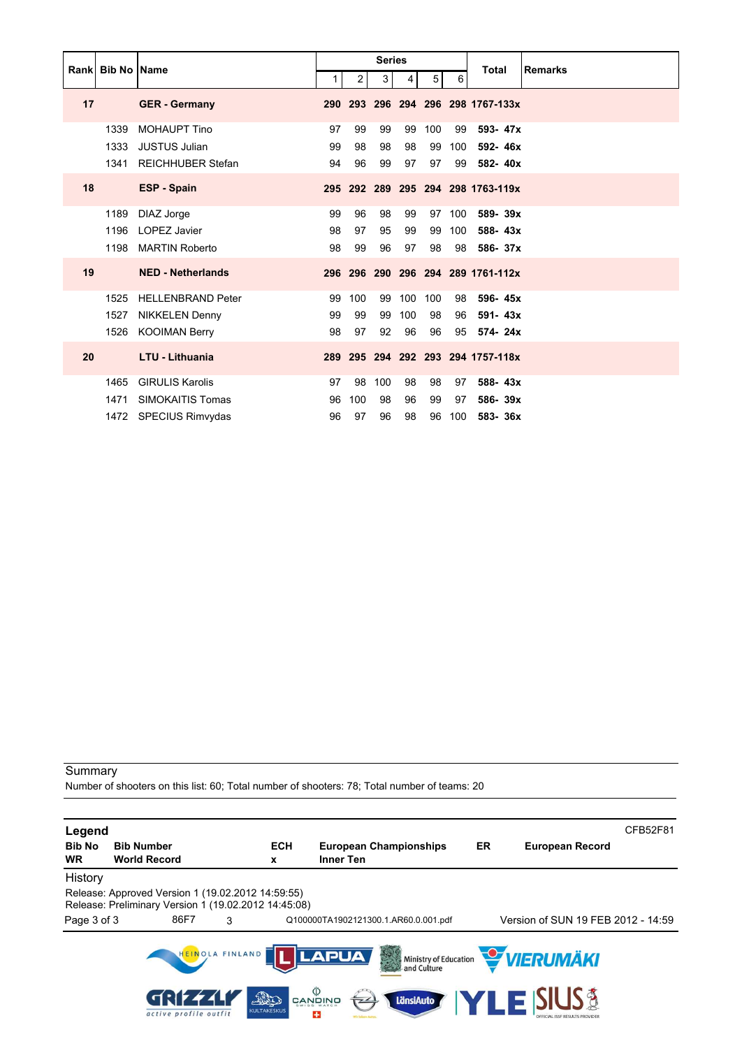| Rank | Bib No | Name | Series | | | | | | Total | Remarks |
|---|---|---|---|---|---|---|---|---|---|---|
| | | | 1 | 2 | 3 | 4 | 5 | 6 | | |
| **17** | | **GER - Germany** | **290** | **293** | **296** | **294** | **296** | **298** | **1767-133x** | |
| | 1339 | MOHAUPT Tino | 97 | 99 | 99 | 99 | 100 | 99 | **593- 47x** | |
| | 1333 | JUSTUS Julian | 99 | 98 | 98 | 98 | 99 | 100 | **592- 46x** | |
| | 1341 | REICHHUBER Stefan | 94 | 96 | 99 | 97 | 97 | 99 | **582- 40x** | |
| **18** | | **ESP - Spain** | **295** | **292** | **289** | **295** | **294** | **298** | **1763-119x** | |
| | 1189 | DIAZ Jorge | 99 | 96 | 98 | 99 | 97 | 100 | **589- 39x** | |
| | 1196 | LOPEZ Javier | 98 | 97 | 95 | 99 | 99 | 100 | **588- 43x** | |
| | 1198 | MARTIN Roberto | 98 | 99 | 96 | 97 | 98 | 98 | **586- 37x** | |
| **19** | | **NED - Netherlands** | **296** | **296** | **290** | **296** | **294** | **289** | **1761-112x** | |
| | 1525 | HELLENBRAND Peter | 99 | 100 | 99 | 100 | 100 | 98 | **596- 45x** | |
| | 1527 | NIKKELEN Denny | 99 | 99 | 99 | 100 | 98 | 96 | **591- 43x** | |
| | 1526 | KOOIMAN Berry | 98 | 97 | 92 | 96 | 96 | 95 | **574- 24x** | |
| **20** | | **LTU - Lithuania** | **289** | **295** | **294** | **292** | **293** | **294** | **1757-118x** | |
| | 1465 | GIRULIS Karolis | 97 | 98 | 100 | 98 | 98 | 97 | **588- 43x** | |
| | 1471 | SIMOKAITIS Tomas | 96 | 100 | 98 | 96 | 99 | 97 | **586- 39x** | |
| | 1472 | SPECIUS Rimvydas | 96 | 97 | 96 | 98 | 96 | 100 | **583- 36x** | |

Summary

Number of shooters on this list: 60; Total number of shooters: 78; Total number of teams: 20

**Legend** CFB52F81

| | | | | | |
|---|---|---|---|---|---|
| **Bib No** | **Bib Number** | **ECH** | **European Championships** | **ER** | **European Record** |
| **WR** | **World Record** | **x** | **Inner Ten** | | |

History

Release: Approved Version 1 (19.02.2012 14:59:55)
Release: Preliminary Version 1 (19.02.2012 14:45:08)

86F7 3 Q100000TA1902121300.1.AR60.0.001.pdf Version of SUN 19 FEB 2012 - 14:59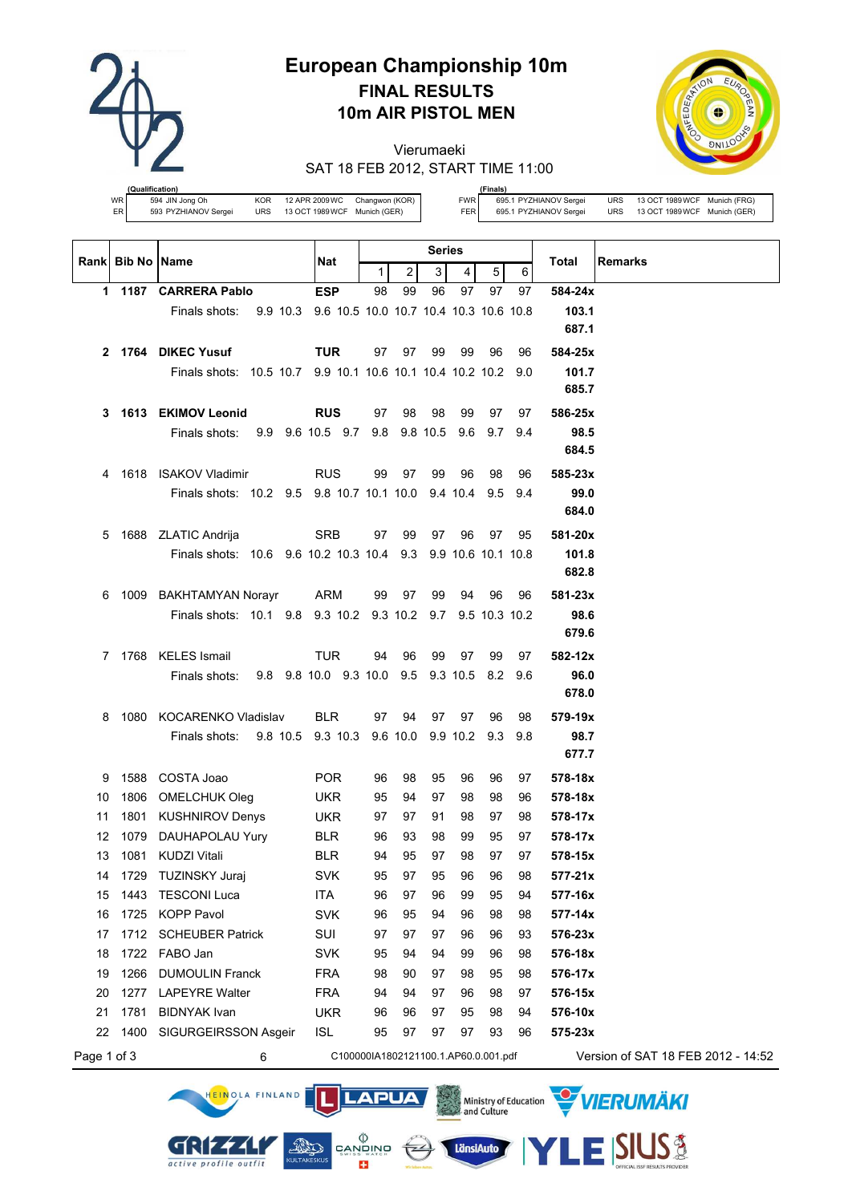# European Championship 10m

## FINAL RESULTS

## 10m AIR PISTOL MEN

Vierumaeki

SAT 18 FEB 2012, START TIME 11:00

| (Qualification) | | | | | | (Finals) | | | | | |
|---|---|---|---|---|---|---|---|---|---|---|---|
| WR | 594 JIN Jong Oh | KOR | 12 APR 2009 WC | Changwon (KOR) | | FWR | 695.1 PYZHIANOV Sergei | URS | 13 OCT 1989 WCF | Munich (FRG) |
| ER | 593 PYZHIANOV Sergei | URS | 13 OCT 1989 WCF | Munich (GER) | | FER | 695.1 PYZHIANOV Sergei | URS | 13 OCT 1989 WCF | Munich (GER) |

| Rank | Bib No | Name | Nat | Series 1 | 2 | 3 | 4 | 5 | 6 | Total | Remarks |
|---|---|---|---|---|---|---|---|---|---|---|---|
| **1** | **1187** | **CARRERA Pablo** | **ESP** | 98 | 99 | 96 | 97 | 97 | 97 | **584-24x** | |
| | | Finals shots: 9.9 10.3 9.6 10.5 10.0 10.7 10.4 10.3 10.6 10.8 | | | | | | | | **103.1** | |
| | | | | | | | | | | **687.1** | |
| **2** | **1764** | **DIKEC Yusuf** | **TUR** | 97 | 97 | 99 | 99 | 96 | 96 | **584-25x** | |
| | | Finals shots: 10.5 10.7 9.9 10.1 10.6 10.1 10.4 10.2 10.2 9.0 | | | | | | | | **101.7** | |
| | | | | | | | | | | **685.7** | |
| **3** | **1613** | **EKIMOV Leonid** | **RUS** | 97 | 98 | 98 | 99 | 97 | 97 | **586-25x** | |
| | | Finals shots: 9.9 9.6 10.5 9.7 9.8 9.8 10.5 9.6 9.7 9.4 | | | | | | | | **98.5** | |
| | | | | | | | | | | **684.5** | |
| 4 | 1618 | ISAKOV Vladimir | RUS | 99 | 97 | 99 | 96 | 98 | 96 | **585-23x** | |
| | | Finals shots: 10.2 9.5 9.8 10.7 10.1 10.0 9.4 10.4 9.5 9.4 | | | | | | | | **99.0** | |
| | | | | | | | | | | **684.0** | |
| 5 | 1688 | ZLATIC Andrija | SRB | 97 | 99 | 97 | 96 | 97 | 95 | **581-20x** | |
| | | Finals shots: 10.6 9.6 10.2 10.3 10.4 9.3 9.9 10.6 10.1 10.8 | | | | | | | | **101.8** | |
| | | | | | | | | | | **682.8** | |
| 6 | 1009 | BAKHTAMYAN Norayr | ARM | 99 | 97 | 99 | 94 | 96 | 96 | **581-23x** | |
| | | Finals shots: 10.1 9.8 9.3 10.2 9.3 10.2 9.7 9.5 10.3 10.2 | | | | | | | | **98.6** | |
| | | | | | | | | | | **679.6** | |
| 7 | 1768 | KELES Ismail | TUR | 94 | 96 | 99 | 97 | 99 | 97 | **582-12x** | |
| | | Finals shots: 9.8 9.8 10.0 9.3 10.0 9.5 9.3 10.5 8.2 9.6 | | | | | | | | **96.0** | |
| | | | | | | | | | | **678.0** | |
| 8 | 1080 | KOCARENKO Vladislav | BLR | 97 | 94 | 97 | 97 | 96 | 98 | **579-19x** | |
| | | Finals shots: 9.8 10.5 9.3 10.3 9.6 10.0 9.9 10.2 9.3 9.8 | | | | | | | | **98.7** | |
| | | | | | | | | | | **677.7** | |
| 9 | 1588 | COSTA Joao | POR | 96 | 98 | 95 | 96 | 96 | 97 | **578-18x** | |
| 10 | 1806 | OMELCHUK Oleg | UKR | 95 | 94 | 97 | 98 | 98 | 96 | **578-18x** | |
| 11 | 1801 | KUSHNIROV Denys | UKR | 97 | 97 | 91 | 98 | 97 | 98 | **578-17x** | |
| 12 | 1079 | DAUHAPOLAU Yury | BLR | 96 | 93 | 98 | 99 | 95 | 97 | **578-17x** | |
| 13 | 1081 | KUDZI Vitali | BLR | 94 | 95 | 97 | 98 | 97 | 97 | **578-15x** | |
| 14 | 1729 | TUZINSKY Juraj | SVK | 95 | 97 | 95 | 96 | 96 | 98 | **577-21x** | |
| 15 | 1443 | TESCONI Luca | ITA | 96 | 97 | 96 | 99 | 95 | 94 | **577-16x** | |
| 16 | 1725 | KOPP Pavol | SVK | 96 | 95 | 94 | 96 | 98 | 98 | **577-14x** | |
| 17 | 1712 | SCHEUBER Patrick | SUI | 97 | 97 | 97 | 96 | 96 | 93 | **576-23x** | |
| 18 | 1722 | FABO Jan | SVK | 95 | 94 | 94 | 99 | 96 | 98 | **576-18x** | |
| 19 | 1266 | DUMOULIN Franck | FRA | 98 | 90 | 97 | 98 | 95 | 98 | **576-17x** | |
| 20 | 1277 | LAPEYRE Walter | FRA | 94 | 94 | 97 | 96 | 98 | 97 | **576-15x** | |
| 21 | 1781 | BIDNYAK Ivan | UKR | 96 | 96 | 97 | 95 | 98 | 94 | **576-10x** | |
| 22 | 1400 | SIGURGEIRSSON Asgeir | ISL | 95 | 97 | 97 | 97 | 93 | 96 | **575-23x** | |

6 C100000IA1802121100.1.AP60.0.001.pdf Version of SAT 18 FEB 2012 - 14:52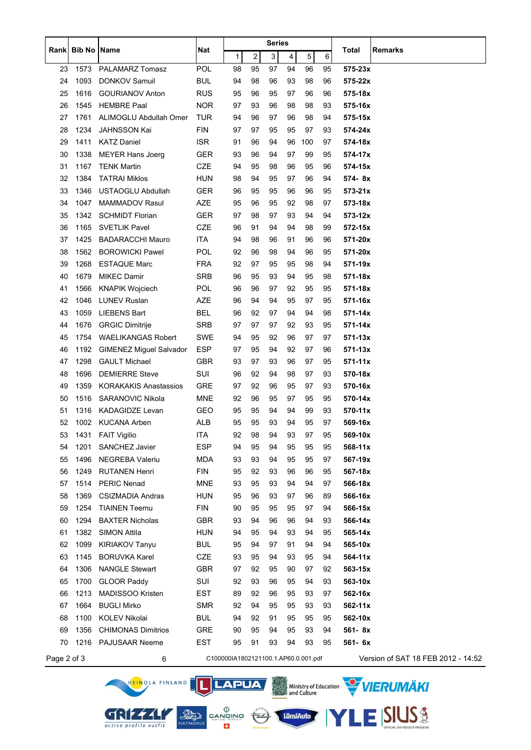| Rank | Bib No | Name | Nat | Series | | | | | | Total | Remarks |
|---|---|---|---|---|---|---|---|---|---|---|---|
| | | | | 1 | 2 | 3 | 4 | 5 | 6 | | |
| 23 | 1573 | PALAMARZ Tomasz | POL | 98 | 95 | 97 | 94 | 96 | 95 | **575-23x** | |
| 24 | 1093 | DONKOV Samuil | BUL | 94 | 98 | 96 | 93 | 98 | 96 | **575-22x** | |
| 25 | 1616 | GOURIANOV Anton | RUS | 95 | 96 | 95 | 97 | 96 | 96 | **575-18x** | |
| 26 | 1545 | HEMBRE Paal | NOR | 97 | 93 | 96 | 98 | 98 | 93 | **575-16x** | |
| 27 | 1761 | ALIMOGLU Abdullah Omer | TUR | 94 | 96 | 97 | 96 | 98 | 94 | **575-15x** | |
| 28 | 1234 | JAHNSSON Kai | FIN | 97 | 97 | 95 | 95 | 97 | 93 | **574-24x** | |
| 29 | 1411 | KATZ Daniel | ISR | 91 | 96 | 94 | 96 | 100 | 97 | **574-18x** | |
| 30 | 1338 | MEYER Hans Joerg | GER | 93 | 96 | 94 | 97 | 99 | 95 | **574-17x** | |
| 31 | 1167 | TENK Martin | CZE | 94 | 95 | 98 | 96 | 95 | 96 | **574-15x** | |
| 32 | 1384 | TATRAI Miklos | HUN | 98 | 94 | 95 | 97 | 96 | 94 | **574- 8x** | |
| 33 | 1346 | USTAOGLU Abdullah | GER | 96 | 95 | 95 | 96 | 96 | 95 | **573-21x** | |
| 34 | 1047 | MAMMADOV Rasul | AZE | 95 | 96 | 95 | 92 | 98 | 97 | **573-18x** | |
| 35 | 1342 | SCHMIDT Florian | GER | 97 | 98 | 97 | 93 | 94 | 94 | **573-12x** | |
| 36 | 1165 | SVETLIK Pavel | CZE | 96 | 91 | 94 | 94 | 98 | 99 | **572-15x** | |
| 37 | 1425 | BADARACCHI Mauro | ITA | 94 | 98 | 96 | 91 | 96 | 96 | **571-20x** | |
| 38 | 1562 | BOROWICKI Pawel | POL | 92 | 96 | 98 | 94 | 96 | 95 | **571-20x** | |
| 39 | 1268 | ESTAQUE Marc | FRA | 92 | 97 | 95 | 95 | 98 | 94 | **571-19x** | |
| 40 | 1679 | MIKEC Damir | SRB | 96 | 95 | 93 | 94 | 95 | 98 | **571-18x** | |
| 41 | 1566 | KNAPIK Wojciech | POL | 96 | 96 | 97 | 92 | 95 | 95 | **571-18x** | |
| 42 | 1046 | LUNEV Ruslan | AZE | 96 | 94 | 94 | 95 | 97 | 95 | **571-16x** | |
| 43 | 1059 | LIEBENS Bart | BEL | 96 | 92 | 97 | 94 | 94 | 98 | **571-14x** | |
| 44 | 1676 | GRGIC Dimitrije | SRB | 97 | 97 | 97 | 92 | 93 | 95 | **571-14x** | |
| 45 | 1754 | WAELIKANGAS Robert | SWE | 94 | 95 | 92 | 96 | 97 | 97 | **571-13x** | |
| 46 | 1192 | GIMENEZ Miguel Salvador | ESP | 97 | 95 | 94 | 92 | 97 | 96 | **571-13x** | |
| 47 | 1298 | GAULT Michael | GBR | 93 | 97 | 93 | 96 | 97 | 95 | **571-11x** | |
| 48 | 1696 | DEMIERRE Steve | SUI | 96 | 92 | 94 | 98 | 97 | 93 | **570-18x** | |
| 49 | 1359 | KORAKAKIS Anastassios | GRE | 97 | 92 | 96 | 95 | 97 | 93 | **570-16x** | |
| 50 | 1516 | SARANOVIC Nikola | MNE | 92 | 96 | 95 | 97 | 95 | 95 | **570-14x** | |
| 51 | 1316 | KADAGIDZE Levan | GEO | 95 | 95 | 94 | 94 | 99 | 93 | **570-11x** | |
| 52 | 1002 | KUCANA Arben | ALB | 95 | 95 | 93 | 94 | 95 | 97 | **569-16x** | |
| 53 | 1431 | FAIT Vigilio | ITA | 92 | 98 | 94 | 93 | 97 | 95 | **569-10x** | |
| 54 | 1201 | SANCHEZ Javier | ESP | 94 | 95 | 94 | 95 | 95 | 95 | **568-11x** | |
| 55 | 1496 | NEGREBA Valeriu | MDA | 93 | 93 | 94 | 95 | 95 | 97 | **567-19x** | |
| 56 | 1249 | RUTANEN Henri | FIN | 95 | 92 | 93 | 96 | 96 | 95 | **567-18x** | |
| 57 | 1514 | PERIC Nenad | MNE | 93 | 95 | 93 | 94 | 94 | 97 | **566-18x** | |
| 58 | 1369 | CSIZMADIA Andras | HUN | 95 | 96 | 93 | 97 | 96 | 89 | **566-16x** | |
| 59 | 1254 | TIAINEN Teemu | FIN | 90 | 95 | 95 | 95 | 97 | 94 | **566-15x** | |
| 60 | 1294 | BAXTER Nicholas | GBR | 93 | 94 | 96 | 96 | 94 | 93 | **566-14x** | |
| 61 | 1382 | SIMON Attila | HUN | 94 | 95 | 94 | 93 | 94 | 95 | **565-14x** | |
| 62 | 1099 | KIRIAKOV Tanyu | BUL | 95 | 94 | 97 | 91 | 94 | 94 | **565-10x** | |
| 63 | 1145 | BORUVKA Karel | CZE | 93 | 95 | 94 | 93 | 95 | 94 | **564-11x** | |
| 64 | 1306 | NANGLE Stewart | GBR | 97 | 92 | 95 | 90 | 97 | 92 | **563-15x** | |
| 65 | 1700 | GLOOR Paddy | SUI | 92 | 93 | 96 | 95 | 94 | 93 | **563-10x** | |
| 66 | 1213 | MADISSOO Kristen | EST | 89 | 92 | 96 | 95 | 93 | 97 | **562-16x** | |
| 67 | 1664 | BUGLI Mirko | SMR | 92 | 94 | 95 | 95 | 93 | 93 | **562-11x** | |
| 68 | 1100 | KOLEV Nikolai | BUL | 94 | 92 | 91 | 95 | 95 | 95 | **562-10x** | |
| 69 | 1356 | CHIMONAS Dimitrios | GRE | 90 | 95 | 94 | 95 | 93 | 94 | **561- 8x** | |
| 70 | 1216 | PAJUSAAR Neeme | EST | 95 | 91 | 93 | 94 | 93 | 95 | **561- 6x** | |

6 C100000IA1802121100.1.AP60.0.001.pdf Version of SAT 18 FEB 2012 - 14:52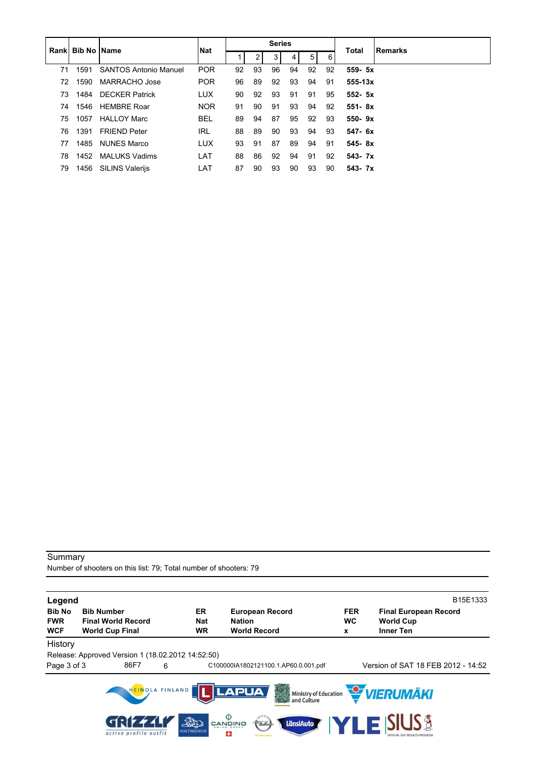| Rank | Bib No | Name | Nat | Series | | | | | | Total | Remarks |
|---|---|---|---|---|---|---|---|---|---|---|---|
| | | | | 1 | 2 | 3 | 4 | 5 | 6 | | |
| 71 | 1591 | SANTOS Antonio Manuel | POR | 92 | 93 | 96 | 94 | 92 | 92 | **559- 5x** | |
| 72 | 1590 | MARRACHO Jose | POR | 96 | 89 | 92 | 93 | 94 | 91 | **555-13x** | |
| 73 | 1484 | DECKER Patrick | LUX | 90 | 92 | 93 | 91 | 91 | 95 | **552- 5x** | |
| 74 | 1546 | HEMBRE Roar | NOR | 91 | 90 | 91 | 93 | 94 | 92 | **551- 8x** | |
| 75 | 1057 | HALLOY Marc | BEL | 89 | 94 | 87 | 95 | 92 | 93 | **550- 9x** | |
| 76 | 1391 | FRIEND Peter | IRL | 88 | 89 | 90 | 93 | 94 | 93 | **547- 6x** | |
| 77 | 1485 | NUNES Marco | LUX | 93 | 91 | 87 | 89 | 94 | 91 | **545- 8x** | |
| 78 | 1452 | MALUKS Vadims | LAT | 88 | 86 | 92 | 94 | 91 | 92 | **543- 7x** | |
| 79 | 1456 | SILINS Valerijs | LAT | 87 | 90 | 93 | 90 | 93 | 90 | **543- 7x** | |

Summary

Number of shooters on this list: 79; Total number of shooters: 79

**Legend** B15E1333

| | | | | | |
|---|---|---|---|---|---|
| **Bib No** | **Bib Number** | **ER** | **European Record** | **FER** | **Final European Record** |
| **FWR** | **Final World Record** | **Nat** | **Nation** | **WC** | **World Cup** |
| **WCF** | **World Cup Final** | **WR** | **World Record** | **x** | **Inner Ten** |

History

Release: Approved Version 1 (18.02.2012 14:52:50)

86F7 6 C100000IA1802121100.1.AP60.0.001.pdf Version of SAT 18 FEB 2012 - 14:52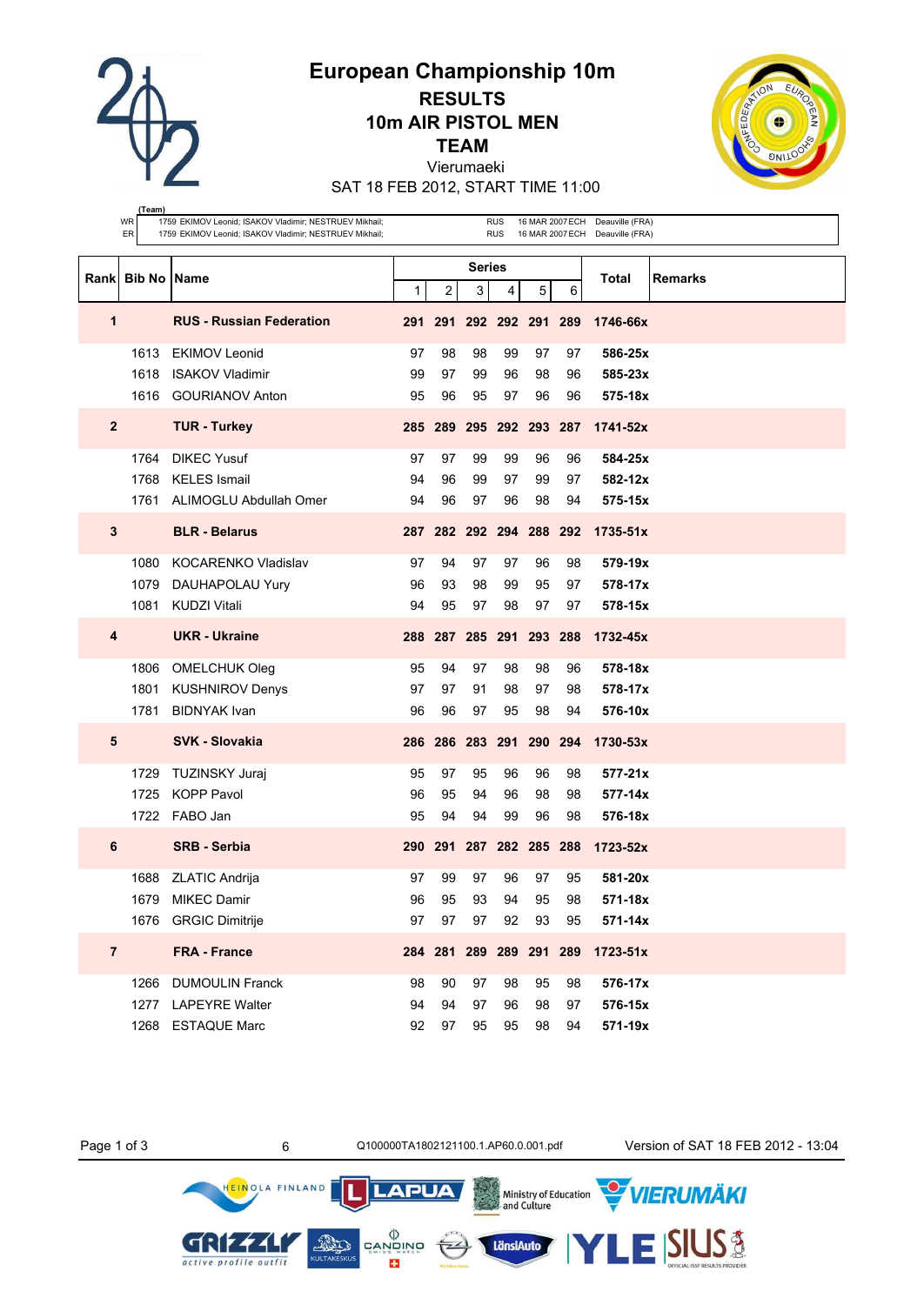# European Championship 10m

## RESULTS
## 10m AIR PISTOL MEN
## TEAM

Vierumaeki

SAT 18 FEB 2012, START TIME 11:00

| (Team) | | | | |
|---|---|---|---|---|
| WR | 1759 EKIMOV Leonid; ISAKOV Vladimir; NESTRUEV Mikhail; | RUS | 16 MAR 2007 ECH | Deauville (FRA) |
| ER | 1759 EKIMOV Leonid; ISAKOV Vladimir; NESTRUEV Mikhail; | RUS | 16 MAR 2007 ECH | Deauville (FRA) |

| Rank | Bib No | Name | Series 1 | 2 | 3 | 4 | 5 | 6 | Total | Remarks |
|---|---|---|---|---|---|---|---|---|---|---|
| **1** | | **RUS - Russian Federation** | **291** | **291** | **292** | **292** | **291** | **289** | **1746-66x** | |
| | 1613 | EKIMOV Leonid | 97 | 98 | 98 | 99 | 97 | 97 | **586-25x** | |
| | 1618 | ISAKOV Vladimir | 99 | 97 | 99 | 96 | 98 | 96 | **585-23x** | |
| | 1616 | GOURIANOV Anton | 95 | 96 | 95 | 97 | 96 | 96 | **575-18x** | |
| **2** | | **TUR - Turkey** | **285** | **289** | **295** | **292** | **293** | **287** | **1741-52x** | |
| | 1764 | DIKEC Yusuf | 97 | 97 | 99 | 99 | 96 | 96 | **584-25x** | |
| | 1768 | KELES Ismail | 94 | 96 | 99 | 97 | 99 | 97 | **582-12x** | |
| | 1761 | ALIMOGLU Abdullah Omer | 94 | 96 | 97 | 96 | 98 | 94 | **575-15x** | |
| **3** | | **BLR - Belarus** | **287** | **282** | **292** | **294** | **288** | **292** | **1735-51x** | |
| | 1080 | KOCARENKO Vladislav | 97 | 94 | 97 | 97 | 96 | 98 | **579-19x** | |
| | 1079 | DAUHAPOLAU Yury | 96 | 93 | 98 | 99 | 95 | 97 | **578-17x** | |
| | 1081 | KUDZI Vitali | 94 | 95 | 97 | 98 | 97 | 97 | **578-15x** | |
| **4** | | **UKR - Ukraine** | **288** | **287** | **285** | **291** | **293** | **288** | **1732-45x** | |
| | 1806 | OMELCHUK Oleg | 95 | 94 | 97 | 98 | 98 | 96 | **578-18x** | |
| | 1801 | KUSHNIROV Denys | 97 | 97 | 91 | 98 | 97 | 98 | **578-17x** | |
| | 1781 | BIDNYAK Ivan | 96 | 96 | 97 | 95 | 98 | 94 | **576-10x** | |
| **5** | | **SVK - Slovakia** | **286** | **286** | **283** | **291** | **290** | **294** | **1730-53x** | |
| | 1729 | TUZINSKY Juraj | 95 | 97 | 95 | 96 | 96 | 98 | **577-21x** | |
| | 1725 | KOPP Pavol | 96 | 95 | 94 | 96 | 98 | 98 | **577-14x** | |
| | 1722 | FABO Jan | 95 | 94 | 94 | 99 | 96 | 98 | **576-18x** | |
| **6** | | **SRB - Serbia** | **290** | **291** | **287** | **282** | **285** | **288** | **1723-52x** | |
| | 1688 | ZLATIC Andrija | 97 | 99 | 97 | 96 | 97 | 95 | **581-20x** | |
| | 1679 | MIKEC Damir | 96 | 95 | 93 | 94 | 95 | 98 | **571-18x** | |
| | 1676 | GRGIC Dimitrije | 97 | 97 | 97 | 92 | 93 | 95 | **571-14x** | |
| **7** | | **FRA - France** | **284** | **281** | **289** | **289** | **291** | **289** | **1723-51x** | |
| | 1266 | DUMOULIN Franck | 98 | 90 | 97 | 98 | 95 | 98 | **576-17x** | |
| | 1277 | LAPEYRE Walter | 94 | 94 | 97 | 96 | 98 | 97 | **576-15x** | |
| | 1268 | ESTAQUE Marc | 92 | 97 | 95 | 95 | 98 | 94 | **571-19x** | |

6 Q100000TA1802121100.1.AP60.0.001.pdf Version of SAT 18 FEB 2012 - 13:04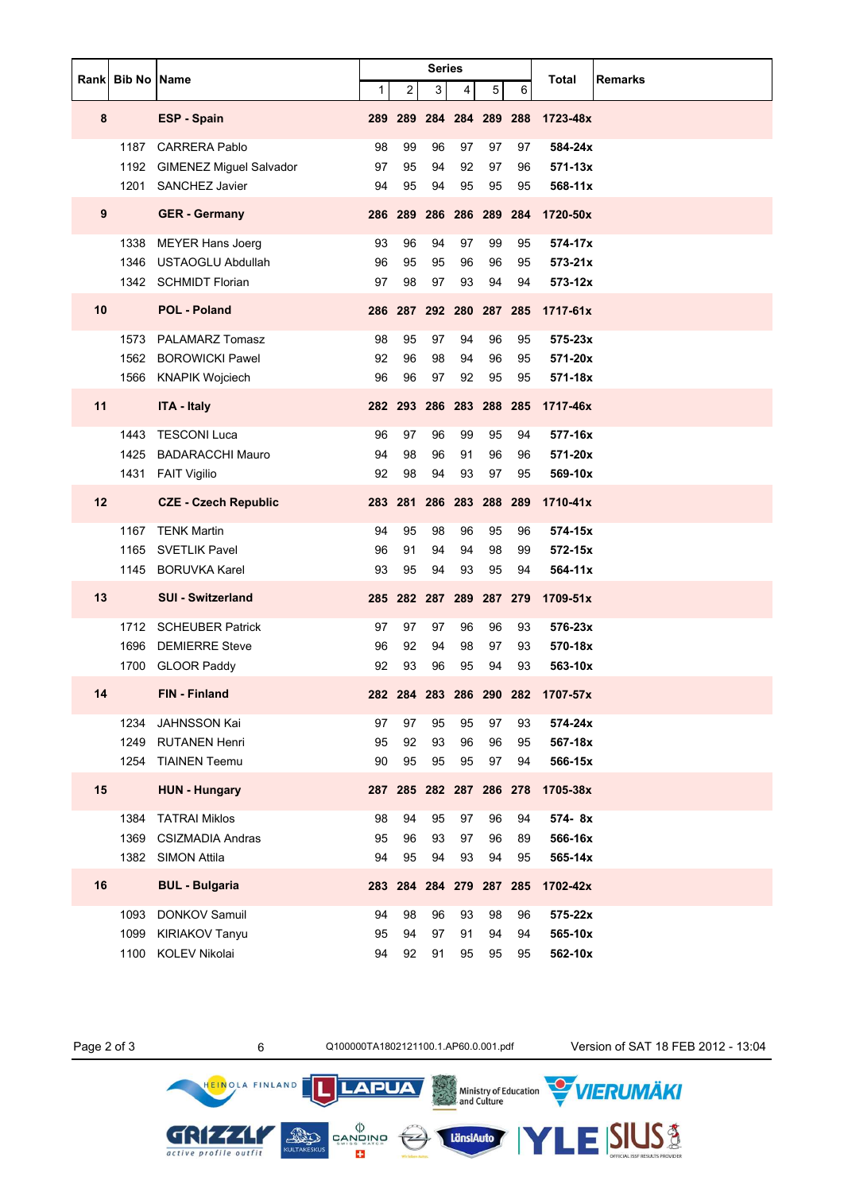| Rank | Bib No | Name | Series | | | | | | Total | Remarks |
|---|---|---|---|---|---|---|---|---|---|---|
| | | | 1 | 2 | 3 | 4 | 5 | 6 | | |
| **8** | | **ESP - Spain** | **289** | **289** | **284** | **284** | **289** | **288** | **1723-48x** | |
| | 1187 | CARRERA Pablo | 98 | 99 | 96 | 97 | 97 | 97 | **584-24x** | |
| | 1192 | GIMENEZ Miguel Salvador | 97 | 95 | 94 | 92 | 97 | 96 | **571-13x** | |
| | 1201 | SANCHEZ Javier | 94 | 95 | 94 | 95 | 95 | 95 | **568-11x** | |
| **9** | | **GER - Germany** | **286** | **289** | **286** | **286** | **289** | **284** | **1720-50x** | |
| | 1338 | MEYER Hans Joerg | 93 | 96 | 94 | 97 | 99 | 95 | **574-17x** | |
| | 1346 | USTAOGLU Abdullah | 96 | 95 | 95 | 96 | 96 | 95 | **573-21x** | |
| | 1342 | SCHMIDT Florian | 97 | 98 | 97 | 93 | 94 | 94 | **573-12x** | |
| **10** | | **POL - Poland** | **286** | **287** | **292** | **280** | **287** | **285** | **1717-61x** | |
| | 1573 | PALAMARZ Tomasz | 98 | 95 | 97 | 94 | 96 | 95 | **575-23x** | |
| | 1562 | BOROWICKI Pawel | 92 | 96 | 98 | 94 | 96 | 95 | **571-20x** | |
| | 1566 | KNAPIK Wojciech | 96 | 96 | 97 | 92 | 95 | 95 | **571-18x** | |
| **11** | | **ITA - Italy** | **282** | **293** | **286** | **283** | **288** | **285** | **1717-46x** | |
| | 1443 | TESCONI Luca | 96 | 97 | 96 | 99 | 95 | 94 | **577-16x** | |
| | 1425 | BADARACCHI Mauro | 94 | 98 | 96 | 91 | 96 | 96 | **571-20x** | |
| | 1431 | FAIT Vigilio | 92 | 98 | 94 | 93 | 97 | 95 | **569-10x** | |
| **12** | | **CZE - Czech Republic** | **283** | **281** | **286** | **283** | **288** | **289** | **1710-41x** | |
| | 1167 | TENK Martin | 94 | 95 | 98 | 96 | 95 | 96 | **574-15x** | |
| | 1165 | SVETLIK Pavel | 96 | 91 | 94 | 94 | 98 | 99 | **572-15x** | |
| | 1145 | BORUVKA Karel | 93 | 95 | 94 | 93 | 95 | 94 | **564-11x** | |
| **13** | | **SUI - Switzerland** | **285** | **282** | **287** | **289** | **287** | **279** | **1709-51x** | |
| | 1712 | SCHEUBER Patrick | 97 | 97 | 97 | 96 | 96 | 93 | **576-23x** | |
| | 1696 | DEMIERRE Steve | 96 | 92 | 94 | 98 | 97 | 93 | **570-18x** | |
| | 1700 | GLOOR Paddy | 92 | 93 | 96 | 95 | 94 | 93 | **563-10x** | |
| **14** | | **FIN - Finland** | **282** | **284** | **283** | **286** | **290** | **282** | **1707-57x** | |
| | 1234 | JAHNSSON Kai | 97 | 97 | 95 | 95 | 97 | 93 | **574-24x** | |
| | 1249 | RUTANEN Henri | 95 | 92 | 93 | 96 | 96 | 95 | **567-18x** | |
| | 1254 | TIAINEN Teemu | 90 | 95 | 95 | 95 | 97 | 94 | **566-15x** | |
| **15** | | **HUN - Hungary** | **287** | **285** | **282** | **287** | **286** | **278** | **1705-38x** | |
| | 1384 | TATRAI Miklos | 98 | 94 | 95 | 97 | 96 | 94 | **574- 8x** | |
| | 1369 | CSIZMADIA Andras | 95 | 96 | 93 | 97 | 96 | 89 | **566-16x** | |
| | 1382 | SIMON Attila | 94 | 95 | 94 | 93 | 94 | 95 | **565-14x** | |
| **16** | | **BUL - Bulgaria** | **283** | **284** | **284** | **279** | **287** | **285** | **1702-42x** | |
| | 1093 | DONKOV Samuil | 94 | 98 | 96 | 93 | 98 | 96 | **575-22x** | |
| | 1099 | KIRIAKOV Tanyu | 95 | 94 | 97 | 91 | 94 | 94 | **565-10x** | |
| | 1100 | KOLEV Nikolai | 94 | 92 | 91 | 95 | 95 | 95 | **562-10x** | |

6 Q100000TA1802121100.1.AP60.0.001.pdf Version of SAT 18 FEB 2012 - 13:04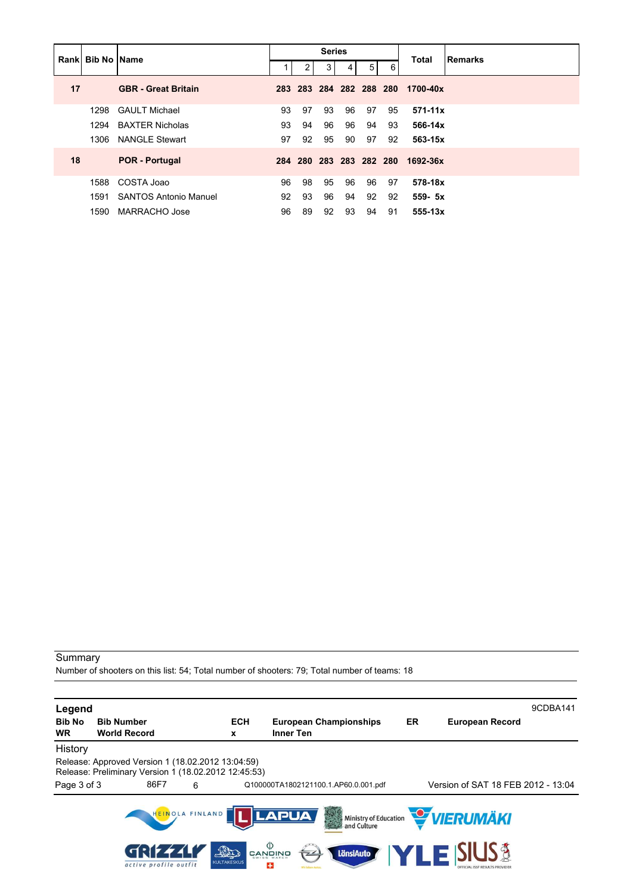| Rank | Bib No | Name | Series 1 | 2 | 3 | 4 | 5 | 6 | Total | Remarks |
|---|---|---|---|---|---|---|---|---|---|---|
| **17** | | **GBR - Great Britain** | **283** | **283** | **284** | **282** | **288** | **280** | **1700-40x** | |
| | 1298 | GAULT Michael | 93 | 97 | 93 | 96 | 97 | 95 | **571-11x** | |
| | 1294 | BAXTER Nicholas | 93 | 94 | 96 | 96 | 94 | 93 | **566-14x** | |
| | 1306 | NANGLE Stewart | 97 | 92 | 95 | 90 | 97 | 92 | **563-15x** | |
| **18** | | **POR - Portugal** | **284** | **280** | **283** | **283** | **282** | **280** | **1692-36x** | |
| | 1588 | COSTA Joao | 96 | 98 | 95 | 96 | 96 | 97 | **578-18x** | |
| | 1591 | SANTOS Antonio Manuel | 92 | 93 | 96 | 94 | 92 | 92 | **559- 5x** | |
| | 1590 | MARRACHO Jose | 96 | 89 | 92 | 93 | 94 | 91 | **555-13x** | |

Summary

Number of shooters on this list: 54; Total number of shooters: 79; Total number of teams: 18

**Legend** 9CDBA141

| | | | | | |
|---|---|---|---|---|---|
| **Bib No** | **Bib Number** | **ECH** | **European Championships** | **ER** | **European Record** |
| **WR** | **World Record** | **x** | **Inner Ten** | | |

History

Release: Approved Version 1 (18.02.2012 13:04:59)
Release: Preliminary Version 1 (18.02.2012 12:45:53)

86F7 6 Q100000TA1802121100.1.AP60.0.001.pdf Version of SAT 18 FEB 2012 - 13:04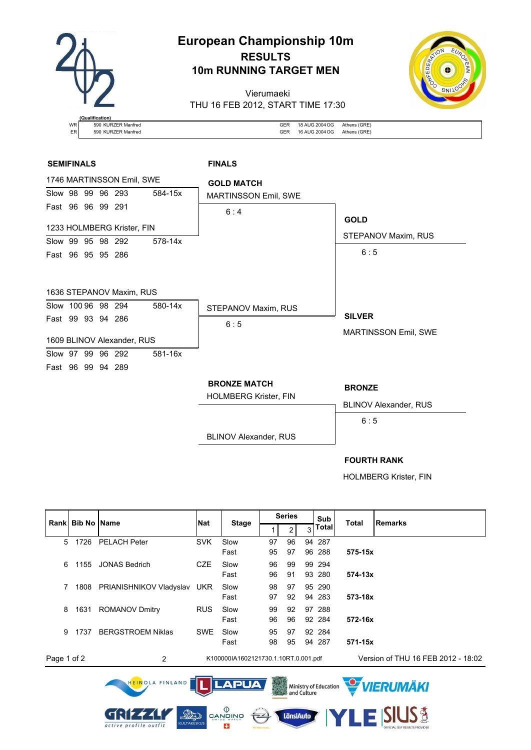# European Championship 10m

## RESULTS

## 10m RUNNING TARGET MEN

Vierumaeki

THU 16 FEB 2012, START TIME 17:30

(Qualification)

| | | | | |
|---|---|---|---|---|
| WR | 590 KURZER Manfred | GER | 18 AUG 2004 OG | Athens (GRE) |
| ER | 590 KURZER Manfred | GER | 16 AUG 2004 OG | Athens (GRE) |

### SEMIFINALS

**1746 MARTINSSON Emil, SWE**

Slow 98 99 96 293 — 584-15x

Fast 96 96 99 291

**1233 HOLMBERG Krister, FIN**

Slow 99 95 98 292 — 578-14x

Fast 96 95 95 286

**1636 STEPANOV Maxim, RUS**

Slow 100 96 98 294 — 580-14x

Fast 99 93 94 286

**1609 BLINOV Alexander, RUS**

Slow 97 99 96 292 — 581-16x

Fast 96 99 94 289

### FINALS

**GOLD MATCH**

MARTINSSON Emil, SWE

6 : 4

STEPANOV Maxim, RUS

6 : 5

**GOLD**

STEPANOV Maxim, RUS

6 : 5

**SILVER**

MARTINSSON Emil, SWE

**BRONZE MATCH**

HOLMBERG Krister, FIN

BLINOV Alexander, RUS

**BRONZE**

BLINOV Alexander, RUS

6 : 5

**FOURTH RANK**

HOLMBERG Krister, FIN

| Rank | Bib No | Name | Nat | Stage | Series 1 | 2 | 3 | Sub Total | Total | Remarks |
|---|---|---|---|---|---|---|---|---|---|---|
| 5 | 1726 | PELACH Peter | SVK | Slow | 97 | 96 | 94 | 287 | | |
| | | | | Fast | 95 | 97 | 96 | 288 | **575-15x** | |
| 6 | 1155 | JONAS Bedrich | CZE | Slow | 96 | 99 | 99 | 294 | | |
| | | | | Fast | 96 | 91 | 93 | 280 | **574-13x** | |
| 7 | 1808 | PRIANISHNIKOV Vladyslav | UKR | Slow | 98 | 97 | 95 | 290 | | |
| | | | | Fast | 97 | 92 | 94 | 283 | **573-18x** | |
| 8 | 1631 | ROMANOV Dmitry | RUS | Slow | 99 | 92 | 97 | 288 | | |
| | | | | Fast | 96 | 96 | 92 | 284 | **572-16x** | |
| 9 | 1737 | BERGSTROEM Niklas | SWE | Slow | 95 | 97 | 92 | 284 | | |
| | | | | Fast | 98 | 95 | 94 | 287 | **571-15x** | |

2 K100000IA1602121730.1.10RT.0.001.pdf Version of THU 16 FEB 2012 - 18:02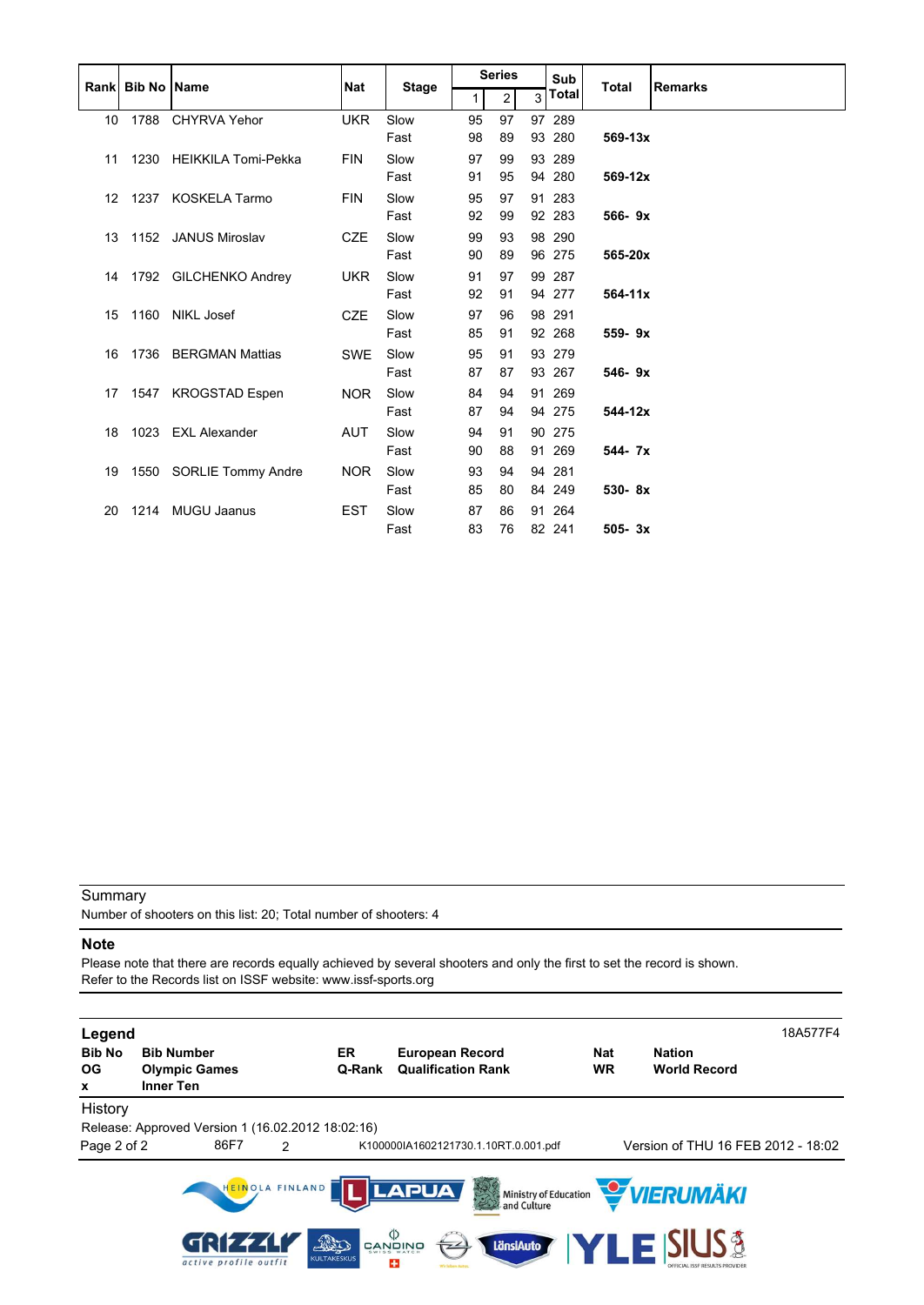| Rank | Bib No | Name | Nat | Stage | Series 1 | Series 2 | Series 3 | Sub Total | Total | Remarks |
|---|---|---|---|---|---|---|---|---|---|---|
| 10 | 1788 | CHYRVA Yehor | UKR | Slow | 95 | 97 | 97 | 289 | | |
| | | | | Fast | 98 | 89 | 93 | 280 | **569-13x** | |
| 11 | 1230 | HEIKKILA Tomi-Pekka | FIN | Slow | 97 | 99 | 93 | 289 | | |
| | | | | Fast | 91 | 95 | 94 | 280 | **569-12x** | |
| 12 | 1237 | KOSKELA Tarmo | FIN | Slow | 95 | 97 | 91 | 283 | | |
| | | | | Fast | 92 | 99 | 92 | 283 | **566- 9x** | |
| 13 | 1152 | JANUS Miroslav | CZE | Slow | 99 | 93 | 98 | 290 | | |
| | | | | Fast | 90 | 89 | 96 | 275 | **565-20x** | |
| 14 | 1792 | GILCHENKO Andrey | UKR | Slow | 91 | 97 | 99 | 287 | | |
| | | | | Fast | 92 | 91 | 94 | 277 | **564-11x** | |
| 15 | 1160 | NIKL Josef | CZE | Slow | 97 | 96 | 98 | 291 | | |
| | | | | Fast | 85 | 91 | 92 | 268 | **559- 9x** | |
| 16 | 1736 | BERGMAN Mattias | SWE | Slow | 95 | 91 | 93 | 279 | | |
| | | | | Fast | 87 | 87 | 93 | 267 | **546- 9x** | |
| 17 | 1547 | KROGSTAD Espen | NOR | Slow | 84 | 94 | 91 | 269 | | |
| | | | | Fast | 87 | 94 | 94 | 275 | **544-12x** | |
| 18 | 1023 | EXL Alexander | AUT | Slow | 94 | 91 | 90 | 275 | | |
| | | | | Fast | 90 | 88 | 91 | 269 | **544- 7x** | |
| 19 | 1550 | SORLIE Tommy Andre | NOR | Slow | 93 | 94 | 94 | 281 | | |
| | | | | Fast | 85 | 80 | 84 | 249 | **530- 8x** | |
| 20 | 1214 | MUGU Jaanus | EST | Slow | 87 | 86 | 91 | 264 | | |
| | | | | Fast | 83 | 76 | 82 | 241 | **505- 3x** | |

Summary

Number of shooters on this list: 20; Total number of shooters: 4

**Note**

Please note that there are records equally achieved by several shooters and only the first to set the record is shown.
Refer to the Records list on ISSF website: www.issf-sports.org

**Legend** 18A577F4

| | | | | | |
|---|---|---|---|---|---|
| **Bib No** | **Bib Number** | **ER** | **European Record** | **Nat** | **Nation** |
| **OG** | **Olympic Games** | **Q-Rank** | **Qualification Rank** | **WR** | **World Record** |
| **x** | **Inner Ten** | | | | |

History

Release: Approved Version 1 (16.02.2012 18:02:16)

86F7 2 K100000IA1602121730.1.10RT.0.001.pdf Version of THU 16 FEB 2012 - 18:02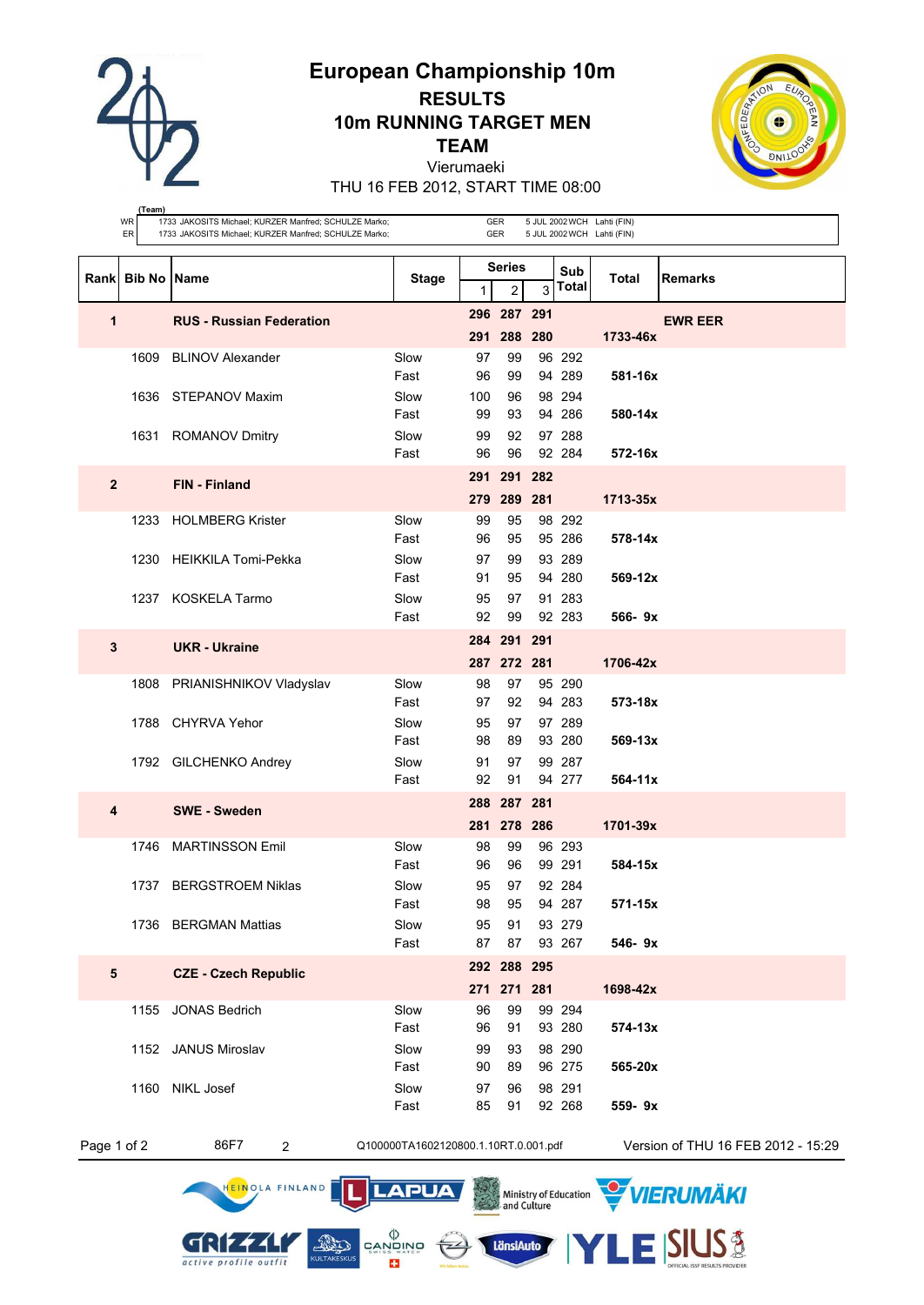# European Championship 10m

## RESULTS

## 10m RUNNING TARGET MEN

## TEAM

Vierumaeki

THU 16 FEB 2012, START TIME 08:00

(Team)

| | | | | |
|---|---|---|---|---|
| WR | 1733 JAKOSITS Michael; KURZER Manfred; SCHULZE Marko; | GER | 5 JUL 2002 WCH | Lahti (FIN) |
| ER | 1733 JAKOSITS Michael; KURZER Manfred; SCHULZE Marko; | GER | 5 JUL 2002 WCH | Lahti (FIN) |

| Rank | Bib No | Name | Stage | Series 1 | 2 | 3 | Sub Total | Total | Remarks |
|---|---|---|---|---|---|---|---|---|---|
| **1** | | **RUS - Russian Federation** | | **296** | **287** | **291** | | | **EWR EER** |
| | | | | **291** | **288** | **280** | | **1733-46x** | |
| | 1609 | BLINOV Alexander | Slow | 97 | 99 | 96 | 292 | | |
| | | | Fast | 96 | 99 | 94 | 289 | **581-16x** | |
| | 1636 | STEPANOV Maxim | Slow | 100 | 96 | 98 | 294 | | |
| | | | Fast | 99 | 93 | 94 | 286 | **580-14x** | |
| | 1631 | ROMANOV Dmitry | Slow | 99 | 92 | 97 | 288 | | |
| | | | Fast | 96 | 96 | 92 | 284 | **572-16x** | |
| **2** | | **FIN - Finland** | | **291** | **291** | **282** | | | |
| | | | | **279** | **289** | **281** | | **1713-35x** | |
| | 1233 | HOLMBERG Krister | Slow | 99 | 95 | 98 | 292 | | |
| | | | Fast | 96 | 95 | 95 | 286 | **578-14x** | |
| | 1230 | HEIKKILA Tomi-Pekka | Slow | 97 | 99 | 93 | 289 | | |
| | | | Fast | 91 | 95 | 94 | 280 | **569-12x** | |
| | 1237 | KOSKELA Tarmo | Slow | 95 | 97 | 91 | 283 | | |
| | | | Fast | 92 | 99 | 92 | 283 | **566- 9x** | |
| **3** | | **UKR - Ukraine** | | **284** | **291** | **291** | | | |
| | | | | **287** | **272** | **281** | | **1706-42x** | |
| | 1808 | PRIANISHNIKOV Vladyslav | Slow | 98 | 97 | 95 | 290 | | |
| | | | Fast | 97 | 92 | 94 | 283 | **573-18x** | |
| | 1788 | CHYRVA Yehor | Slow | 95 | 97 | 97 | 289 | | |
| | | | Fast | 98 | 89 | 93 | 280 | **569-13x** | |
| | 1792 | GILCHENKO Andrey | Slow | 91 | 97 | 99 | 287 | | |
| | | | Fast | 92 | 91 | 94 | 277 | **564-11x** | |
| **4** | | **SWE - Sweden** | | **288** | **287** | **281** | | | |
| | | | | **281** | **278** | **286** | | **1701-39x** | |
| | 1746 | MARTINSSON Emil | Slow | 98 | 99 | 96 | 293 | | |
| | | | Fast | 96 | 96 | 99 | 291 | **584-15x** | |
| | 1737 | BERGSTROEM Niklas | Slow | 95 | 97 | 92 | 284 | | |
| | | | Fast | 98 | 95 | 94 | 287 | **571-15x** | |
| | 1736 | BERGMAN Mattias | Slow | 95 | 91 | 93 | 279 | | |
| | | | Fast | 87 | 87 | 93 | 267 | **546- 9x** | |
| **5** | | **CZE - Czech Republic** | | **292** | **288** | **295** | | | |
| | | | | **271** | **271** | **281** | | **1698-42x** | |
| | 1155 | JONAS Bedrich | Slow | 96 | 99 | 99 | 294 | | |
| | | | Fast | 96 | 91 | 93 | 280 | **574-13x** | |
| | 1152 | JANUS Miroslav | Slow | 99 | 93 | 98 | 290 | | |
| | | | Fast | 90 | 89 | 96 | 275 | **565-20x** | |
| | 1160 | NIKL Josef | Slow | 97 | 96 | 98 | 291 | | |
| | | | Fast | 85 | 91 | 92 | 268 | **559- 9x** | |

86F7 2 Q100000TA1602120800.1.10RT.0.001.pdf Version of THU 16 FEB 2012 - 15:29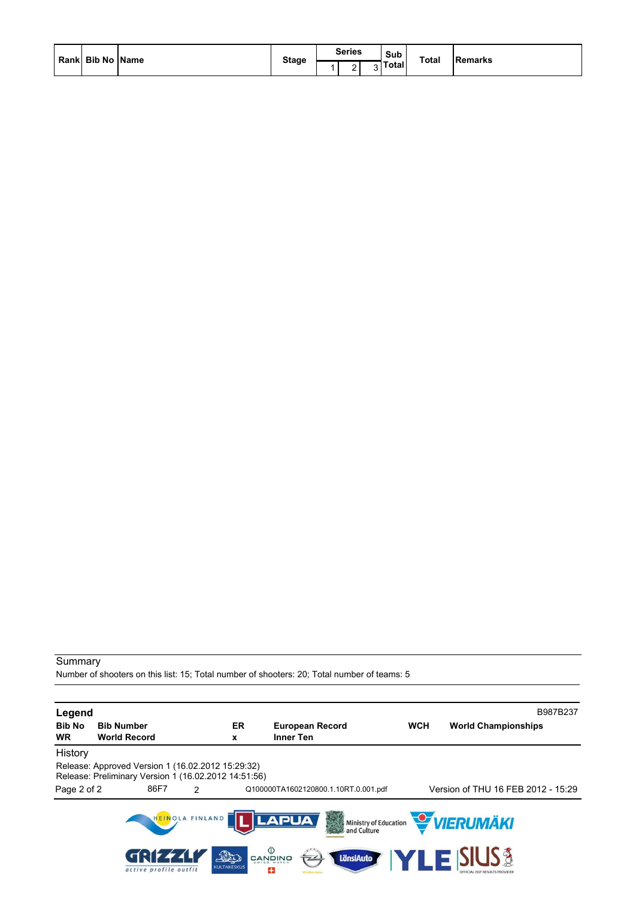| Rank | Bib No | Name | Stage | Series | | | Sub Total | Total | Remarks |
|---|---|---|---|---|---|---|---|---|---|
| | | | | 1 | 2 | 3 | | | |

Summary

Number of shooters on this list: 15; Total number of shooters: 20; Total number of teams: 5

**Legend** B987B237

| | | | | | |
|---|---|---|---|---|---|
| **Bib No** | **Bib Number** | **ER** | **European Record** | **WCH** | **World Championships** |
| **WR** | **World Record** | **x** | **Inner Ten** | | |

History

Release: Approved Version 1 (16.02.2012 15:29:32)
Release: Preliminary Version 1 (16.02.2012 14:51:56)

86F7 2 Q100000TA1602120800.1.10RT.0.001.pdf Version of THU 16 FEB 2012 - 15:29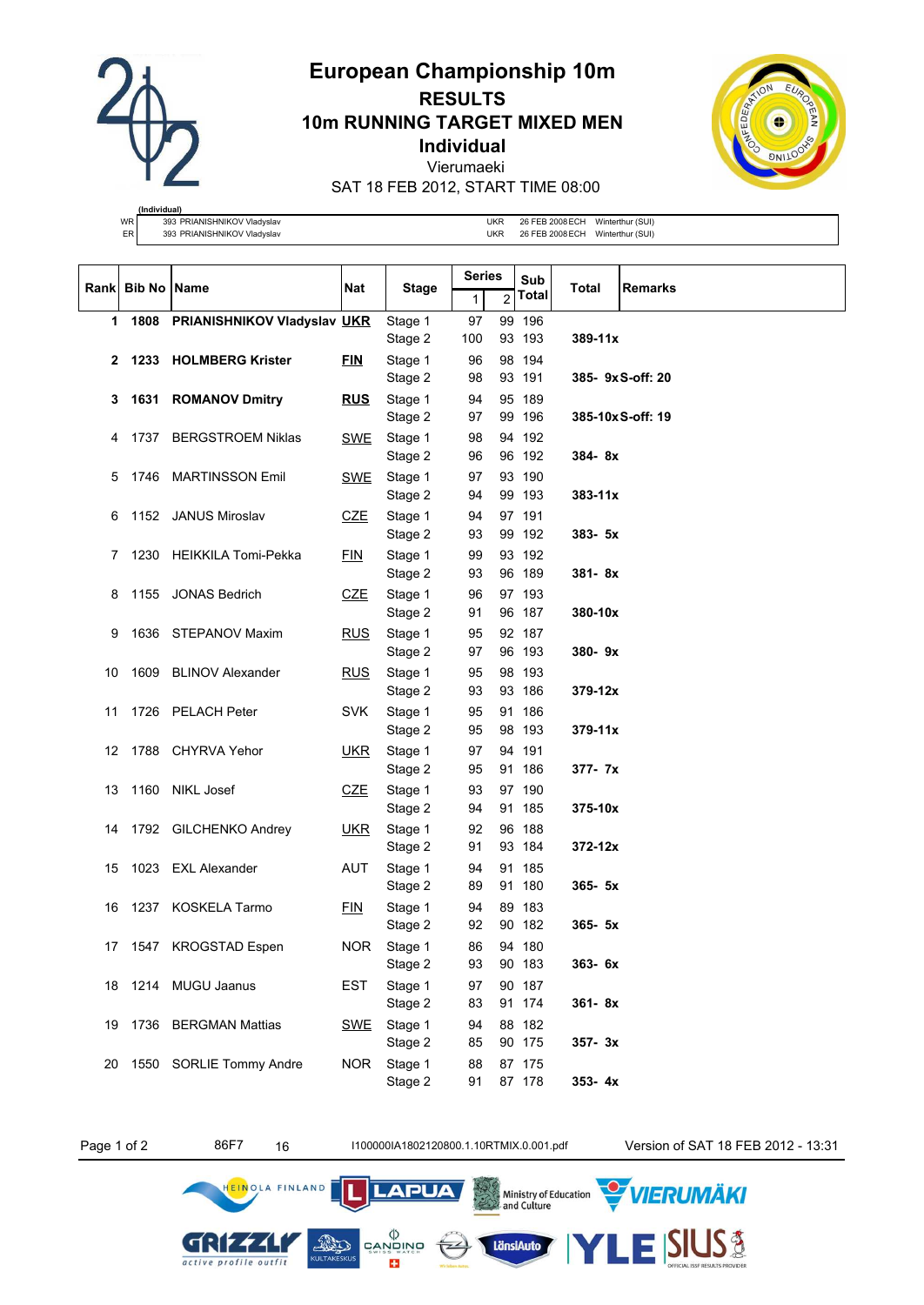# European Championship 10m

## RESULTS

## 10m RUNNING TARGET MIXED MEN

## Individual

Vierumaeki

SAT 18 FEB 2012, START TIME 08:00

(Individual)

| | | | | |
|---|---|---|---|---|
| WR | 393 PRIANISHNIKOV Vladyslav | UKR | 26 FEB 2008 ECH | Winterthur (SUI) |
| ER | 393 PRIANISHNIKOV Vladyslav | UKR | 26 FEB 2008 ECH | Winterthur (SUI) |

| Rank | Bib No | Name | Nat | Stage | Series 1 | Series 2 | Sub Total | Total | Remarks |
|---|---|---|---|---|---|---|---|---|---|
| 1 | 1808 | **PRIANISHNIKOV Vladyslav** | **UKR** | Stage 1 | 97 | 99 | 196 | | |
| | | | | Stage 2 | 100 | 93 | 193 | **389-11x** | |
| 2 | 1233 | **HOLMBERG Krister** | **FIN** | Stage 1 | 96 | 98 | 194 | | |
| | | | | Stage 2 | 98 | 93 | 191 | **385- 9x** | **S-off: 20** |
| 3 | 1631 | **ROMANOV Dmitry** | **RUS** | Stage 1 | 94 | 95 | 189 | | |
| | | | | Stage 2 | 97 | 99 | 196 | **385-10x** | **S-off: 19** |
| 4 | 1737 | BERGSTROEM Niklas | SWE | Stage 1 | 98 | 94 | 192 | | |
| | | | | Stage 2 | 96 | 96 | 192 | **384- 8x** | |
| 5 | 1746 | MARTINSSON Emil | SWE | Stage 1 | 97 | 93 | 190 | | |
| | | | | Stage 2 | 94 | 99 | 193 | **383-11x** | |
| 6 | 1152 | JANUS Miroslav | CZE | Stage 1 | 94 | 97 | 191 | | |
| | | | | Stage 2 | 93 | 99 | 192 | **383- 5x** | |
| 7 | 1230 | HEIKKILA Tomi-Pekka | FIN | Stage 1 | 99 | 93 | 192 | | |
| | | | | Stage 2 | 93 | 96 | 189 | **381- 8x** | |
| 8 | 1155 | JONAS Bedrich | CZE | Stage 1 | 96 | 97 | 193 | | |
| | | | | Stage 2 | 91 | 96 | 187 | **380-10x** | |
| 9 | 1636 | STEPANOV Maxim | RUS | Stage 1 | 95 | 92 | 187 | | |
| | | | | Stage 2 | 97 | 96 | 193 | **380- 9x** | |
| 10 | 1609 | BLINOV Alexander | RUS | Stage 1 | 95 | 98 | 193 | | |
| | | | | Stage 2 | 93 | 93 | 186 | **379-12x** | |
| 11 | 1726 | PELACH Peter | SVK | Stage 1 | 95 | 91 | 186 | | |
| | | | | Stage 2 | 95 | 98 | 193 | **379-11x** | |
| 12 | 1788 | CHYRVA Yehor | UKR | Stage 1 | 97 | 94 | 191 | | |
| | | | | Stage 2 | 95 | 91 | 186 | **377- 7x** | |
| 13 | 1160 | NIKL Josef | CZE | Stage 1 | 93 | 97 | 190 | | |
| | | | | Stage 2 | 94 | 91 | 185 | **375-10x** | |
| 14 | 1792 | GILCHENKO Andrey | UKR | Stage 1 | 92 | 96 | 188 | | |
| | | | | Stage 2 | 91 | 93 | 184 | **372-12x** | |
| 15 | 1023 | EXL Alexander | AUT | Stage 1 | 94 | 91 | 185 | | |
| | | | | Stage 2 | 89 | 91 | 180 | **365- 5x** | |
| 16 | 1237 | KOSKELA Tarmo | FIN | Stage 1 | 94 | 89 | 183 | | |
| | | | | Stage 2 | 92 | 90 | 182 | **365- 5x** | |
| 17 | 1547 | KROGSTAD Espen | NOR | Stage 1 | 86 | 94 | 180 | | |
| | | | | Stage 2 | 93 | 90 | 183 | **363- 6x** | |
| 18 | 1214 | MUGU Jaanus | EST | Stage 1 | 97 | 90 | 187 | | |
| | | | | Stage 2 | 83 | 91 | 174 | **361- 8x** | |
| 19 | 1736 | BERGMAN Mattias | SWE | Stage 1 | 94 | 88 | 182 | | |
| | | | | Stage 2 | 85 | 90 | 175 | **357- 3x** | |
| 20 | 1550 | SORLIE Tommy Andre | NOR | Stage 1 | 88 | 87 | 175 | | |
| | | | | Stage 2 | 91 | 87 | 178 | **353- 4x** | |

86F7 16 I100000IA1802120800.1.10RTMIX.0.001.pdf Version of SAT 18 FEB 2012 - 13:31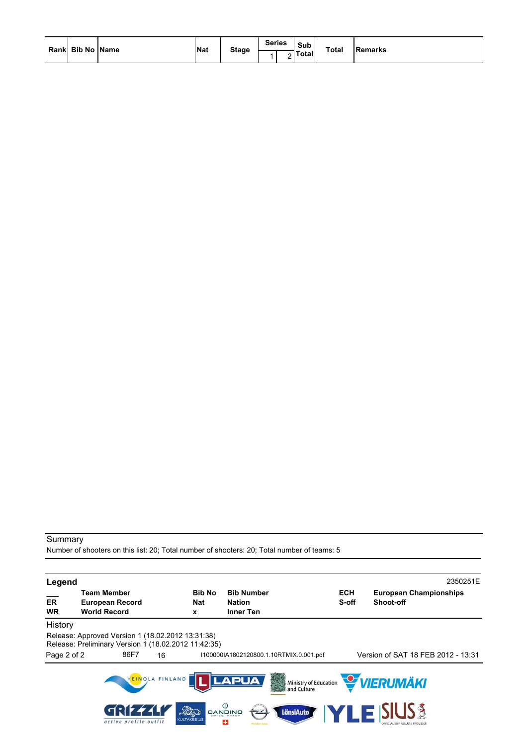| Rank | Bib No | Name | Nat | Stage | Series | | Sub Total | Total | Remarks |
|---|---|---|---|---|---|---|---|---|---|
| | | | | | 1 | 2 | | | |

Summary

Number of shooters on this list: 20; Total number of shooters: 20; Total number of teams: 5

**Legend** 2350251E

| | | | | | |
|---|---|---|---|---|---|
| ___ | **Team Member** | **Bib No** | **Bib Number** | **ECH** | **European Championships** |
| **ER** | **European Record** | **Nat** | **Nation** | **S-off** | **Shoot-off** |
| **WR** | **World Record** | **x** | **Inner Ten** | | |

History

Release: Approved Version 1 (18.02.2012 13:31:38)
Release: Preliminary Version 1 (18.02.2012 11:42:35)

86F7 16 I100000IA1802120800.1.10RTMIX.0.001.pdf Version of SAT 18 FEB 2012 - 13:31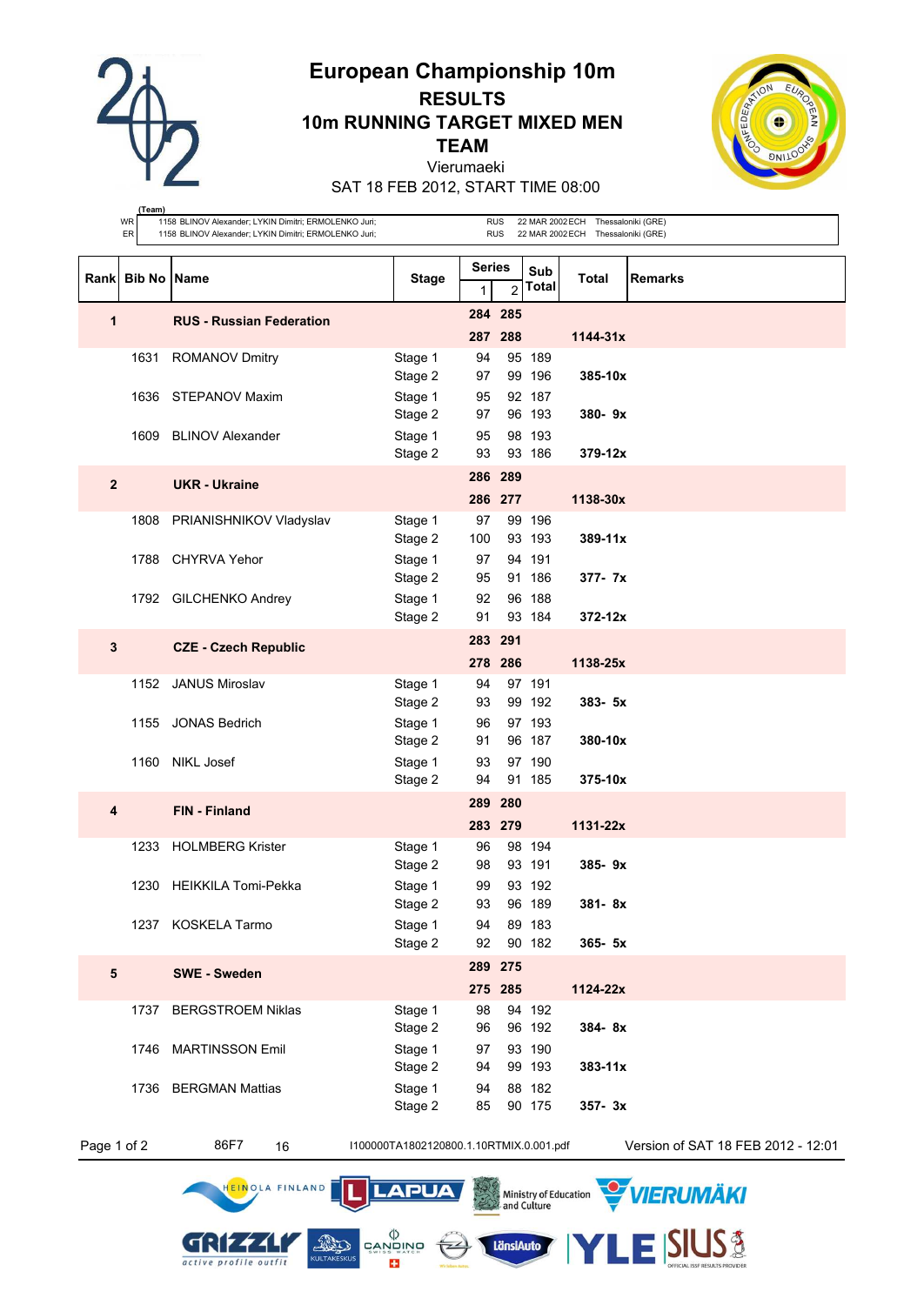# European Championship 10m

## RESULTS

## 10m RUNNING TARGET MIXED MEN TEAM

Vierumaeki

SAT 18 FEB 2012, START TIME 08:00

| (Team) | | | | |
|---|---|---|---|---|
| WR | 1158 BLINOV Alexander; LYKIN Dimitri; ERMOLENKO Juri; | RUS | 22 MAR 2002 ECH | Thessaloniki (GRE) |
| ER | 1158 BLINOV Alexander; LYKIN Dimitri; ERMOLENKO Juri; | RUS | 22 MAR 2002 ECH | Thessaloniki (GRE) |

| Rank | Bib No | Name | Stage | Series 1 | Series 2 | Sub Total | Total | Remarks |
|---|---|---|---|---|---|---|---|---|
| **1** | | **RUS - Russian Federation** | | **284** | **285** | | | |
| | | | | **287** | **288** | | **1144-31x** | |
| | 1631 | ROMANOV Dmitry | Stage 1 | 94 | 95 | 189 | | |
| | | | Stage 2 | 97 | 99 | 196 | **385-10x** | |
| | 1636 | STEPANOV Maxim | Stage 1 | 95 | 92 | 187 | | |
| | | | Stage 2 | 97 | 96 | 193 | **380- 9x** | |
| | 1609 | BLINOV Alexander | Stage 1 | 95 | 98 | 193 | | |
| | | | Stage 2 | 93 | 93 | 186 | **379-12x** | |
| **2** | | **UKR - Ukraine** | | **286** | **289** | | | |
| | | | | **286** | **277** | | **1138-30x** | |
| | 1808 | PRIANISHNIKOV Vladyslav | Stage 1 | 97 | 99 | 196 | | |
| | | | Stage 2 | 100 | 93 | 193 | **389-11x** | |
| | 1788 | CHYRVA Yehor | Stage 1 | 97 | 94 | 191 | | |
| | | | Stage 2 | 95 | 91 | 186 | **377- 7x** | |
| | 1792 | GILCHENKO Andrey | Stage 1 | 92 | 96 | 188 | | |
| | | | Stage 2 | 91 | 93 | 184 | **372-12x** | |
| **3** | | **CZE - Czech Republic** | | **283** | **291** | | | |
| | | | | **278** | **286** | | **1138-25x** | |
| | 1152 | JANUS Miroslav | Stage 1 | 94 | 97 | 191 | | |
| | | | Stage 2 | 93 | 99 | 192 | **383- 5x** | |
| | 1155 | JONAS Bedrich | Stage 1 | 96 | 97 | 193 | | |
| | | | Stage 2 | 91 | 96 | 187 | **380-10x** | |
| | 1160 | NIKL Josef | Stage 1 | 93 | 97 | 190 | | |
| | | | Stage 2 | 94 | 91 | 185 | **375-10x** | |
| **4** | | **FIN - Finland** | | **289** | **280** | | | |
| | | | | **283** | **279** | | **1131-22x** | |
| | 1233 | HOLMBERG Krister | Stage 1 | 96 | 98 | 194 | | |
| | | | Stage 2 | 98 | 93 | 191 | **385- 9x** | |
| | 1230 | HEIKKILA Tomi-Pekka | Stage 1 | 99 | 93 | 192 | | |
| | | | Stage 2 | 93 | 96 | 189 | **381- 8x** | |
| | 1237 | KOSKELA Tarmo | Stage 1 | 94 | 89 | 183 | | |
| | | | Stage 2 | 92 | 90 | 182 | **365- 5x** | |
| **5** | | **SWE - Sweden** | | **289** | **275** | | | |
| | | | | **275** | **285** | | **1124-22x** | |
| | 1737 | BERGSTROEM Niklas | Stage 1 | 98 | 94 | 192 | | |
| | | | Stage 2 | 96 | 96 | 192 | **384- 8x** | |
| | 1746 | MARTINSSON Emil | Stage 1 | 97 | 93 | 190 | | |
| | | | Stage 2 | 94 | 99 | 193 | **383-11x** | |
| | 1736 | BERGMAN Mattias | Stage 1 | 94 | 88 | 182 | | |
| | | | Stage 2 | 85 | 90 | 175 | **357- 3x** | |

86F7 16 I100000TA1802120800.1.10RTMIX.0.001.pdf Version of SAT 18 FEB 2012 - 12:01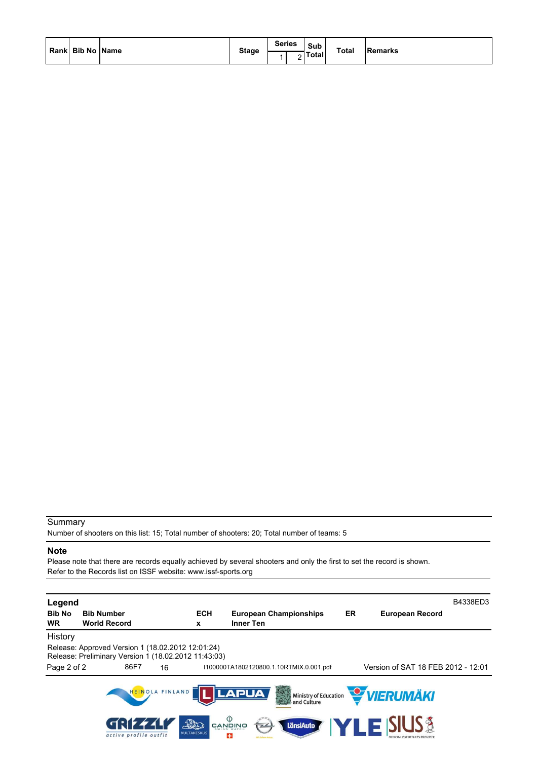| Rank | Bib No | Name | Stage | Series | | Sub Total | Total | Remarks |
|---|---|---|---|---|---|---|---|---|
| | | | | 1 | 2 | | | |

Summary

Number of shooters on this list: 15; Total number of shooters: 20; Total number of teams: 5

**Note**

Please note that there are records equally achieved by several shooters and only the first to set the record is shown.
Refer to the Records list on ISSF website: www.issf-sports.org

**Legend** B4338ED3

| | | | | | |
|---|---|---|---|---|---|
| **Bib No** | **Bib Number** | **ECH** | **European Championships** | **ER** | **European Record** |
| **WR** | **World Record** | **x** | **Inner Ten** | | |

History

Release: Approved Version 1 (18.02.2012 12:01:24)
Release: Preliminary Version 1 (18.02.2012 11:43:03)

86F7 16 I100000TA1802120800.1.10RTMIX.0.001.pdf Version of SAT 18 FEB 2012 - 12:01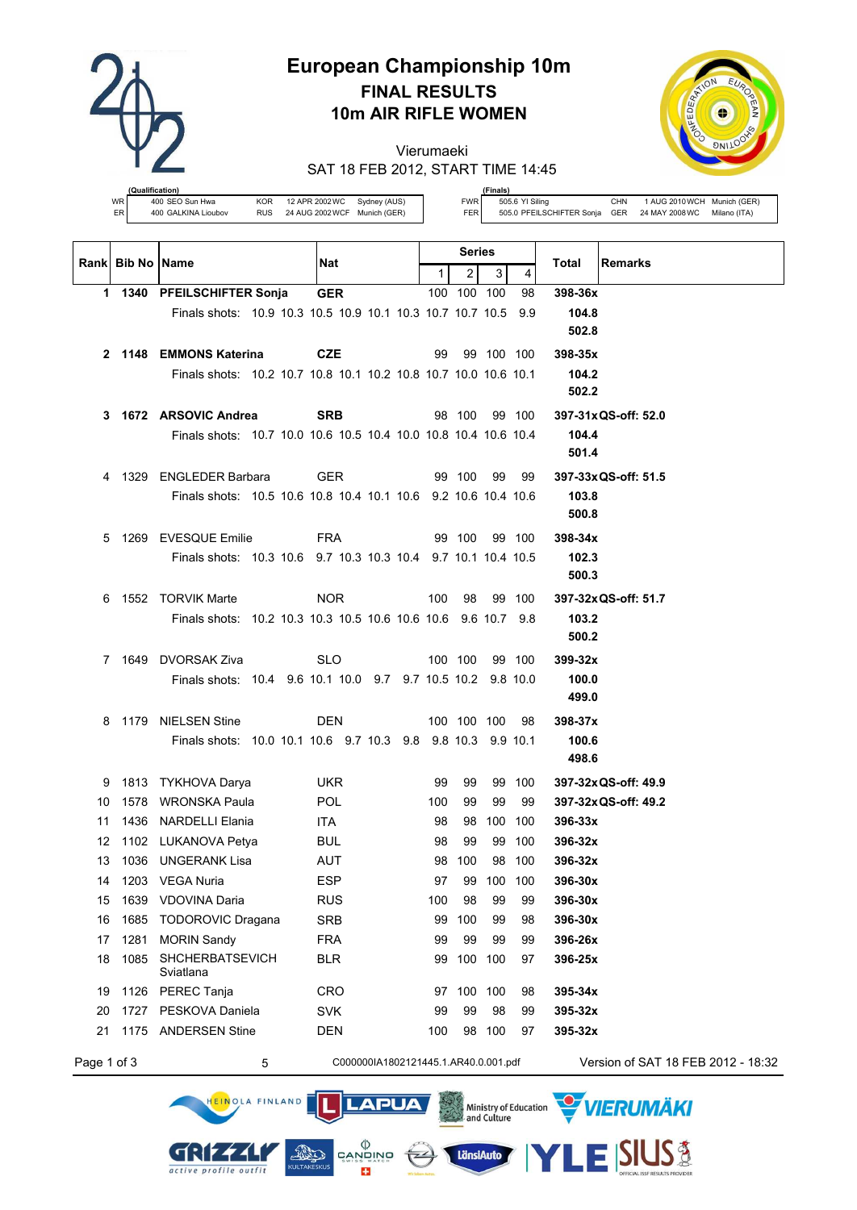# European Championship 10m

## FINAL RESULTS

## 10m AIR RIFLE WOMEN

Vierumaeki

SAT 18 FEB 2012, START TIME 14:45

(Qualification)

| | | | | | |
|---|---|---|---|---|---|
| WR | 400 SEO Sun Hwa | KOR | 12 APR 2002 WC | Sydney (AUS) |
| ER | 400 GALKINA Lioubov | RUS | 24 AUG 2002 WCF | Munich (GER) |

(Finals)

| | | | | |
|---|---|---|---|---|
| FWR | 505.6 YI Siling | CHN | 1 AUG 2010 WCH | Munich (GER) |
| FER | 505.0 PFEILSCHIFTER Sonja | GER | 24 MAY 2008 WC | Milano (ITA) |

| Rank | Bib No | Name | Nat | Series 1 | 2 | 3 | 4 | Total | Remarks |
|---|---|---|---|---|---|---|---|---|---|
| 1 | 1340 | PFEILSCHIFTER Sonja | GER | 100 | 100 | 100 | 98 | 398-36x | |
| | | Finals shots: 10.9 10.3 10.5 10.9 10.1 10.3 10.7 10.7 10.5 9.9 | | | | | | 104.8 | |
| | | | | | | | | 502.8 | |
| 2 | 1148 | EMMONS Katerina | CZE | 99 | 99 | 100 | 100 | 398-35x | |
| | | Finals shots: 10.2 10.7 10.8 10.1 10.2 10.8 10.7 10.0 10.6 10.1 | | | | | | 104.2 | |
| | | | | | | | | 502.2 | |
| 3 | 1672 | ARSOVIC Andrea | SRB | 98 | 100 | 99 | 100 | 397-31x | QS-off: 52.0 |
| | | Finals shots: 10.7 10.0 10.6 10.5 10.4 10.0 10.8 10.4 10.6 10.4 | | | | | | 104.4 | |
| | | | | | | | | 501.4 | |
| 4 | 1329 | ENGLEDER Barbara | GER | 99 | 100 | 99 | 99 | 397-33x | QS-off: 51.5 |
| | | Finals shots: 10.5 10.6 10.8 10.4 10.1 10.6 9.2 10.6 10.4 10.6 | | | | | | 103.8 | |
| | | | | | | | | 500.8 | |
| 5 | 1269 | EVESQUE Emilie | FRA | 99 | 100 | 99 | 100 | 398-34x | |
| | | Finals shots: 10.3 10.6 9.7 10.3 10.3 10.4 9.7 10.1 10.4 10.5 | | | | | | 102.3 | |
| | | | | | | | | 500.3 | |
| 6 | 1552 | TORVIK Marte | NOR | 100 | 98 | 99 | 100 | 397-32x | QS-off: 51.7 |
| | | Finals shots: 10.2 10.3 10.3 10.5 10.6 10.6 10.6 9.6 10.7 9.8 | | | | | | 103.2 | |
| | | | | | | | | 500.2 | |
| 7 | 1649 | DVORSAK Ziva | SLO | 100 | 100 | 99 | 100 | 399-32x | |
| | | Finals shots: 10.4 9.6 10.1 10.0 9.7 9.7 10.5 10.2 9.8 10.0 | | | | | | 100.0 | |
| | | | | | | | | 499.0 | |
| 8 | 1179 | NIELSEN Stine | DEN | 100 | 100 | 100 | 98 | 398-37x | |
| | | Finals shots: 10.0 10.1 10.6 9.7 10.3 9.8 9.8 10.3 9.9 10.1 | | | | | | 100.6 | |
| | | | | | | | | 498.6 | |
| 9 | 1813 | TYKHOVA Darya | UKR | 99 | 99 | 99 | 100 | 397-32x | QS-off: 49.9 |
| 10 | 1578 | WRONSKA Paula | POL | 100 | 99 | 99 | 99 | 397-32x | QS-off: 49.2 |
| 11 | 1436 | NARDELLI Elania | ITA | 98 | 98 | 100 | 100 | 396-33x | |
| 12 | 1102 | LUKANOVA Petya | BUL | 98 | 99 | 99 | 100 | 396-32x | |
| 13 | 1036 | UNGERANK Lisa | AUT | 98 | 100 | 98 | 100 | 396-32x | |
| 14 | 1203 | VEGA Nuria | ESP | 97 | 99 | 100 | 100 | 396-30x | |
| 15 | 1639 | VDOVINA Daria | RUS | 100 | 98 | 99 | 99 | 396-30x | |
| 16 | 1685 | TODOROVIC Dragana | SRB | 99 | 100 | 99 | 98 | 396-30x | |
| 17 | 1281 | MORIN Sandy | FRA | 99 | 99 | 99 | 99 | 396-26x | |
| 18 | 1085 | SHCHERBATSEVICH Sviatlana | BLR | 99 | 100 | 100 | 97 | 396-25x | |
| 19 | 1126 | PEREC Tanja | CRO | 97 | 100 | 100 | 98 | 395-34x | |
| 20 | 1727 | PESKOVA Daniela | SVK | 99 | 99 | 98 | 99 | 395-32x | |
| 21 | 1175 | ANDERSEN Stine | DEN | 100 | 98 | 100 | 97 | 395-32x | |

5 C000000IA1802121445.1.AR40.0.001.pdf Version of SAT 18 FEB 2012 - 18:32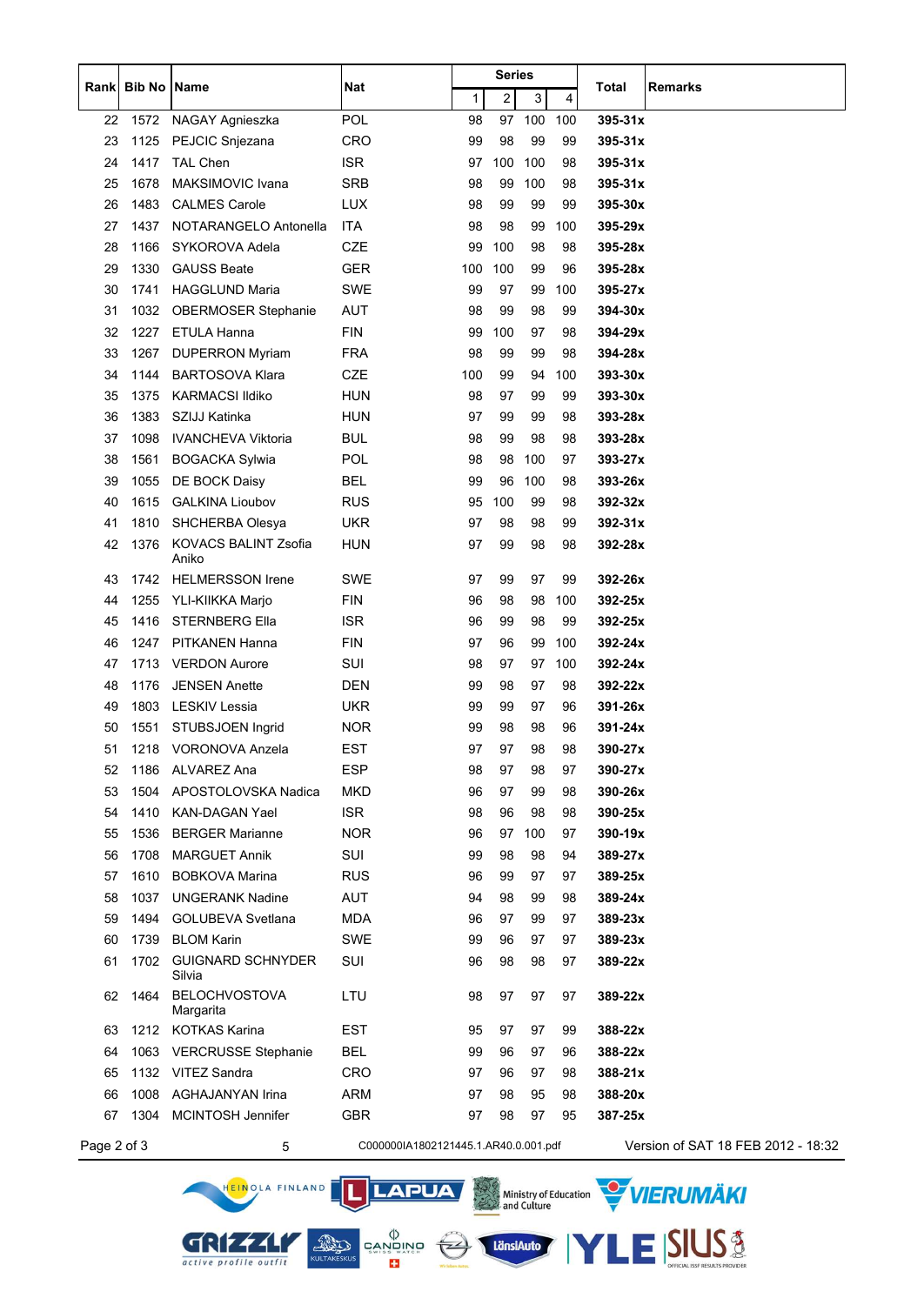| Rank | Bib No | Name | Nat | Series | | | | Total | Remarks |
|---|---|---|---|---|---|---|---|---|---|
| | | | | 1 | 2 | 3 | 4 | | |
| 22 | 1572 | NAGAY Agnieszka | POL | 98 | 97 | 100 | 100 | **395-31x** | |
| 23 | 1125 | PEJCIC Snjezana | CRO | 99 | 98 | 99 | 99 | **395-31x** | |
| 24 | 1417 | TAL Chen | ISR | 97 | 100 | 100 | 98 | **395-31x** | |
| 25 | 1678 | MAKSIMOVIC Ivana | SRB | 98 | 99 | 100 | 98 | **395-31x** | |
| 26 | 1483 | CALMES Carole | LUX | 98 | 99 | 99 | 99 | **395-30x** | |
| 27 | 1437 | NOTARANGELO Antonella | ITA | 98 | 98 | 99 | 100 | **395-29x** | |
| 28 | 1166 | SYKOROVA Adela | CZE | 99 | 100 | 98 | 98 | **395-28x** | |
| 29 | 1330 | GAUSS Beate | GER | 100 | 100 | 99 | 96 | **395-28x** | |
| 30 | 1741 | HAGGLUND Maria | SWE | 99 | 97 | 99 | 100 | **395-27x** | |
| 31 | 1032 | OBERMOSER Stephanie | AUT | 98 | 99 | 98 | 99 | **394-30x** | |
| 32 | 1227 | ETULA Hanna | FIN | 99 | 100 | 97 | 98 | **394-29x** | |
| 33 | 1267 | DUPERRON Myriam | FRA | 98 | 99 | 99 | 98 | **394-28x** | |
| 34 | 1144 | BARTOSOVA Klara | CZE | 100 | 99 | 94 | 100 | **393-30x** | |
| 35 | 1375 | KARMACSI Ildiko | HUN | 98 | 97 | 99 | 99 | **393-30x** | |
| 36 | 1383 | SZIJJ Katinka | HUN | 97 | 99 | 99 | 98 | **393-28x** | |
| 37 | 1098 | IVANCHEVA Viktoria | BUL | 98 | 99 | 98 | 98 | **393-28x** | |
| 38 | 1561 | BOGACKA Sylwia | POL | 98 | 98 | 100 | 97 | **393-27x** | |
| 39 | 1055 | DE BOCK Daisy | BEL | 99 | 96 | 100 | 98 | **393-26x** | |
| 40 | 1615 | GALKINA Lioubov | RUS | 95 | 100 | 99 | 98 | **392-32x** | |
| 41 | 1810 | SHCHERBA Olesya | UKR | 97 | 98 | 98 | 99 | **392-31x** | |
| 42 | 1376 | KOVACS BALINT Zsofia Aniko | HUN | 97 | 99 | 98 | 98 | **392-28x** | |
| 43 | 1742 | HELMERSSON Irene | SWE | 97 | 99 | 97 | 99 | **392-26x** | |
| 44 | 1255 | YLI-KIIKKA Marjo | FIN | 96 | 98 | 98 | 100 | **392-25x** | |
| 45 | 1416 | STERNBERG Ella | ISR | 96 | 99 | 98 | 99 | **392-25x** | |
| 46 | 1247 | PITKANEN Hanna | FIN | 97 | 96 | 99 | 100 | **392-24x** | |
| 47 | 1713 | VERDON Aurore | SUI | 98 | 97 | 97 | 100 | **392-24x** | |
| 48 | 1176 | JENSEN Anette | DEN | 99 | 98 | 97 | 98 | **392-22x** | |
| 49 | 1803 | LESKIV Lessia | UKR | 99 | 99 | 97 | 96 | **391-26x** | |
| 50 | 1551 | STUBSJOEN Ingrid | NOR | 99 | 98 | 98 | 96 | **391-24x** | |
| 51 | 1218 | VORONOVA Anzela | EST | 97 | 97 | 98 | 98 | **390-27x** | |
| 52 | 1186 | ALVAREZ Ana | ESP | 98 | 97 | 98 | 97 | **390-27x** | |
| 53 | 1504 | APOSTOLOVSKA Nadica | MKD | 96 | 97 | 99 | 98 | **390-26x** | |
| 54 | 1410 | KAN-DAGAN Yael | ISR | 98 | 96 | 98 | 98 | **390-25x** | |
| 55 | 1536 | BERGER Marianne | NOR | 96 | 97 | 100 | 97 | **390-19x** | |
| 56 | 1708 | MARGUET Annik | SUI | 99 | 98 | 98 | 94 | **389-27x** | |
| 57 | 1610 | BOBKOVA Marina | RUS | 96 | 99 | 97 | 97 | **389-25x** | |
| 58 | 1037 | UNGERANK Nadine | AUT | 94 | 98 | 99 | 98 | **389-24x** | |
| 59 | 1494 | GOLUBEVA Svetlana | MDA | 96 | 97 | 99 | 97 | **389-23x** | |
| 60 | 1739 | BLOM Karin | SWE | 99 | 96 | 97 | 97 | **389-23x** | |
| 61 | 1702 | GUIGNARD SCHNYDER Silvia | SUI | 96 | 98 | 98 | 97 | **389-22x** | |
| 62 | 1464 | BELOCHVOSTOVA Margarita | LTU | 98 | 97 | 97 | 97 | **389-22x** | |
| 63 | 1212 | KOTKAS Karina | EST | 95 | 97 | 97 | 99 | **388-22x** | |
| 64 | 1063 | VERCRUSSE Stephanie | BEL | 99 | 96 | 97 | 96 | **388-22x** | |
| 65 | 1132 | VITEZ Sandra | CRO | 97 | 96 | 97 | 98 | **388-21x** | |
| 66 | 1008 | AGHAJANYAN Irina | ARM | 97 | 98 | 95 | 98 | **388-20x** | |
| 67 | 1304 | MCINTOSH Jennifer | GBR | 97 | 98 | 97 | 95 | **387-25x** | |

5 C000000IA1802121445.1.AR40.0.001.pdf Version of SAT 18 FEB 2012 - 18:32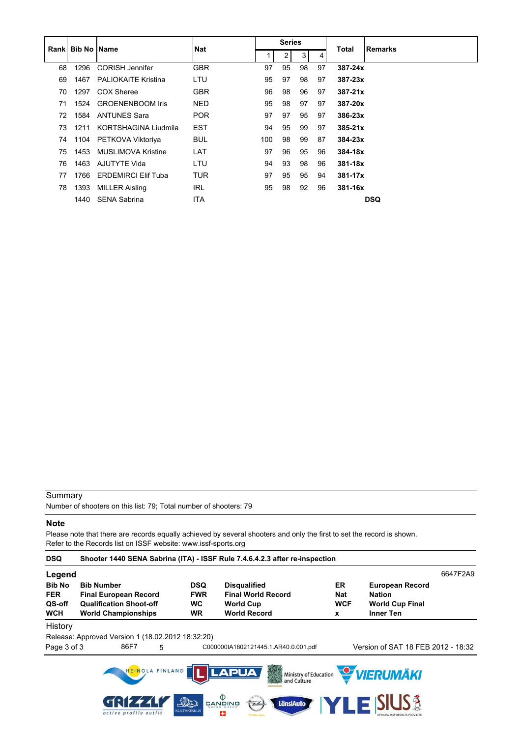| Rank | Bib No | Name | Nat | Series | | | | Total | Remarks |
|---|---|---|---|---|---|---|---|---|---|
| | | | | 1 | 2 | 3 | 4 | | |
| 68 | 1296 | CORISH Jennifer | GBR | 97 | 95 | 98 | 97 | **387-24x** | |
| 69 | 1467 | PALIOKAITE Kristina | LTU | 95 | 97 | 98 | 97 | **387-23x** | |
| 70 | 1297 | COX Sheree | GBR | 96 | 98 | 96 | 97 | **387-21x** | |
| 71 | 1524 | GROENENBOOM Iris | NED | 95 | 98 | 97 | 97 | **387-20x** | |
| 72 | 1584 | ANTUNES Sara | POR | 97 | 97 | 95 | 97 | **386-23x** | |
| 73 | 1211 | KORTSHAGINA Liudmila | EST | 94 | 95 | 99 | 97 | **385-21x** | |
| 74 | 1104 | PETKOVA Viktoriya | BUL | 100 | 98 | 99 | 87 | **384-23x** | |
| 75 | 1453 | MUSLIMOVA Kristine | LAT | 97 | 96 | 95 | 96 | **384-18x** | |
| 76 | 1463 | AJUTYTE Vida | LTU | 94 | 93 | 98 | 96 | **381-18x** | |
| 77 | 1766 | ERDEMIRCI Elif Tuba | TUR | 97 | 95 | 95 | 94 | **381-17x** | |
| 78 | 1393 | MILLER Aisling | IRL | 95 | 98 | 92 | 96 | **381-16x** | |
| | 1440 | SENA Sabrina | ITA | | | | | | **DSQ** |

Summary

Number of shooters on this list: 79; Total number of shooters: 79

**Note**

Please note that there are records equally achieved by several shooters and only the first to set the record is shown.
Refer to the Records list on ISSF website: www.issf-sports.org

| **DSQ** | **Shooter 1440 SENA Sabrina (ITA) - ISSF Rule 7.4.6.4.2.3 after re-inspection** |
|---|---|

**Legend** 6647F2A9

| | | | | | |
|---|---|---|---|---|---|
| **Bib No** | **Bib Number** | **DSQ** | **Disqualified** | **ER** | **European Record** |
| **FER** | **Final European Record** | **FWR** | **Final World Record** | **Nat** | **Nation** |
| **QS-off** | **Qualification Shoot-off** | **WC** | **World Cup** | **WCF** | **World Cup Final** |
| **WCH** | **World Championships** | **WR** | **World Record** | **x** | **Inner Ten** |

History

Release: Approved Version 1 (18.02.2012 18:32:20)

86F7 5 C000000IA1802121445.1.AR40.0.001.pdf Version of SAT 18 FEB 2012 - 18:32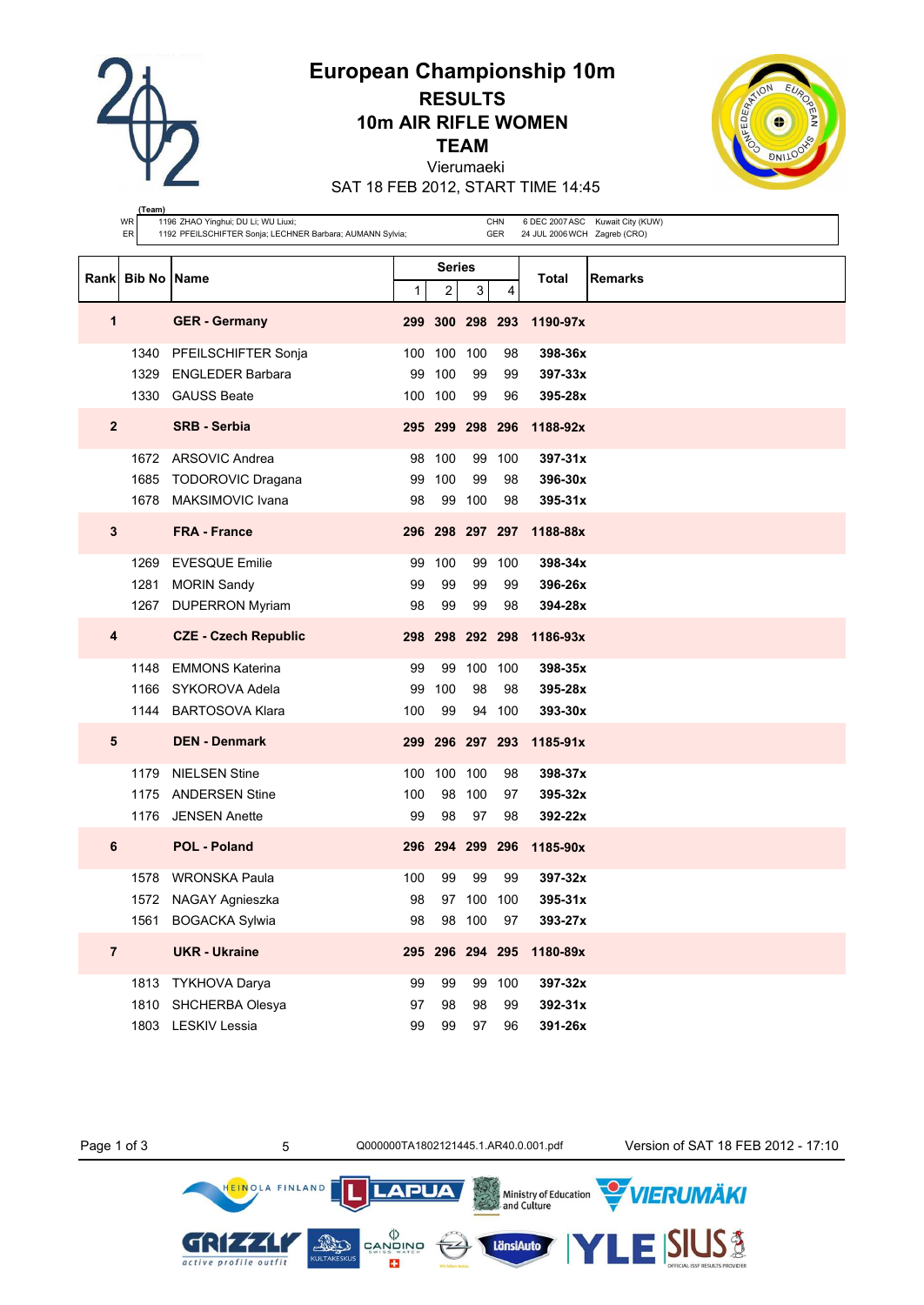# European Championship 10m

## RESULTS

## 10m AIR RIFLE WOMEN

## TEAM

Vierumaeki

SAT 18 FEB 2012, START TIME 14:45

| (Team) | | | | | |
|---|---|---|---|---|---|
| WR | 1196 ZHAO Yinghui; DU Li; WU Liuxi; | CHN | 6 DEC 2007 ASC | Kuwait City (KUW) |
| ER | 1192 PFEILSCHIFTER Sonja; LECHNER Barbara; AUMANN Sylvia; | GER | 24 JUL 2006 WCH | Zagreb (CRO) |

| Rank | Bib No | Name | Series 1 | 2 | 3 | 4 | Total | Remarks |
|---|---|---|---|---|---|---|---|---|
| **1** | | **GER - Germany** | **299** | **300** | **298** | **293** | **1190-97x** | |
| | 1340 | PFEILSCHIFTER Sonja | 100 | 100 | 100 | 98 | **398-36x** | |
| | 1329 | ENGLEDER Barbara | 99 | 100 | 99 | 99 | **397-33x** | |
| | 1330 | GAUSS Beate | 100 | 100 | 99 | 96 | **395-28x** | |
| **2** | | **SRB - Serbia** | **295** | **299** | **298** | **296** | **1188-92x** | |
| | 1672 | ARSOVIC Andrea | 98 | 100 | 99 | 100 | **397-31x** | |
| | 1685 | TODOROVIC Dragana | 99 | 100 | 99 | 98 | **396-30x** | |
| | 1678 | MAKSIMOVIC Ivana | 98 | 99 | 100 | 98 | **395-31x** | |
| **3** | | **FRA - France** | **296** | **298** | **297** | **297** | **1188-88x** | |
| | 1269 | EVESQUE Emilie | 99 | 100 | 99 | 100 | **398-34x** | |
| | 1281 | MORIN Sandy | 99 | 99 | 99 | 99 | **396-26x** | |
| | 1267 | DUPERRON Myriam | 98 | 99 | 99 | 98 | **394-28x** | |
| **4** | | **CZE - Czech Republic** | **298** | **298** | **292** | **298** | **1186-93x** | |
| | 1148 | EMMONS Katerina | 99 | 99 | 100 | 100 | **398-35x** | |
| | 1166 | SYKOROVA Adela | 99 | 100 | 98 | 98 | **395-28x** | |
| | 1144 | BARTOSOVA Klara | 100 | 99 | 94 | 100 | **393-30x** | |
| **5** | | **DEN - Denmark** | **299** | **296** | **297** | **293** | **1185-91x** | |
| | 1179 | NIELSEN Stine | 100 | 100 | 100 | 98 | **398-37x** | |
| | 1175 | ANDERSEN Stine | 100 | 98 | 100 | 97 | **395-32x** | |
| | 1176 | JENSEN Anette | 99 | 98 | 97 | 98 | **392-22x** | |
| **6** | | **POL - Poland** | **296** | **294** | **299** | **296** | **1185-90x** | |
| | 1578 | WRONSKA Paula | 100 | 99 | 99 | 99 | **397-32x** | |
| | 1572 | NAGAY Agnieszka | 98 | 97 | 100 | 100 | **395-31x** | |
| | 1561 | BOGACKA Sylwia | 98 | 98 | 100 | 97 | **393-27x** | |
| **7** | | **UKR - Ukraine** | **295** | **296** | **294** | **295** | **1180-89x** | |
| | 1813 | TYKHOVA Darya | 99 | 99 | 99 | 100 | **397-32x** | |
| | 1810 | SHCHERBA Olesya | 97 | 98 | 98 | 99 | **392-31x** | |
| | 1803 | LESKIV Lessia | 99 | 99 | 97 | 96 | **391-26x** | |

5 Q000000TA1802121445.1.AR40.0.001.pdf Version of SAT 18 FEB 2012 - 17:10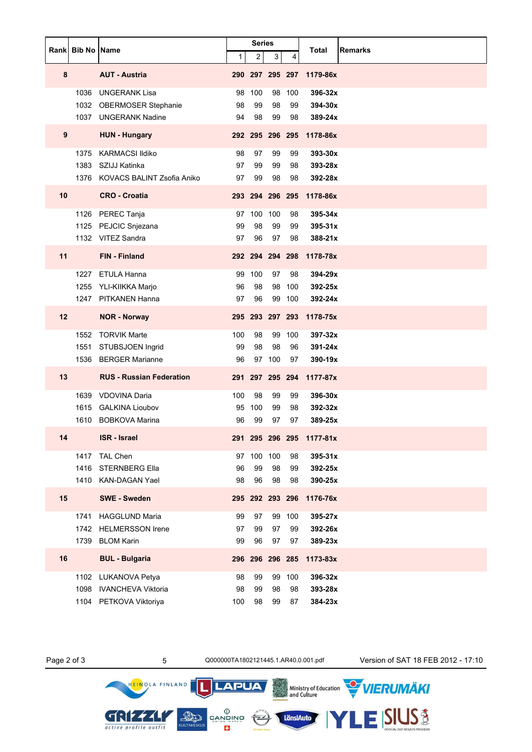| Rank | Bib No | Name | Series | | | | Total | Remarks |
|---|---|---|---|---|---|---|---|---|
| | | | 1 | 2 | 3 | 4 | | |
| **8** | | **AUT - Austria** | **290** | **297** | **295** | **297** | **1179-86x** | |
| | 1036 | UNGERANK Lisa | 98 | 100 | 98 | 100 | **396-32x** | |
| | 1032 | OBERMOSER Stephanie | 98 | 99 | 98 | 99 | **394-30x** | |
| | 1037 | UNGERANK Nadine | 94 | 98 | 99 | 98 | **389-24x** | |
| **9** | | **HUN - Hungary** | **292** | **295** | **296** | **295** | **1178-86x** | |
| | 1375 | KARMACSI Ildiko | 98 | 97 | 99 | 99 | **393-30x** | |
| | 1383 | SZIJJ Katinka | 97 | 99 | 99 | 98 | **393-28x** | |
| | 1376 | KOVACS BALINT Zsofia Aniko | 97 | 99 | 98 | 98 | **392-28x** | |
| **10** | | **CRO - Croatia** | **293** | **294** | **296** | **295** | **1178-86x** | |
| | 1126 | PEREC Tanja | 97 | 100 | 100 | 98 | **395-34x** | |
| | 1125 | PEJCIC Snjezana | 99 | 98 | 99 | 99 | **395-31x** | |
| | 1132 | VITEZ Sandra | 97 | 96 | 97 | 98 | **388-21x** | |
| **11** | | **FIN - Finland** | **292** | **294** | **294** | **298** | **1178-78x** | |
| | 1227 | ETULA Hanna | 99 | 100 | 97 | 98 | **394-29x** | |
| | 1255 | YLI-KIIKKA Marjo | 96 | 98 | 98 | 100 | **392-25x** | |
| | 1247 | PITKANEN Hanna | 97 | 96 | 99 | 100 | **392-24x** | |
| **12** | | **NOR - Norway** | **295** | **293** | **297** | **293** | **1178-75x** | |
| | 1552 | TORVIK Marte | 100 | 98 | 99 | 100 | **397-32x** | |
| | 1551 | STUBSJOEN Ingrid | 99 | 98 | 98 | 96 | **391-24x** | |
| | 1536 | BERGER Marianne | 96 | 97 | 100 | 97 | **390-19x** | |
| **13** | | **RUS - Russian Federation** | **291** | **297** | **295** | **294** | **1177-87x** | |
| | 1639 | VDOVINA Daria | 100 | 98 | 99 | 99 | **396-30x** | |
| | 1615 | GALKINA Lioubov | 95 | 100 | 99 | 98 | **392-32x** | |
| | 1610 | BOBKOVA Marina | 96 | 99 | 97 | 97 | **389-25x** | |
| **14** | | **ISR - Israel** | **291** | **295** | **296** | **295** | **1177-81x** | |
| | 1417 | TAL Chen | 97 | 100 | 100 | 98 | **395-31x** | |
| | 1416 | STERNBERG Ella | 96 | 99 | 98 | 99 | **392-25x** | |
| | 1410 | KAN-DAGAN Yael | 98 | 96 | 98 | 98 | **390-25x** | |
| **15** | | **SWE - Sweden** | **295** | **292** | **293** | **296** | **1176-76x** | |
| | 1741 | HAGGLUND Maria | 99 | 97 | 99 | 100 | **395-27x** | |
| | 1742 | HELMERSSON Irene | 97 | 99 | 97 | 99 | **392-26x** | |
| | 1739 | BLOM Karin | 99 | 96 | 97 | 97 | **389-23x** | |
| **16** | | **BUL - Bulgaria** | **296** | **296** | **296** | **285** | **1173-83x** | |
| | 1102 | LUKANOVA Petya | 98 | 99 | 99 | 100 | **396-32x** | |
| | 1098 | IVANCHEVA Viktoria | 98 | 99 | 98 | 98 | **393-28x** | |
| | 1104 | PETKOVA Viktoriya | 100 | 98 | 99 | 87 | **384-23x** | |

5 Q000000TA1802121445.1.AR40.0.001.pdf Version of SAT 18 FEB 2012 - 17:10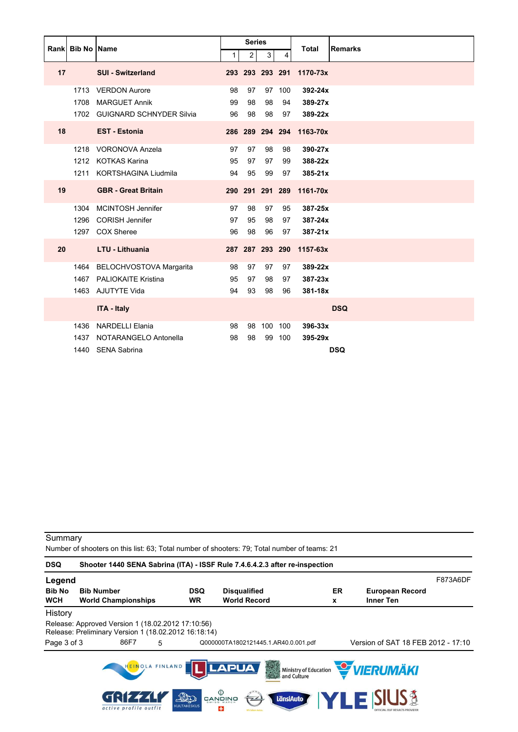| Rank | Bib No | Name | Series | | | | Total | Remarks |
|---|---|---|---|---|---|---|---|---|
| | | | 1 | 2 | 3 | 4 | | |
| **17** | | **SUI - Switzerland** | **293** | **293** | **293** | **291** | **1170-73x** | |
| | 1713 | VERDON Aurore | 98 | 97 | 97 | 100 | **392-24x** | |
| | 1708 | MARGUET Annik | 99 | 98 | 98 | 94 | **389-27x** | |
| | 1702 | GUIGNARD SCHNYDER Silvia | 96 | 98 | 98 | 97 | **389-22x** | |
| **18** | | **EST - Estonia** | **286** | **289** | **294** | **294** | **1163-70x** | |
| | 1218 | VORONOVA Anzela | 97 | 97 | 98 | 98 | **390-27x** | |
| | 1212 | KOTKAS Karina | 95 | 97 | 97 | 99 | **388-22x** | |
| | 1211 | KORTSHAGINA Liudmila | 94 | 95 | 99 | 97 | **385-21x** | |
| **19** | | **GBR - Great Britain** | **290** | **291** | **291** | **289** | **1161-70x** | |
| | 1304 | MCINTOSH Jennifer | 97 | 98 | 97 | 95 | **387-25x** | |
| | 1296 | CORISH Jennifer | 97 | 95 | 98 | 97 | **387-24x** | |
| | 1297 | COX Sheree | 96 | 98 | 96 | 97 | **387-21x** | |
| **20** | | **LTU - Lithuania** | **287** | **287** | **293** | **290** | **1157-63x** | |
| | 1464 | BELOCHVOSTOVA Margarita | 98 | 97 | 97 | 97 | **389-22x** | |
| | 1467 | PALIOKAITE Kristina | 95 | 97 | 98 | 97 | **387-23x** | |
| | 1463 | AJUTYTE Vida | 94 | 93 | 98 | 96 | **381-18x** | |
| | | **ITA - Italy** | | | | | | **DSQ** |
| | 1436 | NARDELLI Elania | 98 | 98 | 100 | 100 | **396-33x** | |
| | 1437 | NOTARANGELO Antonella | 98 | 98 | 99 | 100 | **395-29x** | |
| | 1440 | SENA Sabrina | | | | | | **DSQ** |

Summary

Number of shooters on this list: 63; Total number of shooters: 79; Total number of teams: 21

**DSQ** **Shooter 1440 SENA Sabrina (ITA) - ISSF Rule 7.4.6.4.2.3 after re-inspection**

**Legend** F873A6DF

| | | | | | |
|---|---|---|---|---|---|
| **Bib No** | **Bib Number** | **DSQ** | **Disqualified** | **ER** | **European Record** |
| **WCH** | **World Championships** | **WR** | **World Record** | **x** | **Inner Ten** |

History

Release: Approved Version 1 (18.02.2012 17:10:56)
Release: Preliminary Version 1 (18.02.2012 16:18:14)

86F7 5 Q000000TA1802121445.1.AR40.0.001.pdf Version of SAT 18 FEB 2012 - 17:10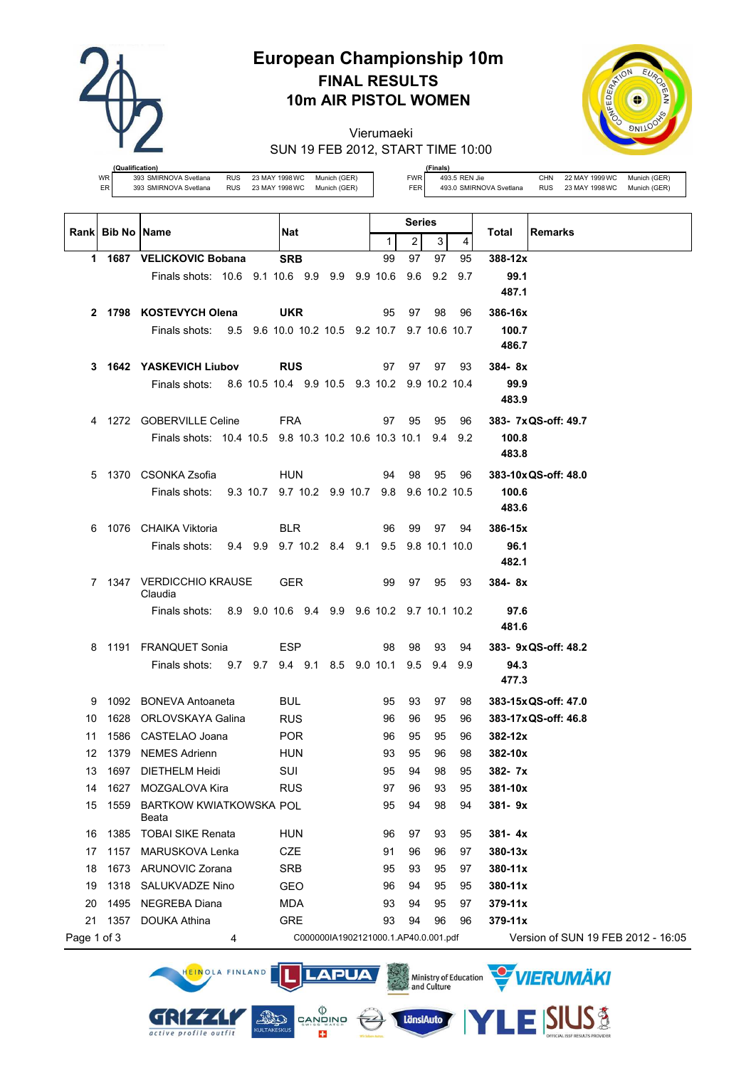# European Championship 10m

## FINAL RESULTS

## 10m AIR PISTOL WOMEN

Vierumaeki

SUN 19 FEB 2012, START TIME 10:00

| (Qualification) | | | | | | (Finals) | | | | |
|---|---|---|---|---|---|---|---|---|---|---|
| WR | 393 SMIRNOVA Svetlana | RUS | 23 MAY 1998 WC | Munich (GER) | FWR | 493.5 REN Jie | CHN | 22 MAY 1999 WC | Munich (GER) |
| ER | 393 SMIRNOVA Svetlana | RUS | 23 MAY 1998 WC | Munich (GER) | FER | 493.0 SMIRNOVA Svetlana | RUS | 23 MAY 1998 WC | Munich (GER) |

| Rank | Bib No | Name | Nat | Series 1 | 2 | 3 | 4 | Total | Remarks |
|---|---|---|---|---|---|---|---|---|---|
| **1** | **1687** | **VELICKOVIC Bobana** | **SRB** | 99 | 97 | 97 | 95 | **388-12x** | |
| | | Finals shots: 10.6 9.1 10.6 9.9 9.9 9.9 10.6 9.6 9.2 9.7 | | | | | | **99.1** | |
| | | | | | | | | **487.1** | |
| **2** | **1798** | **KOSTEVYCH Olena** | **UKR** | 95 | 97 | 98 | 96 | **386-16x** | |
| | | Finals shots: 9.5 9.6 10.0 10.2 10.5 9.2 10.7 9.7 10.6 10.7 | | | | | | **100.7** | |
| | | | | | | | | **486.7** | |
| **3** | **1642** | **YASKEVICH Liubov** | **RUS** | 97 | 97 | 97 | 93 | **384- 8x** | |
| | | Finals shots: 8.6 10.5 10.4 9.9 10.5 9.3 10.2 9.9 10.2 10.4 | | | | | | **99.9** | |
| | | | | | | | | **483.9** | |
| 4 | 1272 | GOBERVILLE Celine | FRA | 97 | 95 | 95 | 96 | **383- 7x** | **QS-off: 49.7** |
| | | Finals shots: 10.4 10.5 9.8 10.3 10.2 10.6 10.3 10.1 9.4 9.2 | | | | | | **100.8** | |
| | | | | | | | | **483.8** | |
| 5 | 1370 | CSONKA Zsofia | HUN | 94 | 98 | 95 | 96 | **383-10x** | **QS-off: 48.0** |
| | | Finals shots: 9.3 10.7 9.7 10.2 9.9 10.7 9.8 9.6 10.2 10.5 | | | | | | **100.6** | |
| | | | | | | | | **483.6** | |
| 6 | 1076 | CHAIKA Viktoria | BLR | 96 | 99 | 97 | 94 | **386-15x** | |
| | | Finals shots: 9.4 9.9 9.7 10.2 8.4 9.1 9.5 9.8 10.1 10.0 | | | | | | **96.1** | |
| | | | | | | | | **482.1** | |
| 7 | 1347 | VERDICCHIO KRAUSE Claudia | GER | 99 | 97 | 95 | 93 | **384- 8x** | |
| | | Finals shots: 8.9 9.0 10.6 9.4 9.9 9.6 10.2 9.7 10.1 10.2 | | | | | | **97.6** | |
| | | | | | | | | **481.6** | |
| 8 | 1191 | FRANQUET Sonia | ESP | 98 | 98 | 93 | 94 | **383- 9x** | **QS-off: 48.2** |
| | | Finals shots: 9.7 9.7 9.4 9.1 8.5 9.0 10.1 9.5 9.4 9.9 | | | | | | **94.3** | |
| | | | | | | | | **477.3** | |
| 9 | 1092 | BONEVA Antoaneta | BUL | 95 | 93 | 97 | 98 | **383-15x** | **QS-off: 47.0** |
| 10 | 1628 | ORLOVSKAYA Galina | RUS | 96 | 96 | 95 | 96 | **383-17x** | **QS-off: 46.8** |
| 11 | 1586 | CASTELAO Joana | POR | 96 | 95 | 95 | 96 | **382-12x** | |
| 12 | 1379 | NEMES Adrienn | HUN | 93 | 95 | 96 | 98 | **382-10x** | |
| 13 | 1697 | DIETHELM Heidi | SUI | 95 | 94 | 98 | 95 | **382- 7x** | |
| 14 | 1627 | MOZGALOVA Kira | RUS | 97 | 96 | 93 | 95 | **381-10x** | |
| 15 | 1559 | BARTKOW KWIATKOWSKA Beata | POL | 95 | 94 | 98 | 94 | **381- 9x** | |
| 16 | 1385 | TOBAI SIKE Renata | HUN | 96 | 97 | 93 | 95 | **381- 4x** | |
| 17 | 1157 | MARUSKOVA Lenka | CZE | 91 | 96 | 96 | 97 | **380-13x** | |
| 18 | 1673 | ARUNOVIC Zorana | SRB | 95 | 93 | 95 | 97 | **380-11x** | |
| 19 | 1318 | SALUKVADZE Nino | GEO | 96 | 94 | 95 | 95 | **380-11x** | |
| 20 | 1495 | NEGREBA Diana | MDA | 93 | 94 | 95 | 97 | **379-11x** | |
| 21 | 1357 | DOUKA Athina | GRE | 93 | 94 | 96 | 96 | **379-11x** | |

4 C000000IA1902121000.1.AP40.0.001.pdf Version of SUN 19 FEB 2012 - 16:05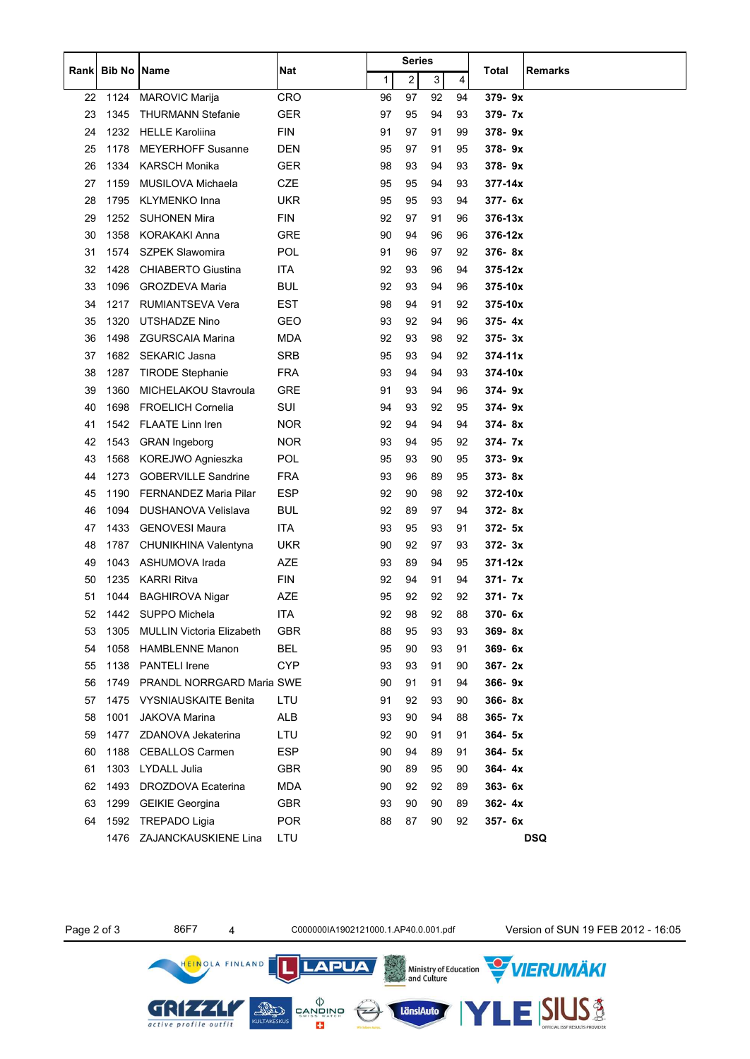| Rank | Bib No | Name | Nat | Series | | | | Total | Remarks |
|---|---|---|---|---|---|---|---|---|---|
| | | | | 1 | 2 | 3 | 4 | | |
| 22 | 1124 | MAROVIC Marija | CRO | 96 | 97 | 92 | 94 | **379- 9x** | |
| 23 | 1345 | THURMANN Stefanie | GER | 97 | 95 | 94 | 93 | **379- 7x** | |
| 24 | 1232 | HELLE Karoliina | FIN | 91 | 97 | 91 | 99 | **378- 9x** | |
| 25 | 1178 | MEYERHOFF Susanne | DEN | 95 | 97 | 91 | 95 | **378- 9x** | |
| 26 | 1334 | KARSCH Monika | GER | 98 | 93 | 94 | 93 | **378- 9x** | |
| 27 | 1159 | MUSILOVA Michaela | CZE | 95 | 95 | 94 | 93 | **377-14x** | |
| 28 | 1795 | KLYMENKO Inna | UKR | 95 | 95 | 93 | 94 | **377- 6x** | |
| 29 | 1252 | SUHONEN Mira | FIN | 92 | 97 | 91 | 96 | **376-13x** | |
| 30 | 1358 | KORAKAKI Anna | GRE | 90 | 94 | 96 | 96 | **376-12x** | |
| 31 | 1574 | SZPEK Slawomira | POL | 91 | 96 | 97 | 92 | **376- 8x** | |
| 32 | 1428 | CHIABERTO Giustina | ITA | 92 | 93 | 96 | 94 | **375-12x** | |
| 33 | 1096 | GROZDEVA Maria | BUL | 92 | 93 | 94 | 96 | **375-10x** | |
| 34 | 1217 | RUMIANTSEVA Vera | EST | 98 | 94 | 91 | 92 | **375-10x** | |
| 35 | 1320 | UTSHADZE Nino | GEO | 93 | 92 | 94 | 96 | **375- 4x** | |
| 36 | 1498 | ZGURSCAIA Marina | MDA | 92 | 93 | 98 | 92 | **375- 3x** | |
| 37 | 1682 | SEKARIC Jasna | SRB | 95 | 93 | 94 | 92 | **374-11x** | |
| 38 | 1287 | TIRODE Stephanie | FRA | 93 | 94 | 94 | 93 | **374-10x** | |
| 39 | 1360 | MICHELAKOU Stavroula | GRE | 91 | 93 | 94 | 96 | **374- 9x** | |
| 40 | 1698 | FROELICH Cornelia | SUI | 94 | 93 | 92 | 95 | **374- 9x** | |
| 41 | 1542 | FLAATE Linn Iren | NOR | 92 | 94 | 94 | 94 | **374- 8x** | |
| 42 | 1543 | GRAN Ingeborg | NOR | 93 | 94 | 95 | 92 | **374- 7x** | |
| 43 | 1568 | KOREJWO Agnieszka | POL | 95 | 93 | 90 | 95 | **373- 9x** | |
| 44 | 1273 | GOBERVILLE Sandrine | FRA | 93 | 96 | 89 | 95 | **373- 8x** | |
| 45 | 1190 | FERNANDEZ Maria Pilar | ESP | 92 | 90 | 98 | 92 | **372-10x** | |
| 46 | 1094 | DUSHANOVA Velislava | BUL | 92 | 89 | 97 | 94 | **372- 8x** | |
| 47 | 1433 | GENOVESI Maura | ITA | 93 | 95 | 93 | 91 | **372- 5x** | |
| 48 | 1787 | CHUNIKHINA Valentyna | UKR | 90 | 92 | 97 | 93 | **372- 3x** | |
| 49 | 1043 | ASHUMOVA Irada | AZE | 93 | 89 | 94 | 95 | **371-12x** | |
| 50 | 1235 | KARRI Ritva | FIN | 92 | 94 | 91 | 94 | **371- 7x** | |
| 51 | 1044 | BAGHIROVA Nigar | AZE | 95 | 92 | 92 | 92 | **371- 7x** | |
| 52 | 1442 | SUPPO Michela | ITA | 92 | 98 | 92 | 88 | **370- 6x** | |
| 53 | 1305 | MULLIN Victoria Elizabeth | GBR | 88 | 95 | 93 | 93 | **369- 8x** | |
| 54 | 1058 | HAMBLENNE Manon | BEL | 95 | 90 | 93 | 91 | **369- 6x** | |
| 55 | 1138 | PANTELI Irene | CYP | 93 | 93 | 91 | 90 | **367- 2x** | |
| 56 | 1749 | PRANDL NORRGARD Maria | SWE | 90 | 91 | 91 | 94 | **366- 9x** | |
| 57 | 1475 | VYSNIAUSKAITE Benita | LTU | 91 | 92 | 93 | 90 | **366- 8x** | |
| 58 | 1001 | JAKOVA Marina | ALB | 93 | 90 | 94 | 88 | **365- 7x** | |
| 59 | 1477 | ZDANOVA Jekaterina | LTU | 92 | 90 | 91 | 91 | **364- 5x** | |
| 60 | 1188 | CEBALLOS Carmen | ESP | 90 | 94 | 89 | 91 | **364- 5x** | |
| 61 | 1303 | LYDALL Julia | GBR | 90 | 89 | 95 | 90 | **364- 4x** | |
| 62 | 1493 | DROZDOVA Ecaterina | MDA | 90 | 92 | 92 | 89 | **363- 6x** | |
| 63 | 1299 | GEIKIE Georgina | GBR | 93 | 90 | 90 | 89 | **362- 4x** | |
| 64 | 1592 | TREPADO Ligia | POR | 88 | 87 | 90 | 92 | **357- 6x** | |
| | 1476 | ZAJANCKAUSKIENE Lina | LTU | | | | | | **DSQ** |

86F7 4 C000000IA1902121000.1.AP40.0.001.pdf Version of SUN 19 FEB 2012 - 16:05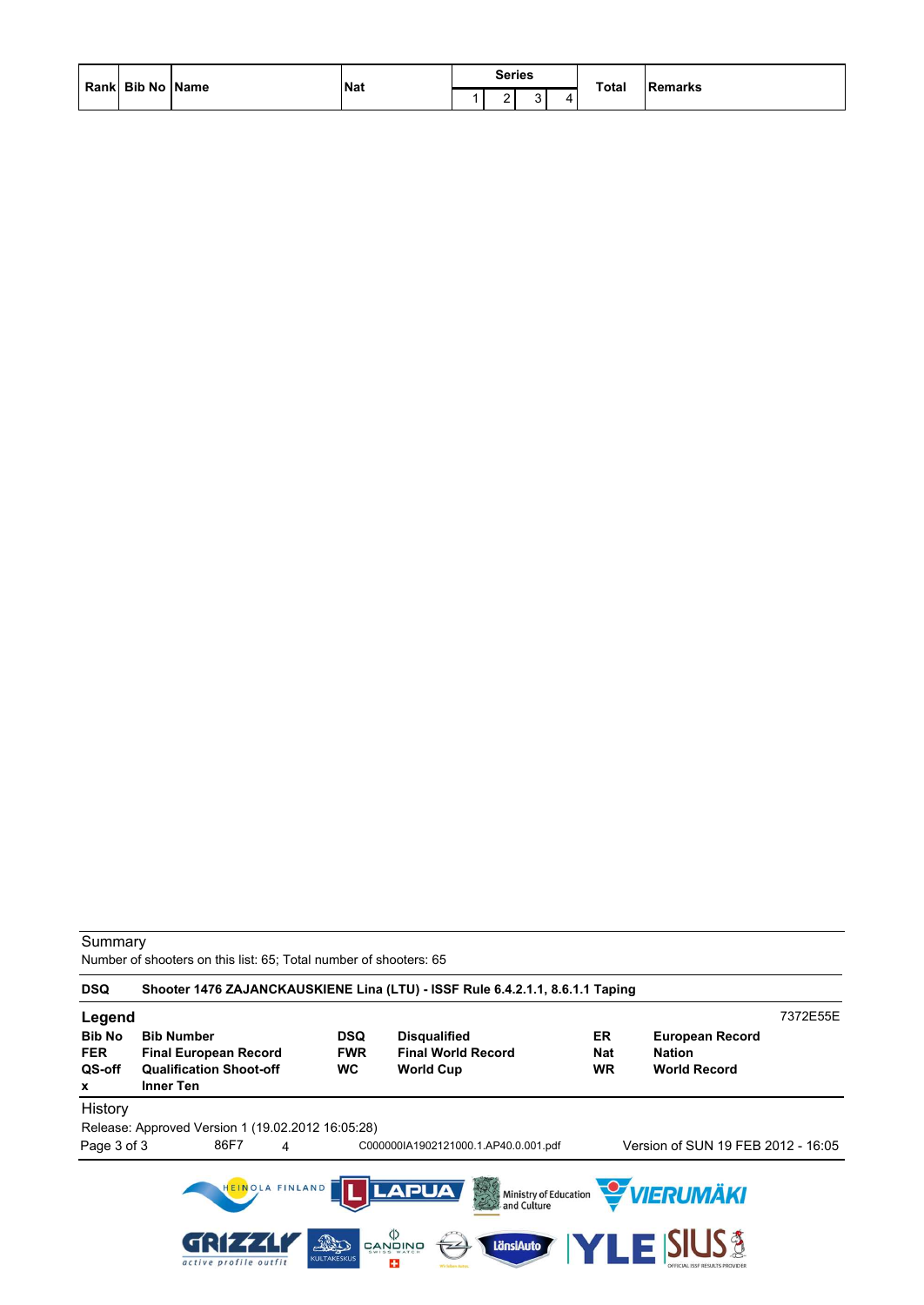| Rank | Bib No | Name | Nat | Series | | | | Total | Remarks |
|---|---|---|---|---|---|---|---|---|---|
| | | | | 1 | 2 | 3 | 4 | | |

Summary

Number of shooters on this list: 65; Total number of shooters: 65

| | |
|---|---|
| **DSQ** | **Shooter 1476 ZAJANCKAUSKIENE Lina (LTU) - ISSF Rule 6.4.2.1.1, 8.6.1.1 Taping** |

**Legend**

7372E55E

| | | | | | |
|---|---|---|---|---|---|
| **Bib No** | **Bib Number** | **DSQ** | **Disqualified** | **ER** | **European Record** |
| **FER** | **Final European Record** | **FWR** | **Final World Record** | **Nat** | **Nation** |
| **QS-off** | **Qualification Shoot-off** | **WC** | **World Cup** | **WR** | **World Record** |
| **x** | **Inner Ten** | | | | |

History

Release: Approved Version 1 (19.02.2012 16:05:28)

86F7 4 C000000IA1902121000.1.AP40.0.001.pdf Version of SUN 19 FEB 2012 - 16:05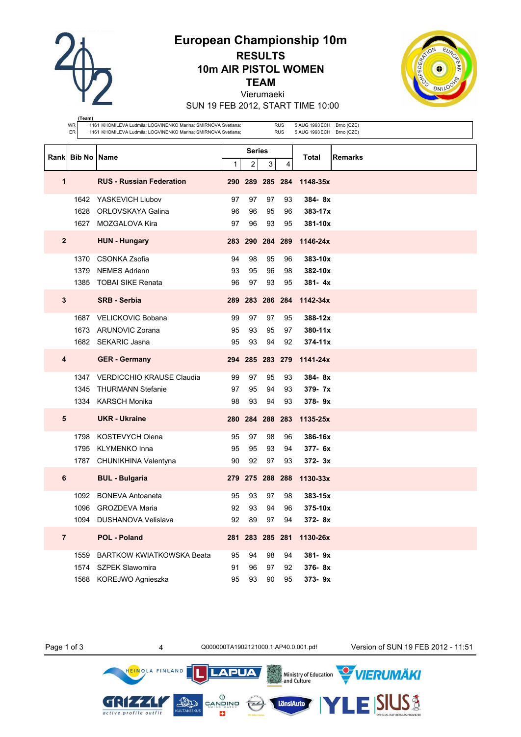# European Championship 10m

## RESULTS

## 10m AIR PISTOL WOMEN

## TEAM

Vierumaeki

SUN 19 FEB 2012, START TIME 10:00

(Team)

| | | | | |
|---|---|---|---|---|
| WR | 1161 KHOMILEVA Ludmila; LOGVINENKO Marina; SMIRNOVA Svetlana; | RUS | 5 AUG 1993 ECH | Brno (CZE) |
| ER | 1161 KHOMILEVA Ludmila; LOGVINENKO Marina; SMIRNOVA Svetlana; | RUS | 5 AUG 1993 ECH | Brno (CZE) |

| Rank | Bib No | Name | Series 1 | 2 | 3 | 4 | Total | Remarks |
|---|---|---|---|---|---|---|---|---|
| **1** | | **RUS - Russian Federation** | **290** | **289** | **285** | **284** | **1148-35x** | |
| | 1642 | YASKEVICH Liubov | 97 | 97 | 97 | 93 | **384- 8x** | |
| | 1628 | ORLOVSKAYA Galina | 96 | 96 | 95 | 96 | **383-17x** | |
| | 1627 | MOZGALOVA Kira | 97 | 96 | 93 | 95 | **381-10x** | |
| **2** | | **HUN - Hungary** | **283** | **290** | **284** | **289** | **1146-24x** | |
| | 1370 | CSONKA Zsofia | 94 | 98 | 95 | 96 | **383-10x** | |
| | 1379 | NEMES Adrienn | 93 | 95 | 96 | 98 | **382-10x** | |
| | 1385 | TOBAI SIKE Renata | 96 | 97 | 93 | 95 | **381- 4x** | |
| **3** | | **SRB - Serbia** | **289** | **283** | **286** | **284** | **1142-34x** | |
| | 1687 | VELICKOVIC Bobana | 99 | 97 | 97 | 95 | **388-12x** | |
| | 1673 | ARUNOVIC Zorana | 95 | 93 | 95 | 97 | **380-11x** | |
| | 1682 | SEKARIC Jasna | 95 | 93 | 94 | 92 | **374-11x** | |
| **4** | | **GER - Germany** | **294** | **285** | **283** | **279** | **1141-24x** | |
| | 1347 | VERDICCHIO KRAUSE Claudia | 99 | 97 | 95 | 93 | **384- 8x** | |
| | 1345 | THURMANN Stefanie | 97 | 95 | 94 | 93 | **379- 7x** | |
| | 1334 | KARSCH Monika | 98 | 93 | 94 | 93 | **378- 9x** | |
| **5** | | **UKR - Ukraine** | **280** | **284** | **288** | **283** | **1135-25x** | |
| | 1798 | KOSTEVYCH Olena | 95 | 97 | 98 | 96 | **386-16x** | |
| | 1795 | KLYMENKO Inna | 95 | 95 | 93 | 94 | **377- 6x** | |
| | 1787 | CHUNIKHINA Valentyna | 90 | 92 | 97 | 93 | **372- 3x** | |
| **6** | | **BUL - Bulgaria** | **279** | **275** | **288** | **288** | **1130-33x** | |
| | 1092 | BONEVA Antoaneta | 95 | 93 | 97 | 98 | **383-15x** | |
| | 1096 | GROZDEVA Maria | 92 | 93 | 94 | 96 | **375-10x** | |
| | 1094 | DUSHANOVA Velislava | 92 | 89 | 97 | 94 | **372- 8x** | |
| **7** | | **POL - Poland** | **281** | **283** | **285** | **281** | **1130-26x** | |
| | 1559 | BARTKOW KWIATKOWSKA Beata | 95 | 94 | 98 | 94 | **381- 9x** | |
| | 1574 | SZPEK Slawomira | 91 | 96 | 97 | 92 | **376- 8x** | |
| | 1568 | KOREJWO Agnieszka | 95 | 93 | 90 | 95 | **373- 9x** | |

4 Q000000TA1902121000.1.AP40.0.001.pdf Version of SUN 19 FEB 2012 - 11:51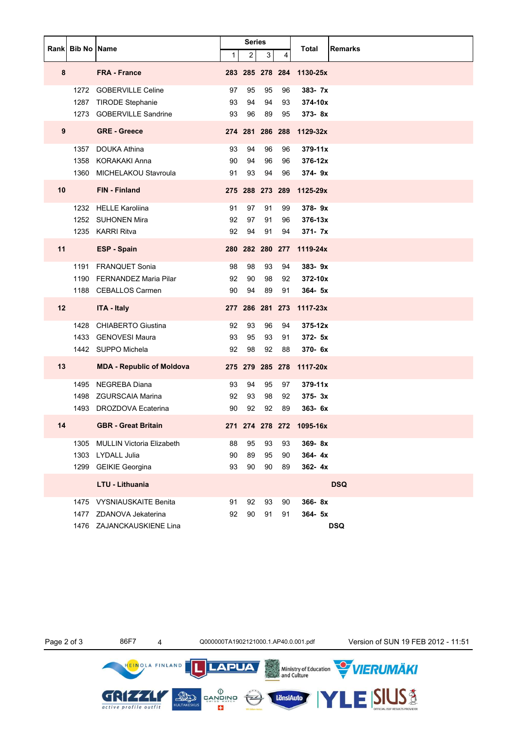| Rank | Bib No | Name | Series 1 | Series 2 | Series 3 | Series 4 | Total | Remarks |
|---|---|---|---|---|---|---|---|---|
| **8** | | **FRA - France** | **283** | **285** | **278** | **284** | **1130-25x** | |
| | 1272 | GOBERVILLE Celine | 97 | 95 | 95 | 96 | **383- 7x** | |
| | 1287 | TIRODE Stephanie | 93 | 94 | 94 | 93 | **374-10x** | |
| | 1273 | GOBERVILLE Sandrine | 93 | 96 | 89 | 95 | **373- 8x** | |
| **9** | | **GRE - Greece** | **274** | **281** | **286** | **288** | **1129-32x** | |
| | 1357 | DOUKA Athina | 93 | 94 | 96 | 96 | **379-11x** | |
| | 1358 | KORAKAKI Anna | 90 | 94 | 96 | 96 | **376-12x** | |
| | 1360 | MICHELAKOU Stavroula | 91 | 93 | 94 | 96 | **374- 9x** | |
| **10** | | **FIN - Finland** | **275** | **288** | **273** | **289** | **1125-29x** | |
| | 1232 | HELLE Karoliina | 91 | 97 | 91 | 99 | **378- 9x** | |
| | 1252 | SUHONEN Mira | 92 | 97 | 91 | 96 | **376-13x** | |
| | 1235 | KARRI Ritva | 92 | 94 | 91 | 94 | **371- 7x** | |
| **11** | | **ESP - Spain** | **280** | **282** | **280** | **277** | **1119-24x** | |
| | 1191 | FRANQUET Sonia | 98 | 98 | 93 | 94 | **383- 9x** | |
| | 1190 | FERNANDEZ Maria Pilar | 92 | 90 | 98 | 92 | **372-10x** | |
| | 1188 | CEBALLOS Carmen | 90 | 94 | 89 | 91 | **364- 5x** | |
| **12** | | **ITA - Italy** | **277** | **286** | **281** | **273** | **1117-23x** | |
| | 1428 | CHIABERTO Giustina | 92 | 93 | 96 | 94 | **375-12x** | |
| | 1433 | GENOVESI Maura | 93 | 95 | 93 | 91 | **372- 5x** | |
| | 1442 | SUPPO Michela | 92 | 98 | 92 | 88 | **370- 6x** | |
| **13** | | **MDA - Republic of Moldova** | **275** | **279** | **285** | **278** | **1117-20x** | |
| | 1495 | NEGREBA Diana | 93 | 94 | 95 | 97 | **379-11x** | |
| | 1498 | ZGURSCAIA Marina | 92 | 93 | 98 | 92 | **375- 3x** | |
| | 1493 | DROZDOVA Ecaterina | 90 | 92 | 92 | 89 | **363- 6x** | |
| **14** | | **GBR - Great Britain** | **271** | **274** | **278** | **272** | **1095-16x** | |
| | 1305 | MULLIN Victoria Elizabeth | 88 | 95 | 93 | 93 | **369- 8x** | |
| | 1303 | LYDALL Julia | 90 | 89 | 95 | 90 | **364- 4x** | |
| | 1299 | GEIKIE Georgina | 93 | 90 | 90 | 89 | **362- 4x** | |
| | | **LTU - Lithuania** | | | | | | **DSQ** |
| | 1475 | VYSNIAUSKAITE Benita | 91 | 92 | 93 | 90 | **366- 8x** | |
| | 1477 | ZDANOVA Jekaterina | 92 | 90 | 91 | 91 | **364- 5x** | |
| | 1476 | ZAJANCKAUSKIENE Lina | | | | | | **DSQ** |

86F7 4 Q000000TA1902121000.1.AP40.0.001.pdf Version of SUN 19 FEB 2012 - 11:51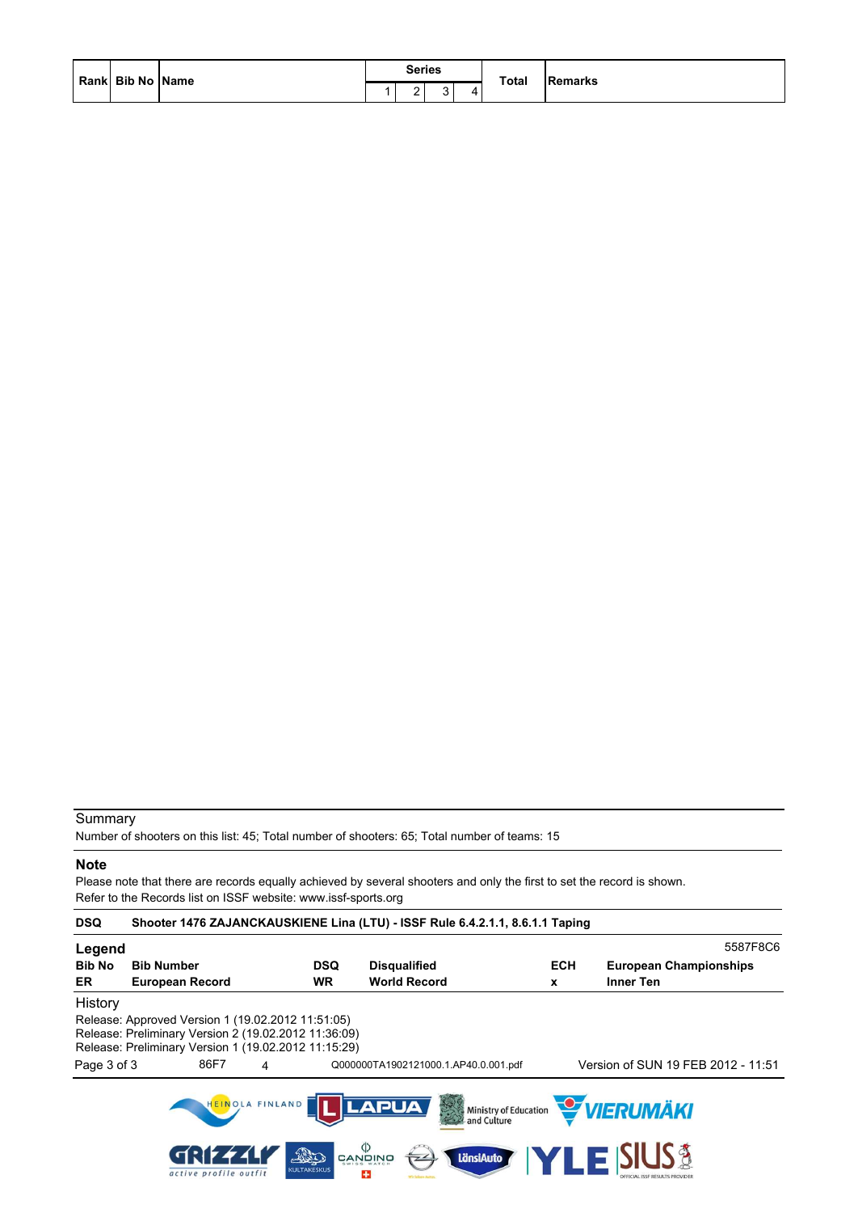| Rank | Bib No | Name | Series | | | | Total | Remarks |
|---|---|---|---|---|---|---|---|---|
| | | | 1 | 2 | 3 | 4 | | |

Summary

Number of shooters on this list: 45; Total number of shooters: 65; Total number of teams: 15

**Note**

Please note that there are records equally achieved by several shooters and only the first to set the record is shown.
Refer to the Records list on ISSF website: www.issf-sports.org

**DSQ** **Shooter 1476 ZAJANCKAUSKIENE Lina (LTU) - ISSF Rule 6.4.2.1.1, 8.6.1.1 Taping**

**Legend** 5587F8C6

| | | | | | |
|---|---|---|---|---|---|
| **Bib No** | **Bib Number** | **DSQ** | **Disqualified** | **ECH** | **European Championships** |
| **ER** | **European Record** | **WR** | **World Record** | **x** | **Inner Ten** |

History

Release: Approved Version 1 (19.02.2012 11:51:05)
Release: Preliminary Version 2 (19.02.2012 11:36:09)
Release: Preliminary Version 1 (19.02.2012 11:15:29)

86F7 4 Q000000TA1902121000.1.AP40.0.001.pdf Version of SUN 19 FEB 2012 - 11:51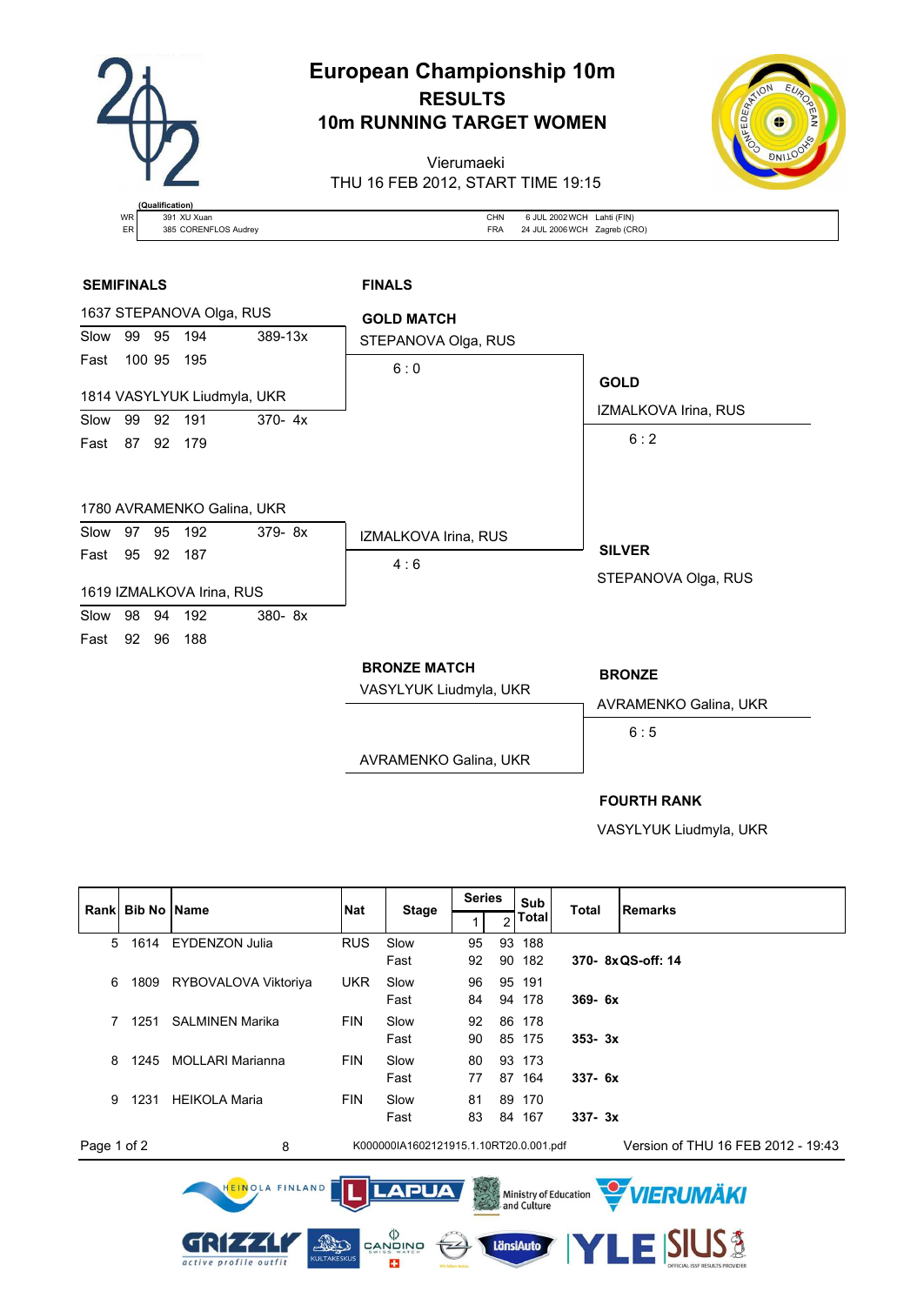# European Championship 10m

## RESULTS

## 10m RUNNING TARGET WOMEN

Vierumaeki

THU 16 FEB 2012, START TIME 19:15

| (Qualification) | | | | |
|---|---|---|---|---|
| WR | 391 XU Xuan | CHN | 6 JUL 2002 WCH | Lahti (FIN) |
| ER | 385 CORENFLOS Audrey | FRA | 24 JUL 2006 WCH | Zagreb (CRO) |

### SEMIFINALS

1637 STEPANOVA Olga, RUS

| | | | | |
|---|---|---|---|---|
| Slow | 99 | 95 | 194 | 389-13x |
| Fast | 100 | 95 | 195 | |

1814 VASYLYUK Liudmyla, UKR

| | | | | |
|---|---|---|---|---|
| Slow | 99 | 92 | 191 | 370- 4x |
| Fast | 87 | 92 | 179 | |

1780 AVRAMENKO Galina, UKR

| | | | | |
|---|---|---|---|---|
| Slow | 97 | 95 | 192 | 379- 8x |
| Fast | 95 | 92 | 187 | |

1619 IZMALKOVA Irina, RUS

| | | | | |
|---|---|---|---|---|
| Slow | 98 | 94 | 192 | 380- 8x |
| Fast | 92 | 96 | 188 | |

### FINALS

**GOLD MATCH**

STEPANOVA Olga, RUS — 6 : 0

IZMALKOVA Irina, RUS — 4 : 6

**GOLD**

IZMALKOVA Irina, RUS — 6 : 2

**SILVER**

STEPANOVA Olga, RUS

**BRONZE MATCH**

VASYLYUK Liudmyla, UKR

AVRAMENKO Galina, UKR

**BRONZE**

AVRAMENKO Galina, UKR — 6 : 5

**FOURTH RANK**

VASYLYUK Liudmyla, UKR

| Rank | Bib No | Name | Nat | Stage | Series 1 | Series 2 | Sub Total | Total | Remarks |
|---|---|---|---|---|---|---|---|---|---|
| 5 | 1614 | EYDENZON Julia | RUS | Slow | 95 | 93 | 188 | | |
| | | | | Fast | 92 | 90 | 182 | 370- 8x | QS-off: 14 |
| 6 | 1809 | RYBOVALOVA Viktoriya | UKR | Slow | 96 | 95 | 191 | | |
| | | | | Fast | 84 | 94 | 178 | 369- 6x | |
| 7 | 1251 | SALMINEN Marika | FIN | Slow | 92 | 86 | 178 | | |
| | | | | Fast | 90 | 85 | 175 | 353- 3x | |
| 8 | 1245 | MOLLARI Marianna | FIN | Slow | 80 | 93 | 173 | | |
| | | | | Fast | 77 | 87 | 164 | 337- 6x | |
| 9 | 1231 | HEIKOLA Maria | FIN | Slow | 81 | 89 | 170 | | |
| | | | | Fast | 83 | 84 | 167 | 337- 3x | |

8 K000000IA1602121915.1.10RT20.0.001.pdf Version of THU 16 FEB 2012 - 19:43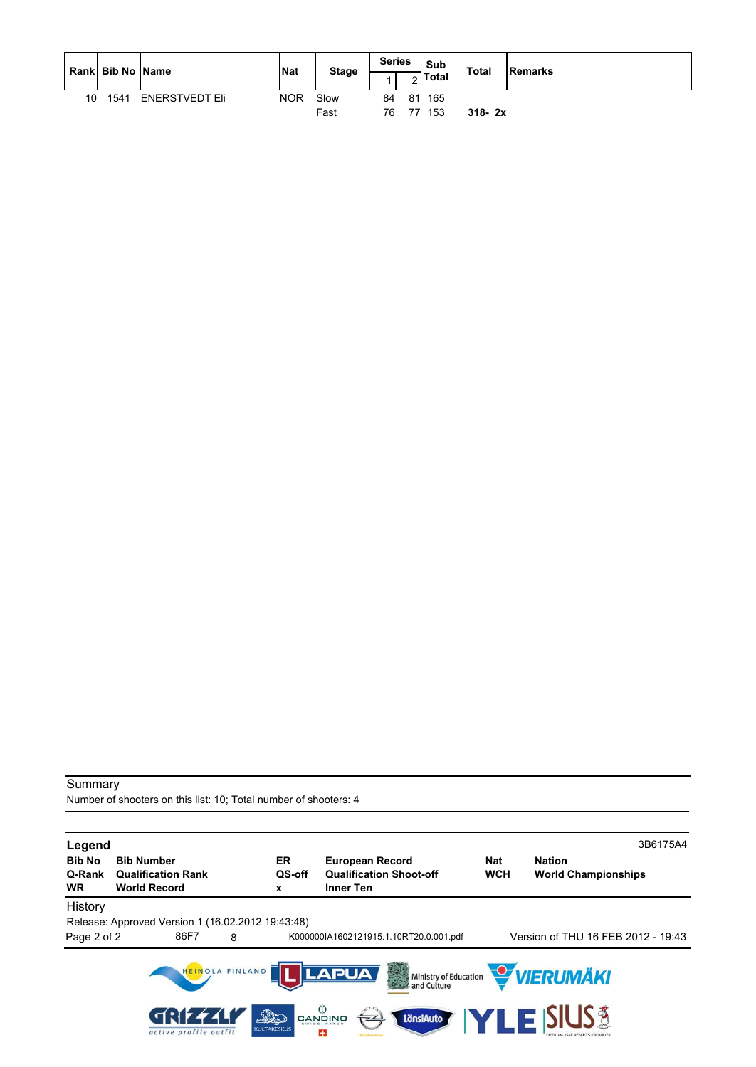| Rank | Bib No | Name | Nat | Stage | Series 1 | Series 2 | Sub Total | Total | Remarks |
|---|---|---|---|---|---|---|---|---|---|
| 10 | 1541 | ENERSTVEDT Eli | NOR | Slow | 84 | 81 | 165 | | |
| | | | | Fast | 76 | 77 | 153 | **318- 2x** | |

Summary

Number of shooters on this list: 10; Total number of shooters: 4

**Legend** 3B6175A4

| | | | | | |
|---|---|---|---|---|---|
| **Bib No** | **Bib Number** | **ER** | **European Record** | **Nat** | **Nation** |
| **Q-Rank** | **Qualification Rank** | **QS-off** | **Qualification Shoot-off** | **WCH** | **World Championships** |
| **WR** | **World Record** | **x** | **Inner Ten** | | |

History

Release: Approved Version 1 (16.02.2012 19:43:48)

86F7 8 K000000IA1602121915.1.10RT20.0.001.pdf Version of THU 16 FEB 2012 - 19:43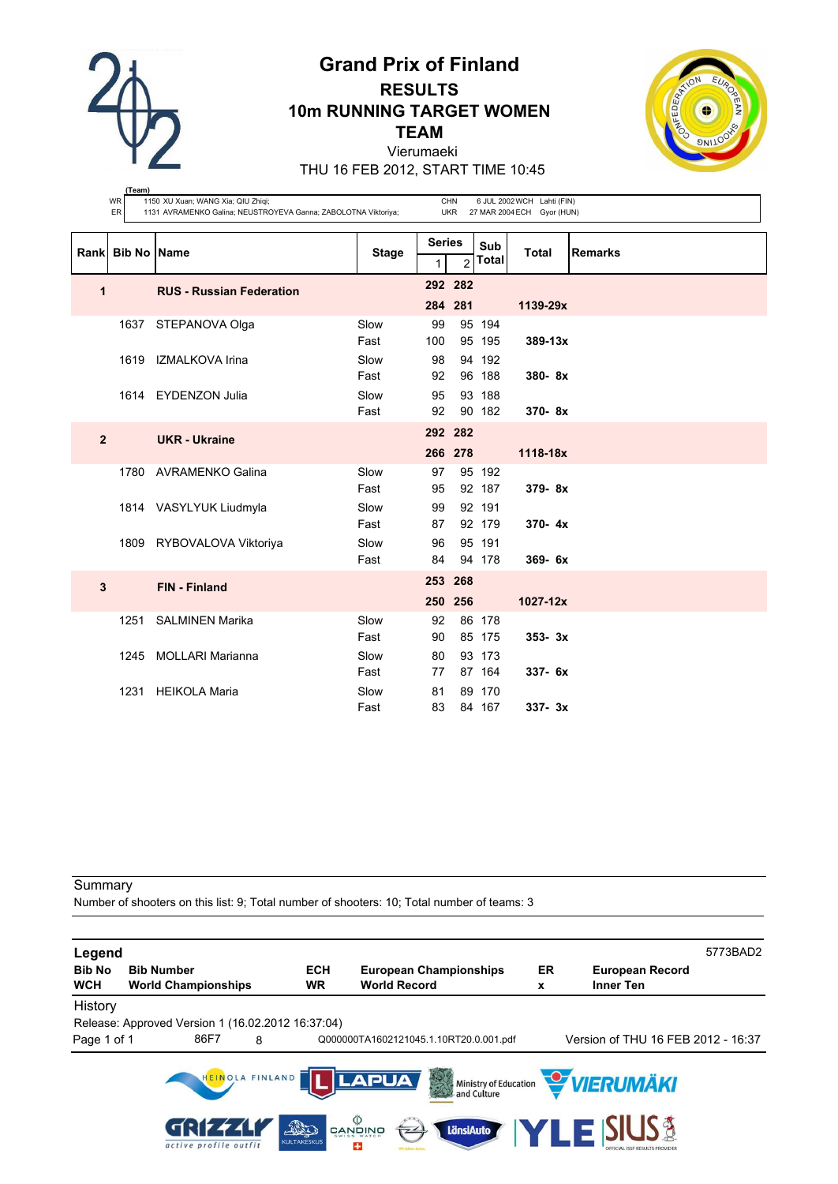# Grand Prix of Finland

## RESULTS

## 10m RUNNING TARGET WOMEN

## TEAM

Vierumaeki

THU 16 FEB 2012, START TIME 10:45

| (Team) | | | | |
|---|---|---|---|---|
| WR | 1150 XU Xuan; WANG Xia; QIU Zhiqi; | CHN | 6 JUL 2002 WCH | Lahti (FIN) |
| ER | 1131 AVRAMENKO Galina; NEUSTROYEVA Ganna; ZABOLOTNA Viktoriya; | UKR | 27 MAR 2004 ECH | Gyor (HUN) |

| Rank | Bib No | Name | Stage | Series 1 | Series 2 | Sub Total | Total | Remarks |
|---|---|---|---|---|---|---|---|---|
| **1** | | **RUS - Russian Federation** | | **292** | **282** | | | |
| | | | | **284** | **281** | | **1139-29x** | |
| | 1637 | STEPANOVA Olga | Slow | 99 | 95 | 194 | | |
| | | | Fast | 100 | 95 | 195 | **389-13x** | |
| | 1619 | IZMALKOVA Irina | Slow | 98 | 94 | 192 | | |
| | | | Fast | 92 | 96 | 188 | **380- 8x** | |
| | 1614 | EYDENZON Julia | Slow | 95 | 93 | 188 | | |
| | | | Fast | 92 | 90 | 182 | **370- 8x** | |
| **2** | | **UKR - Ukraine** | | **292** | **282** | | | |
| | | | | **266** | **278** | | **1118-18x** | |
| | 1780 | AVRAMENKO Galina | Slow | 97 | 95 | 192 | | |
| | | | Fast | 95 | 92 | 187 | **379- 8x** | |
| | 1814 | VASYLYUK Liudmyla | Slow | 99 | 92 | 191 | | |
| | | | Fast | 87 | 92 | 179 | **370- 4x** | |
| | 1809 | RYBOVALOVA Viktoriya | Slow | 96 | 95 | 191 | | |
| | | | Fast | 84 | 94 | 178 | **369- 6x** | |
| **3** | | **FIN - Finland** | | **253** | **268** | | | |
| | | | | **250** | **256** | | **1027-12x** | |
| | 1251 | SALMINEN Marika | Slow | 92 | 86 | 178 | | |
| | | | Fast | 90 | 85 | 175 | **353- 3x** | |
| | 1245 | MOLLARI Marianna | Slow | 80 | 93 | 173 | | |
| | | | Fast | 77 | 87 | 164 | **337- 6x** | |
| | 1231 | HEIKOLA Maria | Slow | 81 | 89 | 170 | | |
| | | | Fast | 83 | 84 | 167 | **337- 3x** | |

Summary

Number of shooters on this list: 9; Total number of shooters: 10; Total number of teams: 3

**Legend** 5773BAD2

| | | | | | |
|---|---|---|---|---|---|
| **Bib No** | **Bib Number** | **ECH** | **European Championships** | **ER** | **European Record** |
| **WCH** | **World Championships** | **WR** | **World Record** | **x** | **Inner Ten** |

History

Release: Approved Version 1 (16.02.2012 16:37:04)

86F7 8 Q000000TA1602121045.1.10RT20.0.001.pdf Version of THU 16 FEB 2012 - 16:37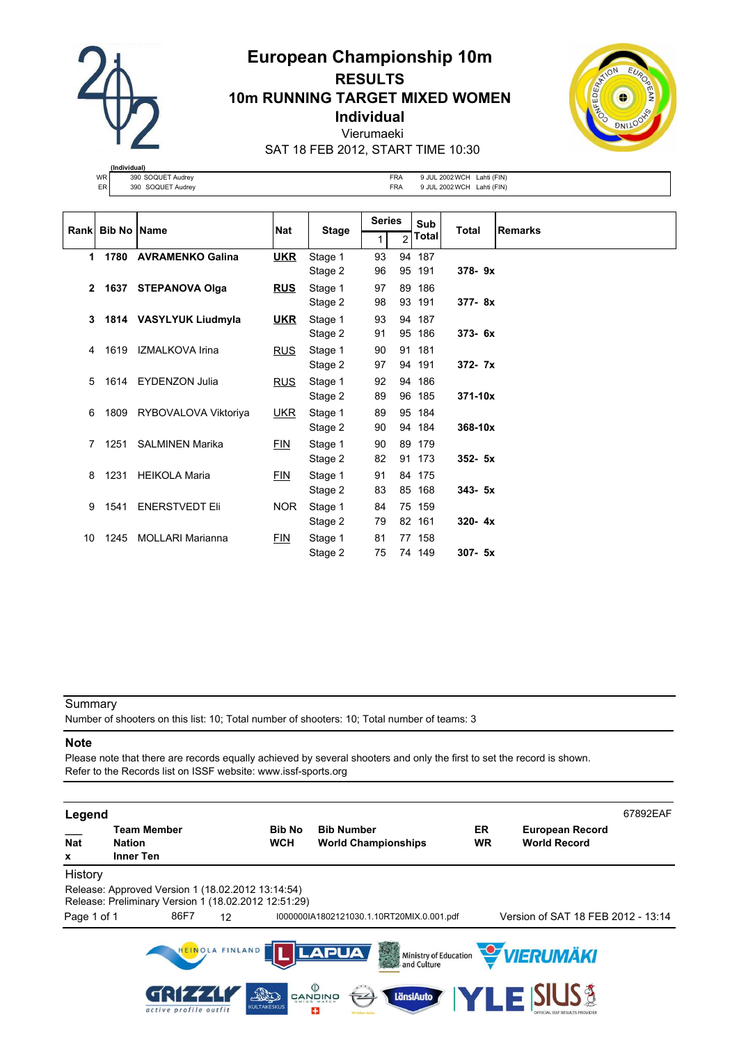# European Championship 10m

## RESULTS

## 10m RUNNING TARGET MIXED WOMEN

## Individual

Vierumaeki

SAT 18 FEB 2012, START TIME 10:30

| (Individual) | | | | |
|---|---|---|---|---|
| WR | 390 SOQUET Audrey | FRA | 9 JUL 2002 WCH | Lahti (FIN) |
| ER | 390 SOQUET Audrey | FRA | 9 JUL 2002 WCH | Lahti (FIN) |

| Rank | Bib No | Name | Nat | Stage | Series 1 | Series 2 | Sub Total | Total | Remarks |
|---|---|---|---|---|---|---|---|---|---|
| **1** | **1780** | **AVRAMENKO Galina** | **UKR** | Stage 1 | 93 | 94 | 187 | | |
| | | | | Stage 2 | 96 | 95 | 191 | **378- 9x** | |
| **2** | **1637** | **STEPANOVA Olga** | **RUS** | Stage 1 | 97 | 89 | 186 | | |
| | | | | Stage 2 | 98 | 93 | 191 | **377- 8x** | |
| **3** | **1814** | **VASYLYUK Liudmyla** | **UKR** | Stage 1 | 93 | 94 | 187 | | |
| | | | | Stage 2 | 91 | 95 | 186 | **373- 6x** | |
| 4 | 1619 | IZMALKOVA Irina | RUS | Stage 1 | 90 | 91 | 181 | | |
| | | | | Stage 2 | 97 | 94 | 191 | **372- 7x** | |
| 5 | 1614 | EYDENZON Julia | RUS | Stage 1 | 92 | 94 | 186 | | |
| | | | | Stage 2 | 89 | 96 | 185 | **371-10x** | |
| 6 | 1809 | RYBOVALOVA Viktoriya | UKR | Stage 1 | 89 | 95 | 184 | | |
| | | | | Stage 2 | 90 | 94 | 184 | **368-10x** | |
| 7 | 1251 | SALMINEN Marika | FIN | Stage 1 | 90 | 89 | 179 | | |
| | | | | Stage 2 | 82 | 91 | 173 | **352- 5x** | |
| 8 | 1231 | HEIKOLA Maria | FIN | Stage 1 | 91 | 84 | 175 | | |
| | | | | Stage 2 | 83 | 85 | 168 | **343- 5x** | |
| 9 | 1541 | ENERSTVEDT Eli | NOR | Stage 1 | 84 | 75 | 159 | | |
| | | | | Stage 2 | 79 | 82 | 161 | **320- 4x** | |
| 10 | 1245 | MOLLARI Marianna | FIN | Stage 1 | 81 | 77 | 158 | | |
| | | | | Stage 2 | 75 | 74 | 149 | **307- 5x** | |

Summary

Number of shooters on this list: 10; Total number of shooters: 10; Total number of teams: 3

**Note**

Please note that there are records equally achieved by several shooters and only the first to set the record is shown.
Refer to the Records list on ISSF website: www.issf-sports.org

**Legend** 67892EAF

| | | | | | |
|---|---|---|---|---|---|
| ___ | **Team Member** | **Bib No** | **Bib Number** | **ER** | **European Record** |
| **Nat** | **Nation** | **WCH** | **World Championships** | **WR** | **World Record** |
| **x** | **Inner Ten** | | | | |

History

Release: Approved Version 1 (18.02.2012 13:14:54)
Release: Preliminary Version 1 (18.02.2012 12:51:29)

86F7 12 I000000IA1802121030.1.10RT20MIX.0.001.pdf Version of SAT 18 FEB 2012 - 13:14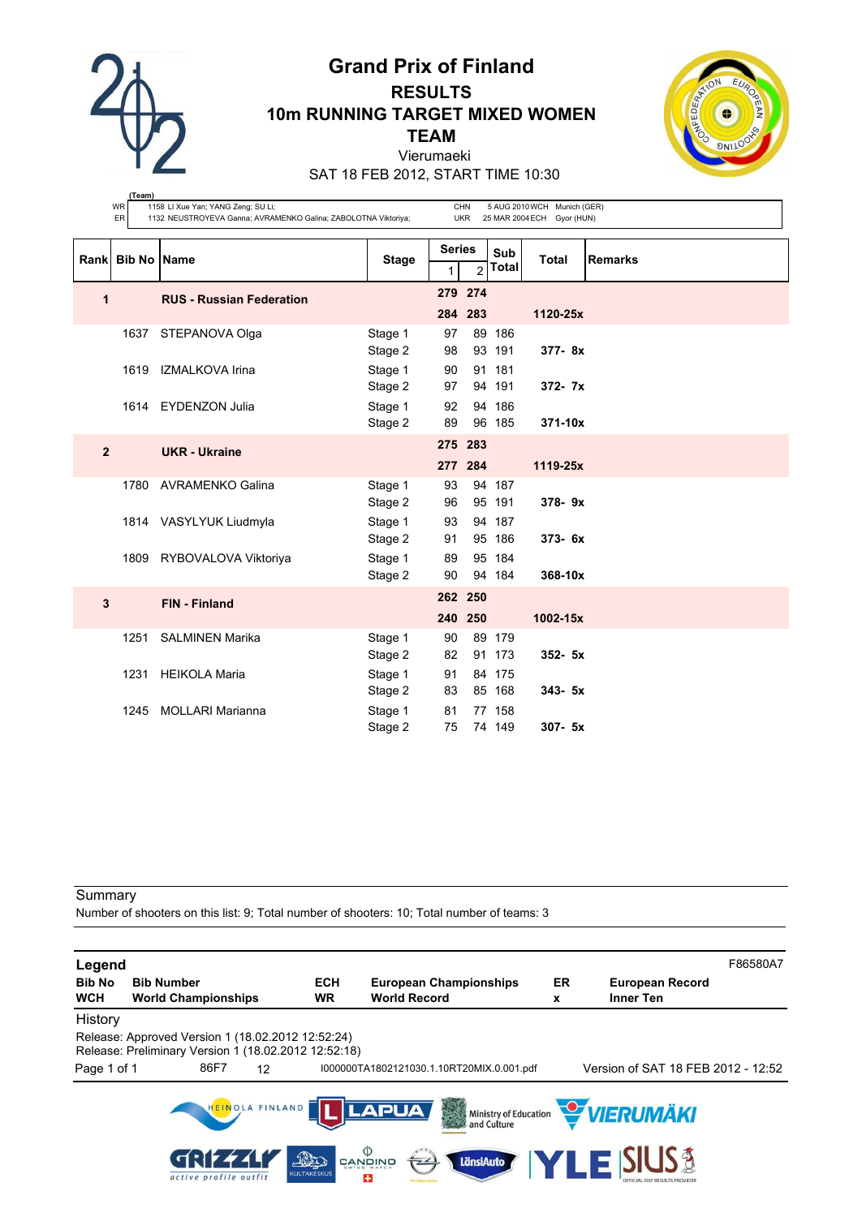# Grand Prix of Finland

## RESULTS

## 10m RUNNING TARGET MIXED WOMEN TEAM

Vierumaeki

SAT 18 FEB 2012, START TIME 10:30

| (Team) | | | | |
|---|---|---|---|---|
| WR | 1158 LI Xue Yan; YANG Zeng; SU Li; | CHN | 5 AUG 2010 WCH | Munich (GER) |
| ER | 1132 NEUSTROYEVA Ganna; AVRAMENKO Galina; ZABOLOTNA Viktoriya; | UKR | 25 MAR 2004 ECH | Gyor (HUN) |

| Rank | Bib No | Name | Stage | Series 1 | Series 2 | Sub Total | Total | Remarks |
|---|---|---|---|---|---|---|---|---|
| 1 | | **RUS - Russian Federation** | | **279** | **274** | | | |
| | | | | **284** | **283** | | **1120-25x** | |
| | 1637 | STEPANOVA Olga | Stage 1 | 97 | 89 | 186 | | |
| | | | Stage 2 | 98 | 93 | 191 | **377- 8x** | |
| | 1619 | IZMALKOVA Irina | Stage 1 | 90 | 91 | 181 | | |
| | | | Stage 2 | 97 | 94 | 191 | **372- 7x** | |
| | 1614 | EYDENZON Julia | Stage 1 | 92 | 94 | 186 | | |
| | | | Stage 2 | 89 | 96 | 185 | **371-10x** | |
| 2 | | **UKR - Ukraine** | | **275** | **283** | | | |
| | | | | **277** | **284** | | **1119-25x** | |
| | 1780 | AVRAMENKO Galina | Stage 1 | 93 | 94 | 187 | | |
| | | | Stage 2 | 96 | 95 | 191 | **378- 9x** | |
| | 1814 | VASYLYUK Liudmyla | Stage 1 | 93 | 94 | 187 | | |
| | | | Stage 2 | 91 | 95 | 186 | **373- 6x** | |
| | 1809 | RYBOVALOVA Viktoriya | Stage 1 | 89 | 95 | 184 | | |
| | | | Stage 2 | 90 | 94 | 184 | **368-10x** | |
| 3 | | **FIN - Finland** | | **262** | **250** | | | |
| | | | | **240** | **250** | | **1002-15x** | |
| | 1251 | SALMINEN Marika | Stage 1 | 90 | 89 | 179 | | |
| | | | Stage 2 | 82 | 91 | 173 | **352- 5x** | |
| | 1231 | HEIKOLA Maria | Stage 1 | 91 | 84 | 175 | | |
| | | | Stage 2 | 83 | 85 | 168 | **343- 5x** | |
| | 1245 | MOLLARI Marianna | Stage 1 | 81 | 77 | 158 | | |
| | | | Stage 2 | 75 | 74 | 149 | **307- 5x** | |

Summary

Number of shooters on this list: 9; Total number of shooters: 10; Total number of teams: 3

**Legend** F86580A7

| | | | | | |
|---|---|---|---|---|---|
| **Bib No** | **Bib Number** | **ECH** | **European Championships** | **ER** | **European Record** |
| **WCH** | **World Championships** | **WR** | **World Record** | **x** | **Inner Ten** |

History

Release: Approved Version 1 (18.02.2012 12:52:24)
Release: Preliminary Version 1 (18.02.2012 12:52:18)

86F7 12 I000000TA1802121030.1.10RT20MIX.0.001.pdf Version of SAT 18 FEB 2012 - 12:52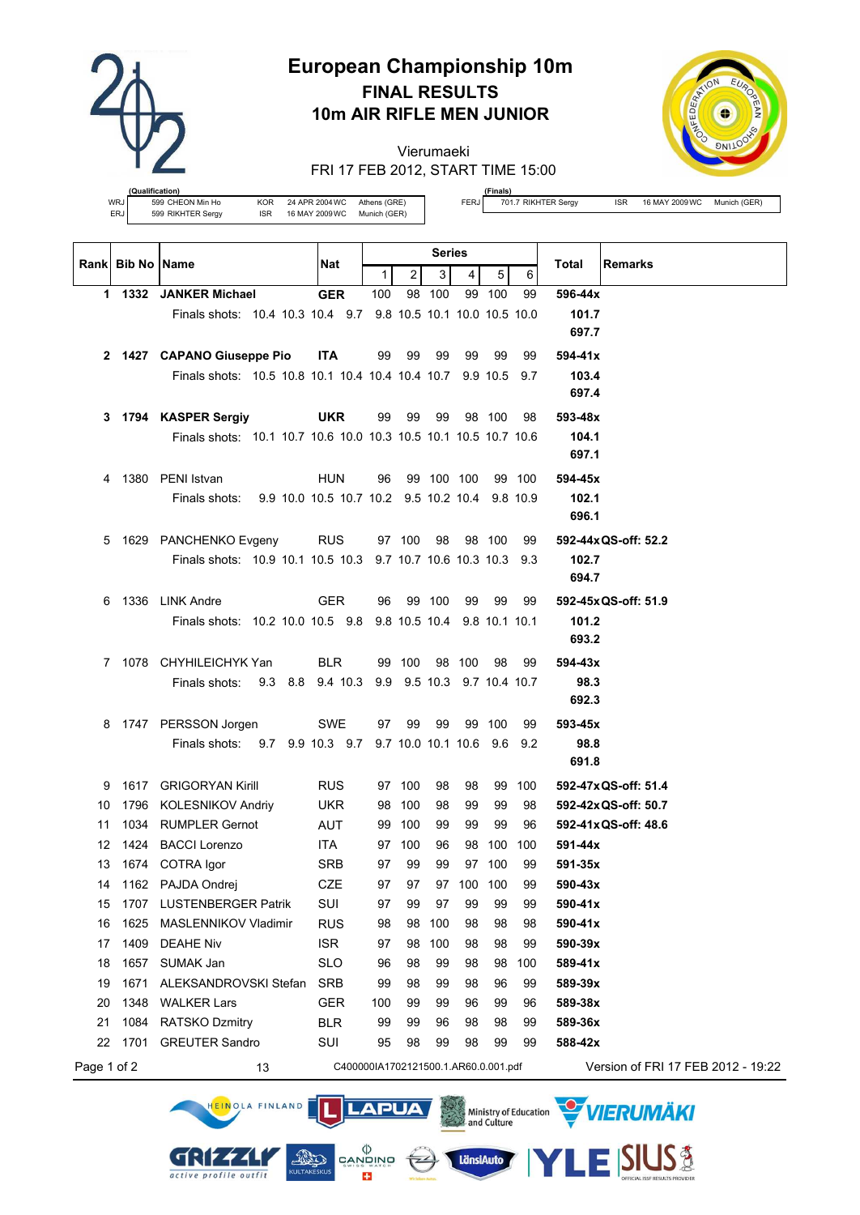# European Championship 10m

## FINAL RESULTS

## 10m AIR RIFLE MEN JUNIOR

Vierumaeki

FRI 17 FEB 2012, START TIME 15:00

(Qualification)

| | | | | | |
|---|---|---|---|---|---|
| WRJ | 599 CHEON Min Ho | KOR | 24 APR 2004 WC | Athens (GRE) | |
| ERJ | 599 RIKHTER Sergy | ISR | 16 MAY 2009 WC | Munich (GER) | |

(Finals)

| | | | | |
|---|---|---|---|---|
| FERJ | 701.7 RIKHTER Sergy | ISR | 16 MAY 2009 WC | Munich (GER) |

| Rank | Bib No | Name | Nat | Series 1 | 2 | 3 | 4 | 5 | 6 | Total | Remarks |
|---|---|---|---|---|---|---|---|---|---|---|---|
| **1** | **1332** | **JANKER Michael** | **GER** | 100 | 98 | 100 | 99 | 100 | 99 | **596-44x** | |
| | | Finals shots: 10.4 10.3 10.4 9.7 9.8 10.5 10.1 10.0 10.5 10.0 | | | | | | | | **101.7** | |
| | | | | | | | | | | **697.7** | |
| **2** | **1427** | **CAPANO Giuseppe Pio** | **ITA** | 99 | 99 | 99 | 99 | 99 | 99 | **594-41x** | |
| | | Finals shots: 10.5 10.8 10.1 10.4 10.4 10.4 10.7 9.9 10.5 9.7 | | | | | | | | **103.4** | |
| | | | | | | | | | | **697.4** | |
| **3** | **1794** | **KASPER Sergiy** | **UKR** | 99 | 99 | 99 | 98 | 100 | 98 | **593-48x** | |
| | | Finals shots: 10.1 10.7 10.6 10.0 10.3 10.5 10.1 10.5 10.7 10.6 | | | | | | | | **104.1** | |
| | | | | | | | | | | **697.1** | |
| 4 | 1380 | PENI Istvan | HUN | 96 | 99 | 100 | 100 | 99 | 100 | **594-45x** | |
| | | Finals shots: 9.9 10.0 10.5 10.7 10.2 9.5 10.2 10.4 9.8 10.9 | | | | | | | | **102.1** | |
| | | | | | | | | | | **696.1** | |
| 5 | 1629 | PANCHENKO Evgeny | RUS | 97 | 100 | 98 | 98 | 100 | 99 | **592-44x** | **QS-off: 52.2** |
| | | Finals shots: 10.9 10.1 10.5 10.3 9.7 10.7 10.6 10.3 10.3 9.3 | | | | | | | | **102.7** | |
| | | | | | | | | | | **694.7** | |
| 6 | 1336 | LINK Andre | GER | 96 | 99 | 100 | 99 | 99 | 99 | **592-45x** | **QS-off: 51.9** |
| | | Finals shots: 10.2 10.0 10.5 9.8 9.8 10.5 10.4 9.8 10.1 10.1 | | | | | | | | **101.2** | |
| | | | | | | | | | | **693.2** | |
| 7 | 1078 | CHYHILEICHYK Yan | BLR | 99 | 100 | 98 | 100 | 98 | 99 | **594-43x** | |
| | | Finals shots: 9.3 8.8 9.4 10.3 9.9 9.5 10.3 9.7 10.4 10.7 | | | | | | | | **98.3** | |
| | | | | | | | | | | **692.3** | |
| 8 | 1747 | PERSSON Jorgen | SWE | 97 | 99 | 99 | 99 | 100 | 99 | **593-45x** | |
| | | Finals shots: 9.7 9.9 10.3 9.7 9.7 10.0 10.1 10.6 9.6 9.2 | | | | | | | | **98.8** | |
| | | | | | | | | | | **691.8** | |
| 9 | 1617 | GRIGORYAN Kirill | RUS | 97 | 100 | 98 | 98 | 99 | 100 | **592-47x** | **QS-off: 51.4** |
| 10 | 1796 | KOLESNIKOV Andriy | UKR | 98 | 100 | 98 | 99 | 99 | 98 | **592-42x** | **QS-off: 50.7** |
| 11 | 1034 | RUMPLER Gernot | AUT | 99 | 100 | 99 | 99 | 99 | 96 | **592-41x** | **QS-off: 48.6** |
| 12 | 1424 | BACCI Lorenzo | ITA | 97 | 100 | 96 | 98 | 100 | 100 | **591-44x** | |
| 13 | 1674 | COTRA Igor | SRB | 97 | 99 | 99 | 97 | 100 | 99 | **591-35x** | |
| 14 | 1162 | PAJDA Ondrej | CZE | 97 | 97 | 97 | 100 | 100 | 99 | **590-43x** | |
| 15 | 1707 | LUSTENBERGER Patrik | SUI | 97 | 99 | 97 | 99 | 99 | 99 | **590-41x** | |
| 16 | 1625 | MASLENNIKOV Vladimir | RUS | 98 | 98 | 100 | 98 | 98 | 98 | **590-41x** | |
| 17 | 1409 | DEAHE Niv | ISR | 97 | 98 | 100 | 98 | 98 | 99 | **590-39x** | |
| 18 | 1657 | SUMAK Jan | SLO | 96 | 98 | 99 | 98 | 98 | 100 | **589-41x** | |
| 19 | 1671 | ALEKSANDROVSKI Stefan | SRB | 99 | 98 | 99 | 98 | 96 | 99 | **589-39x** | |
| 20 | 1348 | WALKER Lars | GER | 100 | 99 | 99 | 96 | 99 | 96 | **589-38x** | |
| 21 | 1084 | RATSKO Dzmitry | BLR | 99 | 99 | 96 | 98 | 98 | 99 | **589-36x** | |
| 22 | 1701 | GREUTER Sandro | SUI | 95 | 98 | 99 | 98 | 99 | 99 | **588-42x** | |

13 C400000IA1702121500.1.AR60.0.001.pdf Version of FRI 17 FEB 2012 - 19:22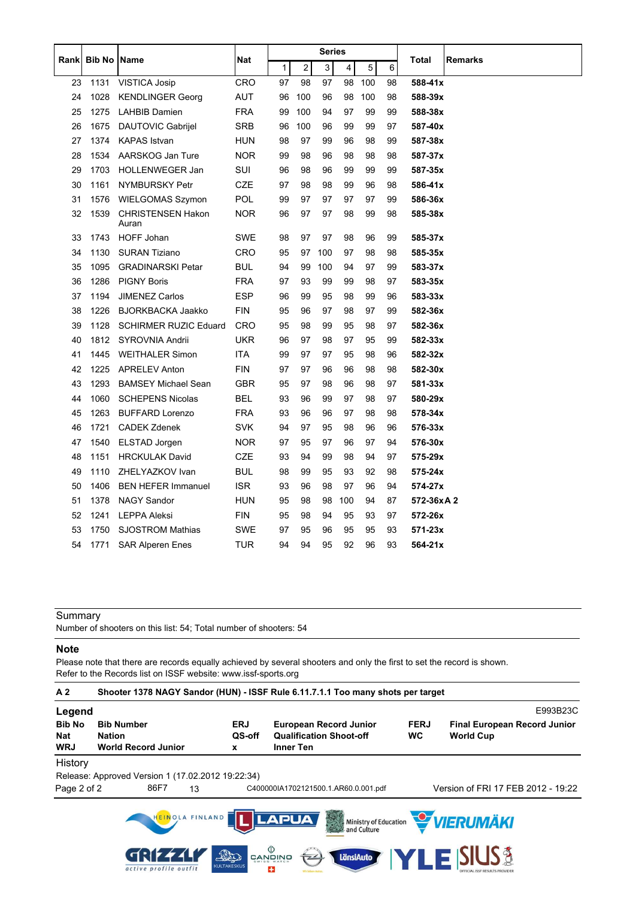| Rank | Bib No | Name | Nat | Series | | | | | | Total | Remarks |
|---|---|---|---|---|---|---|---|---|---|---|---|
| | | | | 1 | 2 | 3 | 4 | 5 | 6 | | |
| 23 | 1131 | VISTICA Josip | CRO | 97 | 98 | 97 | 98 | 100 | 98 | **588-41x** | |
| 24 | 1028 | KENDLINGER Georg | AUT | 96 | 100 | 96 | 98 | 100 | 98 | **588-39x** | |
| 25 | 1275 | LAHBIB Damien | FRA | 99 | 100 | 94 | 97 | 99 | 99 | **588-38x** | |
| 26 | 1675 | DAUTOVIC Gabrijel | SRB | 96 | 100 | 96 | 99 | 99 | 97 | **587-40x** | |
| 27 | 1374 | KAPAS Istvan | HUN | 98 | 97 | 99 | 96 | 98 | 99 | **587-38x** | |
| 28 | 1534 | AARSKOG Jan Ture | NOR | 99 | 98 | 96 | 98 | 98 | 98 | **587-37x** | |
| 29 | 1703 | HOLLENWEGER Jan | SUI | 96 | 98 | 96 | 99 | 99 | 99 | **587-35x** | |
| 30 | 1161 | NYMBURSKY Petr | CZE | 97 | 98 | 98 | 99 | 96 | 98 | **586-41x** | |
| 31 | 1576 | WIELGOMAS Szymon | POL | 99 | 97 | 97 | 97 | 97 | 99 | **586-36x** | |
| 32 | 1539 | CHRISTENSEN Hakon Auran | NOR | 96 | 97 | 97 | 98 | 99 | 98 | **585-38x** | |
| 33 | 1743 | HOFF Johan | SWE | 98 | 97 | 97 | 98 | 96 | 99 | **585-37x** | |
| 34 | 1130 | SURAN Tiziano | CRO | 95 | 97 | 100 | 97 | 98 | 98 | **585-35x** | |
| 35 | 1095 | GRADINARSKI Petar | BUL | 94 | 99 | 100 | 94 | 97 | 99 | **583-37x** | |
| 36 | 1286 | PIGNY Boris | FRA | 97 | 93 | 99 | 99 | 98 | 97 | **583-35x** | |
| 37 | 1194 | JIMENEZ Carlos | ESP | 96 | 99 | 95 | 98 | 99 | 96 | **583-33x** | |
| 38 | 1226 | BJORKBACKA Jaakko | FIN | 95 | 96 | 97 | 98 | 97 | 99 | **582-36x** | |
| 39 | 1128 | SCHIRMER RUZIC Eduard | CRO | 95 | 98 | 99 | 95 | 98 | 97 | **582-36x** | |
| 40 | 1812 | SYROVNIA Andrii | UKR | 96 | 97 | 98 | 97 | 95 | 99 | **582-33x** | |
| 41 | 1445 | WEITHALER Simon | ITA | 99 | 97 | 97 | 95 | 98 | 96 | **582-32x** | |
| 42 | 1225 | APRELEV Anton | FIN | 97 | 97 | 96 | 96 | 98 | 98 | **582-30x** | |
| 43 | 1293 | BAMSEY Michael Sean | GBR | 95 | 97 | 98 | 96 | 98 | 97 | **581-33x** | |
| 44 | 1060 | SCHEPENS Nicolas | BEL | 93 | 96 | 99 | 97 | 98 | 97 | **580-29x** | |
| 45 | 1263 | BUFFARD Lorenzo | FRA | 93 | 96 | 96 | 97 | 98 | 98 | **578-34x** | |
| 46 | 1721 | CADEK Zdenek | SVK | 94 | 97 | 95 | 98 | 96 | 96 | **576-33x** | |
| 47 | 1540 | ELSTAD Jorgen | NOR | 97 | 95 | 97 | 96 | 97 | 94 | **576-30x** | |
| 48 | 1151 | HRCKULAK David | CZE | 93 | 94 | 99 | 98 | 94 | 97 | **575-29x** | |
| 49 | 1110 | ZHELYAZKOV Ivan | BUL | 98 | 99 | 95 | 93 | 92 | 98 | **575-24x** | |
| 50 | 1406 | BEN HEFER Immanuel | ISR | 93 | 96 | 98 | 97 | 96 | 94 | **574-27x** | |
| 51 | 1378 | NAGY Sandor | HUN | 95 | 98 | 98 | 100 | 94 | 87 | **572-36x** | **A 2** |
| 52 | 1241 | LEPPA Aleksi | FIN | 95 | 98 | 94 | 95 | 93 | 97 | **572-26x** | |
| 53 | 1750 | SJOSTROM Mathias | SWE | 97 | 95 | 96 | 95 | 95 | 93 | **571-23x** | |
| 54 | 1771 | SAR Alperen Enes | TUR | 94 | 94 | 95 | 92 | 96 | 93 | **564-21x** | |

Summary

Number of shooters on this list: 54; Total number of shooters: 54

**Note**

Please note that there are records equally achieved by several shooters and only the first to set the record is shown.
Refer to the Records list on ISSF website: www.issf-sports.org

**A 2** **Shooter 1378 NAGY Sandor (HUN) - ISSF Rule 6.11.7.1.1 Too many shots per target**

**Legend** E993B23C

| | | | | | |
|---|---|---|---|---|---|
| **Bib No** | **Bib Number** | **ERJ** | **European Record Junior** | **FERJ** | **Final European Record Junior** |
| **Nat** | **Nation** | **QS-off** | **Qualification Shoot-off** | **WC** | **World Cup** |
| **WRJ** | **World Record Junior** | **x** | **Inner Ten** | | |

History

Release: Approved Version 1 (17.02.2012 19:22:34)

86F7 13 C400000IA1702121500.1.AR60.0.001.pdf Version of FRI 17 FEB 2012 - 19:22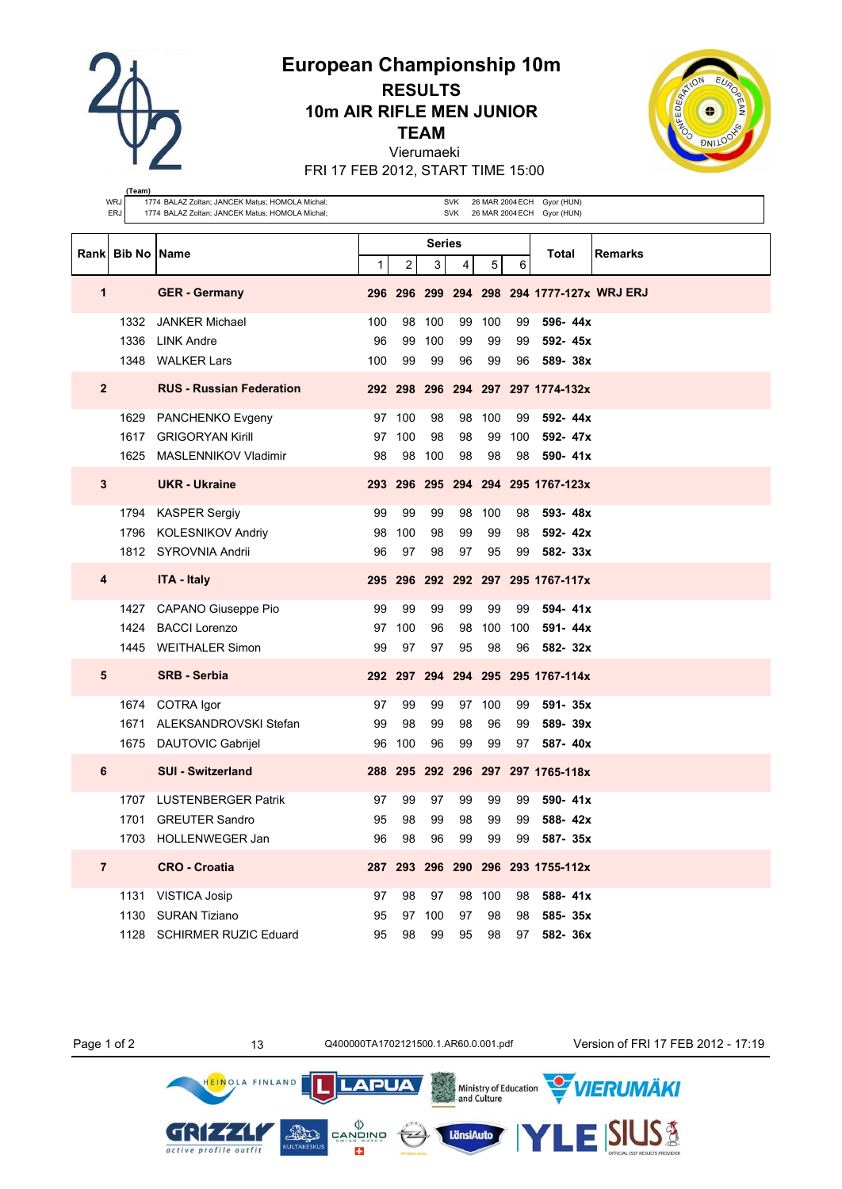# European Championship 10m

## RESULTS

## 10m AIR RIFLE MEN JUNIOR

## TEAM

Vierumaeki

FRI 17 FEB 2012, START TIME 15:00

| (Team) | | | | | |
|---|---|---|---|---|---|
| WRJ | 1774 BALAZ Zoltan; JANCEK Matus; HOMOLA Michal; | SVK | 26 MAR 2004 ECH | Gyor (HUN) |
| ERJ | 1774 BALAZ Zoltan; JANCEK Matus; HOMOLA Michal; | SVK | 26 MAR 2004 ECH | Gyor (HUN) |

| Rank | Bib No | Name | Series 1 | 2 | 3 | 4 | 5 | 6 | Total | Remarks |
|---|---|---|---|---|---|---|---|---|---|---|
| **1** | | **GER - Germany** | **296** | **296** | **299** | **294** | **298** | **294** | **1777-127x** | **WRJ ERJ** |
| | 1332 | JANKER Michael | 100 | 98 | 100 | 99 | 100 | 99 | **596- 44x** | |
| | 1336 | LINK Andre | 96 | 99 | 100 | 99 | 99 | 99 | **592- 45x** | |
| | 1348 | WALKER Lars | 100 | 99 | 99 | 96 | 99 | 96 | **589- 38x** | |
| **2** | | **RUS - Russian Federation** | **292** | **298** | **296** | **294** | **297** | **297** | **1774-132x** | |
| | 1629 | PANCHENKO Evgeny | 97 | 100 | 98 | 98 | 100 | 99 | **592- 44x** | |
| | 1617 | GRIGORYAN Kirill | 97 | 100 | 98 | 98 | 99 | 100 | **592- 47x** | |
| | 1625 | MASLENNIKOV Vladimir | 98 | 98 | 100 | 98 | 98 | 98 | **590- 41x** | |
| **3** | | **UKR - Ukraine** | **293** | **296** | **295** | **294** | **294** | **295** | **1767-123x** | |
| | 1794 | KASPER Sergiy | 99 | 99 | 99 | 98 | 100 | 98 | **593- 48x** | |
| | 1796 | KOLESNIKOV Andriy | 98 | 100 | 98 | 99 | 99 | 98 | **592- 42x** | |
| | 1812 | SYROVNIA Andrii | 96 | 97 | 98 | 97 | 95 | 99 | **582- 33x** | |
| **4** | | **ITA - Italy** | **295** | **296** | **292** | **292** | **297** | **295** | **1767-117x** | |
| | 1427 | CAPANO Giuseppe Pio | 99 | 99 | 99 | 99 | 99 | 99 | **594- 41x** | |
| | 1424 | BACCI Lorenzo | 97 | 100 | 96 | 98 | 100 | 100 | **591- 44x** | |
| | 1445 | WEITHALER Simon | 99 | 97 | 97 | 95 | 98 | 96 | **582- 32x** | |
| **5** | | **SRB - Serbia** | **292** | **297** | **294** | **294** | **295** | **295** | **1767-114x** | |
| | 1674 | COTRA Igor | 97 | 99 | 99 | 97 | 100 | 99 | **591- 35x** | |
| | 1671 | ALEKSANDROVSKI Stefan | 99 | 98 | 99 | 98 | 96 | 99 | **589- 39x** | |
| | 1675 | DAUTOVIC Gabrijel | 96 | 100 | 96 | 99 | 99 | 97 | **587- 40x** | |
| **6** | | **SUI - Switzerland** | **288** | **295** | **292** | **296** | **297** | **297** | **1765-118x** | |
| | 1707 | LUSTENBERGER Patrik | 97 | 99 | 97 | 99 | 99 | 99 | **590- 41x** | |
| | 1701 | GREUTER Sandro | 95 | 98 | 99 | 98 | 99 | 99 | **588- 42x** | |
| | 1703 | HOLLENWEGER Jan | 96 | 98 | 96 | 99 | 99 | 99 | **587- 35x** | |
| **7** | | **CRO - Croatia** | **287** | **293** | **296** | **290** | **296** | **293** | **1755-112x** | |
| | 1131 | VISTICA Josip | 97 | 98 | 97 | 98 | 100 | 98 | **588- 41x** | |
| | 1130 | SURAN Tiziano | 95 | 97 | 100 | 97 | 98 | 98 | **585- 35x** | |
| | 1128 | SCHIRMER RUZIC Eduard | 95 | 98 | 99 | 95 | 98 | 97 | **582- 36x** | |

13 Q400000TA1702121500.1.AR60.0.001.pdf Version of FRI 17 FEB 2012 - 17:19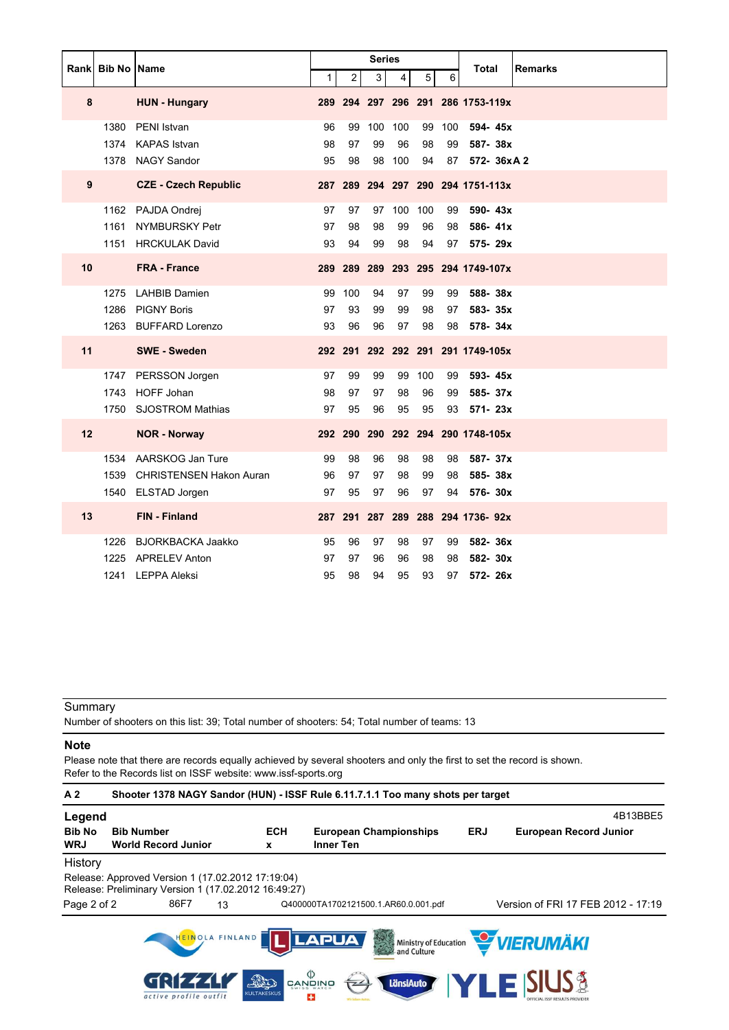| Rank | Bib No | Name | Series | | | | | | Total | Remarks |
|---|---|---|---|---|---|---|---|---|---|---|
| | | | 1 | 2 | 3 | 4 | 5 | 6 | | |
| **8** | | **HUN - Hungary** | **289** | **294** | **297** | **296** | **291** | **286** | **1753-119x** | |
| | 1380 | PENI Istvan | 96 | 99 | 100 | 100 | 99 | 100 | **594- 45x** | |
| | 1374 | KAPAS Istvan | 98 | 97 | 99 | 96 | 98 | 99 | **587- 38x** | |
| | 1378 | NAGY Sandor | 95 | 98 | 98 | 100 | 94 | 87 | **572- 36x** | **A 2** |
| **9** | | **CZE - Czech Republic** | **287** | **289** | **294** | **297** | **290** | **294** | **1751-113x** | |
| | 1162 | PAJDA Ondrej | 97 | 97 | 97 | 100 | 100 | 99 | **590- 43x** | |
| | 1161 | NYMBURSKY Petr | 97 | 98 | 98 | 99 | 96 | 98 | **586- 41x** | |
| | 1151 | HRCKULAK David | 93 | 94 | 99 | 98 | 94 | 97 | **575- 29x** | |
| **10** | | **FRA - France** | **289** | **289** | **289** | **293** | **295** | **294** | **1749-107x** | |
| | 1275 | LAHBIB Damien | 99 | 100 | 94 | 97 | 99 | 99 | **588- 38x** | |
| | 1286 | PIGNY Boris | 97 | 93 | 99 | 99 | 98 | 97 | **583- 35x** | |
| | 1263 | BUFFARD Lorenzo | 93 | 96 | 96 | 97 | 98 | 98 | **578- 34x** | |
| **11** | | **SWE - Sweden** | **292** | **291** | **292** | **292** | **291** | **291** | **1749-105x** | |
| | 1747 | PERSSON Jorgen | 97 | 99 | 99 | 99 | 100 | 99 | **593- 45x** | |
| | 1743 | HOFF Johan | 98 | 97 | 97 | 98 | 96 | 99 | **585- 37x** | |
| | 1750 | SJOSTROM Mathias | 97 | 95 | 96 | 95 | 95 | 93 | **571- 23x** | |
| **12** | | **NOR - Norway** | **292** | **290** | **290** | **292** | **294** | **290** | **1748-105x** | |
| | 1534 | AARSKOG Jan Ture | 99 | 98 | 96 | 98 | 98 | 98 | **587- 37x** | |
| | 1539 | CHRISTENSEN Hakon Auran | 96 | 97 | 97 | 98 | 99 | 98 | **585- 38x** | |
| | 1540 | ELSTAD Jorgen | 97 | 95 | 97 | 96 | 97 | 94 | **576- 30x** | |
| **13** | | **FIN - Finland** | **287** | **291** | **287** | **289** | **288** | **294** | **1736- 92x** | |
| | 1226 | BJORKBACKA Jaakko | 95 | 96 | 97 | 98 | 97 | 99 | **582- 36x** | |
| | 1225 | APRELEV Anton | 97 | 97 | 96 | 96 | 98 | 98 | **582- 30x** | |
| | 1241 | LEPPA Aleksi | 95 | 98 | 94 | 95 | 93 | 97 | **572- 26x** | |

Summary

Number of shooters on this list: 39; Total number of shooters: 54; Total number of teams: 13

**Note**

Please note that there are records equally achieved by several shooters and only the first to set the record is shown.
Refer to the Records list on ISSF website: www.issf-sports.org

**A 2** **Shooter 1378 NAGY Sandor (HUN) - ISSF Rule 6.11.7.1.1 Too many shots per target**

**Legend** 4B13BBE5

| | | | | | |
|---|---|---|---|---|---|
| **Bib No** | **Bib Number** | **ECH** | **European Championships** | **ERJ** | **European Record Junior** |
| **WRJ** | **World Record Junior** | **x** | **Inner Ten** | | |

History

Release: Approved Version 1 (17.02.2012 17:19:04)
Release: Preliminary Version 1 (17.02.2012 16:49:27)

86F7 13 Q400000TA1702121500.1.AR60.0.001.pdf Version of FRI 17 FEB 2012 - 17:19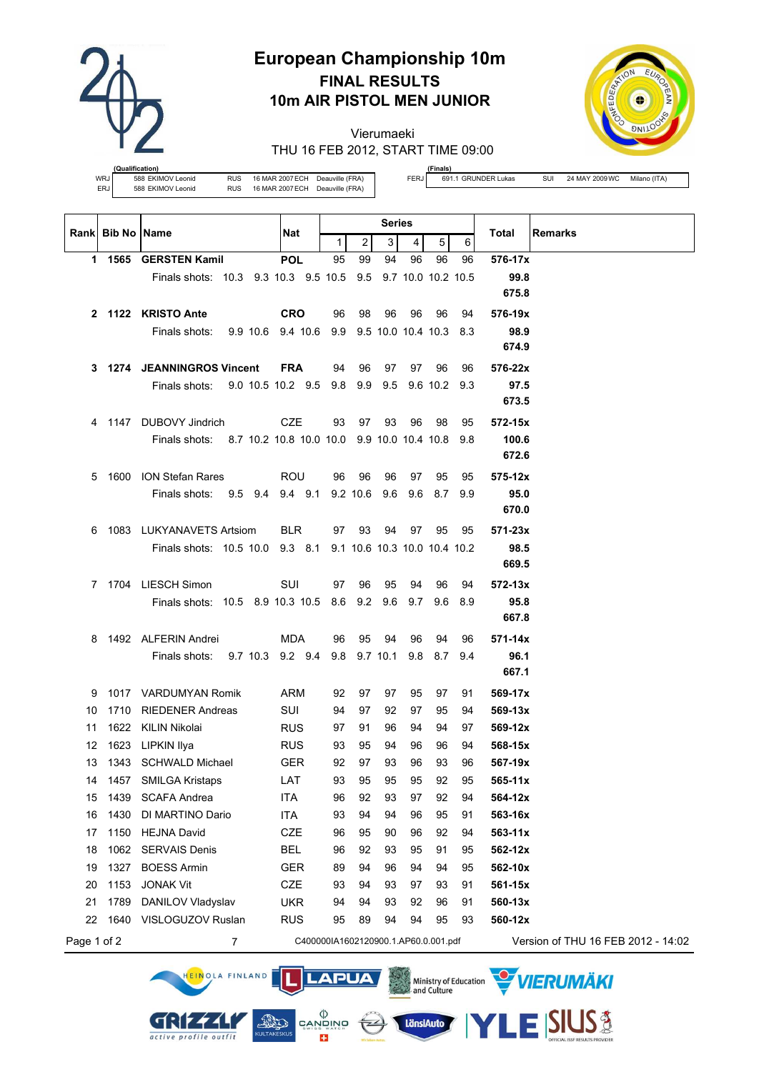# European Championship 10m

## FINAL RESULTS

## 10m AIR PISTOL MEN JUNIOR

Vierumaeki

THU 16 FEB 2012, START TIME 09:00

| (Qualification) | | | | | |
|---|---|---|---|---|---|
| WRJ | 588 EKIMOV Leonid | RUS | 16 MAR 2007 ECH | Deauville (FRA) |
| ERJ | 588 EKIMOV Leonid | RUS | 16 MAR 2007 ECH | Deauville (FRA) |

| (Finals) | | | | |
|---|---|---|---|---|
| FERJ | 691.1 GRUNDER Lukas | SUI | 24 MAY 2009 WC | Milano (ITA) |

| Rank | Bib No | Name | Nat | Series 1 | 2 | 3 | 4 | 5 | 6 | Total | Remarks |
|---|---|---|---|---|---|---|---|---|---|---|---|
| **1** | **1565** | **GERSTEN Kamil** | **POL** | 95 | 99 | 94 | 96 | 96 | 96 | **576-17x** | |
| | | Finals shots: 10.3 9.3 10.3 9.5 10.5 9.5 9.7 10.0 10.2 10.5 | | | | | | | | **99.8** | |
| | | | | | | | | | | **675.8** | |
| **2** | **1122** | **KRISTO Ante** | **CRO** | 96 | 98 | 96 | 96 | 96 | 94 | **576-19x** | |
| | | Finals shots: 9.9 10.6 9.4 10.6 9.9 9.5 10.0 10.4 10.3 8.3 | | | | | | | | **98.9** | |
| | | | | | | | | | | **674.9** | |
| **3** | **1274** | **JEANNINGROS Vincent** | **FRA** | 94 | 96 | 97 | 97 | 96 | 96 | **576-22x** | |
| | | Finals shots: 9.0 10.5 10.2 9.5 9.8 9.9 9.5 9.6 10.2 9.3 | | | | | | | | **97.5** | |
| | | | | | | | | | | **673.5** | |
| 4 | 1147 | DUBOVY Jindrich | CZE | 93 | 97 | 93 | 96 | 98 | 95 | **572-15x** | |
| | | Finals shots: 8.7 10.2 10.8 10.0 10.0 9.9 10.0 10.4 10.8 9.8 | | | | | | | | **100.6** | |
| | | | | | | | | | | **672.6** | |
| 5 | 1600 | ION Stefan Rares | ROU | 96 | 96 | 96 | 97 | 95 | 95 | **575-12x** | |
| | | Finals shots: 9.5 9.4 9.4 9.1 9.2 10.6 9.6 9.6 8.7 9.9 | | | | | | | | **95.0** | |
| | | | | | | | | | | **670.0** | |
| 6 | 1083 | LUKYANAVETS Artsiom | BLR | 97 | 93 | 94 | 97 | 95 | 95 | **571-23x** | |
| | | Finals shots: 10.5 10.0 9.3 8.1 9.1 10.6 10.3 10.0 10.4 10.2 | | | | | | | | **98.5** | |
| | | | | | | | | | | **669.5** | |
| 7 | 1704 | LIESCH Simon | SUI | 97 | 96 | 95 | 94 | 96 | 94 | **572-13x** | |
| | | Finals shots: 10.5 8.9 10.3 10.5 8.6 9.2 9.6 9.7 9.6 8.9 | | | | | | | | **95.8** | |
| | | | | | | | | | | **667.8** | |
| 8 | 1492 | ALFERIN Andrei | MDA | 96 | 95 | 94 | 96 | 94 | 96 | **571-14x** | |
| | | Finals shots: 9.7 10.3 9.2 9.4 9.8 9.7 10.1 9.8 8.7 9.4 | | | | | | | | **96.1** | |
| | | | | | | | | | | **667.1** | |
| 9 | 1017 | VARDUMYAN Romik | ARM | 92 | 97 | 97 | 95 | 97 | 91 | **569-17x** | |
| 10 | 1710 | RIEDENER Andreas | SUI | 94 | 97 | 92 | 97 | 95 | 94 | **569-13x** | |
| 11 | 1622 | KILIN Nikolai | RUS | 97 | 91 | 96 | 94 | 94 | 97 | **569-12x** | |
| 12 | 1623 | LIPKIN Ilya | RUS | 93 | 95 | 94 | 96 | 96 | 94 | **568-15x** | |
| 13 | 1343 | SCHWALD Michael | GER | 92 | 97 | 93 | 96 | 93 | 96 | **567-19x** | |
| 14 | 1457 | SMILGA Kristaps | LAT | 93 | 95 | 95 | 95 | 92 | 95 | **565-11x** | |
| 15 | 1439 | SCAFA Andrea | ITA | 96 | 92 | 93 | 97 | 92 | 94 | **564-12x** | |
| 16 | 1430 | DI MARTINO Dario | ITA | 93 | 94 | 94 | 96 | 95 | 91 | **563-16x** | |
| 17 | 1150 | HEJNA David | CZE | 96 | 95 | 90 | 96 | 92 | 94 | **563-11x** | |
| 18 | 1062 | SERVAIS Denis | BEL | 96 | 92 | 93 | 95 | 91 | 95 | **562-12x** | |
| 19 | 1327 | BOESS Armin | GER | 89 | 94 | 96 | 94 | 94 | 95 | **562-10x** | |
| 20 | 1153 | JONAK Vit | CZE | 93 | 94 | 93 | 97 | 93 | 91 | **561-15x** | |
| 21 | 1789 | DANILOV Vladyslav | UKR | 94 | 94 | 93 | 92 | 96 | 91 | **560-13x** | |
| 22 | 1640 | VISLOGUZOV Ruslan | RUS | 95 | 89 | 94 | 94 | 95 | 93 | **560-12x** | |

7 C400000IA1602120900.1.AP60.0.001.pdf Version of THU 16 FEB 2012 - 14:02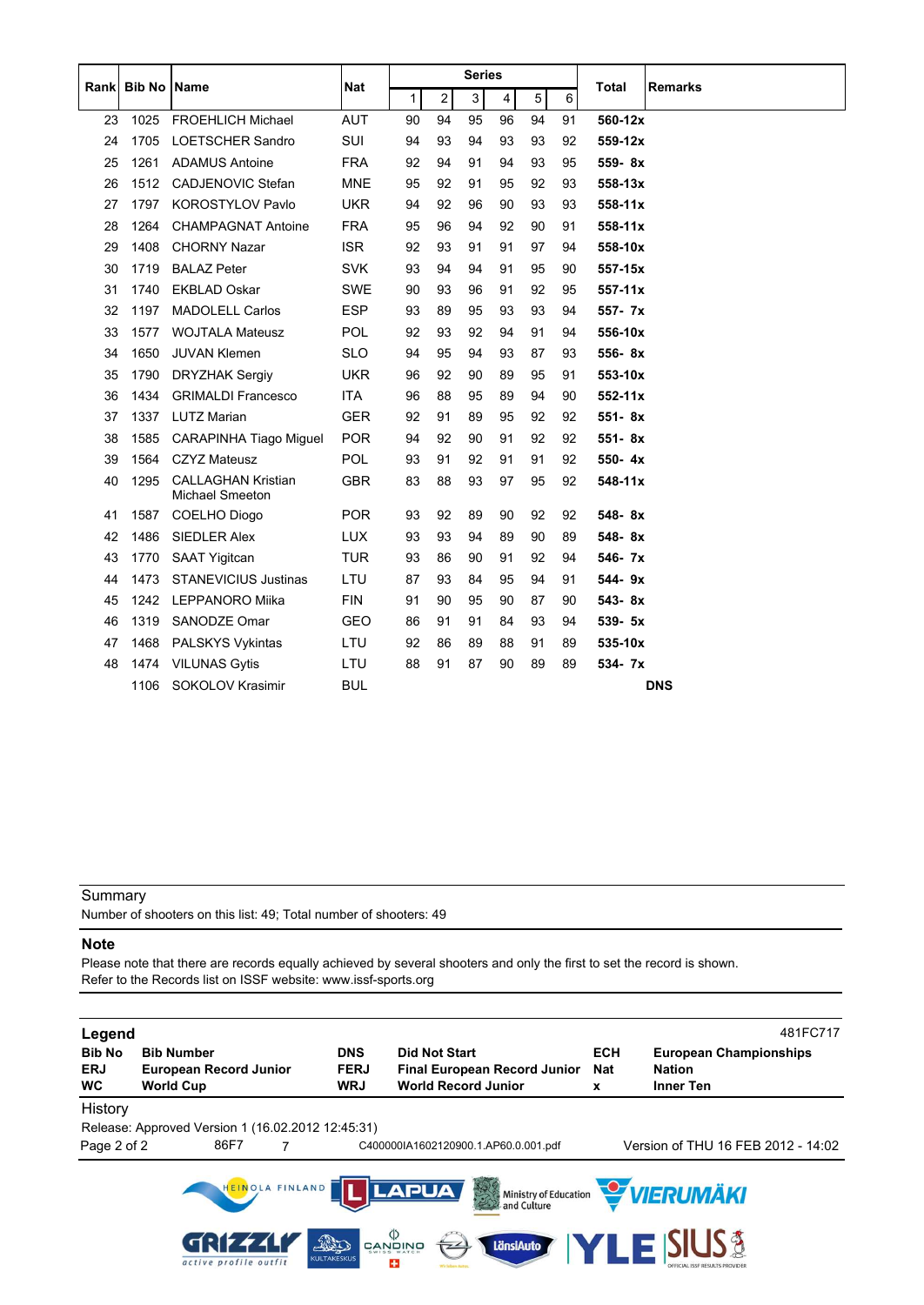| Rank | Bib No | Name | Nat | Series | | | | | | Total | Remarks |
|---|---|---|---|---|---|---|---|---|---|---|---|
| | | | | 1 | 2 | 3 | 4 | 5 | 6 | | |
| 23 | 1025 | FROEHLICH Michael | AUT | 90 | 94 | 95 | 96 | 94 | 91 | **560-12x** | |
| 24 | 1705 | LOETSCHER Sandro | SUI | 94 | 93 | 94 | 93 | 93 | 92 | **559-12x** | |
| 25 | 1261 | ADAMUS Antoine | FRA | 92 | 94 | 91 | 94 | 93 | 95 | **559- 8x** | |
| 26 | 1512 | CADJENOVIC Stefan | MNE | 95 | 92 | 91 | 95 | 92 | 93 | **558-13x** | |
| 27 | 1797 | KOROSTYLOV Pavlo | UKR | 94 | 92 | 96 | 90 | 93 | 93 | **558-11x** | |
| 28 | 1264 | CHAMPAGNAT Antoine | FRA | 95 | 96 | 94 | 92 | 90 | 91 | **558-11x** | |
| 29 | 1408 | CHORNY Nazar | ISR | 92 | 93 | 91 | 91 | 97 | 94 | **558-10x** | |
| 30 | 1719 | BALAZ Peter | SVK | 93 | 94 | 94 | 91 | 95 | 90 | **557-15x** | |
| 31 | 1740 | EKBLAD Oskar | SWE | 90 | 93 | 96 | 91 | 92 | 95 | **557-11x** | |
| 32 | 1197 | MADOLELL Carlos | ESP | 93 | 89 | 95 | 93 | 93 | 94 | **557- 7x** | |
| 33 | 1577 | WOJTALA Mateusz | POL | 92 | 93 | 92 | 94 | 91 | 94 | **556-10x** | |
| 34 | 1650 | JUVAN Klemen | SLO | 94 | 95 | 94 | 93 | 87 | 93 | **556- 8x** | |
| 35 | 1790 | DRYZHAK Sergiy | UKR | 96 | 92 | 90 | 89 | 95 | 91 | **553-10x** | |
| 36 | 1434 | GRIMALDI Francesco | ITA | 96 | 88 | 95 | 89 | 94 | 90 | **552-11x** | |
| 37 | 1337 | LUTZ Marian | GER | 92 | 91 | 89 | 95 | 92 | 92 | **551- 8x** | |
| 38 | 1585 | CARAPINHA Tiago Miguel | POR | 94 | 92 | 90 | 91 | 92 | 92 | **551- 8x** | |
| 39 | 1564 | CZYZ Mateusz | POL | 93 | 91 | 92 | 91 | 91 | 92 | **550- 4x** | |
| 40 | 1295 | CALLAGHAN Kristian Michael Smeeton | GBR | 83 | 88 | 93 | 97 | 95 | 92 | **548-11x** | |
| 41 | 1587 | COELHO Diogo | POR | 93 | 92 | 89 | 90 | 92 | 92 | **548- 8x** | |
| 42 | 1486 | SIEDLER Alex | LUX | 93 | 93 | 94 | 89 | 90 | 89 | **548- 8x** | |
| 43 | 1770 | SAAT Yigitcan | TUR | 93 | 86 | 90 | 91 | 92 | 94 | **546- 7x** | |
| 44 | 1473 | STANEVICIUS Justinas | LTU | 87 | 93 | 84 | 95 | 94 | 91 | **544- 9x** | |
| 45 | 1242 | LEPPANORO Miika | FIN | 91 | 90 | 95 | 90 | 87 | 90 | **543- 8x** | |
| 46 | 1319 | SANODZE Omar | GEO | 86 | 91 | 91 | 84 | 93 | 94 | **539- 5x** | |
| 47 | 1468 | PALSKYS Vykintas | LTU | 92 | 86 | 89 | 88 | 91 | 89 | **535-10x** | |
| 48 | 1474 | VILUNAS Gytis | LTU | 88 | 91 | 87 | 90 | 89 | 89 | **534- 7x** | |
| | 1106 | SOKOLOV Krasimir | BUL | | | | | | | | **DNS** |

Summary

Number of shooters on this list: 49; Total number of shooters: 49

**Note**

Please note that there are records equally achieved by several shooters and only the first to set the record is shown.
Refer to the Records list on ISSF website: www.issf-sports.org

**Legend**

481FC717

| | | | | | |
|---|---|---|---|---|---|
| **Bib No** | **Bib Number** | **DNS** | **Did Not Start** | **ECH** | **European Championships** |
| **ERJ** | **European Record Junior** | **FERJ** | **Final European Record Junior** | **Nat** | **Nation** |
| **WC** | **World Cup** | **WRJ** | **World Record Junior** | **x** | **Inner Ten** |

History

Release: Approved Version 1 (16.02.2012 12:45:31)

86F7 7 C400000IA1602120900.1.AP60.0.001.pdf Version of THU 16 FEB 2012 - 14:02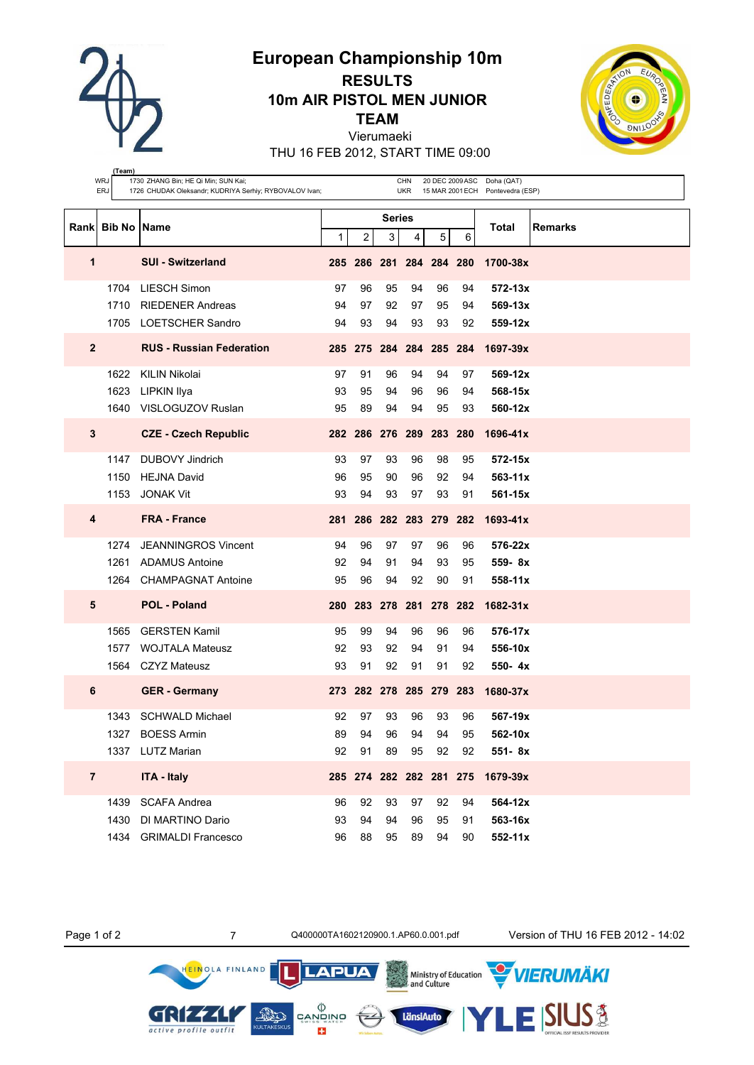# European Championship 10m

## RESULTS

## 10m AIR PISTOL MEN JUNIOR

## TEAM

Vierumaeki

THU 16 FEB 2012, START TIME 09:00

| (Team) | | | | |
|---|---|---|---|---|
| WRJ | 1730 ZHANG Bin; HE Qi Min; SUN Kai; | CHN | 20 DEC 2009 ASC | Doha (QAT) |
| ERJ | 1726 CHUDAK Oleksandr; KUDRIYA Serhiy; RYBOVALOV Ivan; | UKR | 15 MAR 2001 ECH | Pontevedra (ESP) |

| Rank | Bib No | Name | Series 1 | 2 | 3 | 4 | 5 | 6 | Total | Remarks |
|---|---|---|---|---|---|---|---|---|---|---|
| **1** | | **SUI - Switzerland** | **285** | **286** | **281** | **284** | **284** | **280** | **1700-38x** | |
| | 1704 | LIESCH Simon | 97 | 96 | 95 | 94 | 96 | 94 | **572-13x** | |
| | 1710 | RIEDENER Andreas | 94 | 97 | 92 | 97 | 95 | 94 | **569-13x** | |
| | 1705 | LOETSCHER Sandro | 94 | 93 | 94 | 93 | 93 | 92 | **559-12x** | |
| **2** | | **RUS - Russian Federation** | **285** | **275** | **284** | **284** | **285** | **284** | **1697-39x** | |
| | 1622 | KILIN Nikolai | 97 | 91 | 96 | 94 | 94 | 97 | **569-12x** | |
| | 1623 | LIPKIN Ilya | 93 | 95 | 94 | 96 | 96 | 94 | **568-15x** | |
| | 1640 | VISLOGUZOV Ruslan | 95 | 89 | 94 | 94 | 95 | 93 | **560-12x** | |
| **3** | | **CZE - Czech Republic** | **282** | **286** | **276** | **289** | **283** | **280** | **1696-41x** | |
| | 1147 | DUBOVY Jindrich | 93 | 97 | 93 | 96 | 98 | 95 | **572-15x** | |
| | 1150 | HEJNA David | 96 | 95 | 90 | 96 | 92 | 94 | **563-11x** | |
| | 1153 | JONAK Vit | 93 | 94 | 93 | 97 | 93 | 91 | **561-15x** | |
| **4** | | **FRA - France** | **281** | **286** | **282** | **283** | **279** | **282** | **1693-41x** | |
| | 1274 | JEANNINGROS Vincent | 94 | 96 | 97 | 97 | 96 | 96 | **576-22x** | |
| | 1261 | ADAMUS Antoine | 92 | 94 | 91 | 94 | 93 | 95 | **559- 8x** | |
| | 1264 | CHAMPAGNAT Antoine | 95 | 96 | 94 | 92 | 90 | 91 | **558-11x** | |
| **5** | | **POL - Poland** | **280** | **283** | **278** | **281** | **278** | **282** | **1682-31x** | |
| | 1565 | GERSTEN Kamil | 95 | 99 | 94 | 96 | 96 | 96 | **576-17x** | |
| | 1577 | WOJTALA Mateusz | 92 | 93 | 92 | 94 | 91 | 94 | **556-10x** | |
| | 1564 | CZYZ Mateusz | 93 | 91 | 92 | 91 | 91 | 92 | **550- 4x** | |
| **6** | | **GER - Germany** | **273** | **282** | **278** | **285** | **279** | **283** | **1680-37x** | |
| | 1343 | SCHWALD Michael | 92 | 97 | 93 | 96 | 93 | 96 | **567-19x** | |
| | 1327 | BOESS Armin | 89 | 94 | 96 | 94 | 94 | 95 | **562-10x** | |
| | 1337 | LUTZ Marian | 92 | 91 | 89 | 95 | 92 | 92 | **551- 8x** | |
| **7** | | **ITA - Italy** | **285** | **274** | **282** | **282** | **281** | **275** | **1679-39x** | |
| | 1439 | SCAFA Andrea | 96 | 92 | 93 | 97 | 92 | 94 | **564-12x** | |
| | 1430 | DI MARTINO Dario | 93 | 94 | 94 | 96 | 95 | 91 | **563-16x** | |
| | 1434 | GRIMALDI Francesco | 96 | 88 | 95 | 89 | 94 | 90 | **552-11x** | |

7 Q400000TA1602120900.1.AP60.0.001.pdf Version of THU 16 FEB 2012 - 14:02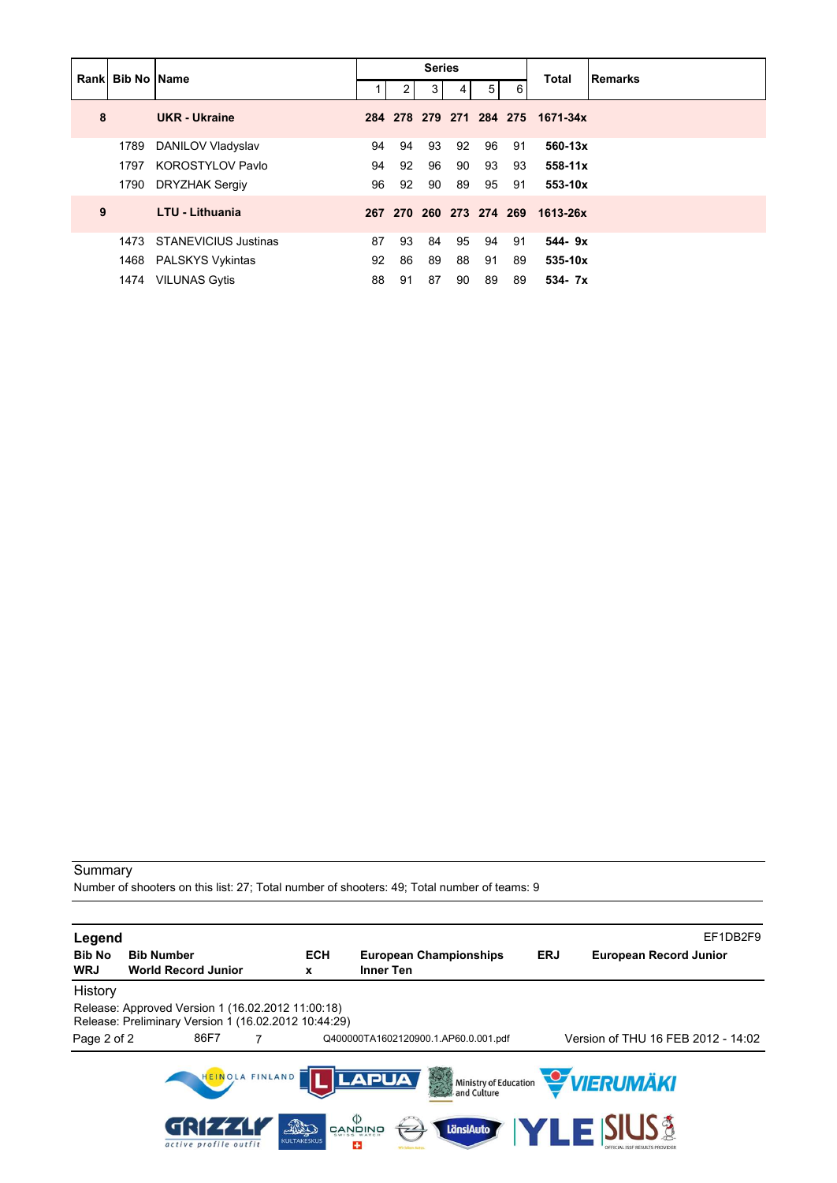| Rank | Bib No | Name | Series | | | | | | Total | Remarks |
|---|---|---|---|---|---|---|---|---|---|---|
| | | | 1 | 2 | 3 | 4 | 5 | 6 | | |
| **8** | | **UKR - Ukraine** | **284** | **278** | **279** | **271** | **284** | **275** | **1671-34x** | |
| | 1789 | DANILOV Vladyslav | 94 | 94 | 93 | 92 | 96 | 91 | **560-13x** | |
| | 1797 | KOROSTYLOV Pavlo | 94 | 92 | 96 | 90 | 93 | 93 | **558-11x** | |
| | 1790 | DRYZHAK Sergiy | 96 | 92 | 90 | 89 | 95 | 91 | **553-10x** | |
| **9** | | **LTU - Lithuania** | **267** | **270** | **260** | **273** | **274** | **269** | **1613-26x** | |
| | 1473 | STANEVICIUS Justinas | 87 | 93 | 84 | 95 | 94 | 91 | **544- 9x** | |
| | 1468 | PALSKYS Vykintas | 92 | 86 | 89 | 88 | 91 | 89 | **535-10x** | |
| | 1474 | VILUNAS Gytis | 88 | 91 | 87 | 90 | 89 | 89 | **534- 7x** | |

Summary

Number of shooters on this list: 27; Total number of shooters: 49; Total number of teams: 9

**Legend** EF1DB2F9

| | | | | | |
|---|---|---|---|---|---|
| **Bib No** | **Bib Number** | **ECH** | **European Championships** | **ERJ** | **European Record Junior** |
| **WRJ** | **World Record Junior** | **x** | **Inner Ten** | | |

History

Release: Approved Version 1 (16.02.2012 11:00:18)
Release: Preliminary Version 1 (16.02.2012 10:44:29)

86F7 7 Q400000TA1602120900.1.AP60.0.001.pdf Version of THU 16 FEB 2012 - 14:02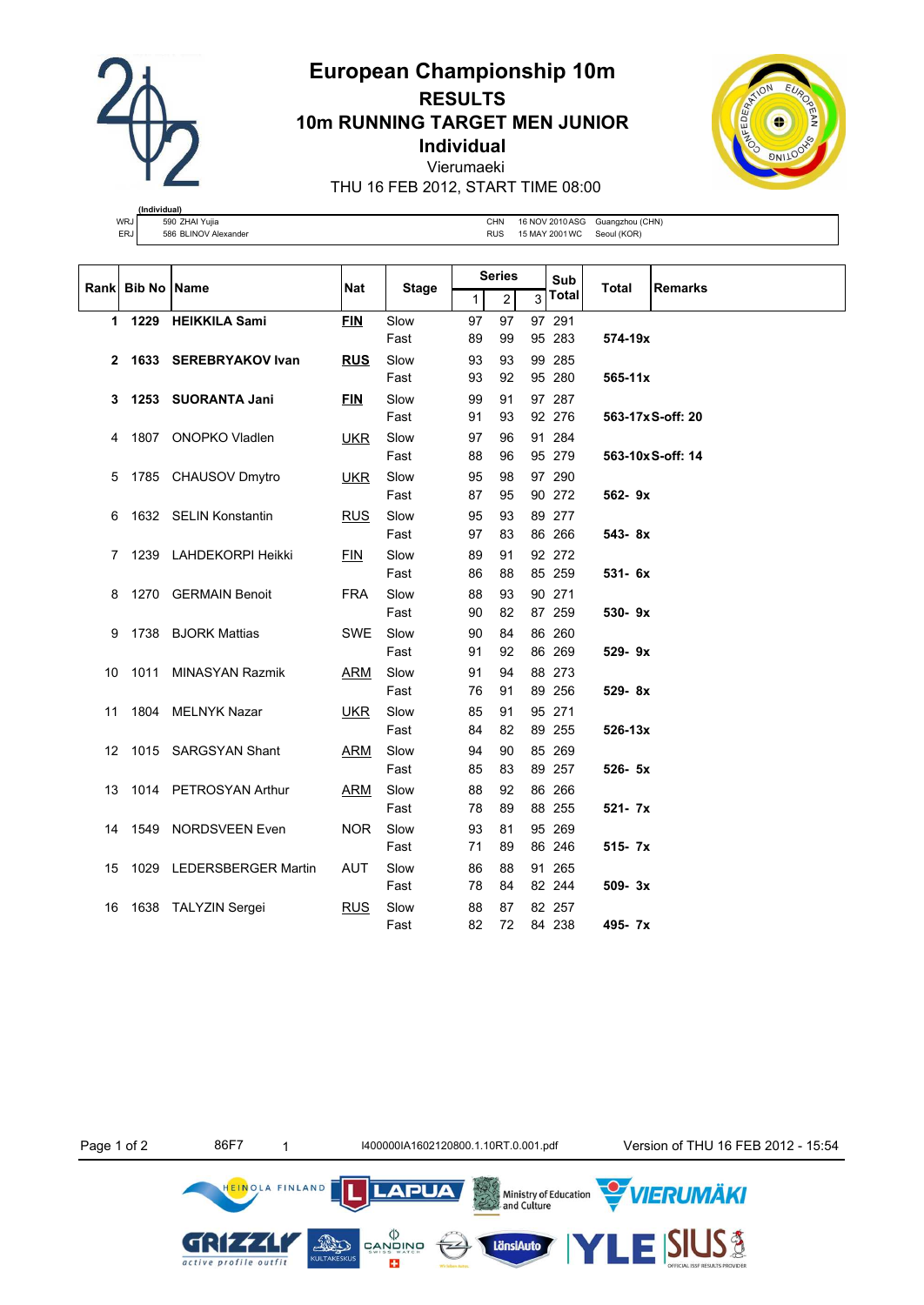# European Championship 10m

## RESULTS

## 10m RUNNING TARGET MEN JUNIOR

## Individual

Vierumaeki

THU 16 FEB 2012, START TIME 08:00

(Individual)

| | | | | |
|---|---|---|---|---|
| WRJ | 590 ZHAI Yujia | CHN | 16 NOV 2010 ASG | Guangzhou (CHN) |
| ERJ | 586 BLINOV Alexander | RUS | 15 MAY 2001 WC | Seoul (KOR) |

| Rank | Bib No | Name | Nat | Stage | Series 1 | Series 2 | Series 3 | Sub Total | Total | Remarks |
|---|---|---|---|---|---|---|---|---|---|---|
| **1** | **1229** | **HEIKKILA Sami** | **FIN** | Slow | 97 | 97 | 97 | 291 | | |
| | | | | Fast | 89 | 99 | 95 | 283 | **574-19x** | |
| **2** | **1633** | **SEREBRYAKOV Ivan** | **RUS** | Slow | 93 | 93 | 99 | 285 | | |
| | | | | Fast | 93 | 92 | 95 | 280 | **565-11x** | |
| **3** | **1253** | **SUORANTA Jani** | **FIN** | Slow | 99 | 91 | 97 | 287 | | |
| | | | | Fast | 91 | 93 | 92 | 276 | **563-17x** | **S-off: 20** |
| 4 | 1807 | ONOPKO Vladlen | UKR | Slow | 97 | 96 | 91 | 284 | | |
| | | | | Fast | 88 | 96 | 95 | 279 | **563-10x** | **S-off: 14** |
| 5 | 1785 | CHAUSOV Dmytro | UKR | Slow | 95 | 98 | 97 | 290 | | |
| | | | | Fast | 87 | 95 | 90 | 272 | **562- 9x** | |
| 6 | 1632 | SELIN Konstantin | RUS | Slow | 95 | 93 | 89 | 277 | | |
| | | | | Fast | 97 | 83 | 86 | 266 | **543- 8x** | |
| 7 | 1239 | LAHDEKORPI Heikki | FIN | Slow | 89 | 91 | 92 | 272 | | |
| | | | | Fast | 86 | 88 | 85 | 259 | **531- 6x** | |
| 8 | 1270 | GERMAIN Benoit | FRA | Slow | 88 | 93 | 90 | 271 | | |
| | | | | Fast | 90 | 82 | 87 | 259 | **530- 9x** | |
| 9 | 1738 | BJORK Mattias | SWE | Slow | 90 | 84 | 86 | 260 | | |
| | | | | Fast | 91 | 92 | 86 | 269 | **529- 9x** | |
| 10 | 1011 | MINASYAN Razmik | ARM | Slow | 91 | 94 | 88 | 273 | | |
| | | | | Fast | 76 | 91 | 89 | 256 | **529- 8x** | |
| 11 | 1804 | MELNYK Nazar | UKR | Slow | 85 | 91 | 95 | 271 | | |
| | | | | Fast | 84 | 82 | 89 | 255 | **526-13x** | |
| 12 | 1015 | SARGSYAN Shant | ARM | Slow | 94 | 90 | 85 | 269 | | |
| | | | | Fast | 85 | 83 | 89 | 257 | **526- 5x** | |
| 13 | 1014 | PETROSYAN Arthur | ARM | Slow | 88 | 92 | 86 | 266 | | |
| | | | | Fast | 78 | 89 | 88 | 255 | **521- 7x** | |
| 14 | 1549 | NORDSVEEN Even | NOR | Slow | 93 | 81 | 95 | 269 | | |
| | | | | Fast | 71 | 89 | 86 | 246 | **515- 7x** | |
| 15 | 1029 | LEDERSBERGER Martin | AUT | Slow | 86 | 88 | 91 | 265 | | |
| | | | | Fast | 78 | 84 | 82 | 244 | **509- 3x** | |
| 16 | 1638 | TALYZIN Sergei | RUS | Slow | 88 | 87 | 82 | 257 | | |
| | | | | Fast | 82 | 72 | 84 | 238 | **495- 7x** | |

86F7 1 I400000IA1602120800.1.10RT.0.001.pdf Version of THU 16 FEB 2012 - 15:54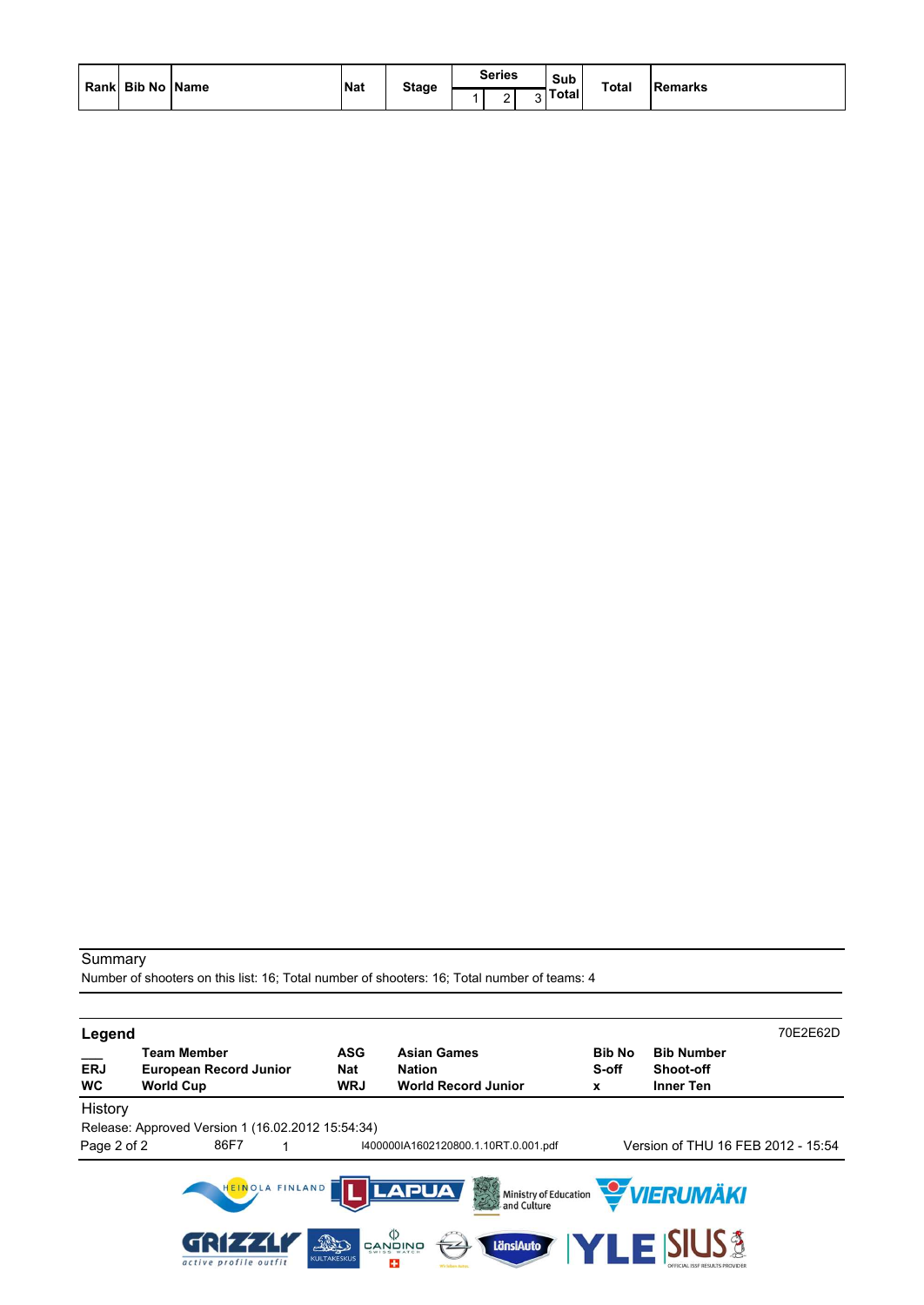| Rank | Bib No | Name | Nat | Stage | Series | | | Sub Total | Total | Remarks |
|---|---|---|---|---|---|---|---|---|---|---|
| | | | | | 1 | 2 | 3 | | | |

Summary

Number of shooters on this list: 16; Total number of shooters: 16; Total number of teams: 4

## Legend

70E2E62D

| | | | | | |
|---|---|---|---|---|---|
| ___ | **Team Member** | **ASG** | **Asian Games** | **Bib No** | **Bib Number** |
| **ERJ** | **European Record Junior** | **Nat** | **Nation** | **S-off** | **Shoot-off** |
| **WC** | **World Cup** | **WRJ** | **World Record Junior** | **x** | **Inner Ten** |

History

Release: Approved Version 1 (16.02.2012 15:54:34)

86F7 1 I400000IA1602120800.1.10RT.0.001.pdf Version of THU 16 FEB 2012 - 15:54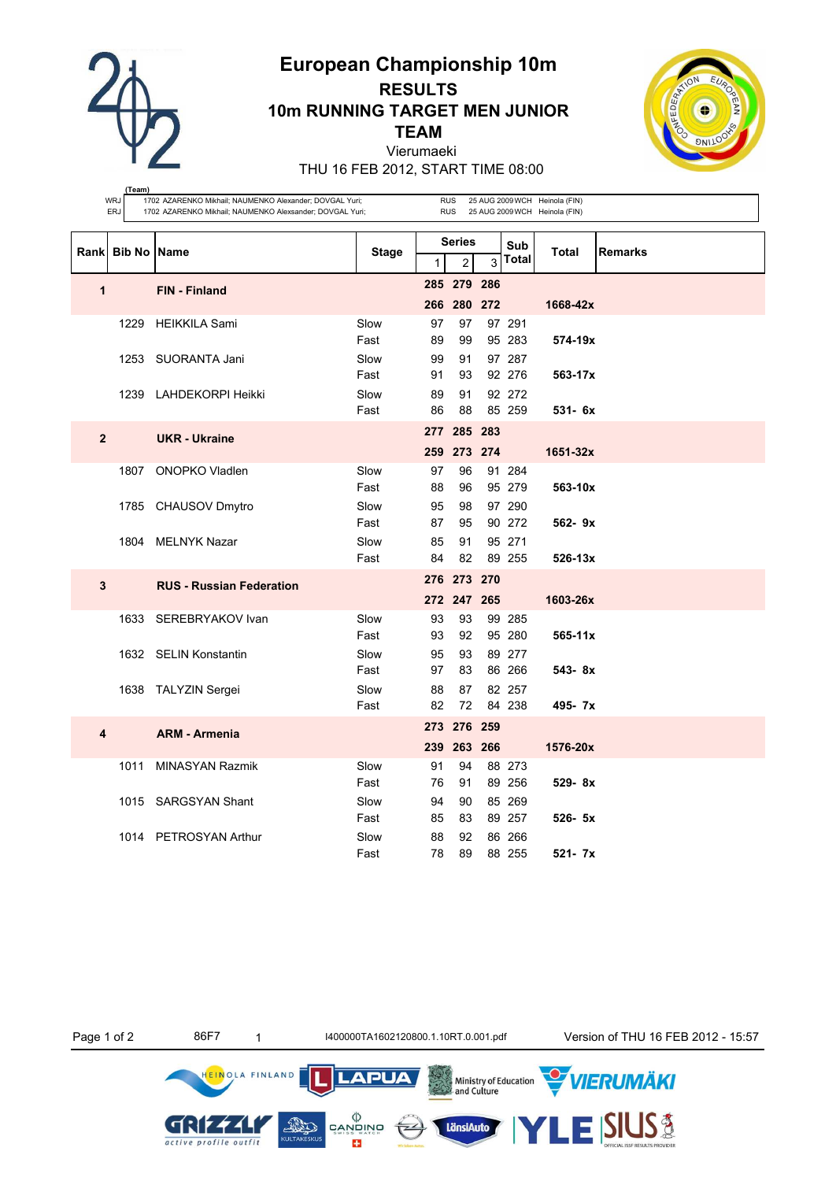# European Championship 10m

## RESULTS

## 10m RUNNING TARGET MEN JUNIOR TEAM

Vierumaeki

THU 16 FEB 2012, START TIME 08:00

| (Team) | | | | |
|---|---|---|---|---|
| WRJ | 1702 AZARENKO Mikhail; NAUMENKO Alexander; DOVGAL Yuri; | RUS | 25 AUG 2009 WCH | Heinola (FIN) |
| ERJ | 1702 AZARENKO Mikhail; NAUMENKO Alexsander; DOVGAL Yuri; | RUS | 25 AUG 2009 WCH | Heinola (FIN) |

| Rank | Bib No | Name | Stage | Series 1 | 2 | 3 | Sub Total | Total | Remarks |
|---|---|---|---|---|---|---|---|---|---|
| **1** | | **FIN - Finland** | | **285** | **279** | **286** | | | |
| | | | | **266** | **280** | **272** | | **1668-42x** | |
| | 1229 | HEIKKILA Sami | Slow | 97 | 97 | 97 | 291 | | |
| | | | Fast | 89 | 99 | 95 | 283 | **574-19x** | |
| | 1253 | SUORANTA Jani | Slow | 99 | 91 | 97 | 287 | | |
| | | | Fast | 91 | 93 | 92 | 276 | **563-17x** | |
| | 1239 | LAHDEKORPI Heikki | Slow | 89 | 91 | 92 | 272 | | |
| | | | Fast | 86 | 88 | 85 | 259 | **531- 6x** | |
| **2** | | **UKR - Ukraine** | | **277** | **285** | **283** | | | |
| | | | | **259** | **273** | **274** | | **1651-32x** | |
| | 1807 | ONOPKO Vladlen | Slow | 97 | 96 | 91 | 284 | | |
| | | | Fast | 88 | 96 | 95 | 279 | **563-10x** | |
| | 1785 | CHAUSOV Dmytro | Slow | 95 | 98 | 97 | 290 | | |
| | | | Fast | 87 | 95 | 90 | 272 | **562- 9x** | |
| | 1804 | MELNYK Nazar | Slow | 85 | 91 | 95 | 271 | | |
| | | | Fast | 84 | 82 | 89 | 255 | **526-13x** | |
| **3** | | **RUS - Russian Federation** | | **276** | **273** | **270** | | | |
| | | | | **272** | **247** | **265** | | **1603-26x** | |
| | 1633 | SEREBRYAKOV Ivan | Slow | 93 | 93 | 99 | 285 | | |
| | | | Fast | 93 | 92 | 95 | 280 | **565-11x** | |
| | 1632 | SELIN Konstantin | Slow | 95 | 93 | 89 | 277 | | |
| | | | Fast | 97 | 83 | 86 | 266 | **543- 8x** | |
| | 1638 | TALYZIN Sergei | Slow | 88 | 87 | 82 | 257 | | |
| | | | Fast | 82 | 72 | 84 | 238 | **495- 7x** | |
| **4** | | **ARM - Armenia** | | **273** | **276** | **259** | | | |
| | | | | **239** | **263** | **266** | | **1576-20x** | |
| | 1011 | MINASYAN Razmik | Slow | 91 | 94 | 88 | 273 | | |
| | | | Fast | 76 | 91 | 89 | 256 | **529- 8x** | |
| | 1015 | SARGSYAN Shant | Slow | 94 | 90 | 85 | 269 | | |
| | | | Fast | 85 | 83 | 89 | 257 | **526- 5x** | |
| | 1014 | PETROSYAN Arthur | Slow | 88 | 92 | 86 | 266 | | |
| | | | Fast | 78 | 89 | 88 | 255 | **521- 7x** | |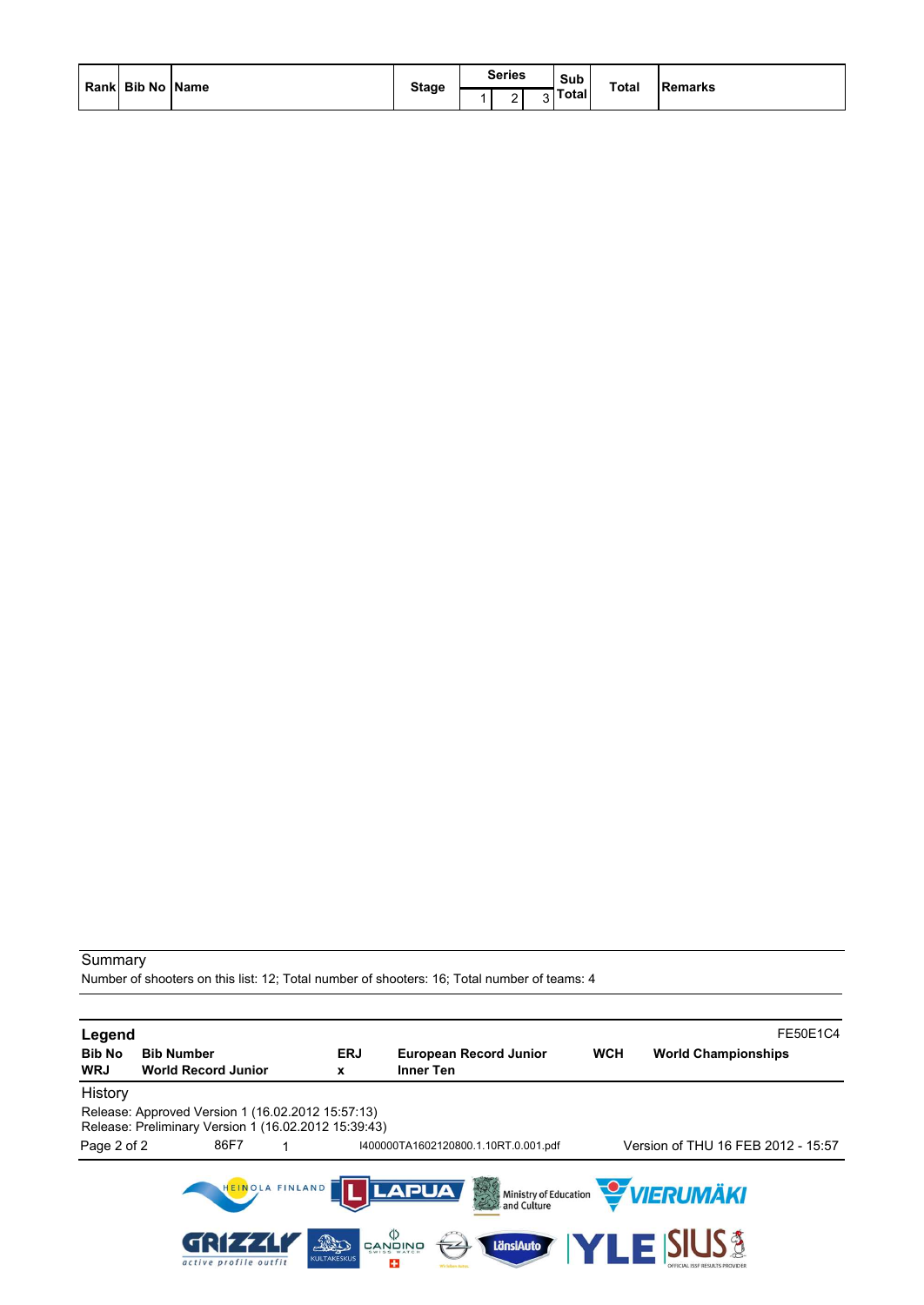| Rank | Bib No | Name | Stage | Series | | | Sub Total | Total | Remarks |
|---|---|---|---|---|---|---|---|---|---|
| | | | | 1 | 2 | 3 | | | |

Summary

Number of shooters on this list: 12; Total number of shooters: 16; Total number of teams: 4

**Legend** FE50E1C4

| | | | | | |
|---|---|---|---|---|---|
| **Bib No** | **Bib Number** | **ERJ** | **European Record Junior** | **WCH** | **World Championships** |
| **WRJ** | **World Record Junior** | **x** | **Inner Ten** | | |

History

Release: Approved Version 1 (16.02.2012 15:57:13)
Release: Preliminary Version 1 (16.02.2012 15:39:43)

86F7 1 I400000TA1602120800.1.10RT.0.001.pdf Version of THU 16 FEB 2012 - 15:57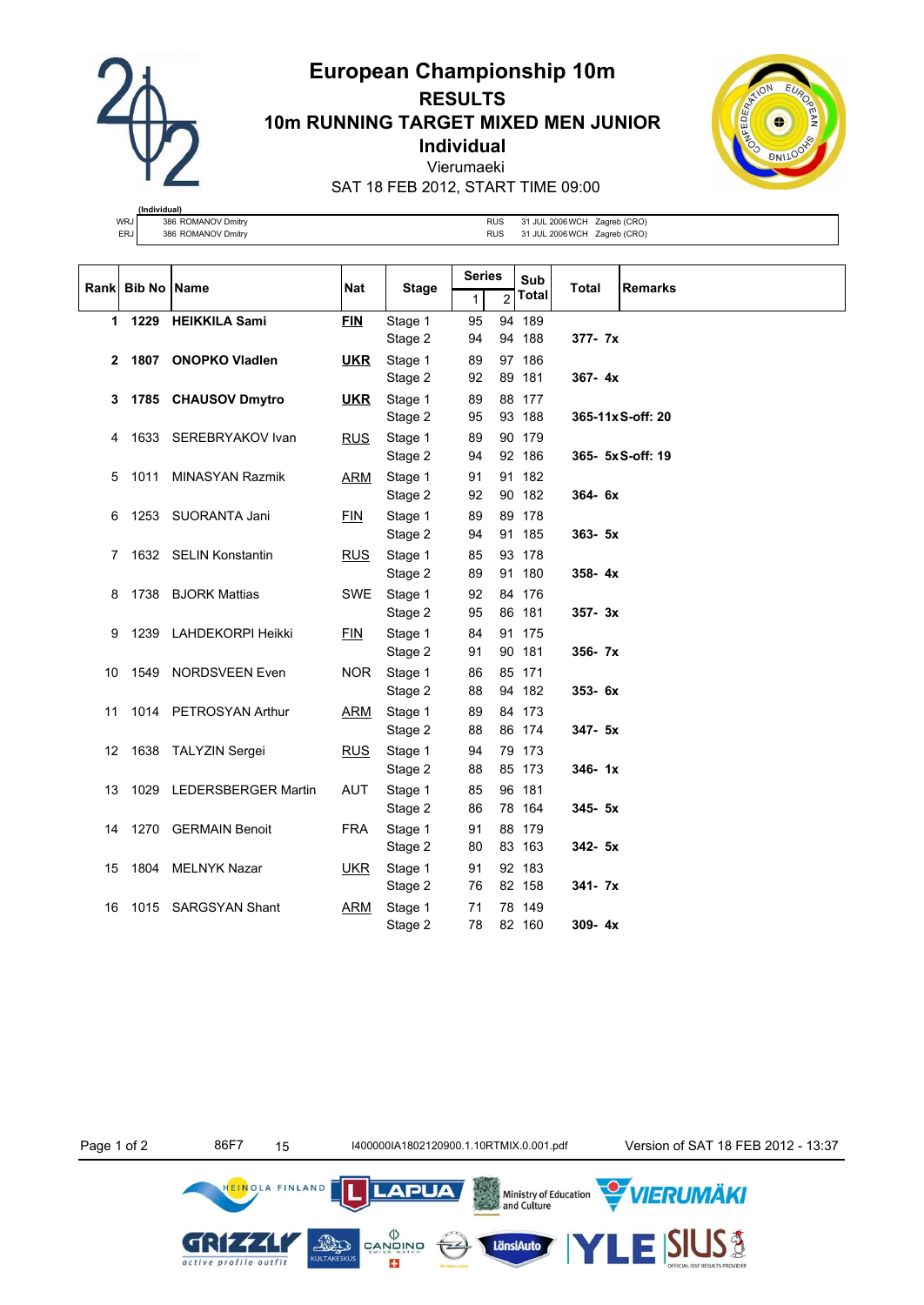# European Championship 10m

## RESULTS

## 10m RUNNING TARGET MIXED MEN JUNIOR

## Individual

Vierumaeki

SAT 18 FEB 2012, START TIME 09:00

| (Individual) | | | | | |
|---|---|---|---|---|---|
| WRJ | 386 ROMANOV Dmitry | RUS | 31 JUL 2006 | WCH | Zagreb (CRO) |
| ERJ | 386 ROMANOV Dmitry | RUS | 31 JUL 2006 | WCH | Zagreb (CRO) |

| Rank | Bib No | Name | Nat | Stage | Series 1 | Series 2 | Sub Total | Total | Remarks |
|---|---|---|---|---|---|---|---|---|---|
| **1** | **1229** | **HEIKKILA Sami** | **FIN** | Stage 1 | 95 | 94 | 189 | | |
| | | | | Stage 2 | 94 | 94 | 188 | **377- 7x** | |
| **2** | **1807** | **ONOPKO Vladlen** | **UKR** | Stage 1 | 89 | 97 | 186 | | |
| | | | | Stage 2 | 92 | 89 | 181 | **367- 4x** | |
| **3** | **1785** | **CHAUSOV Dmytro** | **UKR** | Stage 1 | 89 | 88 | 177 | | |
| | | | | Stage 2 | 95 | 93 | 188 | **365-11x** | **S-off: 20** |
| 4 | 1633 | SEREBRYAKOV Ivan | RUS | Stage 1 | 89 | 90 | 179 | | |
| | | | | Stage 2 | 94 | 92 | 186 | **365- 5x** | **S-off: 19** |
| 5 | 1011 | MINASYAN Razmik | ARM | Stage 1 | 91 | 91 | 182 | | |
| | | | | Stage 2 | 92 | 90 | 182 | **364- 6x** | |
| 6 | 1253 | SUORANTA Jani | FIN | Stage 1 | 89 | 89 | 178 | | |
| | | | | Stage 2 | 94 | 91 | 185 | **363- 5x** | |
| 7 | 1632 | SELIN Konstantin | RUS | Stage 1 | 85 | 93 | 178 | | |
| | | | | Stage 2 | 89 | 91 | 180 | **358- 4x** | |
| 8 | 1738 | BJORK Mattias | SWE | Stage 1 | 92 | 84 | 176 | | |
| | | | | Stage 2 | 95 | 86 | 181 | **357- 3x** | |
| 9 | 1239 | LAHDEKORPI Heikki | FIN | Stage 1 | 84 | 91 | 175 | | |
| | | | | Stage 2 | 91 | 90 | 181 | **356- 7x** | |
| 10 | 1549 | NORDSVEEN Even | NOR | Stage 1 | 86 | 85 | 171 | | |
| | | | | Stage 2 | 88 | 94 | 182 | **353- 6x** | |
| 11 | 1014 | PETROSYAN Arthur | ARM | Stage 1 | 89 | 84 | 173 | | |
| | | | | Stage 2 | 88 | 86 | 174 | **347- 5x** | |
| 12 | 1638 | TALYZIN Sergei | RUS | Stage 1 | 94 | 79 | 173 | | |
| | | | | Stage 2 | 88 | 85 | 173 | **346- 1x** | |
| 13 | 1029 | LEDERSBERGER Martin | AUT | Stage 1 | 85 | 96 | 181 | | |
| | | | | Stage 2 | 86 | 78 | 164 | **345- 5x** | |
| 14 | 1270 | GERMAIN Benoit | FRA | Stage 1 | 91 | 88 | 179 | | |
| | | | | Stage 2 | 80 | 83 | 163 | **342- 5x** | |
| 15 | 1804 | MELNYK Nazar | UKR | Stage 1 | 91 | 92 | 183 | | |
| | | | | Stage 2 | 76 | 82 | 158 | **341- 7x** | |
| 16 | 1015 | SARGSYAN Shant | ARM | Stage 1 | 71 | 78 | 149 | | |
| | | | | Stage 2 | 78 | 82 | 160 | **309- 4x** | |

86F7 15 I400000IA1802120900.1.10RTMIX.0.001.pdf Version of SAT 18 FEB 2012 - 13:37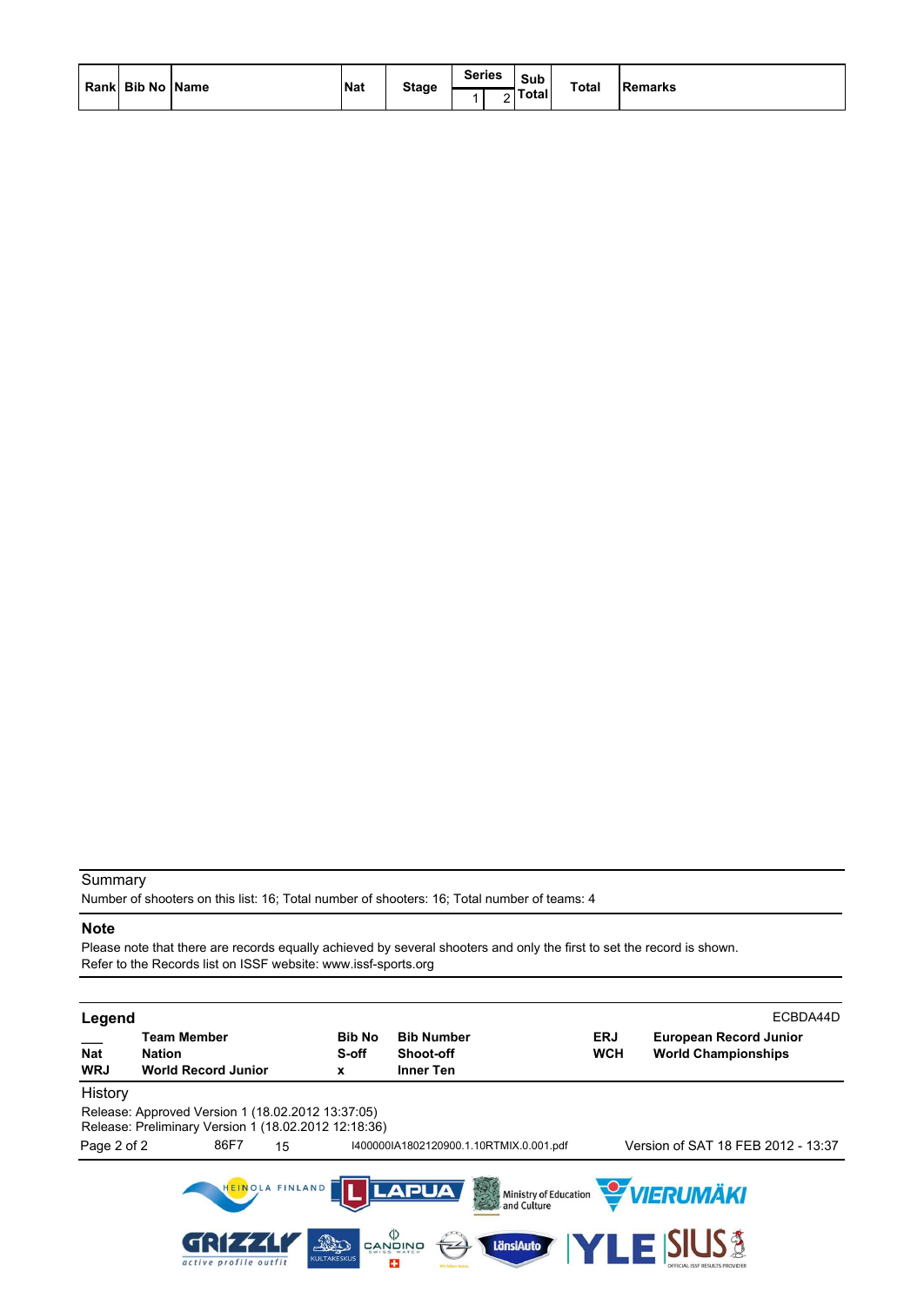| Rank | Bib No | Name | Nat | Stage | Series | | Sub Total | Total | Remarks |
|---|---|---|---|---|---|---|---|---|---|
| | | | | | 1 | 2 | | | |

Summary

Number of shooters on this list: 16; Total number of shooters: 16; Total number of teams: 4

**Note**

Please note that there are records equally achieved by several shooters and only the first to set the record is shown.
Refer to the Records list on ISSF website: www.issf-sports.org

**Legend**

ECBDA44D

| | | | | | |
|---|---|---|---|---|---|
| ___ | **Team Member** | **Bib No** | **Bib Number** | **ERJ** | **European Record Junior** |
| **Nat** | **Nation** | **S-off** | **Shoot-off** | **WCH** | **World Championships** |
| **WRJ** | **World Record Junior** | **x** | **Inner Ten** | | |

History

Release: Approved Version 1 (18.02.2012 13:37:05)
Release: Preliminary Version 1 (18.02.2012 12:18:36)

86F7 15 I400000IA1802120900.1.10RTMIX.0.001.pdf Version of SAT 18 FEB 2012 - 13:37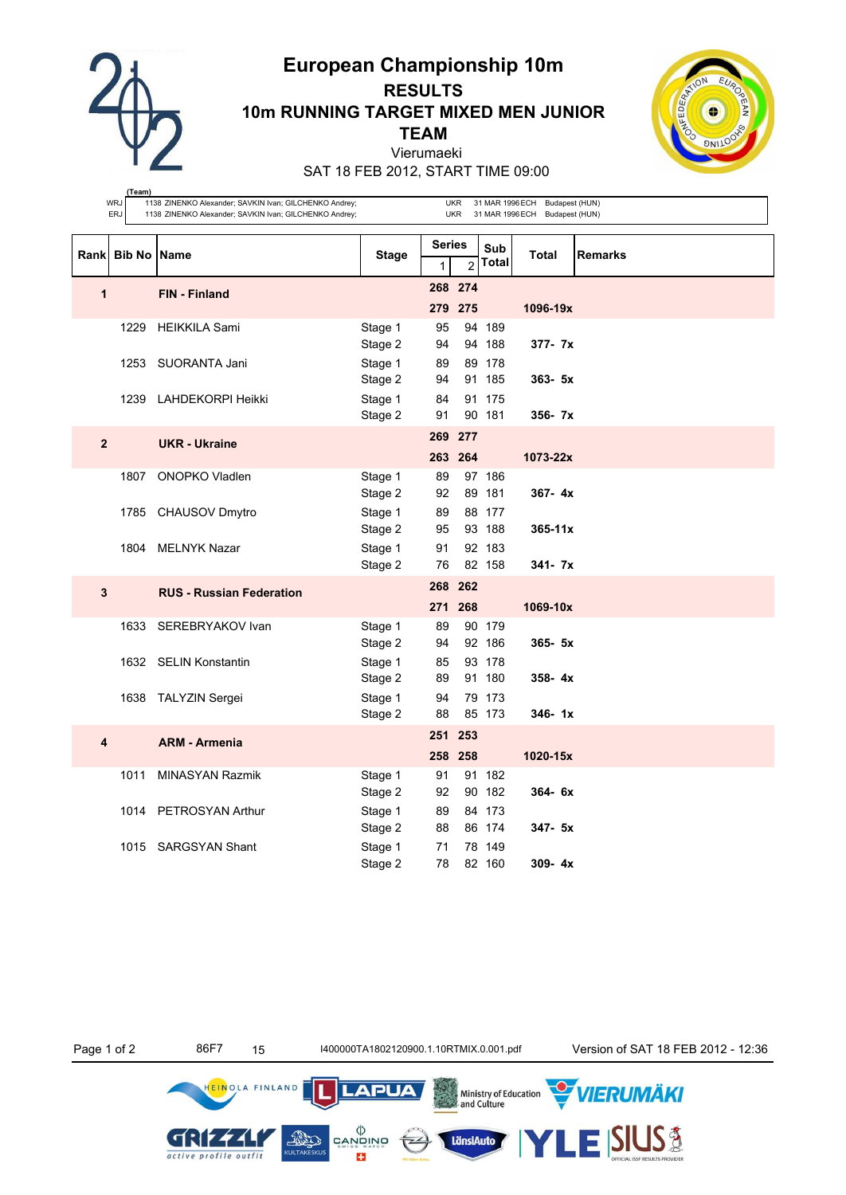# European Championship 10m

## RESULTS

## 10m RUNNING TARGET MIXED MEN JUNIOR TEAM

Vierumaeki

SAT 18 FEB 2012, START TIME 09:00

| (Team) | | | | |
|---|---|---|---|---|
| WRJ | 1138 ZINENKO Alexander; SAVKIN Ivan; GILCHENKO Andrey; | UKR | 31 MAR 1996 ECH | Budapest (HUN) |
| ERJ | 1138 ZINENKO Alexander; SAVKIN Ivan; GILCHENKO Andrey; | UKR | 31 MAR 1996 ECH | Budapest (HUN) |

| Rank | Bib No | Name | Stage | Series 1 | Series 2 | Sub Total | Total | Remarks |
|---|---|---|---|---|---|---|---|---|
| **1** | | **FIN - Finland** | | **268** | **274** | | | |
| | | | | **279** | **275** | | **1096-19x** | |
| | 1229 | HEIKKILA Sami | Stage 1 | 95 | 94 | 189 | | |
| | | | Stage 2 | 94 | 94 | 188 | **377- 7x** | |
| | 1253 | SUORANTA Jani | Stage 1 | 89 | 89 | 178 | | |
| | | | Stage 2 | 94 | 91 | 185 | **363- 5x** | |
| | 1239 | LAHDEKORPI Heikki | Stage 1 | 84 | 91 | 175 | | |
| | | | Stage 2 | 91 | 90 | 181 | **356- 7x** | |
| **2** | | **UKR - Ukraine** | | **269** | **277** | | | |
| | | | | **263** | **264** | | **1073-22x** | |
| | 1807 | ONOPKO Vladlen | Stage 1 | 89 | 97 | 186 | | |
| | | | Stage 2 | 92 | 89 | 181 | **367- 4x** | |
| | 1785 | CHAUSOV Dmytro | Stage 1 | 89 | 88 | 177 | | |
| | | | Stage 2 | 95 | 93 | 188 | **365-11x** | |
| | 1804 | MELNYK Nazar | Stage 1 | 91 | 92 | 183 | | |
| | | | Stage 2 | 76 | 82 | 158 | **341- 7x** | |
| **3** | | **RUS - Russian Federation** | | **268** | **262** | | | |
| | | | | **271** | **268** | | **1069-10x** | |
| | 1633 | SEREBRYAKOV Ivan | Stage 1 | 89 | 90 | 179 | | |
| | | | Stage 2 | 94 | 92 | 186 | **365- 5x** | |
| | 1632 | SELIN Konstantin | Stage 1 | 85 | 93 | 178 | | |
| | | | Stage 2 | 89 | 91 | 180 | **358- 4x** | |
| | 1638 | TALYZIN Sergei | Stage 1 | 94 | 79 | 173 | | |
| | | | Stage 2 | 88 | 85 | 173 | **346- 1x** | |
| **4** | | **ARM - Armenia** | | **251** | **253** | | | |
| | | | | **258** | **258** | | **1020-15x** | |
| | 1011 | MINASYAN Razmik | Stage 1 | 91 | 91 | 182 | | |
| | | | Stage 2 | 92 | 90 | 182 | **364- 6x** | |
| | 1014 | PETROSYAN Arthur | Stage 1 | 89 | 84 | 173 | | |
| | | | Stage 2 | 88 | 86 | 174 | **347- 5x** | |
| | 1015 | SARGSYAN Shant | Stage 1 | 71 | 78 | 149 | | |
| | | | Stage 2 | 78 | 82 | 160 | **309- 4x** | |

86F7 15 I400000TA1802120900.1.10RTMIX.0.001.pdf Version of SAT 18 FEB 2012 - 12:36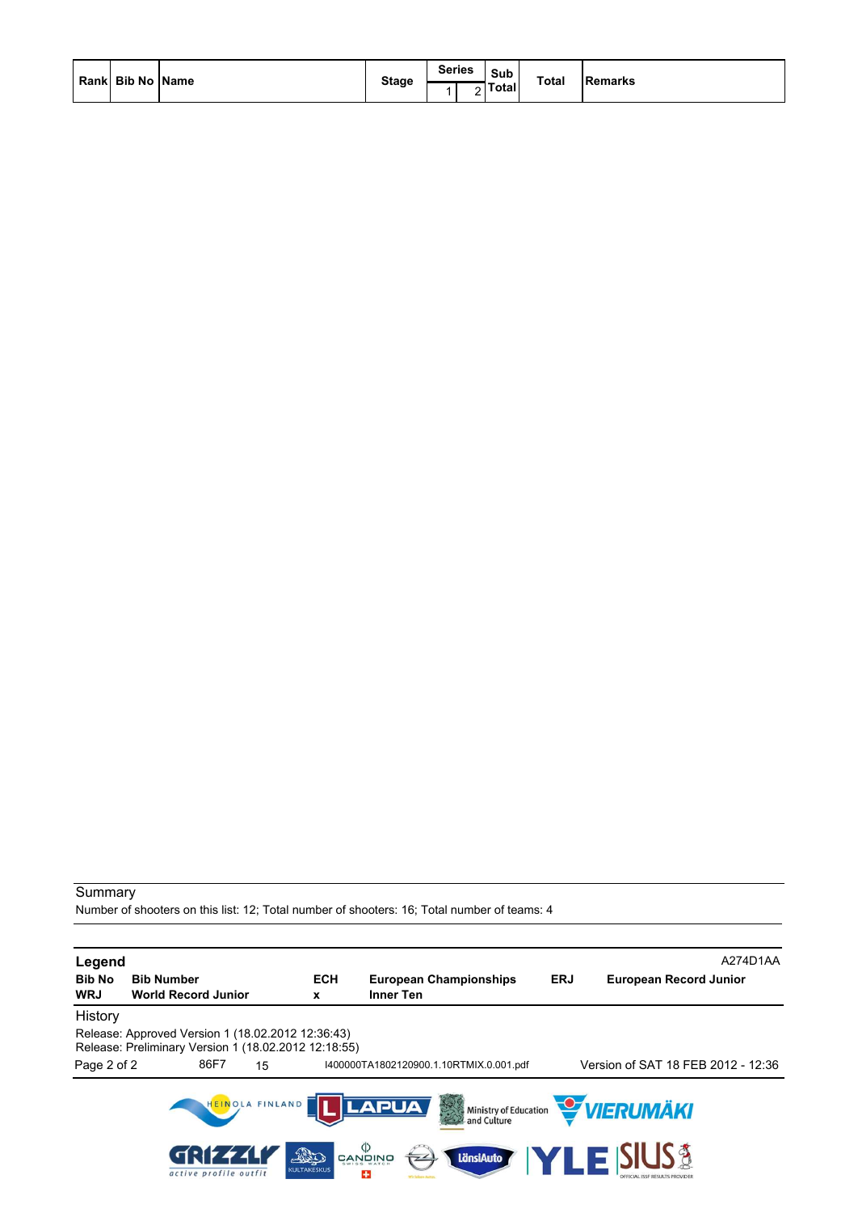| Rank | Bib No | Name | Stage | Series | | Sub Total | Total | Remarks |
|---|---|---|---|---|---|---|---|---|
| | | | | 1 | 2 | | | |

Summary

Number of shooters on this list: 12; Total number of shooters: 16; Total number of teams: 4

**Legend** A274D1AA

| | | | | | |
|---|---|---|---|---|---|
| **Bib No** | **Bib Number** | **ECH** | **European Championships** | **ERJ** | **European Record Junior** |
| **WRJ** | **World Record Junior** | **x** | **Inner Ten** | | |

History

Release: Approved Version 1 (18.02.2012 12:36:43)
Release: Preliminary Version 1 (18.02.2012 12:18:55)

86F7 15 I400000TA1802120900.1.10RTMIX.0.001.pdf Version of SAT 18 FEB 2012 - 12:36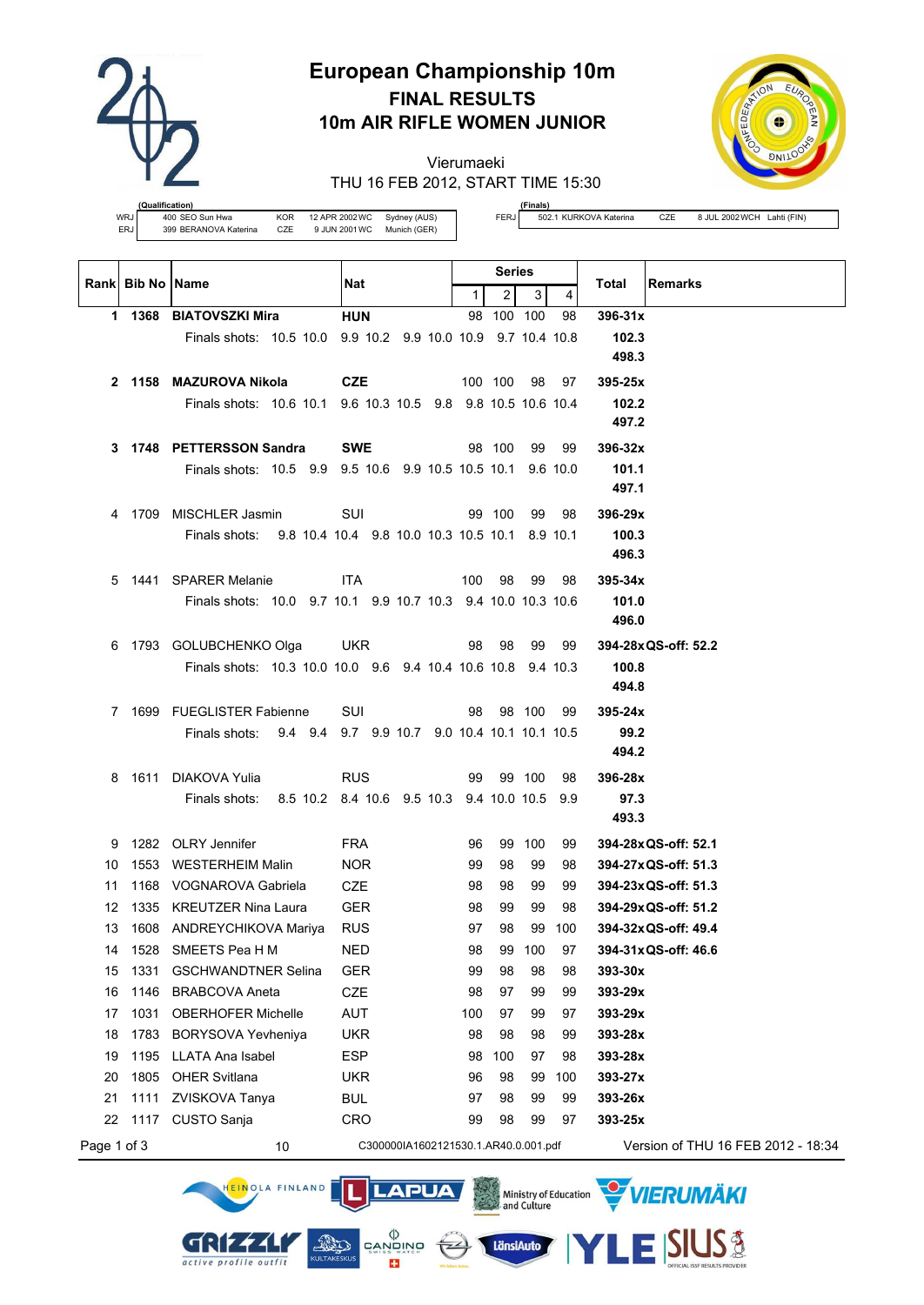# European Championship 10m

## FINAL RESULTS

## 10m AIR RIFLE WOMEN JUNIOR

Vierumaeki

THU 16 FEB 2012, START TIME 15:30

| (Qualification) | | | | | |
|---|---|---|---|---|---|
| WRJ | 400 SEO Sun Hwa | KOR | 12 APR 2002 WC | Sydney (AUS) |
| ERJ | 399 BERANOVA Katerina | CZE | 9 JUN 2001 WC | Munich (GER) |

| (Finals) | | | | |
|---|---|---|---|---|
| FERJ | 502.1 KURKOVA Katerina | CZE | 8 JUL 2002 WCH | Lahti (FIN) |

| Rank | Bib No | Name | Nat | Series 1 | 2 | 3 | 4 | Total | Remarks |
|---|---|---|---|---|---|---|---|---|---|
| **1** | **1368** | **BIATOVSZKI Mira** | **HUN** | 98 | 100 | 100 | 98 | **396-31x** | |
| | | Finals shots: 10.5 10.0 9.9 10.2 9.9 10.0 10.9 9.7 10.4 10.8 | | | | | | **102.3** | |
| | | | | | | | | **498.3** | |
| **2** | **1158** | **MAZUROVA Nikola** | **CZE** | 100 | 100 | 98 | 97 | **395-25x** | |
| | | Finals shots: 10.6 10.1 9.6 10.3 10.5 9.8 9.8 10.5 10.6 10.4 | | | | | | **102.2** | |
| | | | | | | | | **497.2** | |
| **3** | **1748** | **PETTERSSON Sandra** | **SWE** | 98 | 100 | 99 | 99 | **396-32x** | |
| | | Finals shots: 10.5 9.9 9.5 10.6 9.9 10.5 10.5 10.1 9.6 10.0 | | | | | | **101.1** | |
| | | | | | | | | **497.1** | |
| 4 | 1709 | MISCHLER Jasmin | SUI | 99 | 100 | 99 | 98 | **396-29x** | |
| | | Finals shots: 9.8 10.4 10.4 9.8 10.0 10.3 10.5 10.1 8.9 10.1 | | | | | | **100.3** | |
| | | | | | | | | **496.3** | |
| 5 | 1441 | SPARER Melanie | ITA | 100 | 98 | 99 | 98 | **395-34x** | |
| | | Finals shots: 10.0 9.7 10.1 9.9 10.7 10.3 9.4 10.0 10.3 10.6 | | | | | | **101.0** | |
| | | | | | | | | **496.0** | |
| 6 | 1793 | GOLUBCHENKO Olga | UKR | 98 | 98 | 99 | 99 | **394-28x** | **QS-off: 52.2** |
| | | Finals shots: 10.3 10.0 10.0 9.6 9.4 10.4 10.6 10.8 9.4 10.3 | | | | | | **100.8** | |
| | | | | | | | | **494.8** | |
| 7 | 1699 | FUEGLISTER Fabienne | SUI | 98 | 98 | 100 | 99 | **395-24x** | |
| | | Finals shots: 9.4 9.4 9.7 9.9 10.7 9.0 10.4 10.1 10.1 10.5 | | | | | | **99.2** | |
| | | | | | | | | **494.2** | |
| 8 | 1611 | DIAKOVA Yulia | RUS | 99 | 99 | 100 | 98 | **396-28x** | |
| | | Finals shots: 8.5 10.2 8.4 10.6 9.5 10.3 9.4 10.0 10.5 9.9 | | | | | | **97.3** | |
| | | | | | | | | **493.3** | |
| 9 | 1282 | OLRY Jennifer | FRA | 96 | 99 | 100 | 99 | **394-28x** | **QS-off: 52.1** |
| 10 | 1553 | WESTERHEIM Malin | NOR | 99 | 98 | 99 | 98 | **394-27x** | **QS-off: 51.3** |
| 11 | 1168 | VOGNAROVA Gabriela | CZE | 98 | 98 | 99 | 99 | **394-23x** | **QS-off: 51.3** |
| 12 | 1335 | KREUTZER Nina Laura | GER | 98 | 99 | 99 | 98 | **394-29x** | **QS-off: 51.2** |
| 13 | 1608 | ANDREYCHIKOVA Mariya | RUS | 97 | 98 | 99 | 100 | **394-32x** | **QS-off: 49.4** |
| 14 | 1528 | SMEETS Pea H M | NED | 98 | 99 | 100 | 97 | **394-31x** | **QS-off: 46.6** |
| 15 | 1331 | GSCHWANDTNER Selina | GER | 99 | 98 | 98 | 98 | **393-30x** | |
| 16 | 1146 | BRABCOVA Aneta | CZE | 98 | 97 | 99 | 99 | **393-29x** | |
| 17 | 1031 | OBERHOFER Michelle | AUT | 100 | 97 | 99 | 97 | **393-29x** | |
| 18 | 1783 | BORYSOVA Yevheniya | UKR | 98 | 98 | 98 | 99 | **393-28x** | |
| 19 | 1195 | LLATA Ana Isabel | ESP | 98 | 100 | 97 | 98 | **393-28x** | |
| 20 | 1805 | OHER Svitlana | UKR | 96 | 98 | 99 | 100 | **393-27x** | |
| 21 | 1111 | ZVISKOVA Tanya | BUL | 97 | 98 | 99 | 99 | **393-26x** | |
| 22 | 1117 | CUSTO Sanja | CRO | 99 | 98 | 99 | 97 | **393-25x** | |

10 C300000IA1602121530.1.AR40.0.001.pdf Version of THU 16 FEB 2012 - 18:34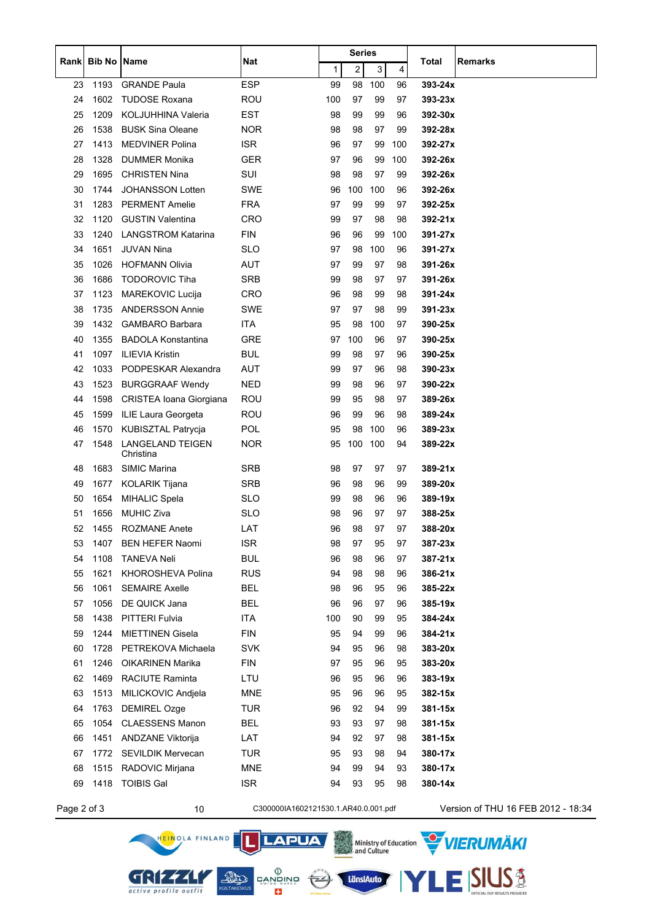| Rank | Bib No | Name | Nat | Series | | | | Total | Remarks |
|---|---|---|---|---|---|---|---|---|---|
| | | | | 1 | 2 | 3 | 4 | | |
| 23 | 1193 | GRANDE Paula | ESP | 99 | 98 | 100 | 96 | **393-24x** | |
| 24 | 1602 | TUDOSE Roxana | ROU | 100 | 97 | 99 | 97 | **393-23x** | |
| 25 | 1209 | KOLJUHHINA Valeria | EST | 98 | 99 | 99 | 96 | **392-30x** | |
| 26 | 1538 | BUSK Sina Oleane | NOR | 98 | 98 | 97 | 99 | **392-28x** | |
| 27 | 1413 | MEDVINER Polina | ISR | 96 | 97 | 99 | 100 | **392-27x** | |
| 28 | 1328 | DUMMER Monika | GER | 97 | 96 | 99 | 100 | **392-26x** | |
| 29 | 1695 | CHRISTEN Nina | SUI | 98 | 98 | 97 | 99 | **392-26x** | |
| 30 | 1744 | JOHANSSON Lotten | SWE | 96 | 100 | 100 | 96 | **392-26x** | |
| 31 | 1283 | PERMENT Amelie | FRA | 97 | 99 | 99 | 97 | **392-25x** | |
| 32 | 1120 | GUSTIN Valentina | CRO | 99 | 97 | 98 | 98 | **392-21x** | |
| 33 | 1240 | LANGSTROM Katarina | FIN | 96 | 96 | 99 | 100 | **391-27x** | |
| 34 | 1651 | JUVAN Nina | SLO | 97 | 98 | 100 | 96 | **391-27x** | |
| 35 | 1026 | HOFMANN Olivia | AUT | 97 | 99 | 97 | 98 | **391-26x** | |
| 36 | 1686 | TODOROVIC Tiha | SRB | 99 | 98 | 97 | 97 | **391-26x** | |
| 37 | 1123 | MAREKOVIC Lucija | CRO | 96 | 98 | 99 | 98 | **391-24x** | |
| 38 | 1735 | ANDERSSON Annie | SWE | 97 | 97 | 98 | 99 | **391-23x** | |
| 39 | 1432 | GAMBARO Barbara | ITA | 95 | 98 | 100 | 97 | **390-25x** | |
| 40 | 1355 | BADOLA Konstantina | GRE | 97 | 100 | 96 | 97 | **390-25x** | |
| 41 | 1097 | ILIEVIA Kristin | BUL | 99 | 98 | 97 | 96 | **390-25x** | |
| 42 | 1033 | PODPESKAR Alexandra | AUT | 99 | 97 | 96 | 98 | **390-23x** | |
| 43 | 1523 | BURGGRAAF Wendy | NED | 99 | 98 | 96 | 97 | **390-22x** | |
| 44 | 1598 | CRISTEA Ioana Giorgiana | ROU | 99 | 95 | 98 | 97 | **389-26x** | |
| 45 | 1599 | ILIE Laura Georgeta | ROU | 96 | 99 | 96 | 98 | **389-24x** | |
| 46 | 1570 | KUBISZTAL Patrycja | POL | 95 | 98 | 100 | 96 | **389-23x** | |
| 47 | 1548 | LANGELAND TEIGEN Christina | NOR | 95 | 100 | 100 | 94 | **389-22x** | |
| 48 | 1683 | SIMIC Marina | SRB | 98 | 97 | 97 | 97 | **389-21x** | |
| 49 | 1677 | KOLARIK Tijana | SRB | 96 | 98 | 96 | 99 | **389-20x** | |
| 50 | 1654 | MIHALIC Spela | SLO | 99 | 98 | 96 | 96 | **389-19x** | |
| 51 | 1656 | MUHIC Ziva | SLO | 98 | 96 | 97 | 97 | **388-25x** | |
| 52 | 1455 | ROZMANE Anete | LAT | 96 | 98 | 97 | 97 | **388-20x** | |
| 53 | 1407 | BEN HEFER Naomi | ISR | 98 | 97 | 95 | 97 | **387-23x** | |
| 54 | 1108 | TANEVA Neli | BUL | 96 | 98 | 96 | 97 | **387-21x** | |
| 55 | 1621 | KHOROSHEVA Polina | RUS | 94 | 98 | 98 | 96 | **386-21x** | |
| 56 | 1061 | SEMAIRE Axelle | BEL | 98 | 96 | 95 | 96 | **385-22x** | |
| 57 | 1056 | DE QUICK Jana | BEL | 96 | 96 | 97 | 96 | **385-19x** | |
| 58 | 1438 | PITTERI Fulvia | ITA | 100 | 90 | 99 | 95 | **384-24x** | |
| 59 | 1244 | MIETTINEN Gisela | FIN | 95 | 94 | 99 | 96 | **384-21x** | |
| 60 | 1728 | PETREKOVA Michaela | SVK | 94 | 95 | 96 | 98 | **383-20x** | |
| 61 | 1246 | OIKARINEN Marika | FIN | 97 | 95 | 96 | 95 | **383-20x** | |
| 62 | 1469 | RACIUTE Raminta | LTU | 96 | 95 | 96 | 96 | **383-19x** | |
| 63 | 1513 | MILICKOVIC Andjela | MNE | 95 | 96 | 96 | 95 | **382-15x** | |
| 64 | 1763 | DEMIREL Ozge | TUR | 96 | 92 | 94 | 99 | **381-15x** | |
| 65 | 1054 | CLAESSENS Manon | BEL | 93 | 93 | 97 | 98 | **381-15x** | |
| 66 | 1451 | ANDZANE Viktorija | LAT | 94 | 92 | 97 | 98 | **381-15x** | |
| 67 | 1772 | SEVILDIK Mervecan | TUR | 95 | 93 | 98 | 94 | **380-17x** | |
| 68 | 1515 | RADOVIC Mirjana | MNE | 94 | 99 | 94 | 93 | **380-17x** | |
| 69 | 1418 | TOIBIS Gal | ISR | 94 | 93 | 95 | 98 | **380-14x** | |

10 C300000IA1602121530.1.AR40.0.001.pdf Version of THU 16 FEB 2012 - 18:34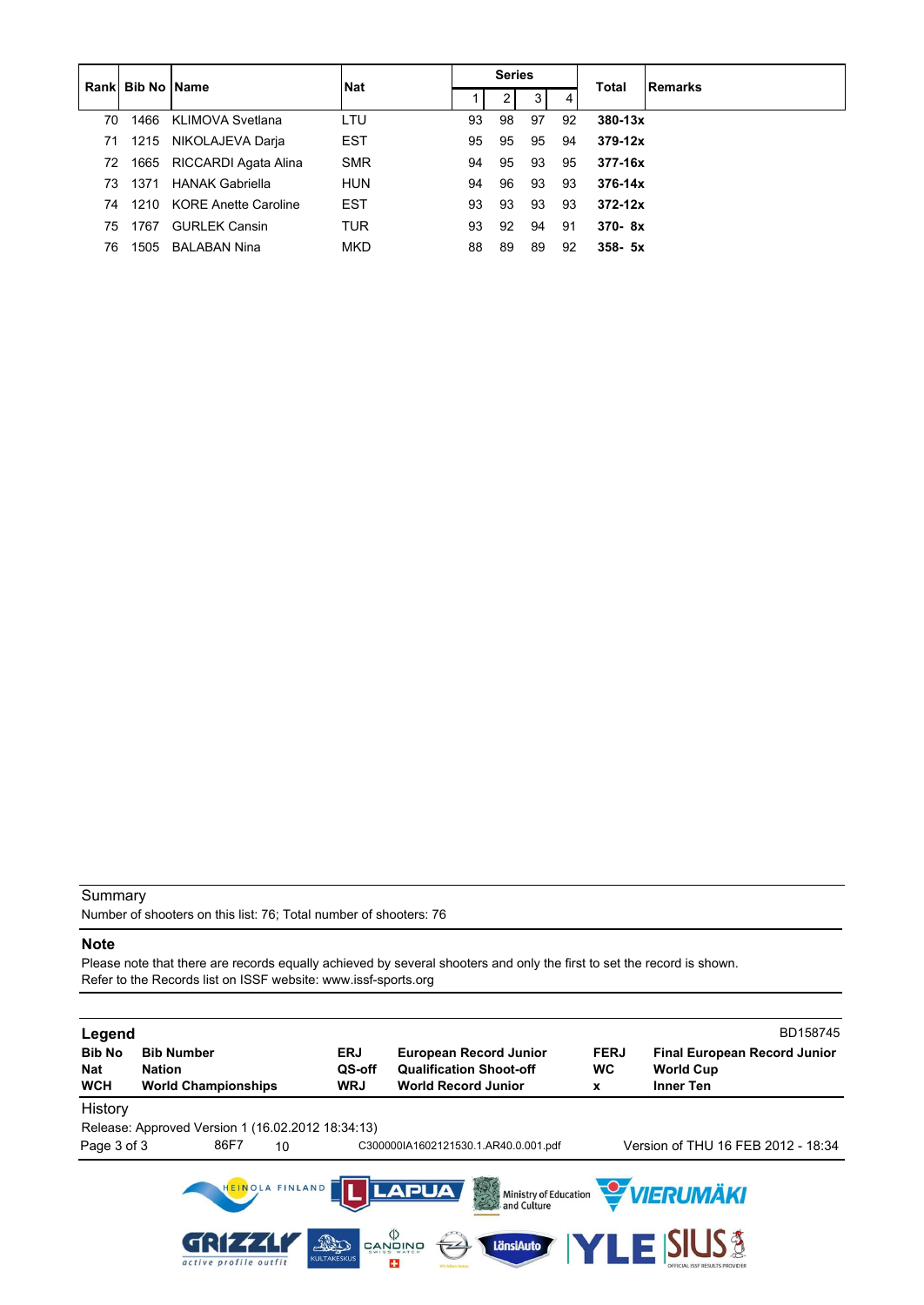| Rank | Bib No | Name | Nat | Series | | | | Total | Remarks |
|---|---|---|---|---|---|---|---|---|---|
| | | | | 1 | 2 | 3 | 4 | | |
| 70 | 1466 | KLIMOVA Svetlana | LTU | 93 | 98 | 97 | 92 | **380-13x** | |
| 71 | 1215 | NIKOLAJEVA Darja | EST | 95 | 95 | 95 | 94 | **379-12x** | |
| 72 | 1665 | RICCARDI Agata Alina | SMR | 94 | 95 | 93 | 95 | **377-16x** | |
| 73 | 1371 | HANAK Gabriella | HUN | 94 | 96 | 93 | 93 | **376-14x** | |
| 74 | 1210 | KORE Anette Caroline | EST | 93 | 93 | 93 | 93 | **372-12x** | |
| 75 | 1767 | GURLEK Cansin | TUR | 93 | 92 | 94 | 91 | **370- 8x** | |
| 76 | 1505 | BALABAN Nina | MKD | 88 | 89 | 89 | 92 | **358- 5x** | |

Summary

Number of shooters on this list: 76; Total number of shooters: 76

**Note**

Please note that there are records equally achieved by several shooters and only the first to set the record is shown.
Refer to the Records list on ISSF website: www.issf-sports.org

**Legend** BD158745

| | | | | | |
|---|---|---|---|---|---|
| **Bib No** | **Bib Number** | **ERJ** | **European Record Junior** | **FERJ** | **Final European Record Junior** |
| **Nat** | **Nation** | **QS-off** | **Qualification Shoot-off** | **WC** | **World Cup** |
| **WCH** | **World Championships** | **WRJ** | **World Record Junior** | **x** | **Inner Ten** |

History

Release: Approved Version 1 (16.02.2012 18:34:13)

86F7 10 C300000IA1602121530.1.AR40.0.001.pdf Version of THU 16 FEB 2012 - 18:34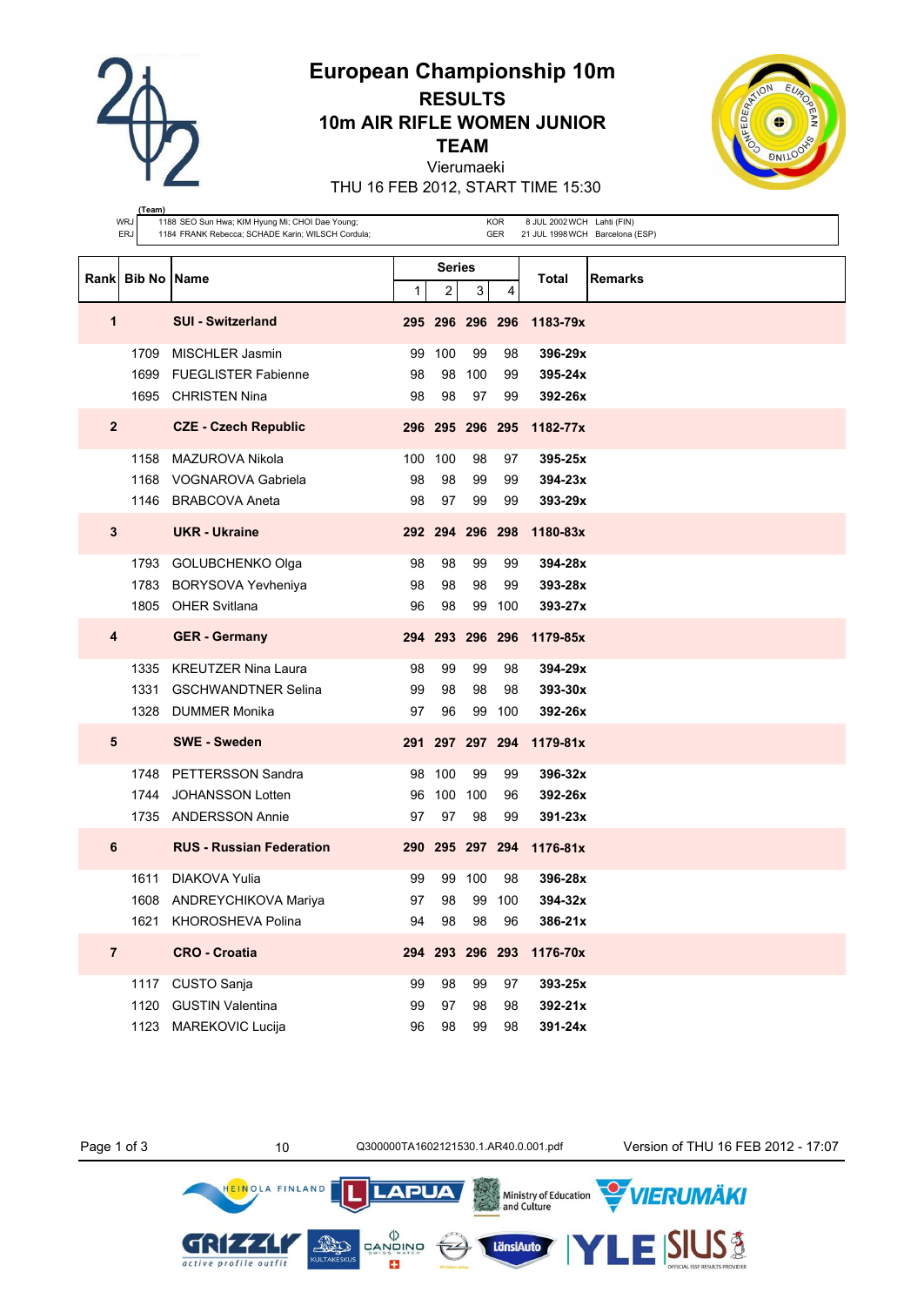# European Championship 10m

## RESULTS

## 10m AIR RIFLE WOMEN JUNIOR

## TEAM

Vierumaeki

THU 16 FEB 2012, START TIME 15:30

| (Team) | | | | |
|---|---|---|---|---|
| WRJ | 1188 SEO Sun Hwa; KIM Hyung Mi; CHOI Dae Young; | KOR | 8 JUL 2002 WCH | Lahti (FIN) |
| ERJ | 1184 FRANK Rebecca; SCHADE Karin; WILSCH Cordula; | GER | 21 JUL 1998 WCH | Barcelona (ESP) |

| Rank | Bib No | Name | Series 1 | 2 | 3 | 4 | Total | Remarks |
|---|---|---|---|---|---|---|---|---|
| **1** | | **SUI - Switzerland** | **295** | **296** | **296** | **296** | **1183-79x** | |
| | 1709 | MISCHLER Jasmin | 99 | 100 | 99 | 98 | **396-29x** | |
| | 1699 | FUEGLISTER Fabienne | 98 | 98 | 100 | 99 | **395-24x** | |
| | 1695 | CHRISTEN Nina | 98 | 98 | 97 | 99 | **392-26x** | |
| **2** | | **CZE - Czech Republic** | **296** | **295** | **296** | **295** | **1182-77x** | |
| | 1158 | MAZUROVA Nikola | 100 | 100 | 98 | 97 | **395-25x** | |
| | 1168 | VOGNAROVA Gabriela | 98 | 98 | 99 | 99 | **394-23x** | |
| | 1146 | BRABCOVA Aneta | 98 | 97 | 99 | 99 | **393-29x** | |
| **3** | | **UKR - Ukraine** | **292** | **294** | **296** | **298** | **1180-83x** | |
| | 1793 | GOLUBCHENKO Olga | 98 | 98 | 99 | 99 | **394-28x** | |
| | 1783 | BORYSOVA Yevheniya | 98 | 98 | 98 | 99 | **393-28x** | |
| | 1805 | OHER Svitlana | 96 | 98 | 99 | 100 | **393-27x** | |
| **4** | | **GER - Germany** | **294** | **293** | **296** | **296** | **1179-85x** | |
| | 1335 | KREUTZER Nina Laura | 98 | 99 | 99 | 98 | **394-29x** | |
| | 1331 | GSCHWANDTNER Selina | 99 | 98 | 98 | 98 | **393-30x** | |
| | 1328 | DUMMER Monika | 97 | 96 | 99 | 100 | **392-26x** | |
| **5** | | **SWE - Sweden** | **291** | **297** | **297** | **294** | **1179-81x** | |
| | 1748 | PETTERSSON Sandra | 98 | 100 | 99 | 99 | **396-32x** | |
| | 1744 | JOHANSSON Lotten | 96 | 100 | 100 | 96 | **392-26x** | |
| | 1735 | ANDERSSON Annie | 97 | 97 | 98 | 99 | **391-23x** | |
| **6** | | **RUS - Russian Federation** | **290** | **295** | **297** | **294** | **1176-81x** | |
| | 1611 | DIAKOVA Yulia | 99 | 99 | 100 | 98 | **396-28x** | |
| | 1608 | ANDREYCHIKOVA Mariya | 97 | 98 | 99 | 100 | **394-32x** | |
| | 1621 | KHOROSHEVA Polina | 94 | 98 | 98 | 96 | **386-21x** | |
| **7** | | **CRO - Croatia** | **294** | **293** | **296** | **293** | **1176-70x** | |
| | 1117 | CUSTO Sanja | 99 | 98 | 99 | 97 | **393-25x** | |
| | 1120 | GUSTIN Valentina | 99 | 97 | 98 | 98 | **392-21x** | |
| | 1123 | MAREKOVIC Lucija | 96 | 98 | 99 | 98 | **391-24x** | |

10 Q300000TA1602121530.1.AR40.0.001.pdf Version of THU 16 FEB 2012 - 17:07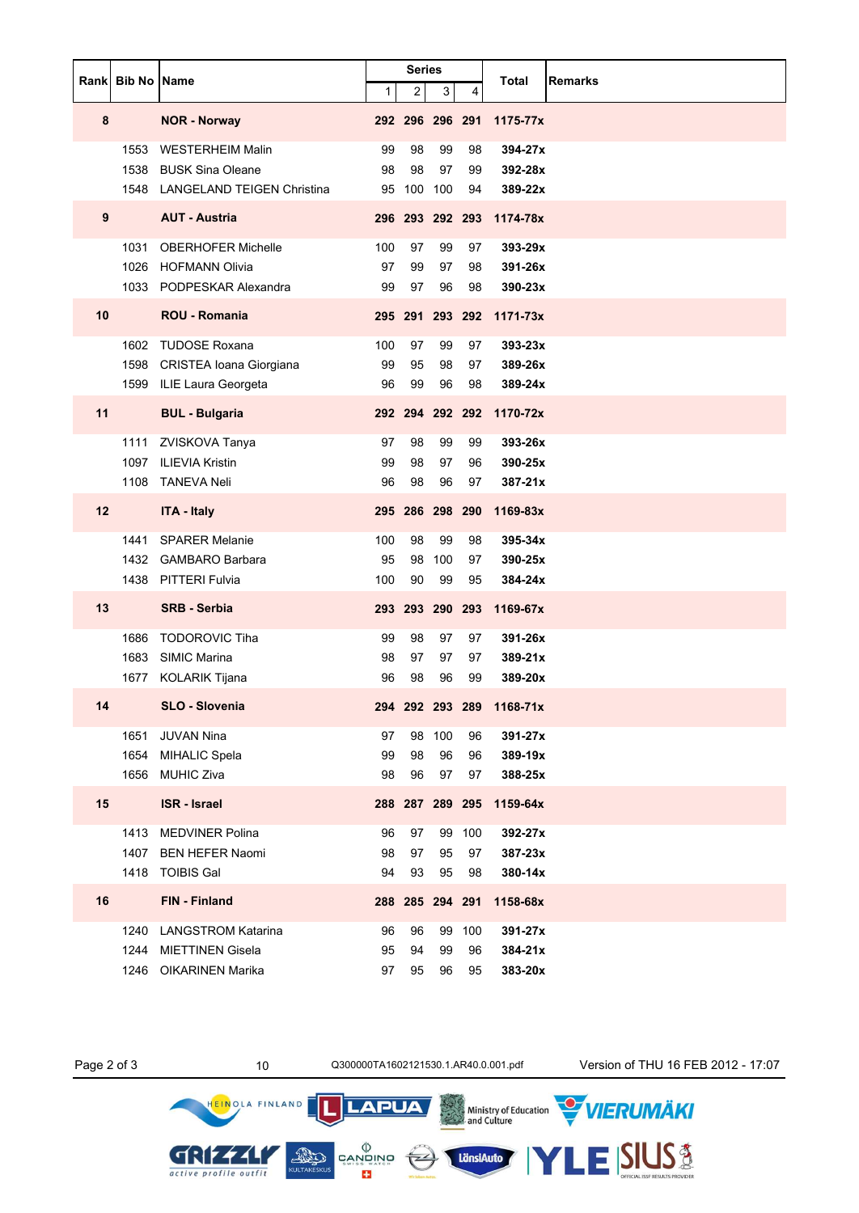| Rank | Bib No | Name | Series 1 | 2 | 3 | 4 | Total | Remarks |
|---|---|---|---|---|---|---|---|---|
| **8** | | **NOR - Norway** | **292** | **296** | **296** | **291** | **1175-77x** | |
| | 1553 | WESTERHEIM Malin | 99 | 98 | 99 | 98 | **394-27x** | |
| | 1538 | BUSK Sina Oleane | 98 | 98 | 97 | 99 | **392-28x** | |
| | 1548 | LANGELAND TEIGEN Christina | 95 | 100 | 100 | 94 | **389-22x** | |
| **9** | | **AUT - Austria** | **296** | **293** | **292** | **293** | **1174-78x** | |
| | 1031 | OBERHOFER Michelle | 100 | 97 | 99 | 97 | **393-29x** | |
| | 1026 | HOFMANN Olivia | 97 | 99 | 97 | 98 | **391-26x** | |
| | 1033 | PODPESKAR Alexandra | 99 | 97 | 96 | 98 | **390-23x** | |
| **10** | | **ROU - Romania** | **295** | **291** | **293** | **292** | **1171-73x** | |
| | 1602 | TUDOSE Roxana | 100 | 97 | 99 | 97 | **393-23x** | |
| | 1598 | CRISTEA Ioana Giorgiana | 99 | 95 | 98 | 97 | **389-26x** | |
| | 1599 | ILIE Laura Georgeta | 96 | 99 | 96 | 98 | **389-24x** | |
| **11** | | **BUL - Bulgaria** | **292** | **294** | **292** | **292** | **1170-72x** | |
| | 1111 | ZVISKOVA Tanya | 97 | 98 | 99 | 99 | **393-26x** | |
| | 1097 | ILIEVIA Kristin | 99 | 98 | 97 | 96 | **390-25x** | |
| | 1108 | TANEVA Neli | 96 | 98 | 96 | 97 | **387-21x** | |
| **12** | | **ITA - Italy** | **295** | **286** | **298** | **290** | **1169-83x** | |
| | 1441 | SPARER Melanie | 100 | 98 | 99 | 98 | **395-34x** | |
| | 1432 | GAMBARO Barbara | 95 | 98 | 100 | 97 | **390-25x** | |
| | 1438 | PITTERI Fulvia | 100 | 90 | 99 | 95 | **384-24x** | |
| **13** | | **SRB - Serbia** | **293** | **293** | **290** | **293** | **1169-67x** | |
| | 1686 | TODOROVIC Tiha | 99 | 98 | 97 | 97 | **391-26x** | |
| | 1683 | SIMIC Marina | 98 | 97 | 97 | 97 | **389-21x** | |
| | 1677 | KOLARIK Tijana | 96 | 98 | 96 | 99 | **389-20x** | |
| **14** | | **SLO - Slovenia** | **294** | **292** | **293** | **289** | **1168-71x** | |
| | 1651 | JUVAN Nina | 97 | 98 | 100 | 96 | **391-27x** | |
| | 1654 | MIHALIC Spela | 99 | 98 | 96 | 96 | **389-19x** | |
| | 1656 | MUHIC Ziva | 98 | 96 | 97 | 97 | **388-25x** | |
| **15** | | **ISR - Israel** | **288** | **287** | **289** | **295** | **1159-64x** | |
| | 1413 | MEDVINER Polina | 96 | 97 | 99 | 100 | **392-27x** | |
| | 1407 | BEN HEFER Naomi | 98 | 97 | 95 | 97 | **387-23x** | |
| | 1418 | TOIBIS Gal | 94 | 93 | 95 | 98 | **380-14x** | |
| **16** | | **FIN - Finland** | **288** | **285** | **294** | **291** | **1158-68x** | |
| | 1240 | LANGSTROM Katarina | 96 | 96 | 99 | 100 | **391-27x** | |
| | 1244 | MIETTINEN Gisela | 95 | 94 | 99 | 96 | **384-21x** | |
| | 1246 | OIKARINEN Marika | 97 | 95 | 96 | 95 | **383-20x** | |

10 Q300000TA1602121530.1.AR40.0.001.pdf Version of THU 16 FEB 2012 - 17:07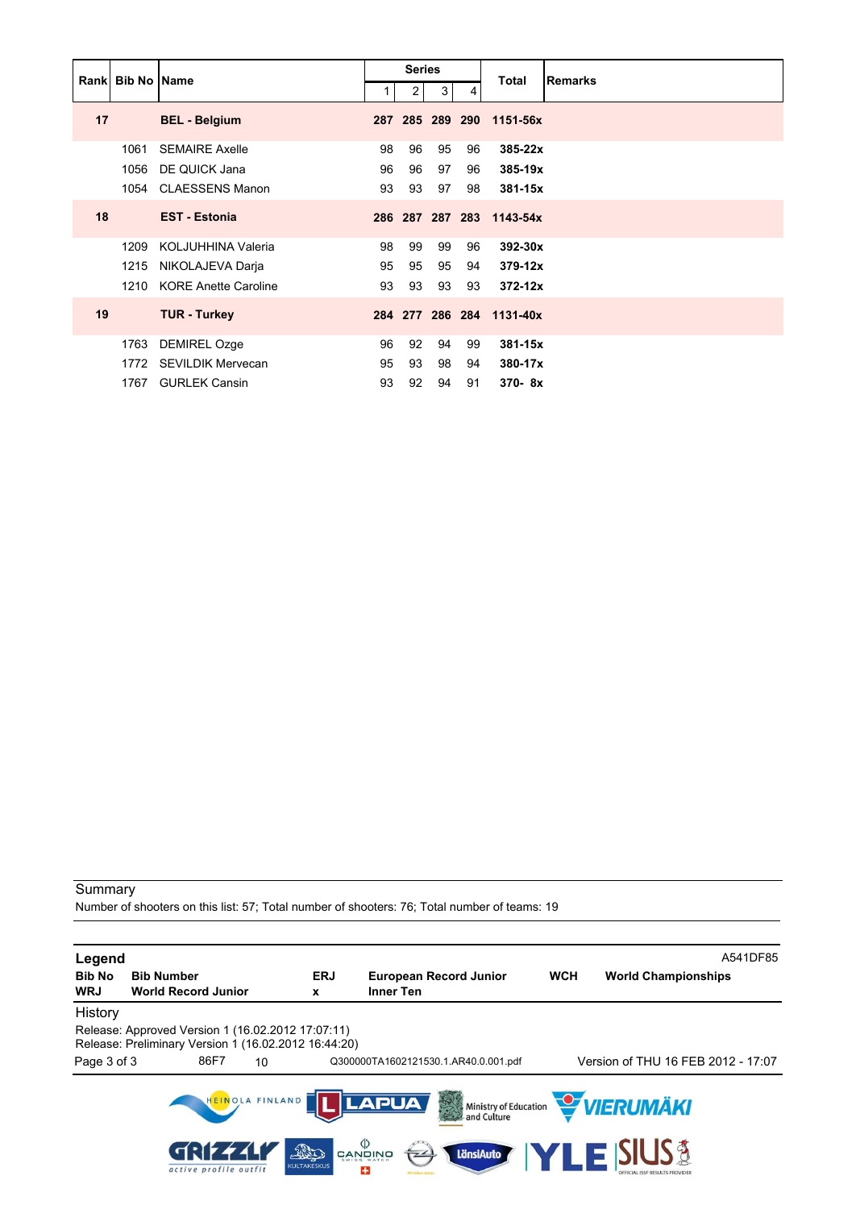| Rank | Bib No | Name | Series | | | | Total | Remarks |
|---|---|---|---|---|---|---|---|---|
| | | | 1 | 2 | 3 | 4 | | |
| **17** | | **BEL - Belgium** | **287** | **285** | **289** | **290** | **1151-56x** | |
| | 1061 | SEMAIRE Axelle | 98 | 96 | 95 | 96 | **385-22x** | |
| | 1056 | DE QUICK Jana | 96 | 96 | 97 | 96 | **385-19x** | |
| | 1054 | CLAESSENS Manon | 93 | 93 | 97 | 98 | **381-15x** | |
| **18** | | **EST - Estonia** | **286** | **287** | **287** | **283** | **1143-54x** | |
| | 1209 | KOLJUHHINA Valeria | 98 | 99 | 99 | 96 | **392-30x** | |
| | 1215 | NIKOLAJEVA Darja | 95 | 95 | 95 | 94 | **379-12x** | |
| | 1210 | KORE Anette Caroline | 93 | 93 | 93 | 93 | **372-12x** | |
| **19** | | **TUR - Turkey** | **284** | **277** | **286** | **284** | **1131-40x** | |
| | 1763 | DEMIREL Ozge | 96 | 92 | 94 | 99 | **381-15x** | |
| | 1772 | SEVILDIK Mervecan | 95 | 93 | 98 | 94 | **380-17x** | |
| | 1767 | GURLEK Cansin | 93 | 92 | 94 | 91 | **370- 8x** | |

Summary

Number of shooters on this list: 57; Total number of shooters: 76; Total number of teams: 19

**Legend** A541DF85

| | | | | | |
|---|---|---|---|---|---|
| **Bib No** | **Bib Number** | **ERJ** | **European Record Junior** | **WCH** | **World Championships** |
| **WRJ** | **World Record Junior** | **x** | **Inner Ten** | | |

History

Release: Approved Version 1 (16.02.2012 17:07:11)
Release: Preliminary Version 1 (16.02.2012 16:44:20)

86F7 10 Q300000TA1602121530.1.AR40.0.001.pdf Version of THU 16 FEB 2012 - 17:07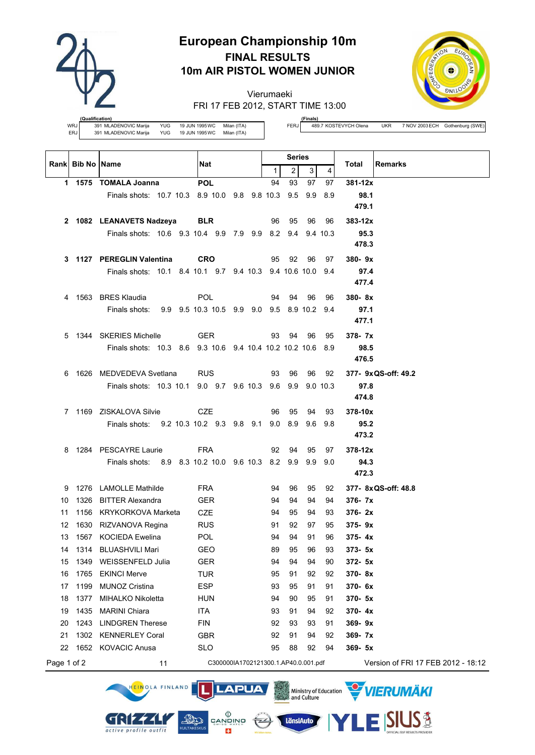# European Championship 10m

## FINAL RESULTS

## 10m AIR PISTOL WOMEN JUNIOR

Vierumaeki

FRI 17 FEB 2012, START TIME 13:00

**(Qualification)**

| | | | | |
|---|---|---|---|---|
| WRJ | 391 MLADENOVIC Marija | YUG | 19 JUN 1995 WC | Milan (ITA) |
| ERJ | 391 MLADENOVIC Marija | YUG | 19 JUN 1995 WC | Milan (ITA) |

**(Finals)**

| | | | | |
|---|---|---|---|---|
| FERJ | 489.7 KOSTEVYCH Olena | UKR | 7 NOV 2003 ECH | Gothenburg (SWE) |

| Rank | Bib No | Name | Nat | Series 1 | 2 | 3 | 4 | Total | Remarks |
|---|---|---|---|---|---|---|---|---|---|
| **1** | **1575** | **TOMALA Joanna** | **POL** | 94 | 93 | 97 | 97 | **381-12x** | |
| | | Finals shots: 10.7 10.3 8.9 10.0 9.8 9.8 10.3 9.5 9.9 8.9 | | | | | | **98.1** | |
| | | | | | | | | **479.1** | |
| **2** | **1082** | **LEANAVETS Nadzeya** | **BLR** | 96 | 95 | 96 | 96 | **383-12x** | |
| | | Finals shots: 10.6 9.3 10.4 9.9 7.9 9.9 8.2 9.4 9.4 10.3 | | | | | | **95.3** | |
| | | | | | | | | **478.3** | |
| **3** | **1127** | **PEREGLIN Valentina** | **CRO** | 95 | 92 | 96 | 97 | **380- 9x** | |
| | | Finals shots: 10.1 8.4 10.1 9.7 9.4 10.3 9.4 10.6 10.0 9.4 | | | | | | **97.4** | |
| | | | | | | | | **477.4** | |
| 4 | 1563 | BRES Klaudia | POL | 94 | 94 | 96 | 96 | **380- 8x** | |
| | | Finals shots: 9.9 9.5 10.3 10.5 9.9 9.0 9.5 8.9 10.2 9.4 | | | | | | **97.1** | |
| | | | | | | | | **477.1** | |
| 5 | 1344 | SKERIES Michelle | GER | 93 | 94 | 96 | 95 | **378- 7x** | |
| | | Finals shots: 10.3 8.6 9.3 10.6 9.4 10.4 10.2 10.2 10.6 8.9 | | | | | | **98.5** | |
| | | | | | | | | **476.5** | |
| 6 | 1626 | MEDVEDEVA Svetlana | RUS | 93 | 96 | 96 | 92 | **377- 9x** | **QS-off: 49.2** |
| | | Finals shots: 10.3 10.1 9.0 9.7 9.6 10.3 9.6 9.9 9.0 10.3 | | | | | | **97.8** | |
| | | | | | | | | **474.8** | |
| 7 | 1169 | ZISKALOVA Silvie | CZE | 96 | 95 | 94 | 93 | **378-10x** | |
| | | Finals shots: 9.2 10.3 10.2 9.3 9.8 9.1 9.0 8.9 9.6 9.8 | | | | | | **95.2** | |
| | | | | | | | | **473.2** | |
| 8 | 1284 | PESCAYRE Laurie | FRA | 92 | 94 | 95 | 97 | **378-12x** | |
| | | Finals shots: 8.9 8.3 10.2 10.0 9.6 10.3 8.2 9.9 9.9 9.0 | | | | | | **94.3** | |
| | | | | | | | | **472.3** | |
| 9 | 1276 | LAMOLLE Mathilde | FRA | 94 | 96 | 95 | 92 | **377- 8x** | **QS-off: 48.8** |
| 10 | 1326 | BITTER Alexandra | GER | 94 | 94 | 94 | 94 | **376- 7x** | |
| 11 | 1156 | KRYKORKOVA Marketa | CZE | 94 | 95 | 94 | 93 | **376- 2x** | |
| 12 | 1630 | RIZVANOVA Regina | RUS | 91 | 92 | 97 | 95 | **375- 9x** | |
| 13 | 1567 | KOCIEDA Ewelina | POL | 94 | 94 | 91 | 96 | **375- 4x** | |
| 14 | 1314 | BLUASHVILI Mari | GEO | 89 | 95 | 96 | 93 | **373- 5x** | |
| 15 | 1349 | WEISSENFELD Julia | GER | 94 | 94 | 94 | 90 | **372- 5x** | |
| 16 | 1765 | EKINCI Merve | TUR | 95 | 91 | 92 | 92 | **370- 8x** | |
| 17 | 1199 | MUNOZ Cristina | ESP | 93 | 95 | 91 | 91 | **370- 6x** | |
| 18 | 1377 | MIHALKO Nikoletta | HUN | 94 | 90 | 95 | 91 | **370- 5x** | |
| 19 | 1435 | MARINI Chiara | ITA | 93 | 91 | 94 | 92 | **370- 4x** | |
| 20 | 1243 | LINDGREN Therese | FIN | 92 | 93 | 93 | 91 | **369- 9x** | |
| 21 | 1302 | KENNERLEY Coral | GBR | 92 | 91 | 94 | 92 | **369- 7x** | |
| 22 | 1652 | KOVACIC Anusa | SLO | 95 | 88 | 92 | 94 | **369- 5x** | |

11 C300000IA1702121300.1.AP40.0.001.pdf Version of FRI 17 FEB 2012 - 18:12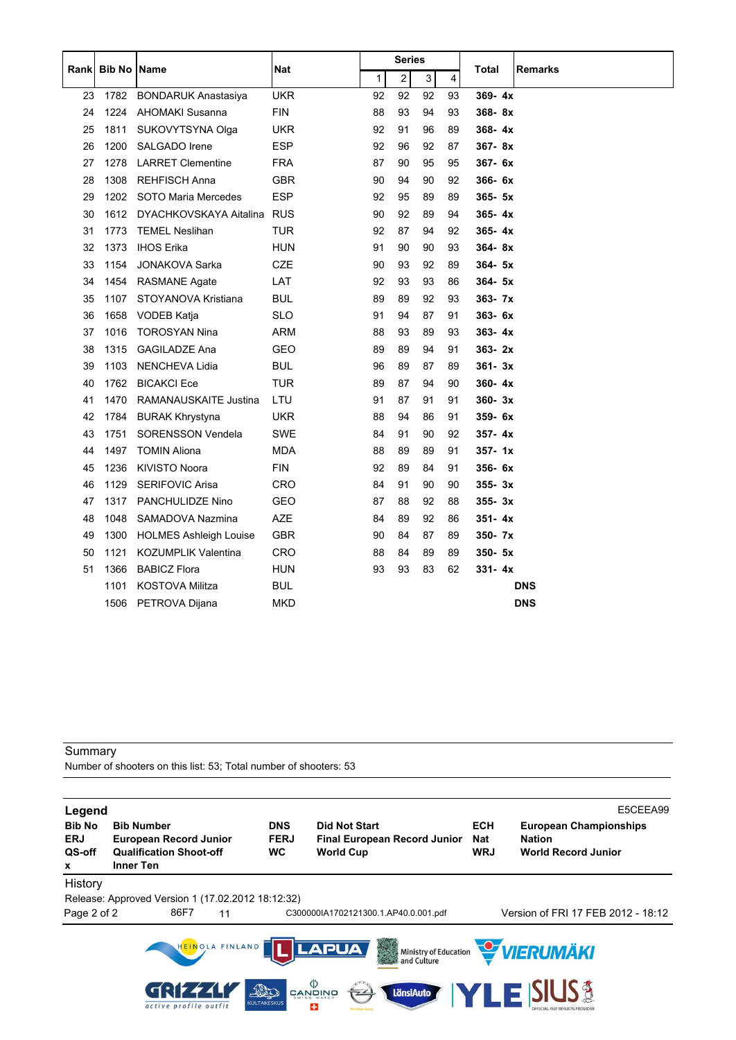| Rank | Bib No | Name | Nat | Series | | | | Total | Remarks |
|---|---|---|---|---|---|---|---|---|---|
| | | | | 1 | 2 | 3 | 4 | | |
| 23 | 1782 | BONDARUK Anastasiya | UKR | 92 | 92 | 92 | 93 | **369- 4x** | |
| 24 | 1224 | AHOMAKI Susanna | FIN | 88 | 93 | 94 | 93 | **368- 8x** | |
| 25 | 1811 | SUKOVYTSYNA Olga | UKR | 92 | 91 | 96 | 89 | **368- 4x** | |
| 26 | 1200 | SALGADO Irene | ESP | 92 | 96 | 92 | 87 | **367- 8x** | |
| 27 | 1278 | LARRET Clementine | FRA | 87 | 90 | 95 | 95 | **367- 6x** | |
| 28 | 1308 | REHFISCH Anna | GBR | 90 | 94 | 90 | 92 | **366- 6x** | |
| 29 | 1202 | SOTO Maria Mercedes | ESP | 92 | 95 | 89 | 89 | **365- 5x** | |
| 30 | 1612 | DYACHKOVSKAYA Aitalina | RUS | 90 | 92 | 89 | 94 | **365- 4x** | |
| 31 | 1773 | TEMEL Neslihan | TUR | 92 | 87 | 94 | 92 | **365- 4x** | |
| 32 | 1373 | IHOS Erika | HUN | 91 | 90 | 90 | 93 | **364- 8x** | |
| 33 | 1154 | JONAKOVA Sarka | CZE | 90 | 93 | 92 | 89 | **364- 5x** | |
| 34 | 1454 | RASMANE Agate | LAT | 92 | 93 | 93 | 86 | **364- 5x** | |
| 35 | 1107 | STOYANOVA Kristiana | BUL | 89 | 89 | 92 | 93 | **363- 7x** | |
| 36 | 1658 | VODEB Katja | SLO | 91 | 94 | 87 | 91 | **363- 6x** | |
| 37 | 1016 | TOROSYAN Nina | ARM | 88 | 93 | 89 | 93 | **363- 4x** | |
| 38 | 1315 | GAGILADZE Ana | GEO | 89 | 89 | 94 | 91 | **363- 2x** | |
| 39 | 1103 | NENCHEVA Lidia | BUL | 96 | 89 | 87 | 89 | **361- 3x** | |
| 40 | 1762 | BICAKCI Ece | TUR | 89 | 87 | 94 | 90 | **360- 4x** | |
| 41 | 1470 | RAMANAUSKAITE Justina | LTU | 91 | 87 | 91 | 91 | **360- 3x** | |
| 42 | 1784 | BURAK Khrystyna | UKR | 88 | 94 | 86 | 91 | **359- 6x** | |
| 43 | 1751 | SORENSSON Vendela | SWE | 84 | 91 | 90 | 92 | **357- 4x** | |
| 44 | 1497 | TOMIN Aliona | MDA | 88 | 89 | 89 | 91 | **357- 1x** | |
| 45 | 1236 | KIVISTO Noora | FIN | 92 | 89 | 84 | 91 | **356- 6x** | |
| 46 | 1129 | SERIFOVIC Arisa | CRO | 84 | 91 | 90 | 90 | **355- 3x** | |
| 47 | 1317 | PANCHULIDZE Nino | GEO | 87 | 88 | 92 | 88 | **355- 3x** | |
| 48 | 1048 | SAMADOVA Nazmina | AZE | 84 | 89 | 92 | 86 | **351- 4x** | |
| 49 | 1300 | HOLMES Ashleigh Louise | GBR | 90 | 84 | 87 | 89 | **350- 7x** | |
| 50 | 1121 | KOZUMPLIK Valentina | CRO | 88 | 84 | 89 | 89 | **350- 5x** | |
| 51 | 1366 | BABICZ Flora | HUN | 93 | 93 | 83 | 62 | **331- 4x** | |
| | 1101 | KOSTOVA Militza | BUL | | | | | | **DNS** |
| | 1506 | PETROVA Dijana | MKD | | | | | | **DNS** |

Summary

Number of shooters on this list: 53; Total number of shooters: 53

**Legend** E5CEEA99

| | | | | | |
|---|---|---|---|---|---|
| **Bib No** | **Bib Number** | **DNS** | **Did Not Start** | **ECH** | **European Championships** |
| **ERJ** | **European Record Junior** | **FERJ** | **Final European Record Junior** | **Nat** | **Nation** |
| **QS-off** | **Qualification Shoot-off** | **WC** | **World Cup** | **WRJ** | **World Record Junior** |
| **x** | **Inner Ten** | | | | |

History

Release: Approved Version 1 (17.02.2012 18:12:32)

86F7 11 C300000IA1702121300.1.AP40.0.001.pdf Version of FRI 17 FEB 2012 - 18:12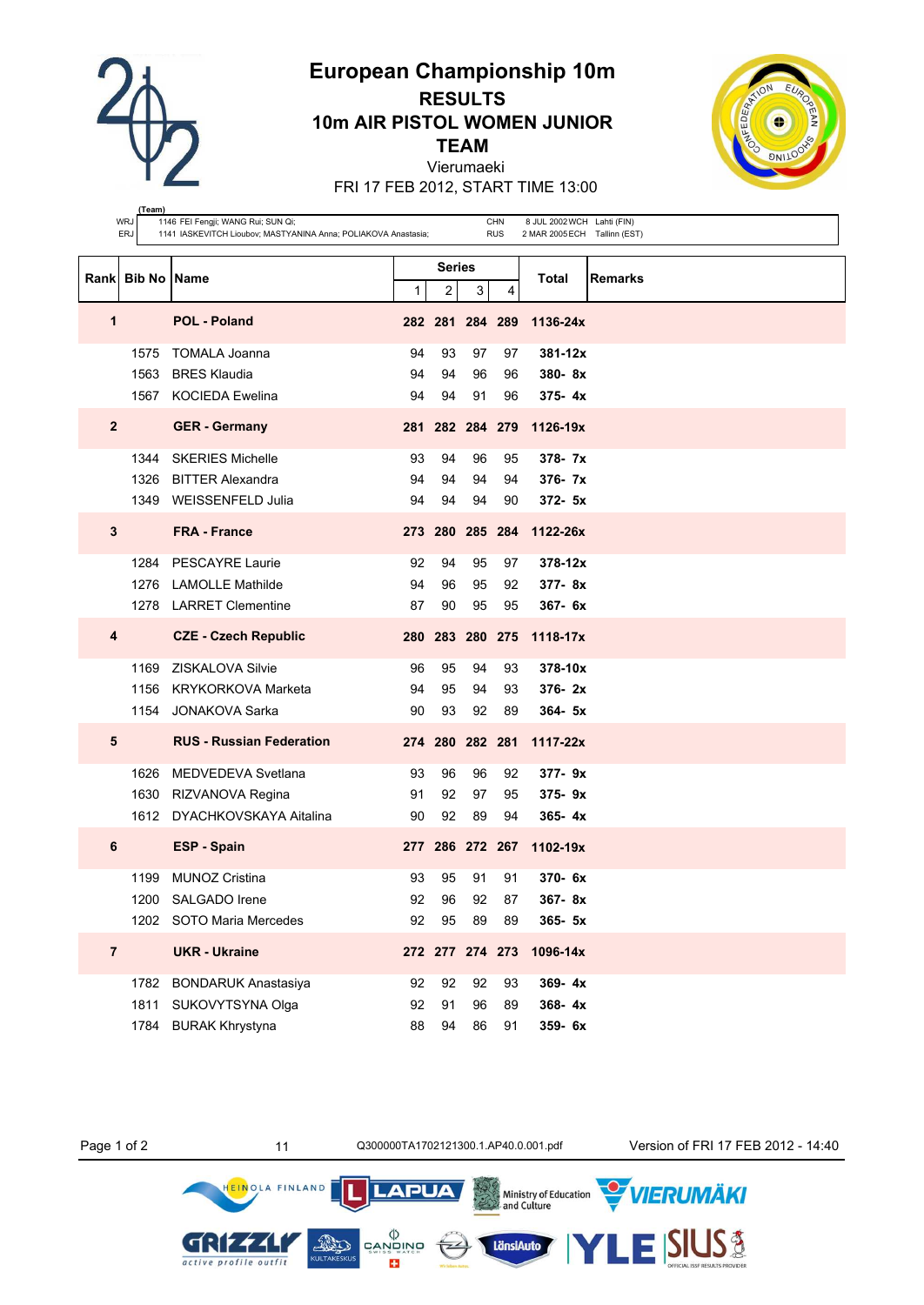# European Championship 10m

## RESULTS

## 10m AIR PISTOL WOMEN JUNIOR TEAM

Vierumaeki

FRI 17 FEB 2012, START TIME 13:00

| (Team) | | | | |
|---|---|---|---|---|
| WRJ | 1146 FEI Fengji; WANG Rui; SUN Qi; | CHN | 8 JUL 2002 WCH | Lahti (FIN) |
| ERJ | 1141 IASKEVITCH Lioubov; MASTYANINA Anna; POLIAKOVA Anastasia; | RUS | 2 MAR 2005 ECH | Tallinn (EST) |

| Rank | Bib No | Name | Series 1 | 2 | 3 | 4 | Total | Remarks |
|---|---|---|---|---|---|---|---|---|
| **1** | | **POL - Poland** | **282** | **281** | **284** | **289** | **1136-24x** | |
| | 1575 | TOMALA Joanna | 94 | 93 | 97 | 97 | **381-12x** | |
| | 1563 | BRES Klaudia | 94 | 94 | 96 | 96 | **380- 8x** | |
| | 1567 | KOCIEDA Ewelina | 94 | 94 | 91 | 96 | **375- 4x** | |
| **2** | | **GER - Germany** | **281** | **282** | **284** | **279** | **1126-19x** | |
| | 1344 | SKERIES Michelle | 93 | 94 | 96 | 95 | **378- 7x** | |
| | 1326 | BITTER Alexandra | 94 | 94 | 94 | 94 | **376- 7x** | |
| | 1349 | WEISSENFELD Julia | 94 | 94 | 94 | 90 | **372- 5x** | |
| **3** | | **FRA - France** | **273** | **280** | **285** | **284** | **1122-26x** | |
| | 1284 | PESCAYRE Laurie | 92 | 94 | 95 | 97 | **378-12x** | |
| | 1276 | LAMOLLE Mathilde | 94 | 96 | 95 | 92 | **377- 8x** | |
| | 1278 | LARRET Clementine | 87 | 90 | 95 | 95 | **367- 6x** | |
| **4** | | **CZE - Czech Republic** | **280** | **283** | **280** | **275** | **1118-17x** | |
| | 1169 | ZISKALOVA Silvie | 96 | 95 | 94 | 93 | **378-10x** | |
| | 1156 | KRYKORKOVA Marketa | 94 | 95 | 94 | 93 | **376- 2x** | |
| | 1154 | JONAKOVA Sarka | 90 | 93 | 92 | 89 | **364- 5x** | |
| **5** | | **RUS - Russian Federation** | **274** | **280** | **282** | **281** | **1117-22x** | |
| | 1626 | MEDVEDEVA Svetlana | 93 | 96 | 96 | 92 | **377- 9x** | |
| | 1630 | RIZVANOVA Regina | 91 | 92 | 97 | 95 | **375- 9x** | |
| | 1612 | DYACHKOVSKAYA Aitalina | 90 | 92 | 89 | 94 | **365- 4x** | |
| **6** | | **ESP - Spain** | **277** | **286** | **272** | **267** | **1102-19x** | |
| | 1199 | MUNOZ Cristina | 93 | 95 | 91 | 91 | **370- 6x** | |
| | 1200 | SALGADO Irene | 92 | 96 | 92 | 87 | **367- 8x** | |
| | 1202 | SOTO Maria Mercedes | 92 | 95 | 89 | 89 | **365- 5x** | |
| **7** | | **UKR - Ukraine** | **272** | **277** | **274** | **273** | **1096-14x** | |
| | 1782 | BONDARUK Anastasiya | 92 | 92 | 92 | 93 | **369- 4x** | |
| | 1811 | SUKOVYTSYNA Olga | 92 | 91 | 96 | 89 | **368- 4x** | |
| | 1784 | BURAK Khrystyna | 88 | 94 | 86 | 91 | **359- 6x** | |

11 Q300000TA1702121300.1.AP40.0.001.pdf Version of FRI 17 FEB 2012 - 14:40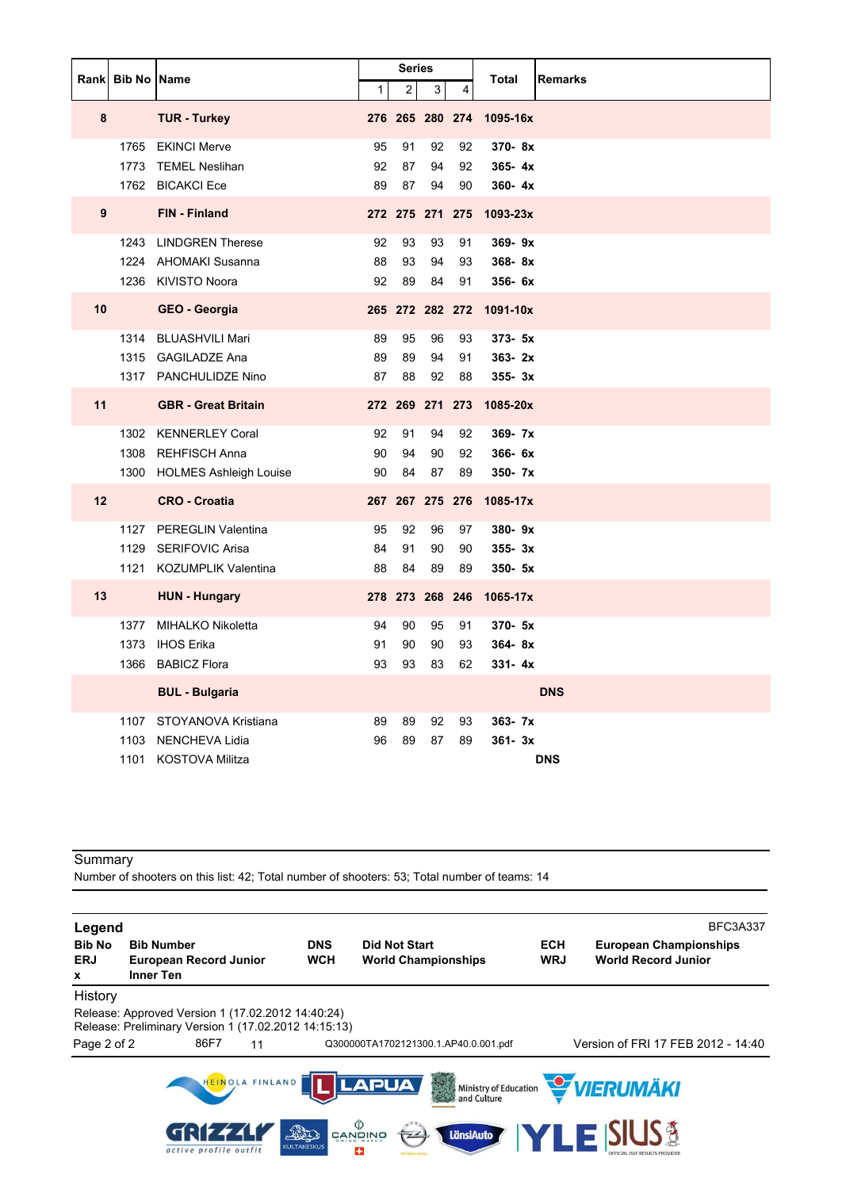| Rank | Bib No | Name | Series 1 | 2 | 3 | 4 | Total | Remarks |
|---|---|---|---|---|---|---|---|---|
| **8** | | **TUR - Turkey** | **276** | **265** | **280** | **274** | **1095-16x** | |
| | 1765 | EKINCI Merve | 95 | 91 | 92 | 92 | **370- 8x** | |
| | 1773 | TEMEL Neslihan | 92 | 87 | 94 | 92 | **365- 4x** | |
| | 1762 | BICAKCI Ece | 89 | 87 | 94 | 90 | **360- 4x** | |
| **9** | | **FIN - Finland** | **272** | **275** | **271** | **275** | **1093-23x** | |
| | 1243 | LINDGREN Therese | 92 | 93 | 93 | 91 | **369- 9x** | |
| | 1224 | AHOMAKI Susanna | 88 | 93 | 94 | 93 | **368- 8x** | |
| | 1236 | KIVISTO Noora | 92 | 89 | 84 | 91 | **356- 6x** | |
| **10** | | **GEO - Georgia** | **265** | **272** | **282** | **272** | **1091-10x** | |
| | 1314 | BLUASHVILI Mari | 89 | 95 | 96 | 93 | **373- 5x** | |
| | 1315 | GAGILADZE Ana | 89 | 89 | 94 | 91 | **363- 2x** | |
| | 1317 | PANCHULIDZE Nino | 87 | 88 | 92 | 88 | **355- 3x** | |
| **11** | | **GBR - Great Britain** | **272** | **269** | **271** | **273** | **1085-20x** | |
| | 1302 | KENNERLEY Coral | 92 | 91 | 94 | 92 | **369- 7x** | |
| | 1308 | REHFISCH Anna | 90 | 94 | 90 | 92 | **366- 6x** | |
| | 1300 | HOLMES Ashleigh Louise | 90 | 84 | 87 | 89 | **350- 7x** | |
| **12** | | **CRO - Croatia** | **267** | **267** | **275** | **276** | **1085-17x** | |
| | 1127 | PEREGLIN Valentina | 95 | 92 | 96 | 97 | **380- 9x** | |
| | 1129 | SERIFOVIC Arisa | 84 | 91 | 90 | 90 | **355- 3x** | |
| | 1121 | KOZUMPLIK Valentina | 88 | 84 | 89 | 89 | **350- 5x** | |
| **13** | | **HUN - Hungary** | **278** | **273** | **268** | **246** | **1065-17x** | |
| | 1377 | MIHALKO Nikoletta | 94 | 90 | 95 | 91 | **370- 5x** | |
| | 1373 | IHOS Erika | 91 | 90 | 90 | 93 | **364- 8x** | |
| | 1366 | BABICZ Flora | 93 | 93 | 83 | 62 | **331- 4x** | |
| | | **BUL - Bulgaria** | | | | | | **DNS** |
| | 1107 | STOYANOVA Kristiana | 89 | 89 | 92 | 93 | **363- 7x** | |
| | 1103 | NENCHEVA Lidia | 96 | 89 | 87 | 89 | **361- 3x** | |
| | 1101 | KOSTOVA Militza | | | | | | **DNS** |

Summary

Number of shooters on this list: 42; Total number of shooters: 53; Total number of teams: 14

**Legend** BFC3A337

| | | | | | |
|---|---|---|---|---|---|
| **Bib No** | **Bib Number** | **DNS** | **Did Not Start** | **ECH** | **European Championships** |
| **ERJ** | **European Record Junior** | **WCH** | **World Championships** | **WRJ** | **World Record Junior** |
| **x** | **Inner Ten** | | | | |

History

Release: Approved Version 1 (17.02.2012 14:40:24)
Release: Preliminary Version 1 (17.02.2012 14:15:13)

86F7 11 Q300000TA1702121300.1.AP40.0.001.pdf Version of FRI 17 FEB 2012 - 14:40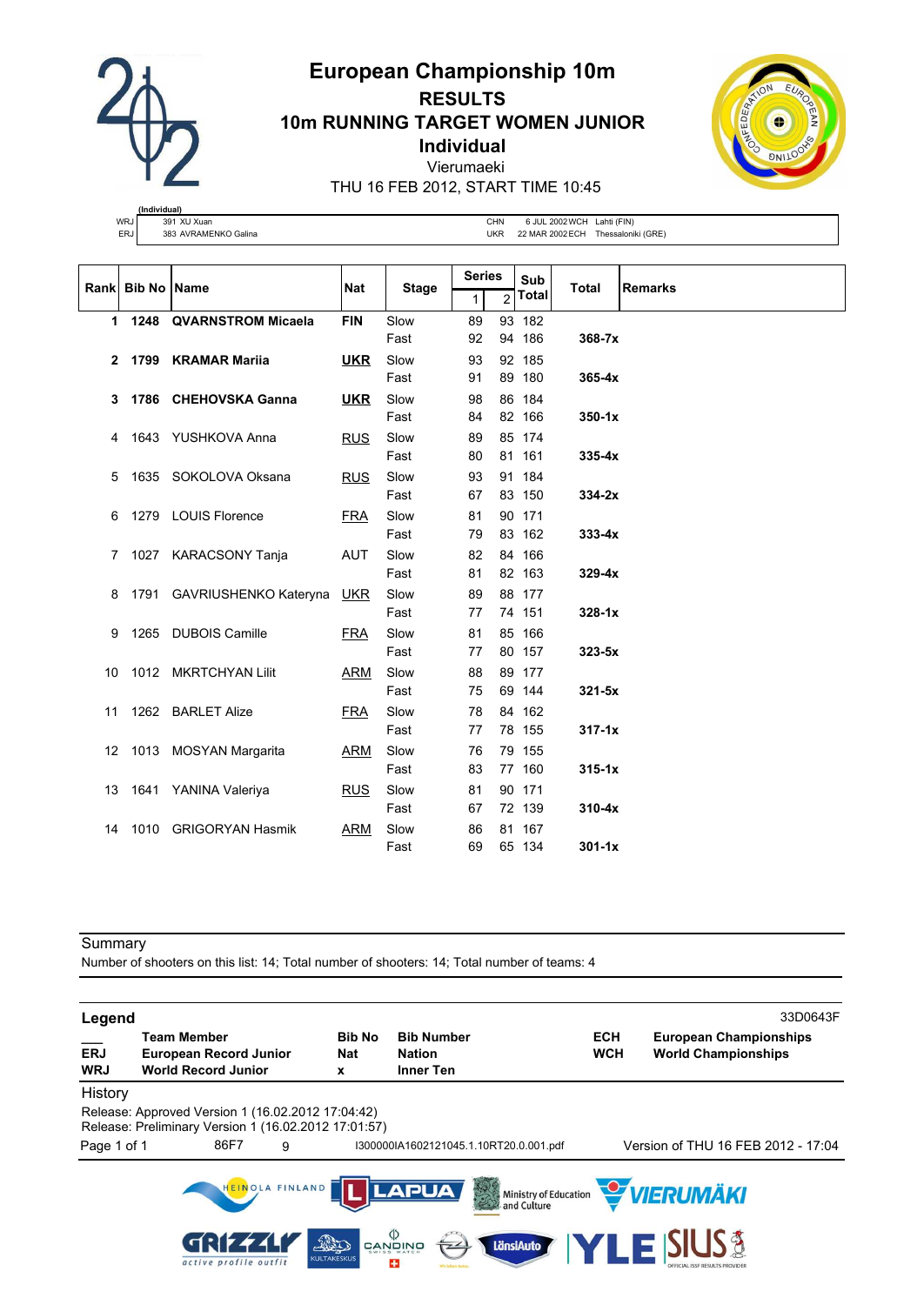# European Championship 10m

## RESULTS

## 10m RUNNING TARGET WOMEN JUNIOR

## Individual

Vierumaeki

THU 16 FEB 2012, START TIME 10:45

| (Individual) | | | | |
|---|---|---|---|---|
| WRJ | 391 XU Xuan | CHN | 6 JUL 2002 WCH | Lahti (FIN) |
| ERJ | 383 AVRAMENKO Galina | UKR | 22 MAR 2002 ECH | Thessaloniki (GRE) |

| Rank | Bib No | Name | Nat | Stage | Series 1 | Series 2 | Sub Total | Total | Remarks |
|---|---|---|---|---|---|---|---|---|---|
| **1** | **1248** | **QVARNSTROM Micaela** | **FIN** | Slow | 89 | 93 | 182 | | |
| | | | | Fast | 92 | 94 | 186 | **368-7x** | |
| **2** | **1799** | **KRAMAR Mariia** | **UKR** | Slow | 93 | 92 | 185 | | |
| | | | | Fast | 91 | 89 | 180 | **365-4x** | |
| **3** | **1786** | **CHEHOVSKA Ganna** | **UKR** | Slow | 98 | 86 | 184 | | |
| | | | | Fast | 84 | 82 | 166 | **350-1x** | |
| 4 | 1643 | YUSHKOVA Anna | RUS | Slow | 89 | 85 | 174 | | |
| | | | | Fast | 80 | 81 | 161 | **335-4x** | |
| 5 | 1635 | SOKOLOVA Oksana | RUS | Slow | 93 | 91 | 184 | | |
| | | | | Fast | 67 | 83 | 150 | **334-2x** | |
| 6 | 1279 | LOUIS Florence | FRA | Slow | 81 | 90 | 171 | | |
| | | | | Fast | 79 | 83 | 162 | **333-4x** | |
| 7 | 1027 | KARACSONY Tanja | AUT | Slow | 82 | 84 | 166 | | |
| | | | | Fast | 81 | 82 | 163 | **329-4x** | |
| 8 | 1791 | GAVRIUSHENKO Kateryna | UKR | Slow | 89 | 88 | 177 | | |
| | | | | Fast | 77 | 74 | 151 | **328-1x** | |
| 9 | 1265 | DUBOIS Camille | FRA | Slow | 81 | 85 | 166 | | |
| | | | | Fast | 77 | 80 | 157 | **323-5x** | |
| 10 | 1012 | MKRTCHYAN Lilit | ARM | Slow | 88 | 89 | 177 | | |
| | | | | Fast | 75 | 69 | 144 | **321-5x** | |
| 11 | 1262 | BARLET Alize | FRA | Slow | 78 | 84 | 162 | | |
| | | | | Fast | 77 | 78 | 155 | **317-1x** | |
| 12 | 1013 | MOSYAN Margarita | ARM | Slow | 76 | 79 | 155 | | |
| | | | | Fast | 83 | 77 | 160 | **315-1x** | |
| 13 | 1641 | YANINA Valeriya | RUS | Slow | 81 | 90 | 171 | | |
| | | | | Fast | 67 | 72 | 139 | **310-4x** | |
| 14 | 1010 | GRIGORYAN Hasmik | ARM | Slow | 86 | 81 | 167 | | |
| | | | | Fast | 69 | 65 | 134 | **301-1x** | |

Summary

Number of shooters on this list: 14; Total number of shooters: 14; Total number of teams: 4

**Legend** 33D0643F

| | | | | | |
|---|---|---|---|---|---|
| ___ | **Team Member** | **Bib No** | **Bib Number** | **ECH** | **European Championships** |
| **ERJ** | **European Record Junior** | **Nat** | **Nation** | **WCH** | **World Championships** |
| **WRJ** | **World Record Junior** | **x** | **Inner Ten** | | |

History

Release: Approved Version 1 (16.02.2012 17:04:42)

Release: Preliminary Version 1 (16.02.2012 17:01:57)

86F7 9 I300000IA1602121045.1.10RT20.0.001.pdf Version of THU 16 FEB 2012 - 17:04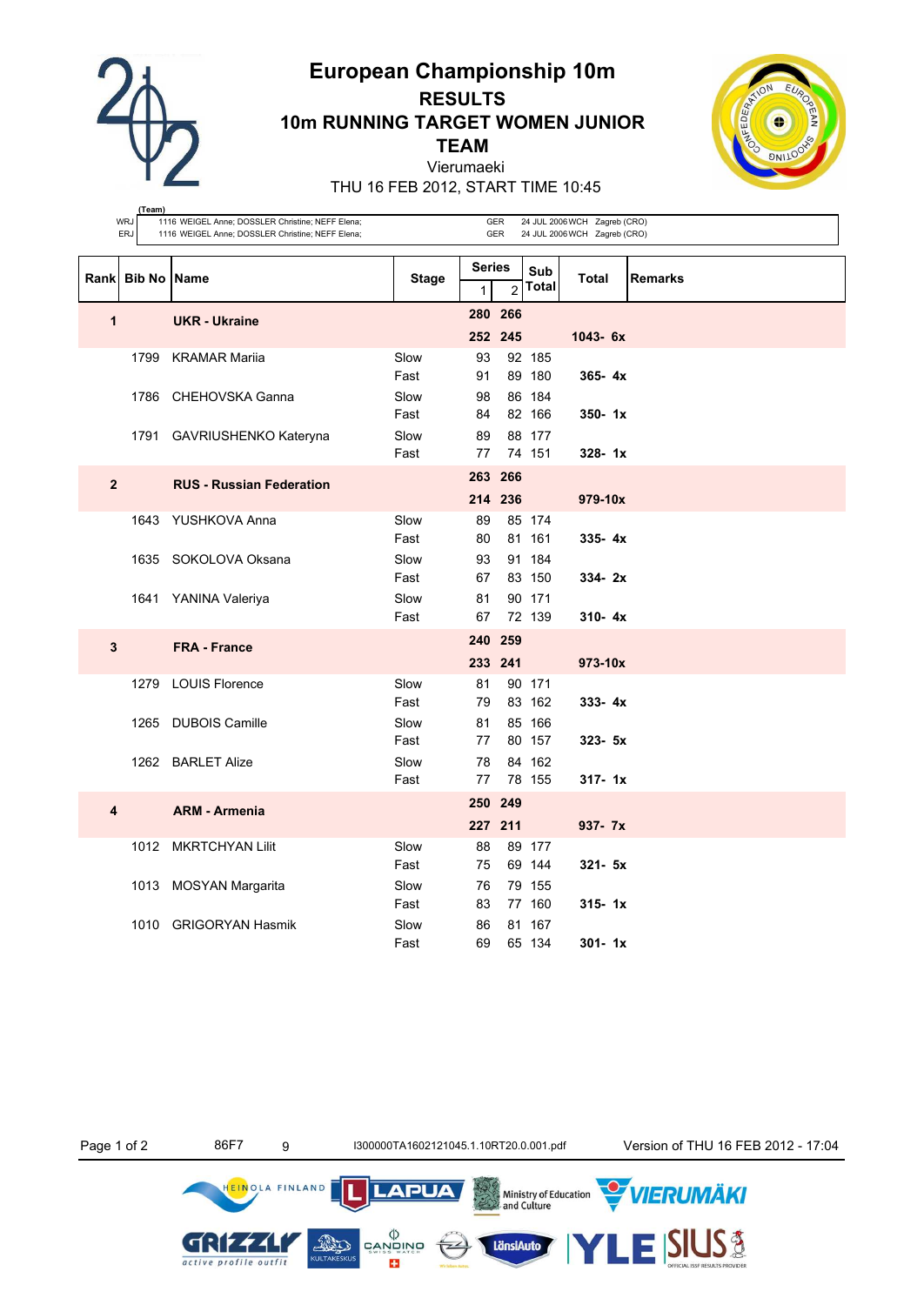# European Championship 10m

## RESULTS

## 10m RUNNING TARGET WOMEN JUNIOR TEAM

Vierumaeki

THU 16 FEB 2012, START TIME 10:45

| (Team) | | | | |
|---|---|---|---|---|
| WRJ | 1116 WEIGEL Anne; DOSSLER Christine; NEFF Elena; | GER | 24 JUL 2006 WCH | Zagreb (CRO) |
| ERJ | 1116 WEIGEL Anne; DOSSLER Christine; NEFF Elena; | GER | 24 JUL 2006 WCH | Zagreb (CRO) |

| Rank | Bib No | Name | Stage | Series 1 | Series 2 | Sub Total | Total | Remarks |
|---|---|---|---|---|---|---|---|---|
| 1 | | **UKR - Ukraine** | | **280** | **266** | | | |
| | | | | **252** | **245** | | **1043- 6x** | |
| | 1799 | KRAMAR Mariia | Slow | 93 | 92 | 185 | | |
| | | | Fast | 91 | 89 | 180 | **365- 4x** | |
| | 1786 | CHEHOVSKA Ganna | Slow | 98 | 86 | 184 | | |
| | | | Fast | 84 | 82 | 166 | **350- 1x** | |
| | 1791 | GAVRIUSHENKO Kateryna | Slow | 89 | 88 | 177 | | |
| | | | Fast | 77 | 74 | 151 | **328- 1x** | |
| 2 | | **RUS - Russian Federation** | | **263** | **266** | | | |
| | | | | **214** | **236** | | **979-10x** | |
| | 1643 | YUSHKOVA Anna | Slow | 89 | 85 | 174 | | |
| | | | Fast | 80 | 81 | 161 | **335- 4x** | |
| | 1635 | SOKOLOVA Oksana | Slow | 93 | 91 | 184 | | |
| | | | Fast | 67 | 83 | 150 | **334- 2x** | |
| | 1641 | YANINA Valeriya | Slow | 81 | 90 | 171 | | |
| | | | Fast | 67 | 72 | 139 | **310- 4x** | |
| 3 | | **FRA - France** | | **240** | **259** | | | |
| | | | | **233** | **241** | | **973-10x** | |
| | 1279 | LOUIS Florence | Slow | 81 | 90 | 171 | | |
| | | | Fast | 79 | 83 | 162 | **333- 4x** | |
| | 1265 | DUBOIS Camille | Slow | 81 | 85 | 166 | | |
| | | | Fast | 77 | 80 | 157 | **323- 5x** | |
| | 1262 | BARLET Alize | Slow | 78 | 84 | 162 | | |
| | | | Fast | 77 | 78 | 155 | **317- 1x** | |
| 4 | | **ARM - Armenia** | | **250** | **249** | | | |
| | | | | **227** | **211** | | **937- 7x** | |
| | 1012 | MKRTCHYAN Lilit | Slow | 88 | 89 | 177 | | |
| | | | Fast | 75 | 69 | 144 | **321- 5x** | |
| | 1013 | MOSYAN Margarita | Slow | 76 | 79 | 155 | | |
| | | | Fast | 83 | 77 | 160 | **315- 1x** | |
| | 1010 | GRIGORYAN Hasmik | Slow | 86 | 81 | 167 | | |
| | | | Fast | 69 | 65 | 134 | **301- 1x** | |

86F7 9 I300000TA1602121045.1.10RT20.0.001.pdf Version of THU 16 FEB 2012 - 17:04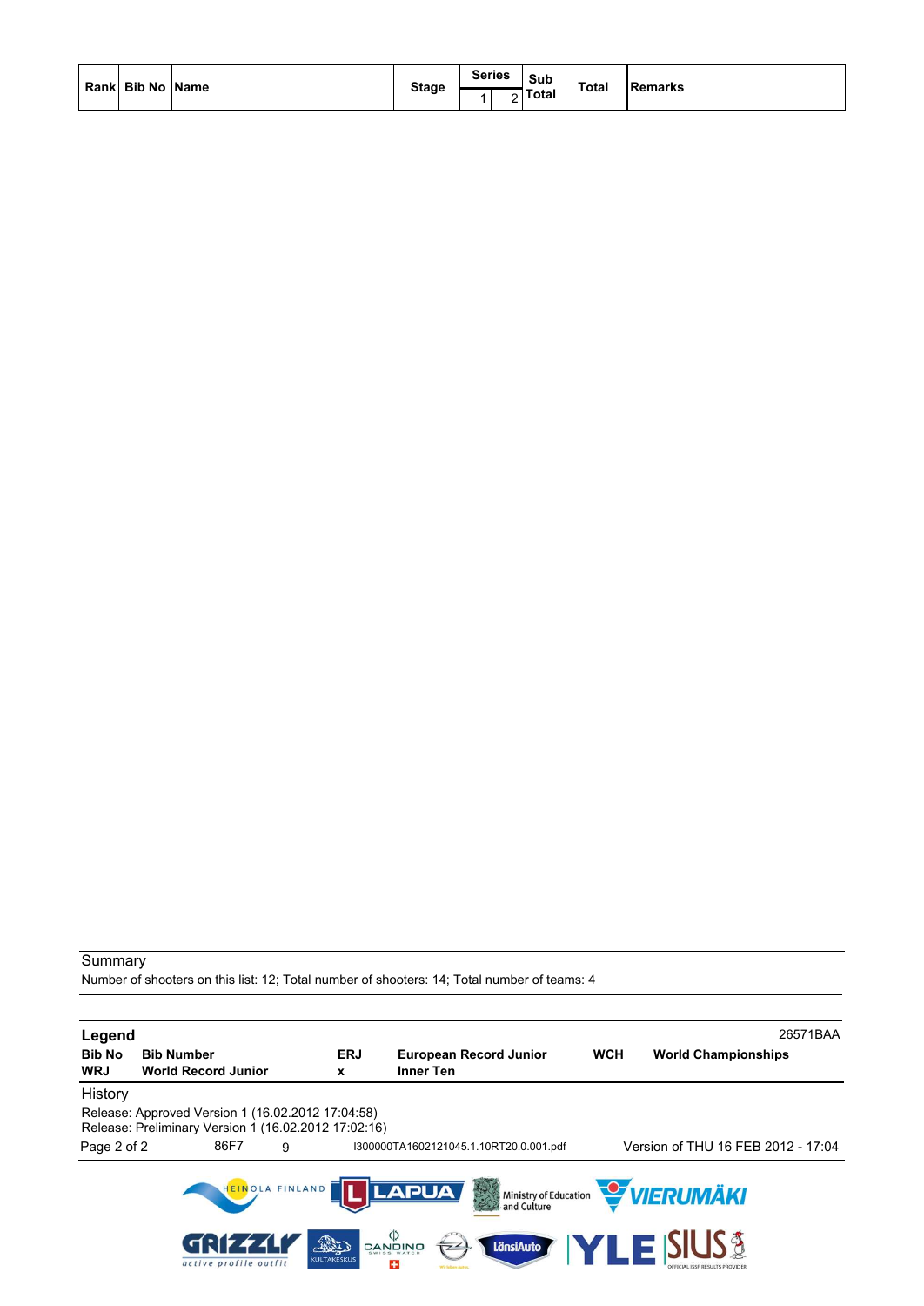| Rank | Bib No | Name | Stage | Series | | Sub Total | Total | Remarks |
|---|---|---|---|---|---|---|---|---|
| | | | | 1 | 2 | | | |

Summary

Number of shooters on this list: 12; Total number of shooters: 14; Total number of teams: 4

**Legend** 26571BAA

| | | | | | |
|---|---|---|---|---|---|
| **Bib No** | **Bib Number** | **ERJ** | **European Record Junior** | **WCH** | **World Championships** |
| **WRJ** | **World Record Junior** | **x** | **Inner Ten** | | |

History

Release: Approved Version 1 (16.02.2012 17:04:58)
Release: Preliminary Version 1 (16.02.2012 17:02:16)

86F7 9 I300000TA1602121045.1.10RT20.0.001.pdf Version of THU 16 FEB 2012 - 17:04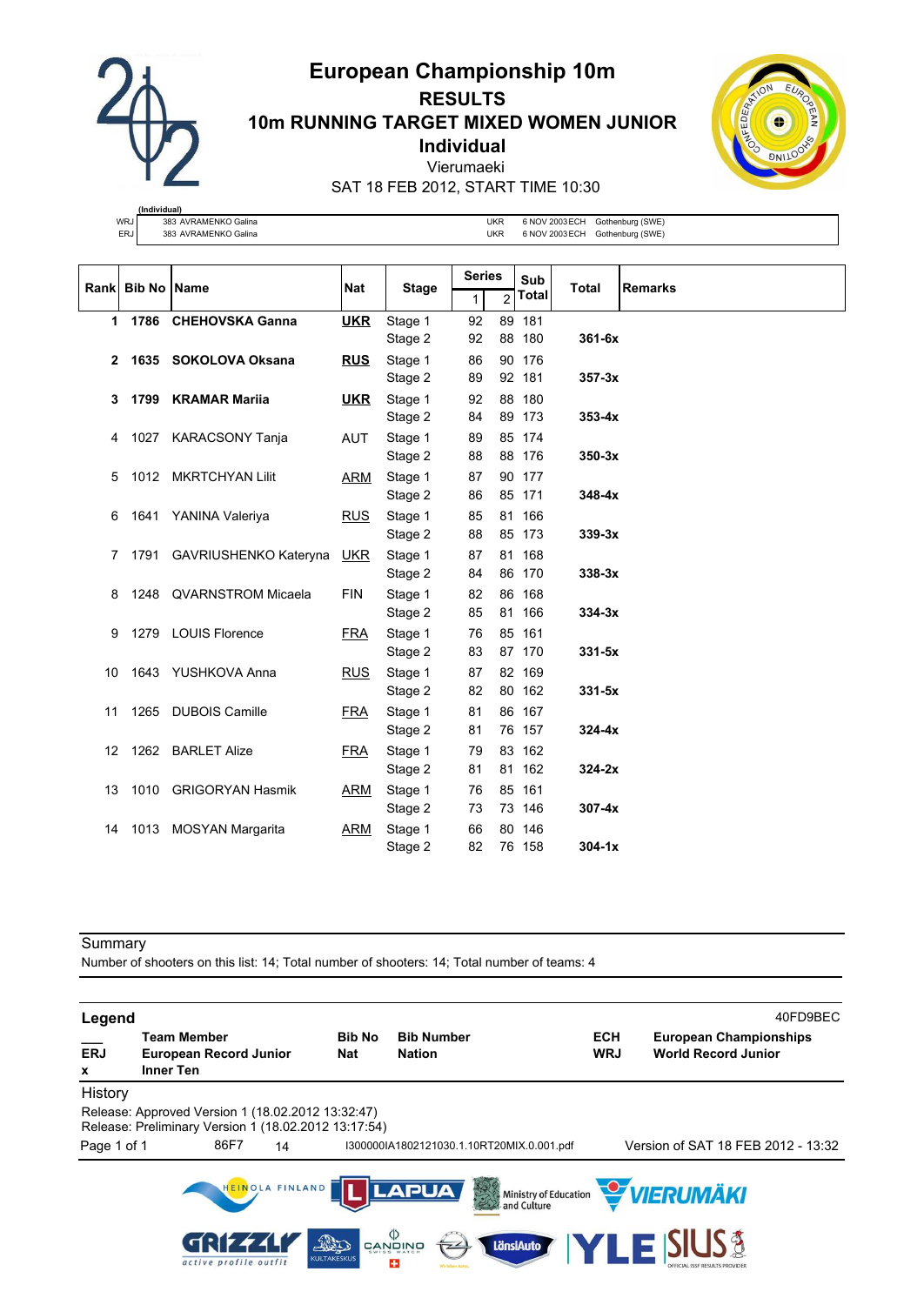# European Championship 10m

## RESULTS

## 10m RUNNING TARGET MIXED WOMEN JUNIOR

## Individual

Vierumaeki

SAT 18 FEB 2012, START TIME 10:30

| (Individual) | | | | |
|---|---|---|---|---|
| WRJ | 383 AVRAMENKO Galina | UKR | 6 NOV 2003 ECH | Gothenburg (SWE) |
| ERJ | 383 AVRAMENKO Galina | UKR | 6 NOV 2003 ECH | Gothenburg (SWE) |

| Rank | Bib No | Name | Nat | Stage | Series 1 | Series 2 | Sub Total | Total | Remarks |
|---|---|---|---|---|---|---|---|---|---|
| **1** | **1786** | **CHEHOVSKA Ganna** | **UKR** | Stage 1 | 92 | 89 | 181 | | |
| | | | | Stage 2 | 92 | 88 | 180 | **361-6x** | |
| **2** | **1635** | **SOKOLOVA Oksana** | **RUS** | Stage 1 | 86 | 90 | 176 | | |
| | | | | Stage 2 | 89 | 92 | 181 | **357-3x** | |
| **3** | **1799** | **KRAMAR Mariia** | **UKR** | Stage 1 | 92 | 88 | 180 | | |
| | | | | Stage 2 | 84 | 89 | 173 | **353-4x** | |
| 4 | 1027 | KARACSONY Tanja | AUT | Stage 1 | 89 | 85 | 174 | | |
| | | | | Stage 2 | 88 | 88 | 176 | **350-3x** | |
| 5 | 1012 | MKRTCHYAN Lilit | ARM | Stage 1 | 87 | 90 | 177 | | |
| | | | | Stage 2 | 86 | 85 | 171 | **348-4x** | |
| 6 | 1641 | YANINA Valeriya | RUS | Stage 1 | 85 | 81 | 166 | | |
| | | | | Stage 2 | 88 | 85 | 173 | **339-3x** | |
| 7 | 1791 | GAVRIUSHENKO Kateryna | UKR | Stage 1 | 87 | 81 | 168 | | |
| | | | | Stage 2 | 84 | 86 | 170 | **338-3x** | |
| 8 | 1248 | QVARNSTROM Micaela | FIN | Stage 1 | 82 | 86 | 168 | | |
| | | | | Stage 2 | 85 | 81 | 166 | **334-3x** | |
| 9 | 1279 | LOUIS Florence | FRA | Stage 1 | 76 | 85 | 161 | | |
| | | | | Stage 2 | 83 | 87 | 170 | **331-5x** | |
| 10 | 1643 | YUSHKOVA Anna | RUS | Stage 1 | 87 | 82 | 169 | | |
| | | | | Stage 2 | 82 | 80 | 162 | **331-5x** | |
| 11 | 1265 | DUBOIS Camille | FRA | Stage 1 | 81 | 86 | 167 | | |
| | | | | Stage 2 | 81 | 76 | 157 | **324-4x** | |
| 12 | 1262 | BARLET Alize | FRA | Stage 1 | 79 | 83 | 162 | | |
| | | | | Stage 2 | 81 | 81 | 162 | **324-2x** | |
| 13 | 1010 | GRIGORYAN Hasmik | ARM | Stage 1 | 76 | 85 | 161 | | |
| | | | | Stage 2 | 73 | 73 | 146 | **307-4x** | |
| 14 | 1013 | MOSYAN Margarita | ARM | Stage 1 | 66 | 80 | 146 | | |
| | | | | Stage 2 | 82 | 76 | 158 | **304-1x** | |

Summary

Number of shooters on this list: 14; Total number of shooters: 14; Total number of teams: 4

**Legend** 40FD9BEC

| | | | | | |
|---|---|---|---|---|---|
| ___ | **Team Member** | **Bib No** | **Bib Number** | **ECH** | **European Championships** |
| **ERJ** | **European Record Junior** | **Nat** | **Nation** | **WRJ** | **World Record Junior** |
| **x** | **Inner Ten** | | | | |

History

Release: Approved Version 1 (18.02.2012 13:32:47)

Release: Preliminary Version 1 (18.02.2012 13:17:54)

86F7 14 I300000IA1802121030.1.10RT20MIX.0.001.pdf Version of SAT 18 FEB 2012 - 13:32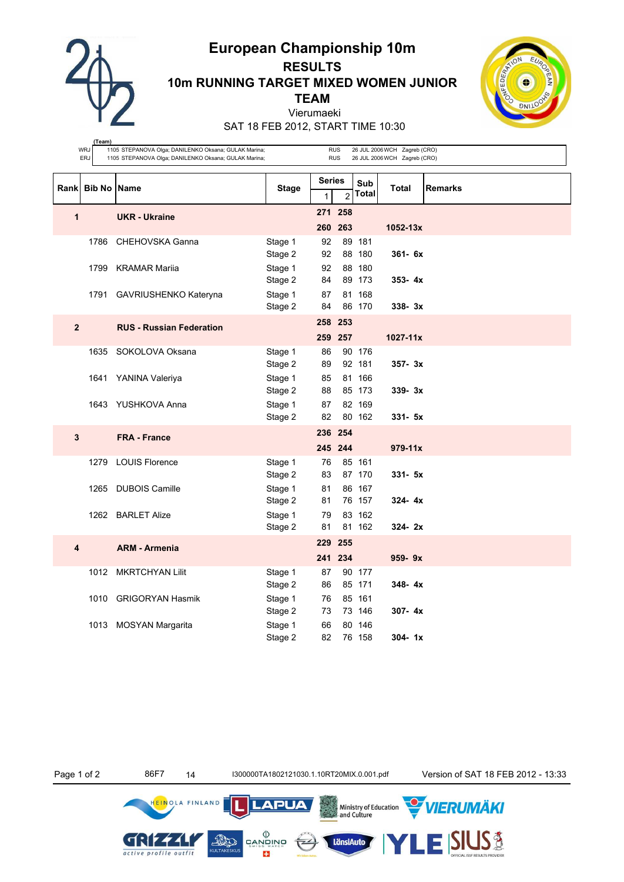# European Championship 10m

## RESULTS

## 10m RUNNING TARGET MIXED WOMEN JUNIOR TEAM

Vierumaeki

SAT 18 FEB 2012, START TIME 10:30

| (Team) | | | | |
|---|---|---|---|---|
| WRJ | 1105 STEPANOVA Olga; DANILENKO Oksana; GULAK Marina; | RUS | 26 JUL 2006 WCH | Zagreb (CRO) |
| ERJ | 1105 STEPANOVA Olga; DANILENKO Oksana; GULAK Marina; | RUS | 26 JUL 2006 WCH | Zagreb (CRO) |

| Rank | Bib No | Name | Stage | Series 1 | Series 2 | Sub Total | Total | Remarks |
|---|---|---|---|---|---|---|---|---|
| 1 | | UKR - Ukraine | | 271 | 258 | | | |
| | | | | 260 | 263 | | 1052-13x | |
| | 1786 | CHEHOVSKA Ganna | Stage 1 | 92 | 89 | 181 | | |
| | | | Stage 2 | 92 | 88 | 180 | 361- 6x | |
| | 1799 | KRAMAR Mariia | Stage 1 | 92 | 88 | 180 | | |
| | | | Stage 2 | 84 | 89 | 173 | 353- 4x | |
| | 1791 | GAVRIUSHENKO Kateryna | Stage 1 | 87 | 81 | 168 | | |
| | | | Stage 2 | 84 | 86 | 170 | 338- 3x | |
| 2 | | RUS - Russian Federation | | 258 | 253 | | | |
| | | | | 259 | 257 | | 1027-11x | |
| | 1635 | SOKOLOVA Oksana | Stage 1 | 86 | 90 | 176 | | |
| | | | Stage 2 | 89 | 92 | 181 | 357- 3x | |
| | 1641 | YANINA Valeriya | Stage 1 | 85 | 81 | 166 | | |
| | | | Stage 2 | 88 | 85 | 173 | 339- 3x | |
| | 1643 | YUSHKOVA Anna | Stage 1 | 87 | 82 | 169 | | |
| | | | Stage 2 | 82 | 80 | 162 | 331- 5x | |
| 3 | | FRA - France | | 236 | 254 | | | |
| | | | | 245 | 244 | | 979-11x | |
| | 1279 | LOUIS Florence | Stage 1 | 76 | 85 | 161 | | |
| | | | Stage 2 | 83 | 87 | 170 | 331- 5x | |
| | 1265 | DUBOIS Camille | Stage 1 | 81 | 86 | 167 | | |
| | | | Stage 2 | 81 | 76 | 157 | 324- 4x | |
| | 1262 | BARLET Alize | Stage 1 | 79 | 83 | 162 | | |
| | | | Stage 2 | 81 | 81 | 162 | 324- 2x | |
| 4 | | ARM - Armenia | | 229 | 255 | | | |
| | | | | 241 | 234 | | 959- 9x | |
| | 1012 | MKRTCHYAN Lilit | Stage 1 | 87 | 90 | 177 | | |
| | | | Stage 2 | 86 | 85 | 171 | 348- 4x | |
| | 1010 | GRIGORYAN Hasmik | Stage 1 | 76 | 85 | 161 | | |
| | | | Stage 2 | 73 | 73 | 146 | 307- 4x | |
| | 1013 | MOSYAN Margarita | Stage 1 | 66 | 80 | 146 | | |
| | | | Stage 2 | 82 | 76 | 158 | 304- 1x | |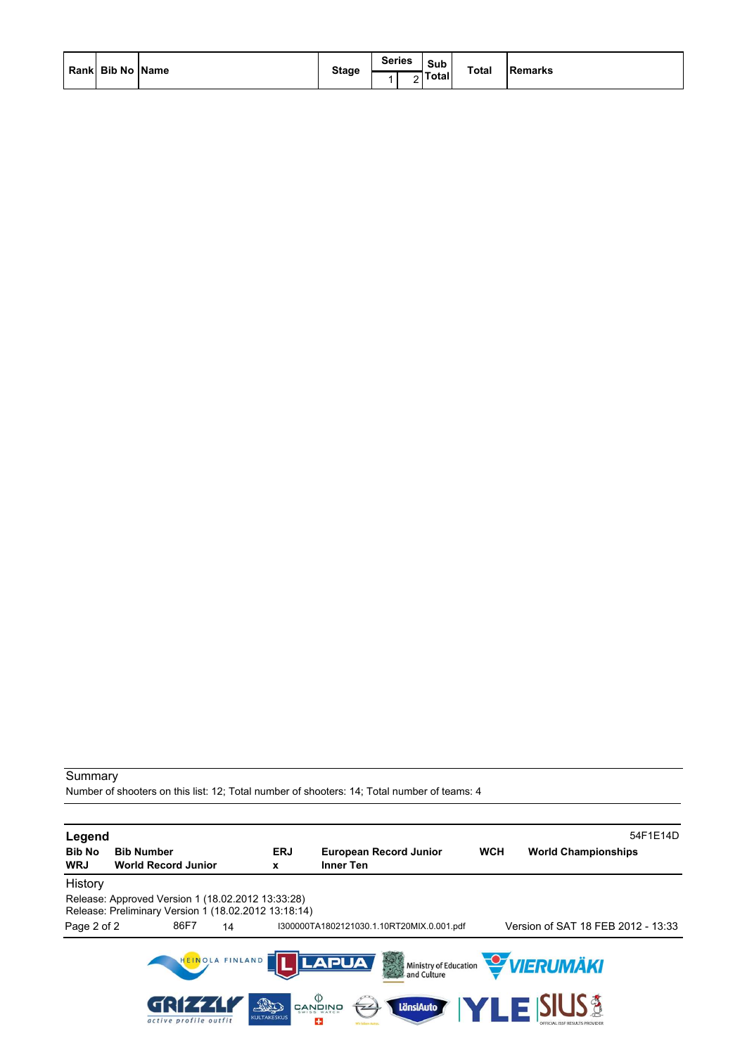| Rank | Bib No | Name | Stage | Series | | Sub Total | Total | Remarks |
|---|---|---|---|---|---|---|---|---|
| | | | | 1 | 2 | | | |

Summary

Number of shooters on this list: 12; Total number of shooters: 14; Total number of teams: 4

**Legend** 54F1E14D

| | | | | | |
|---|---|---|---|---|---|
| **Bib No** | **Bib Number** | **ERJ** | **European Record Junior** | **WCH** | **World Championships** |
| **WRJ** | **World Record Junior** | **x** | **Inner Ten** | | |

History

Release: Approved Version 1 (18.02.2012 13:33:28)
Release: Preliminary Version 1 (18.02.2012 13:18:14)

86F7 14 I300000TA1802121030.1.10RT20MIX.0.001.pdf Version of SAT 18 FEB 2012 - 13:33